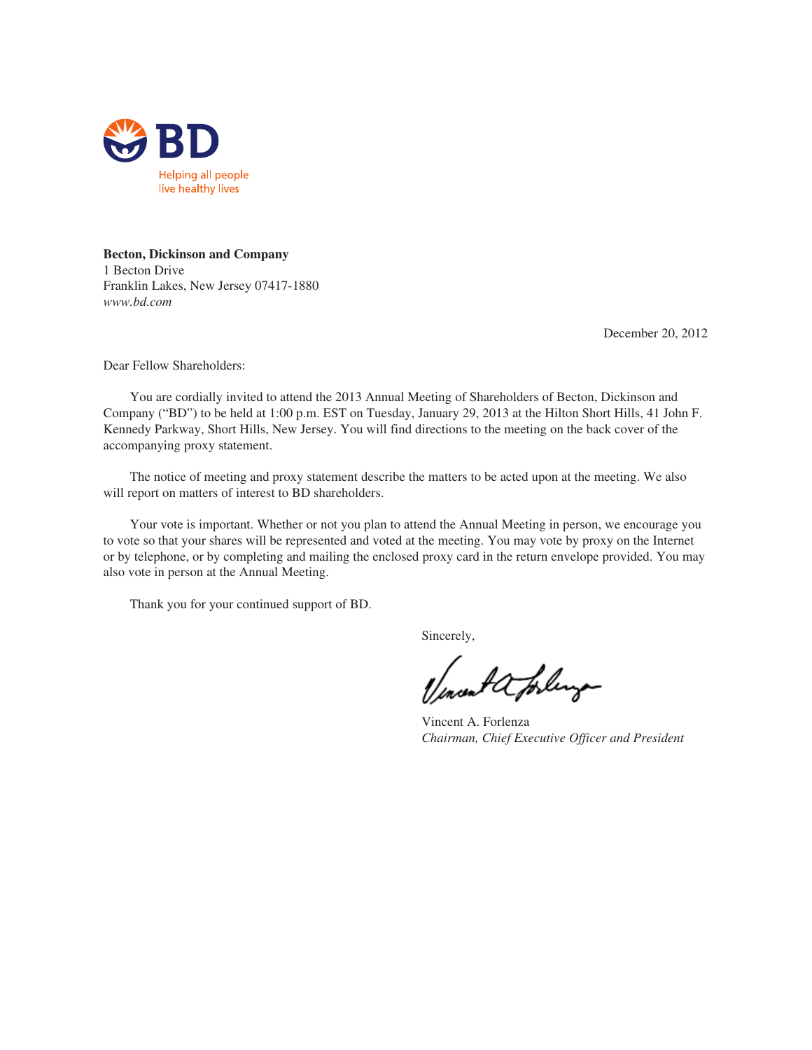BD

Helping all people
live healthy lives

**Becton, Dickinson and Company**
1 Becton Drive
Franklin Lakes, New Jersey 07417-1880
*www.bd.com*

December 20, 2012

Dear Fellow Shareholders:

You are cordially invited to attend the 2013 Annual Meeting of Shareholders of Becton, Dickinson and Company ("BD") to be held at 1:00 p.m. EST on Tuesday, January 29, 2013 at the Hilton Short Hills, 41 John F. Kennedy Parkway, Short Hills, New Jersey. You will find directions to the meeting on the back cover of the accompanying proxy statement.

The notice of meeting and proxy statement describe the matters to be acted upon at the meeting. We also will report on matters of interest to BD shareholders.

Your vote is important. Whether or not you plan to attend the Annual Meeting in person, we encourage you to vote so that your shares will be represented and voted at the meeting. You may vote by proxy on the Internet or by telephone, or by completing and mailing the enclosed proxy card in the return envelope provided. You may also vote in person at the Annual Meeting.

Thank you for your continued support of BD.

Sincerely,

Vincent A. Forlenza
*Chairman, Chief Executive Officer and President*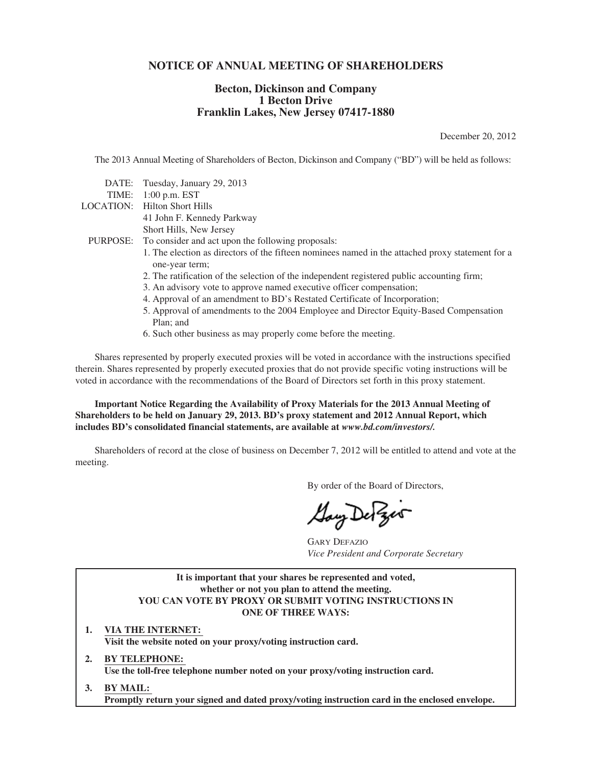# NOTICE OF ANNUAL MEETING OF SHAREHOLDERS

## Becton, Dickinson and Company
## 1 Becton Drive
## Franklin Lakes, New Jersey 07417-1880

December 20, 2012

The 2013 Annual Meeting of Shareholders of Becton, Dickinson and Company ("BD") will be held as follows:

DATE: Tuesday, January 29, 2013

TIME: 1:00 p.m. EST

LOCATION: Hilton Short Hills
41 John F. Kennedy Parkway
Short Hills, New Jersey

PURPOSE: To consider and act upon the following proposals:

1. The election as directors of the fifteen nominees named in the attached proxy statement for a one-year term;
2. The ratification of the selection of the independent registered public accounting firm;
3. An advisory vote to approve named executive officer compensation;
4. Approval of an amendment to BD's Restated Certificate of Incorporation;
5. Approval of amendments to the 2004 Employee and Director Equity-Based Compensation Plan; and
6. Such other business as may properly come before the meeting.

Shares represented by properly executed proxies will be voted in accordance with the instructions specified therein. Shares represented by properly executed proxies that do not provide specific voting instructions will be voted in accordance with the recommendations of the Board of Directors set forth in this proxy statement.

**Important Notice Regarding the Availability of Proxy Materials for the 2013 Annual Meeting of Shareholders to be held on January 29, 2013. BD's proxy statement and 2012 Annual Report, which includes BD's consolidated financial statements, are available at *www.bd.com/investors/*.**

Shareholders of record at the close of business on December 7, 2012 will be entitled to attend and vote at the meeting.

By order of the Board of Directors,

GARY DEFAZIO
*Vice President and Corporate Secretary*

---

**It is important that your shares be represented and voted, whether or not you plan to attend the meeting.**
**YOU CAN VOTE BY PROXY OR SUBMIT VOTING INSTRUCTIONS IN ONE OF THREE WAYS:**

1. **VIA THE INTERNET:**
   **Visit the website noted on your proxy/voting instruction card.**
2. **BY TELEPHONE:**
   **Use the toll-free telephone number noted on your proxy/voting instruction card.**
3. **BY MAIL:**
   **Promptly return your signed and dated proxy/voting instruction card in the enclosed envelope.**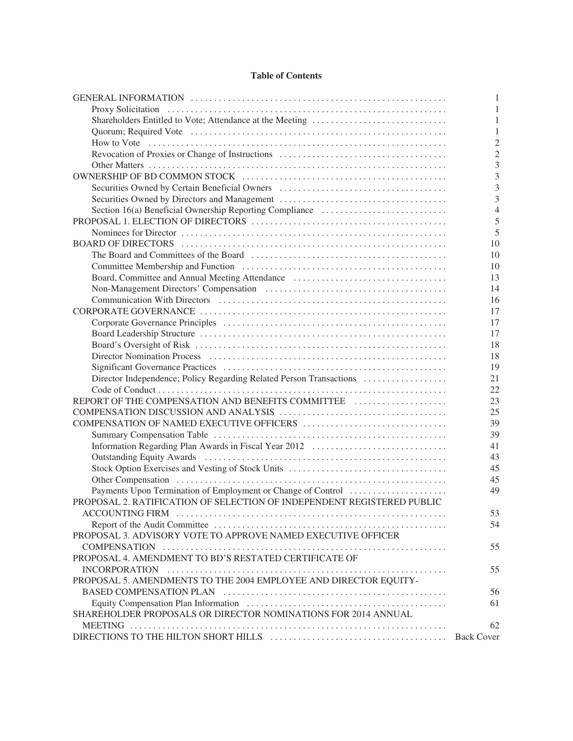**Table of Contents**

| | |
|---|---|
| GENERAL INFORMATION | 1 |
| Proxy Solicitation | 1 |
| Shareholders Entitled to Vote; Attendance at the Meeting | 1 |
| Quorum; Required Vote | 1 |
| How to Vote | 2 |
| Revocation of Proxies or Change of Instructions | 2 |
| Other Matters | 3 |
| OWNERSHIP OF BD COMMON STOCK | 3 |
| Securities Owned by Certain Beneficial Owners | 3 |
| Securities Owned by Directors and Management | 3 |
| Section 16(a) Beneficial Ownership Reporting Compliance | 4 |
| PROPOSAL 1. ELECTION OF DIRECTORS | 5 |
| Nominees for Director | 5 |
| BOARD OF DIRECTORS | 10 |
| The Board and Committees of the Board | 10 |
| Committee Membership and Function | 10 |
| Board, Committee and Annual Meeting Attendance | 13 |
| Non-Management Directors' Compensation | 14 |
| Communication With Directors | 16 |
| CORPORATE GOVERNANCE | 17 |
| Corporate Governance Principles | 17 |
| Board Leadership Structure | 17 |
| Board's Oversight of Risk | 18 |
| Director Nomination Process | 18 |
| Significant Governance Practices | 19 |
| Director Independence; Policy Regarding Related Person Transactions | 21 |
| Code of Conduct | 22 |
| REPORT OF THE COMPENSATION AND BENEFITS COMMITTEE | 23 |
| COMPENSATION DISCUSSION AND ANALYSIS | 25 |
| COMPENSATION OF NAMED EXECUTIVE OFFICERS | 39 |
| Summary Compensation Table | 39 |
| Information Regarding Plan Awards in Fiscal Year 2012 | 41 |
| Outstanding Equity Awards | 43 |
| Stock Option Exercises and Vesting of Stock Units | 45 |
| Other Compensation | 45 |
| Payments Upon Termination of Employment or Change of Control | 49 |
| PROPOSAL 2. RATIFICATION OF SELECTION OF INDEPENDENT REGISTERED PUBLIC ACCOUNTING FIRM | 53 |
| Report of the Audit Committee | 54 |
| PROPOSAL 3. ADVISORY VOTE TO APPROVE NAMED EXECUTIVE OFFICER COMPENSATION | 55 |
| PROPOSAL 4. AMENDMENT TO BD'S RESTATED CERTIFICATE OF INCORPORATION | 55 |
| PROPOSAL 5. AMENDMENTS TO THE 2004 EMPLOYEE AND DIRECTOR EQUITY-BASED COMPENSATION PLAN | 56 |
| Equity Compensation Plan Information | 61 |
| SHAREHOLDER PROPOSALS OR DIRECTOR NOMINATIONS FOR 2014 ANNUAL MEETING | 62 |
| DIRECTIONS TO THE HILTON SHORT HILLS | Back Cover |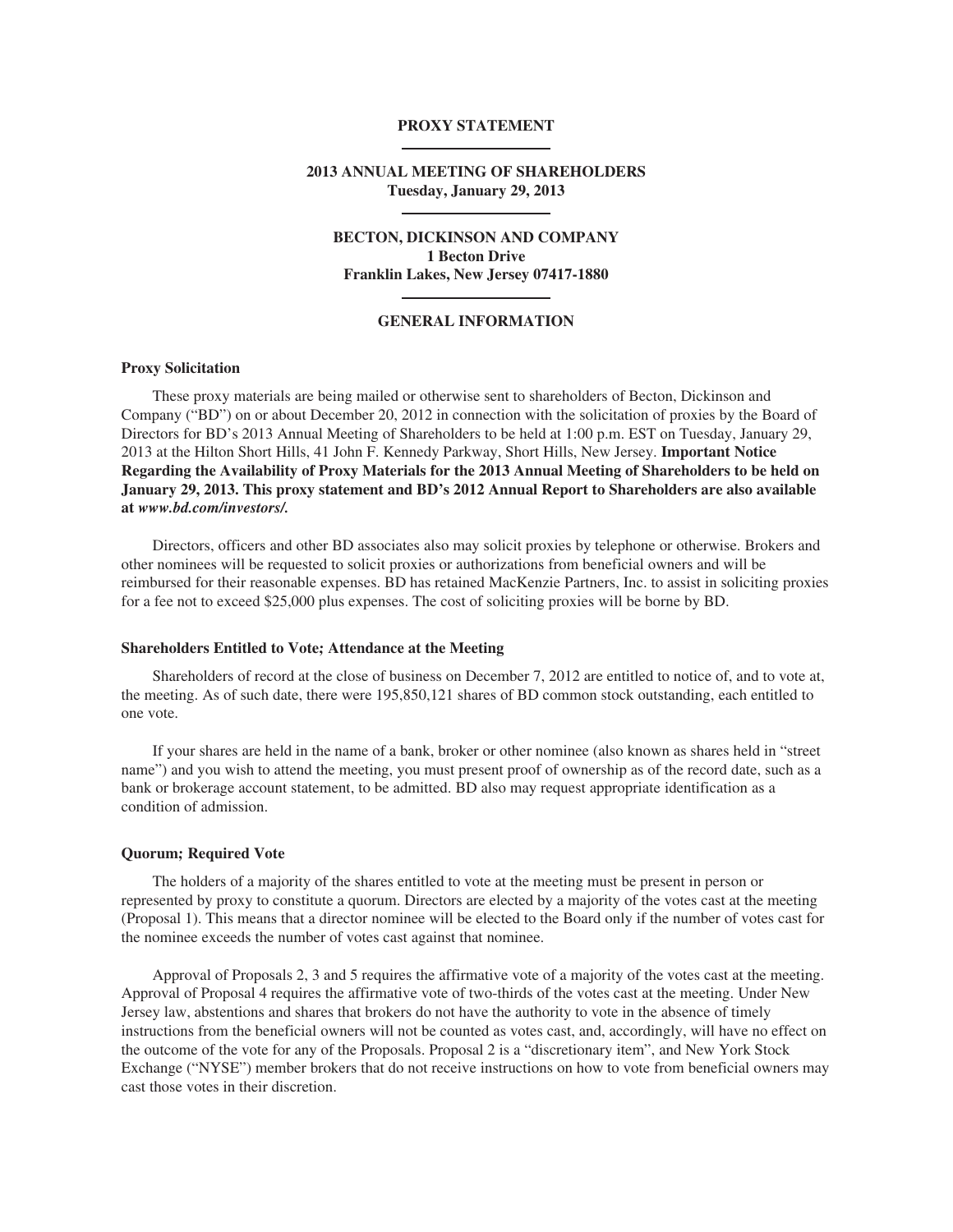# PROXY STATEMENT

## 2013 ANNUAL MEETING OF SHAREHOLDERS
**Tuesday, January 29, 2013**

## BECTON, DICKINSON AND COMPANY
**1 Becton Drive**
**Franklin Lakes, New Jersey 07417-1880**

## GENERAL INFORMATION

### Proxy Solicitation

These proxy materials are being mailed or otherwise sent to shareholders of Becton, Dickinson and Company ("BD") on or about December 20, 2012 in connection with the solicitation of proxies by the Board of Directors for BD's 2013 Annual Meeting of Shareholders to be held at 1:00 p.m. EST on Tuesday, January 29, 2013 at the Hilton Short Hills, 41 John F. Kennedy Parkway, Short Hills, New Jersey. **Important Notice Regarding the Availability of Proxy Materials for the 2013 Annual Meeting of Shareholders to be held on January 29, 2013. This proxy statement and BD's 2012 Annual Report to Shareholders are also available at *www.bd.com/investors/.***

Directors, officers and other BD associates also may solicit proxies by telephone or otherwise. Brokers and other nominees will be requested to solicit proxies or authorizations from beneficial owners and will be reimbursed for their reasonable expenses. BD has retained MacKenzie Partners, Inc. to assist in soliciting proxies for a fee not to exceed $25,000 plus expenses. The cost of soliciting proxies will be borne by BD.

### Shareholders Entitled to Vote; Attendance at the Meeting

Shareholders of record at the close of business on December 7, 2012 are entitled to notice of, and to vote at, the meeting. As of such date, there were 195,850,121 shares of BD common stock outstanding, each entitled to one vote.

If your shares are held in the name of a bank, broker or other nominee (also known as shares held in "street name") and you wish to attend the meeting, you must present proof of ownership as of the record date, such as a bank or brokerage account statement, to be admitted. BD also may request appropriate identification as a condition of admission.

### Quorum; Required Vote

The holders of a majority of the shares entitled to vote at the meeting must be present in person or represented by proxy to constitute a quorum. Directors are elected by a majority of the votes cast at the meeting (Proposal 1). This means that a director nominee will be elected to the Board only if the number of votes cast for the nominee exceeds the number of votes cast against that nominee.

Approval of Proposals 2, 3 and 5 requires the affirmative vote of a majority of the votes cast at the meeting. Approval of Proposal 4 requires the affirmative vote of two-thirds of the votes cast at the meeting. Under New Jersey law, abstentions and shares that brokers do not have the authority to vote in the absence of timely instructions from the beneficial owners will not be counted as votes cast, and, accordingly, will have no effect on the outcome of the vote for any of the Proposals. Proposal 2 is a "discretionary item", and New York Stock Exchange ("NYSE") member brokers that do not receive instructions on how to vote from beneficial owners may cast those votes in their discretion.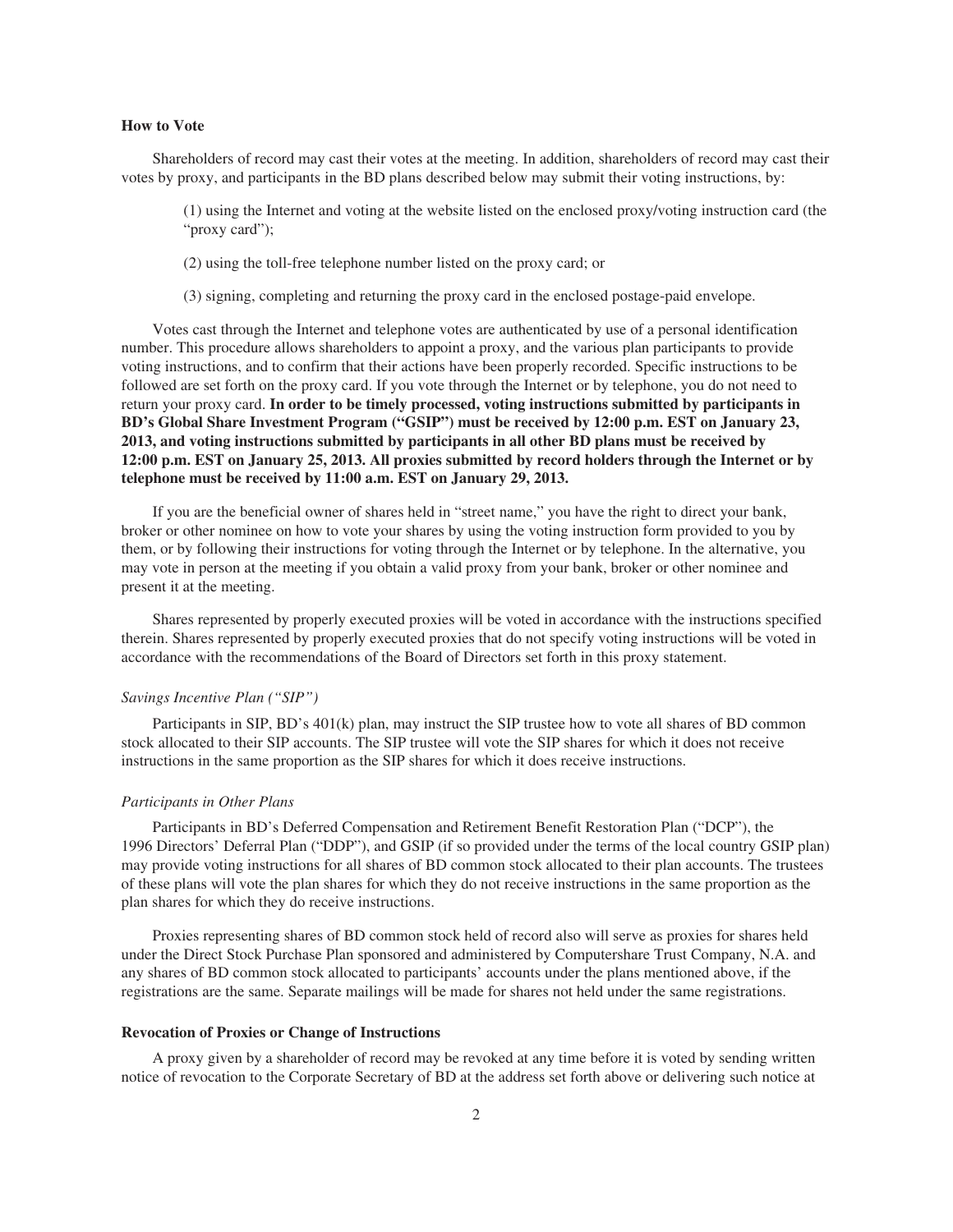**How to Vote**

Shareholders of record may cast their votes at the meeting. In addition, shareholders of record may cast their votes by proxy, and participants in the BD plans described below may submit their voting instructions, by:

(1) using the Internet and voting at the website listed on the enclosed proxy/voting instruction card (the "proxy card");

(2) using the toll-free telephone number listed on the proxy card; or

(3) signing, completing and returning the proxy card in the enclosed postage-paid envelope.

Votes cast through the Internet and telephone votes are authenticated by use of a personal identification number. This procedure allows shareholders to appoint a proxy, and the various plan participants to provide voting instructions, and to confirm that their actions have been properly recorded. Specific instructions to be followed are set forth on the proxy card. If you vote through the Internet or by telephone, you do not need to return your proxy card. **In order to be timely processed, voting instructions submitted by participants in BD's Global Share Investment Program ("GSIP") must be received by 12:00 p.m. EST on January 23, 2013, and voting instructions submitted by participants in all other BD plans must be received by 12:00 p.m. EST on January 25, 2013. All proxies submitted by record holders through the Internet or by telephone must be received by 11:00 a.m. EST on January 29, 2013.**

If you are the beneficial owner of shares held in "street name," you have the right to direct your bank, broker or other nominee on how to vote your shares by using the voting instruction form provided to you by them, or by following their instructions for voting through the Internet or by telephone. In the alternative, you may vote in person at the meeting if you obtain a valid proxy from your bank, broker or other nominee and present it at the meeting.

Shares represented by properly executed proxies will be voted in accordance with the instructions specified therein. Shares represented by properly executed proxies that do not specify voting instructions will be voted in accordance with the recommendations of the Board of Directors set forth in this proxy statement.

*Savings Incentive Plan ("SIP")*

Participants in SIP, BD's 401(k) plan, may instruct the SIP trustee how to vote all shares of BD common stock allocated to their SIP accounts. The SIP trustee will vote the SIP shares for which it does not receive instructions in the same proportion as the SIP shares for which it does receive instructions.

*Participants in Other Plans*

Participants in BD's Deferred Compensation and Retirement Benefit Restoration Plan ("DCP"), the 1996 Directors' Deferral Plan ("DDP"), and GSIP (if so provided under the terms of the local country GSIP plan) may provide voting instructions for all shares of BD common stock allocated to their plan accounts. The trustees of these plans will vote the plan shares for which they do not receive instructions in the same proportion as the plan shares for which they do receive instructions.

Proxies representing shares of BD common stock held of record also will serve as proxies for shares held under the Direct Stock Purchase Plan sponsored and administered by Computershare Trust Company, N.A. and any shares of BD common stock allocated to participants' accounts under the plans mentioned above, if the registrations are the same. Separate mailings will be made for shares not held under the same registrations.

**Revocation of Proxies or Change of Instructions**

A proxy given by a shareholder of record may be revoked at any time before it is voted by sending written notice of revocation to the Corporate Secretary of BD at the address set forth above or delivering such notice at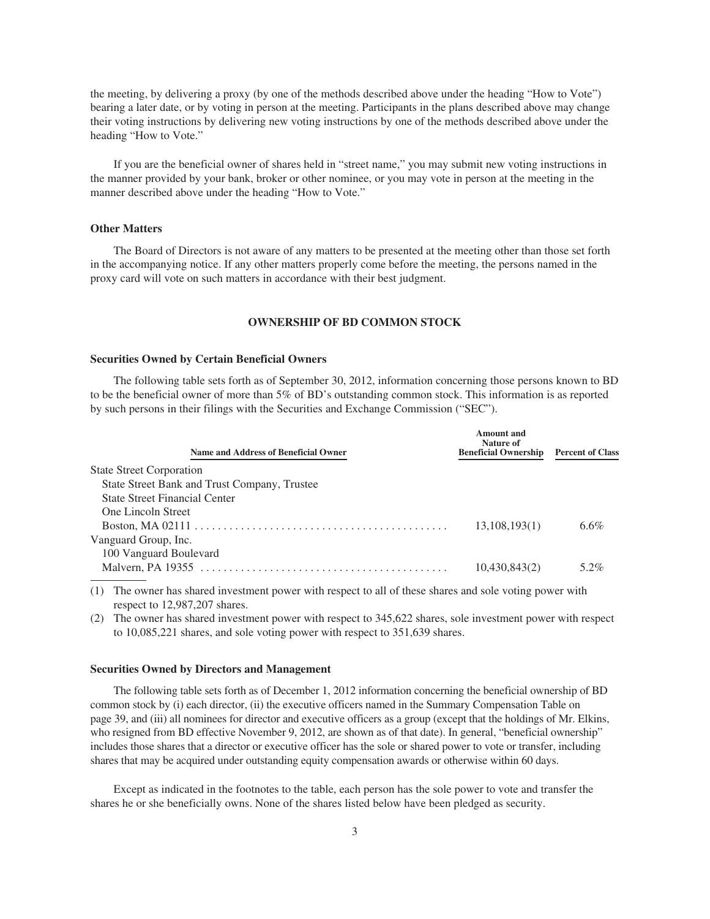the meeting, by delivering a proxy (by one of the methods described above under the heading "How to Vote") bearing a later date, or by voting in person at the meeting. Participants in the plans described above may change their voting instructions by delivering new voting instructions by one of the methods described above under the heading "How to Vote."

If you are the beneficial owner of shares held in "street name," you may submit new voting instructions in the manner provided by your bank, broker or other nominee, or you may vote in person at the meeting in the manner described above under the heading "How to Vote."

### Other Matters

The Board of Directors is not aware of any matters to be presented at the meeting other than those set forth in the accompanying notice. If any other matters properly come before the meeting, the persons named in the proxy card will vote on such matters in accordance with their best judgment.

## OWNERSHIP OF BD COMMON STOCK

### Securities Owned by Certain Beneficial Owners

The following table sets forth as of September 30, 2012, information concerning those persons known to BD to be the beneficial owner of more than 5% of BD's outstanding common stock. This information is as reported by such persons in their filings with the Securities and Exchange Commission ("SEC").

| Name and Address of Beneficial Owner | Amount and Nature of Beneficial Ownership | Percent of Class |
|---|---|---|
| State Street Corporation<br>State Street Bank and Trust Company, Trustee<br>State Street Financial Center<br>One Lincoln Street<br>Boston, MA 02111 | 13,108,193(1) | 6.6% |
| Vanguard Group, Inc.<br>100 Vanguard Boulevard<br>Malvern, PA 19355 | 10,430,843(2) | 5.2% |

(1) The owner has shared investment power with respect to all of these shares and sole voting power with respect to 12,987,207 shares.

(2) The owner has shared investment power with respect to 345,622 shares, sole investment power with respect to 10,085,221 shares, and sole voting power with respect to 351,639 shares.

### Securities Owned by Directors and Management

The following table sets forth as of December 1, 2012 information concerning the beneficial ownership of BD common stock by (i) each director, (ii) the executive officers named in the Summary Compensation Table on page 39, and (iii) all nominees for director and executive officers as a group (except that the holdings of Mr. Elkins, who resigned from BD effective November 9, 2012, are shown as of that date). In general, "beneficial ownership" includes those shares that a director or executive officer has the sole or shared power to vote or transfer, including shares that may be acquired under outstanding equity compensation awards or otherwise within 60 days.

Except as indicated in the footnotes to the table, each person has the sole power to vote and transfer the shares he or she beneficially owns. None of the shares listed below have been pledged as security.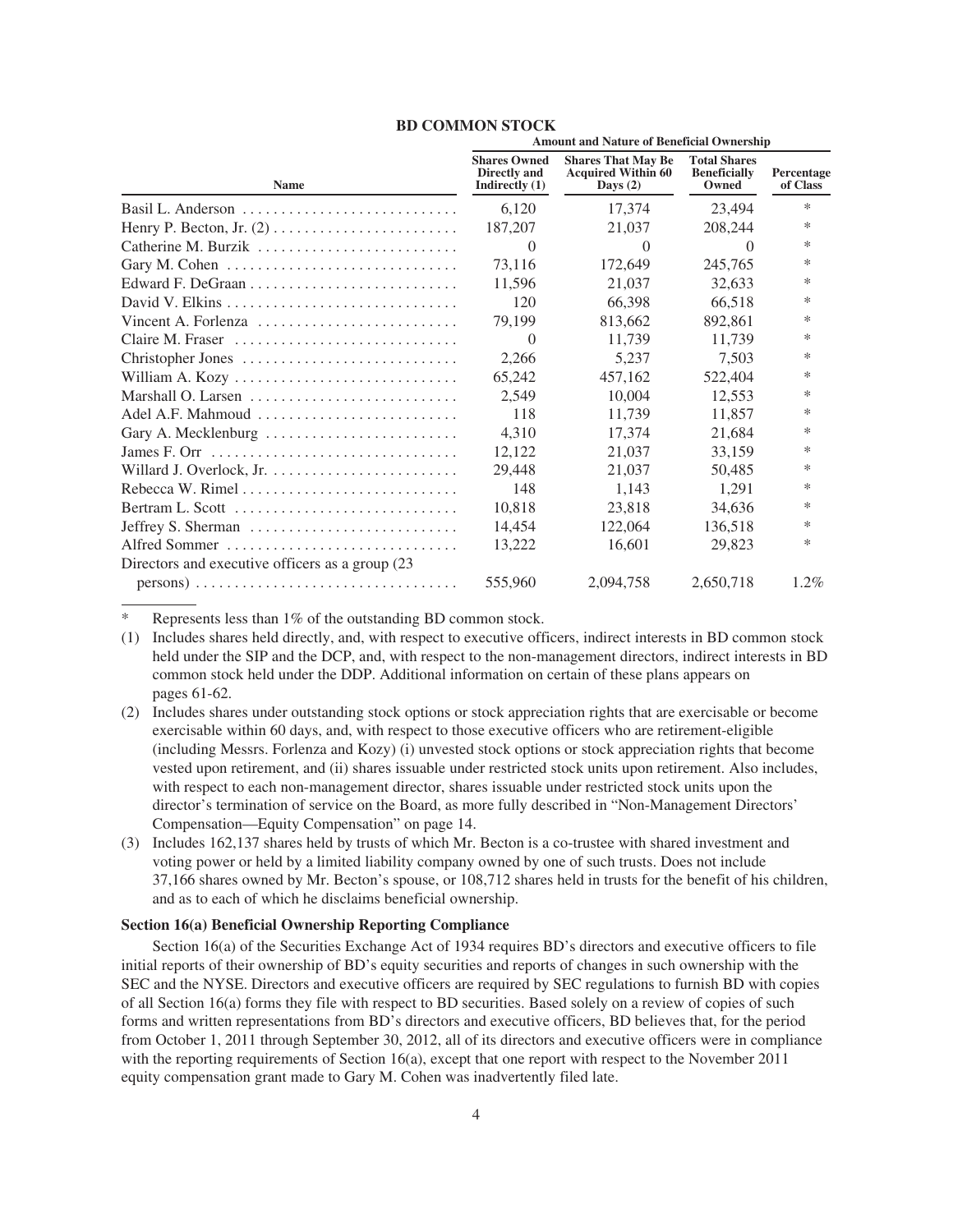## BD COMMON STOCK

| Name | Amount and Nature of Beneficial Ownership | | | |
|---|---|---|---|---|
| | Shares Owned Directly and Indirectly (1) | Shares That May Be Acquired Within 60 Days (2) | Total Shares Beneficially Owned | Percentage of Class |
| Basil L. Anderson | 6,120 | 17,374 | 23,494 | * |
| Henry P. Becton, Jr. (2) | 187,207 | 21,037 | 208,244 | * |
| Catherine M. Burzik | 0 | 0 | 0 | * |
| Gary M. Cohen | 73,116 | 172,649 | 245,765 | * |
| Edward F. DeGraan | 11,596 | 21,037 | 32,633 | * |
| David V. Elkins | 120 | 66,398 | 66,518 | * |
| Vincent A. Forlenza | 79,199 | 813,662 | 892,861 | * |
| Claire M. Fraser | 0 | 11,739 | 11,739 | * |
| Christopher Jones | 2,266 | 5,237 | 7,503 | * |
| William A. Kozy | 65,242 | 457,162 | 522,404 | * |
| Marshall O. Larsen | 2,549 | 10,004 | 12,553 | * |
| Adel A.F. Mahmoud | 118 | 11,739 | 11,857 | * |
| Gary A. Mecklenburg | 4,310 | 17,374 | 21,684 | * |
| James F. Orr | 12,122 | 21,037 | 33,159 | * |
| Willard J. Overlock, Jr. | 29,448 | 21,037 | 50,485 | * |
| Rebecca W. Rimel | 148 | 1,143 | 1,291 | * |
| Bertram L. Scott | 10,818 | 23,818 | 34,636 | * |
| Jeffrey S. Sherman | 14,454 | 122,064 | 136,518 | * |
| Alfred Sommer | 13,222 | 16,601 | 29,823 | * |
| Directors and executive officers as a group (23 persons) | 555,960 | 2,094,758 | 2,650,718 | 1.2% |

\* Represents less than 1% of the outstanding BD common stock.

(1) Includes shares held directly, and, with respect to executive officers, indirect interests in BD common stock held under the SIP and the DCP, and, with respect to the non-management directors, indirect interests in BD common stock held under the DDP. Additional information on certain of these plans appears on pages 61-62.

(2) Includes shares under outstanding stock options or stock appreciation rights that are exercisable or become exercisable within 60 days, and, with respect to those executive officers who are retirement-eligible (including Messrs. Forlenza and Kozy) (i) unvested stock options or stock appreciation rights that become vested upon retirement, and (ii) shares issuable under restricted stock units upon retirement. Also includes, with respect to each non-management director, shares issuable under restricted stock units upon the director's termination of service on the Board, as more fully described in "Non-Management Directors' Compensation—Equity Compensation" on page 14.

(3) Includes 162,137 shares held by trusts of which Mr. Becton is a co-trustee with shared investment and voting power or held by a limited liability company owned by one of such trusts. Does not include 37,166 shares owned by Mr. Becton's spouse, or 108,712 shares held in trusts for the benefit of his children, and as to each of which he disclaims beneficial ownership.

**Section 16(a) Beneficial Ownership Reporting Compliance**

Section 16(a) of the Securities Exchange Act of 1934 requires BD's directors and executive officers to file initial reports of their ownership of BD's equity securities and reports of changes in such ownership with the SEC and the NYSE. Directors and executive officers are required by SEC regulations to furnish BD with copies of all Section 16(a) forms they file with respect to BD securities. Based solely on a review of copies of such forms and written representations from BD's directors and executive officers, BD believes that, for the period from October 1, 2011 through September 30, 2012, all of its directors and executive officers were in compliance with the reporting requirements of Section 16(a), except that one report with respect to the November 2011 equity compensation grant made to Gary M. Cohen was inadvertently filed late.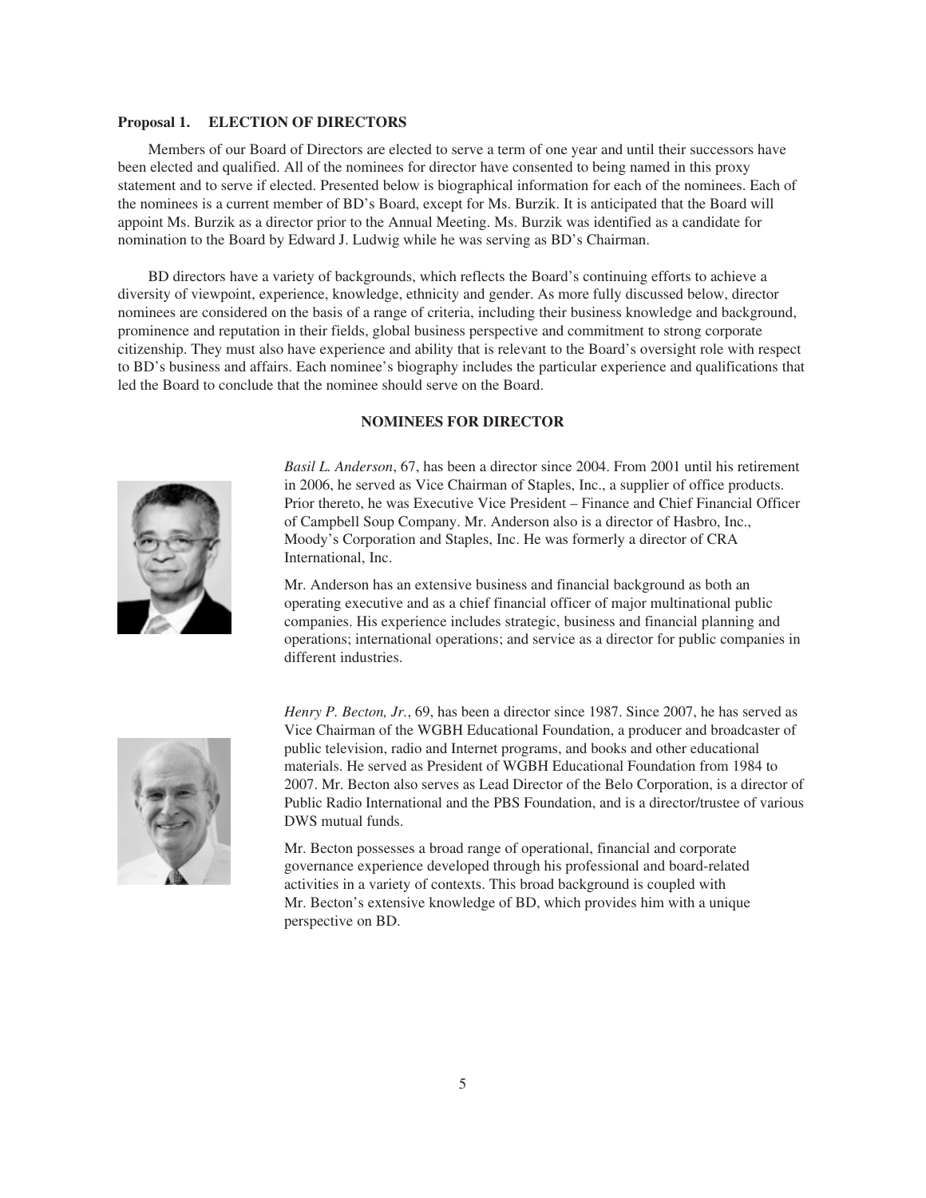**Proposal 1. ELECTION OF DIRECTORS**

Members of our Board of Directors are elected to serve a term of one year and until their successors have been elected and qualified. All of the nominees for director have consented to being named in this proxy statement and to serve if elected. Presented below is biographical information for each of the nominees. Each of the nominees is a current member of BD's Board, except for Ms. Burzik. It is anticipated that the Board will appoint Ms. Burzik as a director prior to the Annual Meeting. Ms. Burzik was identified as a candidate for nomination to the Board by Edward J. Ludwig while he was serving as BD's Chairman.

BD directors have a variety of backgrounds, which reflects the Board's continuing efforts to achieve a diversity of viewpoint, experience, knowledge, ethnicity and gender. As more fully discussed below, director nominees are considered on the basis of a range of criteria, including their business knowledge and background, prominence and reputation in their fields, global business perspective and commitment to strong corporate citizenship. They must also have experience and ability that is relevant to the Board's oversight role with respect to BD's business and affairs. Each nominee's biography includes the particular experience and qualifications that led the Board to conclude that the nominee should serve on the Board.

**NOMINEES FOR DIRECTOR**

*Basil L. Anderson*, 67, has been a director since 2004. From 2001 until his retirement in 2006, he served as Vice Chairman of Staples, Inc., a supplier of office products. Prior thereto, he was Executive Vice President – Finance and Chief Financial Officer of Campbell Soup Company. Mr. Anderson also is a director of Hasbro, Inc., Moody's Corporation and Staples, Inc. He was formerly a director of CRA International, Inc.

Mr. Anderson has an extensive business and financial background as both an operating executive and as a chief financial officer of major multinational public companies. His experience includes strategic, business and financial planning and operations; international operations; and service as a director for public companies in different industries.

*Henry P. Becton, Jr.*, 69, has been a director since 1987. Since 2007, he has served as Vice Chairman of the WGBH Educational Foundation, a producer and broadcaster of public television, radio and Internet programs, and books and other educational materials. He served as President of WGBH Educational Foundation from 1984 to 2007. Mr. Becton also serves as Lead Director of the Belo Corporation, is a director of Public Radio International and the PBS Foundation, and is a director/trustee of various DWS mutual funds.

Mr. Becton possesses a broad range of operational, financial and corporate governance experience developed through his professional and board-related activities in a variety of contexts. This broad background is coupled with Mr. Becton's extensive knowledge of BD, which provides him with a unique perspective on BD.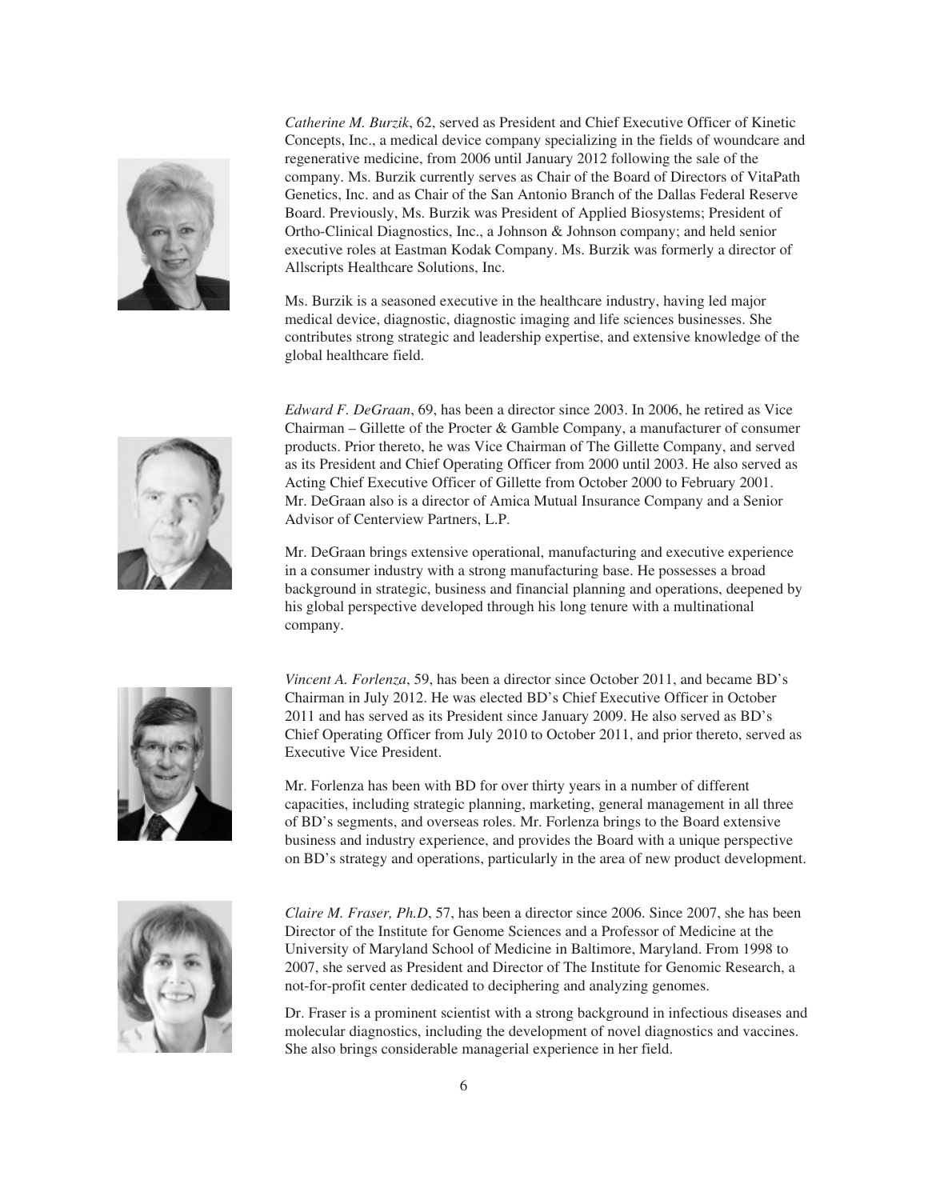*Catherine M. Burzik*, 62, served as President and Chief Executive Officer of Kinetic Concepts, Inc., a medical device company specializing in the fields of woundcare and regenerative medicine, from 2006 until January 2012 following the sale of the company. Ms. Burzik currently serves as Chair of the Board of Directors of VitaPath Genetics, Inc. and as Chair of the San Antonio Branch of the Dallas Federal Reserve Board. Previously, Ms. Burzik was President of Applied Biosystems; President of Ortho-Clinical Diagnostics, Inc., a Johnson & Johnson company; and held senior executive roles at Eastman Kodak Company. Ms. Burzik was formerly a director of Allscripts Healthcare Solutions, Inc.

Ms. Burzik is a seasoned executive in the healthcare industry, having led major medical device, diagnostic, diagnostic imaging and life sciences businesses. She contributes strong strategic and leadership expertise, and extensive knowledge of the global healthcare field.

*Edward F. DeGraan*, 69, has been a director since 2003. In 2006, he retired as Vice Chairman – Gillette of the Procter & Gamble Company, a manufacturer of consumer products. Prior thereto, he was Vice Chairman of The Gillette Company, and served as its President and Chief Operating Officer from 2000 until 2003. He also served as Acting Chief Executive Officer of Gillette from October 2000 to February 2001. Mr. DeGraan also is a director of Amica Mutual Insurance Company and a Senior Advisor of Centerview Partners, L.P.

Mr. DeGraan brings extensive operational, manufacturing and executive experience in a consumer industry with a strong manufacturing base. He possesses a broad background in strategic, business and financial planning and operations, deepened by his global perspective developed through his long tenure with a multinational company.

*Vincent A. Forlenza*, 59, has been a director since October 2011, and became BD's Chairman in July 2012. He was elected BD's Chief Executive Officer in October 2011 and has served as its President since January 2009. He also served as BD's Chief Operating Officer from July 2010 to October 2011, and prior thereto, served as Executive Vice President.

Mr. Forlenza has been with BD for over thirty years in a number of different capacities, including strategic planning, marketing, general management in all three of BD's segments, and overseas roles. Mr. Forlenza brings to the Board extensive business and industry experience, and provides the Board with a unique perspective on BD's strategy and operations, particularly in the area of new product development.

*Claire M. Fraser, Ph.D*, 57, has been a director since 2006. Since 2007, she has been Director of the Institute for Genome Sciences and a Professor of Medicine at the University of Maryland School of Medicine in Baltimore, Maryland. From 1998 to 2007, she served as President and Director of The Institute for Genomic Research, a not-for-profit center dedicated to deciphering and analyzing genomes.

Dr. Fraser is a prominent scientist with a strong background in infectious diseases and molecular diagnostics, including the development of novel diagnostics and vaccines. She also brings considerable managerial experience in her field.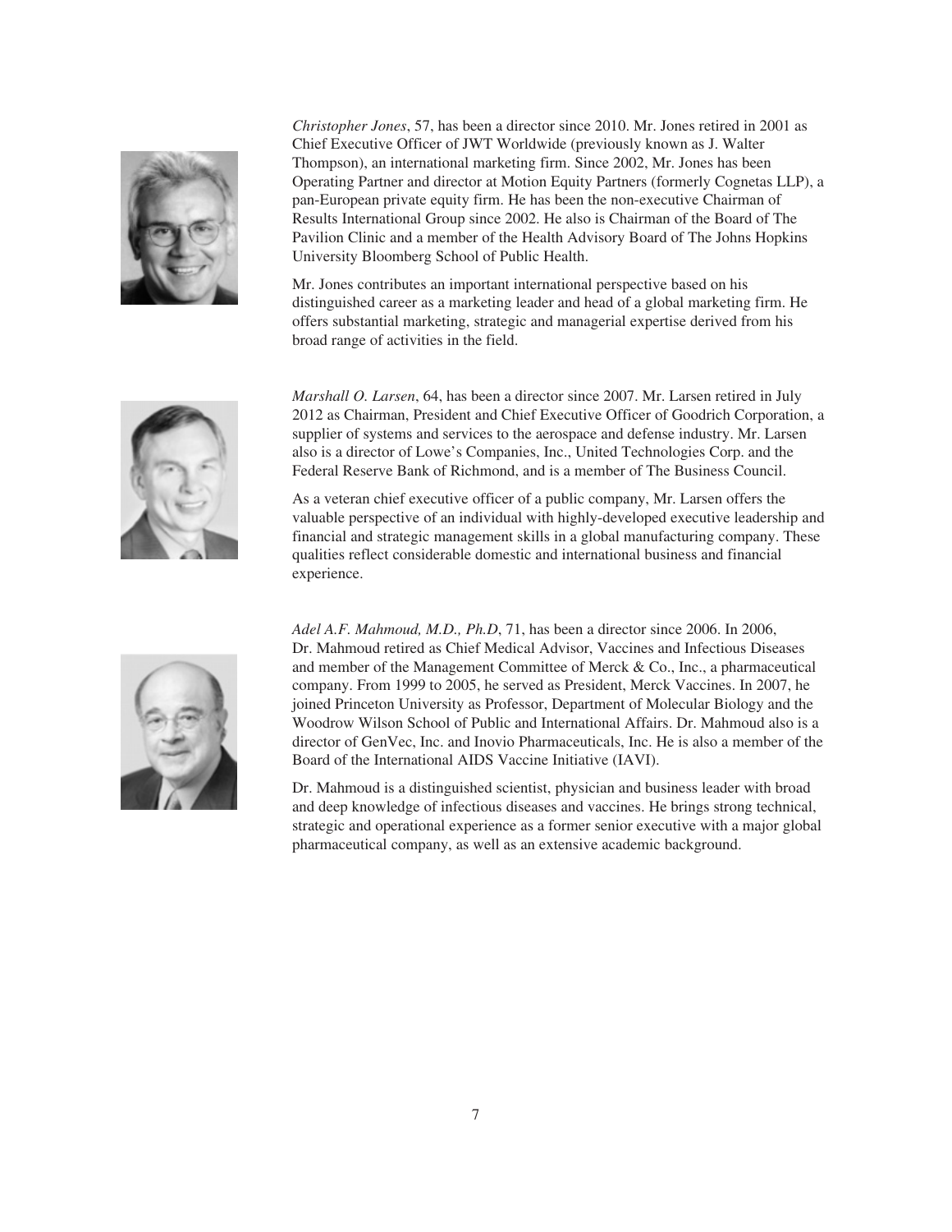*Christopher Jones*, 57, has been a director since 2010. Mr. Jones retired in 2001 as Chief Executive Officer of JWT Worldwide (previously known as J. Walter Thompson), an international marketing firm. Since 2002, Mr. Jones has been Operating Partner and director at Motion Equity Partners (formerly Cognetas LLP), a pan-European private equity firm. He has been the non-executive Chairman of Results International Group since 2002. He also is Chairman of the Board of The Pavilion Clinic and a member of the Health Advisory Board of The Johns Hopkins University Bloomberg School of Public Health.

Mr. Jones contributes an important international perspective based on his distinguished career as a marketing leader and head of a global marketing firm. He offers substantial marketing, strategic and managerial expertise derived from his broad range of activities in the field.

*Marshall O. Larsen*, 64, has been a director since 2007. Mr. Larsen retired in July 2012 as Chairman, President and Chief Executive Officer of Goodrich Corporation, a supplier of systems and services to the aerospace and defense industry. Mr. Larsen also is a director of Lowe's Companies, Inc., United Technologies Corp. and the Federal Reserve Bank of Richmond, and is a member of The Business Council.

As a veteran chief executive officer of a public company, Mr. Larsen offers the valuable perspective of an individual with highly-developed executive leadership and financial and strategic management skills in a global manufacturing company. These qualities reflect considerable domestic and international business and financial experience.

*Adel A.F. Mahmoud, M.D., Ph.D*, 71, has been a director since 2006. In 2006, Dr. Mahmoud retired as Chief Medical Advisor, Vaccines and Infectious Diseases and member of the Management Committee of Merck & Co., Inc., a pharmaceutical company. From 1999 to 2005, he served as President, Merck Vaccines. In 2007, he joined Princeton University as Professor, Department of Molecular Biology and the Woodrow Wilson School of Public and International Affairs. Dr. Mahmoud also is a director of GenVec, Inc. and Inovio Pharmaceuticals, Inc. He is also a member of the Board of the International AIDS Vaccine Initiative (IAVI).

Dr. Mahmoud is a distinguished scientist, physician and business leader with broad and deep knowledge of infectious diseases and vaccines. He brings strong technical, strategic and operational experience as a former senior executive with a major global pharmaceutical company, as well as an extensive academic background.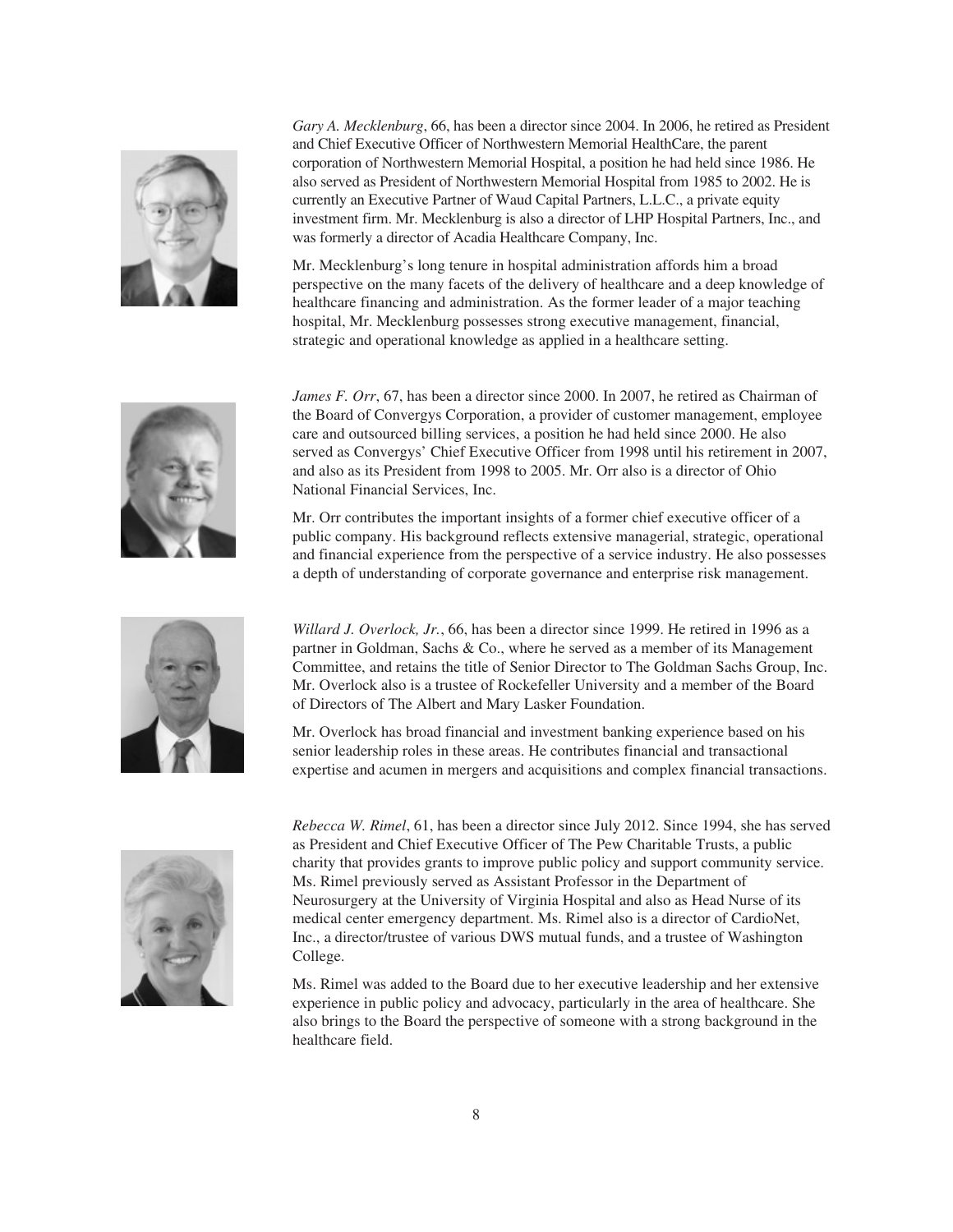*Gary A. Mecklenburg*, 66, has been a director since 2004. In 2006, he retired as President and Chief Executive Officer of Northwestern Memorial HealthCare, the parent corporation of Northwestern Memorial Hospital, a position he had held since 1986. He also served as President of Northwestern Memorial Hospital from 1985 to 2002. He is currently an Executive Partner of Waud Capital Partners, L.L.C., a private equity investment firm. Mr. Mecklenburg is also a director of LHP Hospital Partners, Inc., and was formerly a director of Acadia Healthcare Company, Inc.

Mr. Mecklenburg's long tenure in hospital administration affords him a broad perspective on the many facets of the delivery of healthcare and a deep knowledge of healthcare financing and administration. As the former leader of a major teaching hospital, Mr. Mecklenburg possesses strong executive management, financial, strategic and operational knowledge as applied in a healthcare setting.

*James F. Orr*, 67, has been a director since 2000. In 2007, he retired as Chairman of the Board of Convergys Corporation, a provider of customer management, employee care and outsourced billing services, a position he had held since 2000. He also served as Convergys' Chief Executive Officer from 1998 until his retirement in 2007, and also as its President from 1998 to 2005. Mr. Orr also is a director of Ohio National Financial Services, Inc.

Mr. Orr contributes the important insights of a former chief executive officer of a public company. His background reflects extensive managerial, strategic, operational and financial experience from the perspective of a service industry. He also possesses a depth of understanding of corporate governance and enterprise risk management.

*Willard J. Overlock, Jr.*, 66, has been a director since 1999. He retired in 1996 as a partner in Goldman, Sachs & Co., where he served as a member of its Management Committee, and retains the title of Senior Director to The Goldman Sachs Group, Inc. Mr. Overlock also is a trustee of Rockefeller University and a member of the Board of Directors of The Albert and Mary Lasker Foundation.

Mr. Overlock has broad financial and investment banking experience based on his senior leadership roles in these areas. He contributes financial and transactional expertise and acumen in mergers and acquisitions and complex financial transactions.

*Rebecca W. Rimel*, 61, has been a director since July 2012. Since 1994, she has served as President and Chief Executive Officer of The Pew Charitable Trusts, a public charity that provides grants to improve public policy and support community service. Ms. Rimel previously served as Assistant Professor in the Department of Neurosurgery at the University of Virginia Hospital and also as Head Nurse of its medical center emergency department. Ms. Rimel also is a director of CardioNet, Inc., a director/trustee of various DWS mutual funds, and a trustee of Washington College.

Ms. Rimel was added to the Board due to her executive leadership and her extensive experience in public policy and advocacy, particularly in the area of healthcare. She also brings to the Board the perspective of someone with a strong background in the healthcare field.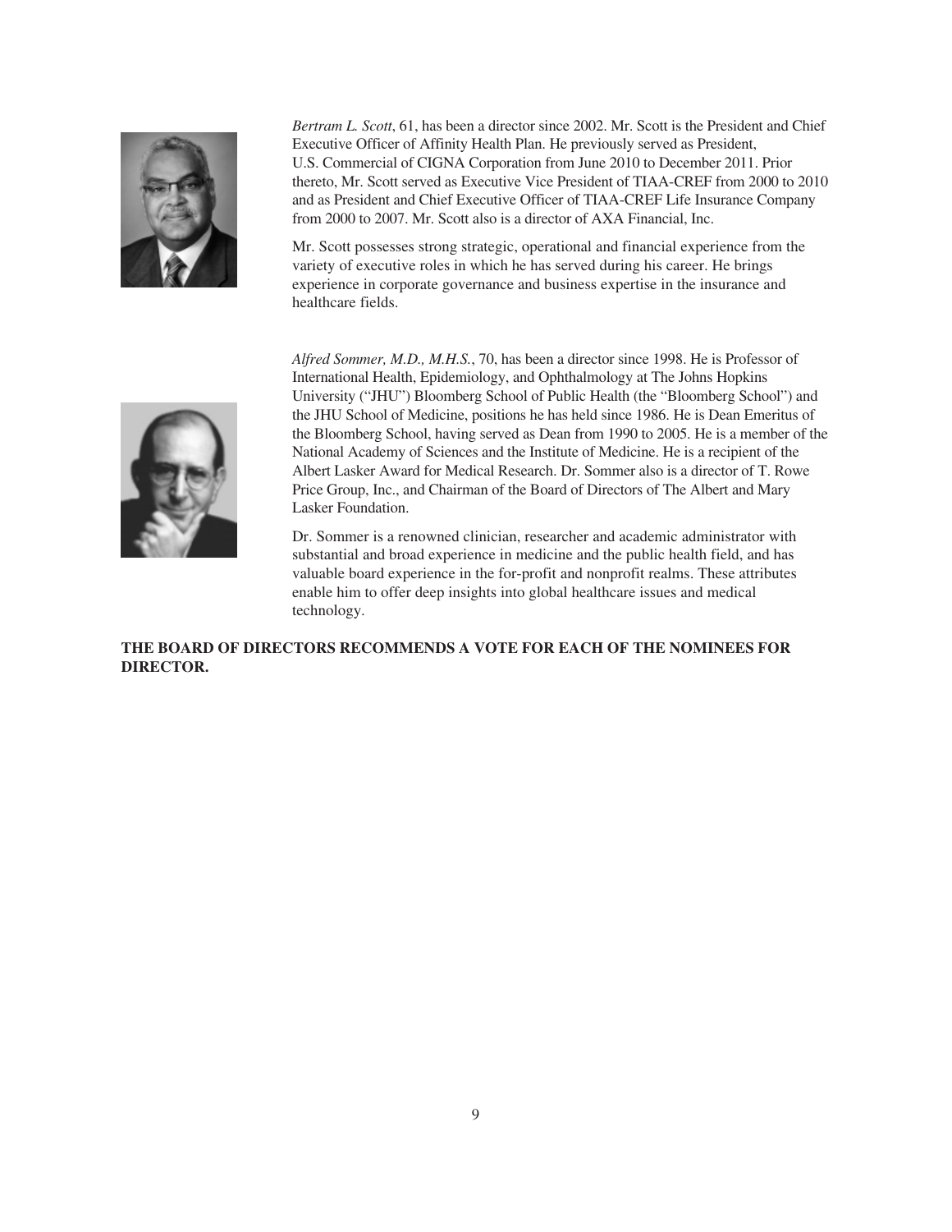*Bertram L. Scott*, 61, has been a director since 2002. Mr. Scott is the President and Chief Executive Officer of Affinity Health Plan. He previously served as President, U.S. Commercial of CIGNA Corporation from June 2010 to December 2011. Prior thereto, Mr. Scott served as Executive Vice President of TIAA-CREF from 2000 to 2010 and as President and Chief Executive Officer of TIAA-CREF Life Insurance Company from 2000 to 2007. Mr. Scott also is a director of AXA Financial, Inc.

Mr. Scott possesses strong strategic, operational and financial experience from the variety of executive roles in which he has served during his career. He brings experience in corporate governance and business expertise in the insurance and healthcare fields.

*Alfred Sommer, M.D., M.H.S.*, 70, has been a director since 1998. He is Professor of International Health, Epidemiology, and Ophthalmology at The Johns Hopkins University ("JHU") Bloomberg School of Public Health (the "Bloomberg School") and the JHU School of Medicine, positions he has held since 1986. He is Dean Emeritus of the Bloomberg School, having served as Dean from 1990 to 2005. He is a member of the National Academy of Sciences and the Institute of Medicine. He is a recipient of the Albert Lasker Award for Medical Research. Dr. Sommer also is a director of T. Rowe Price Group, Inc., and Chairman of the Board of Directors of The Albert and Mary Lasker Foundation.

Dr. Sommer is a renowned clinician, researcher and academic administrator with substantial and broad experience in medicine and the public health field, and has valuable board experience in the for-profit and nonprofit realms. These attributes enable him to offer deep insights into global healthcare issues and medical technology.

**THE BOARD OF DIRECTORS RECOMMENDS A VOTE FOR EACH OF THE NOMINEES FOR DIRECTOR.**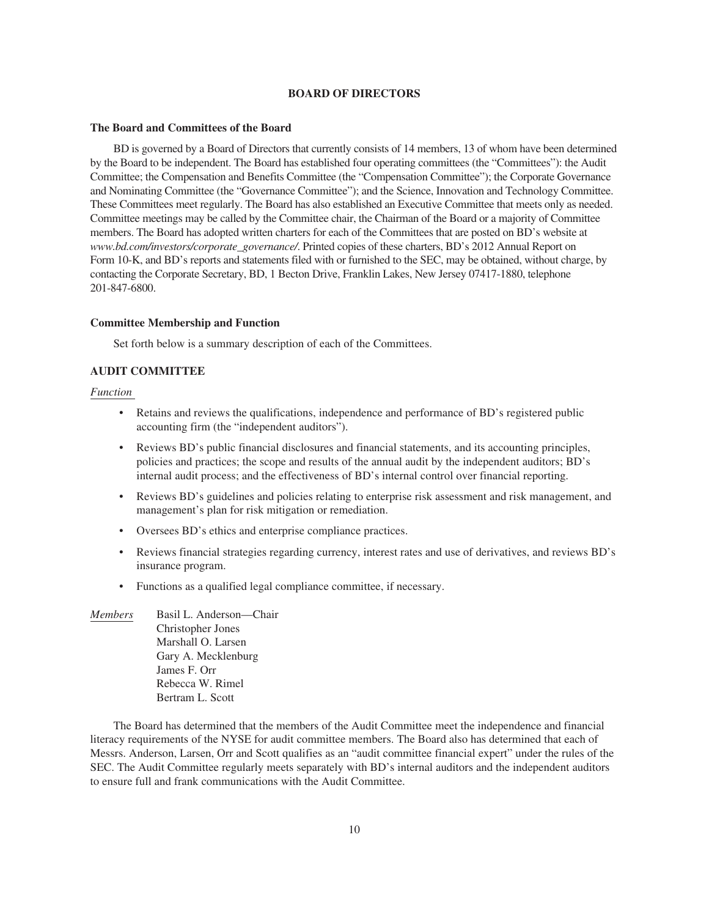## BOARD OF DIRECTORS

### The Board and Committees of the Board

BD is governed by a Board of Directors that currently consists of 14 members, 13 of whom have been determined by the Board to be independent. The Board has established four operating committees (the "Committees"): the Audit Committee; the Compensation and Benefits Committee (the "Compensation Committee"); the Corporate Governance and Nominating Committee (the "Governance Committee"); and the Science, Innovation and Technology Committee. These Committees meet regularly. The Board has also established an Executive Committee that meets only as needed. Committee meetings may be called by the Committee chair, the Chairman of the Board or a majority of Committee members. The Board has adopted written charters for each of the Committees that are posted on BD's website at *www.bd.com/investors/corporate_governance/*. Printed copies of these charters, BD's 2012 Annual Report on Form 10-K, and BD's reports and statements filed with or furnished to the SEC, may be obtained, without charge, by contacting the Corporate Secretary, BD, 1 Becton Drive, Franklin Lakes, New Jersey 07417-1880, telephone 201-847-6800.

### Committee Membership and Function

Set forth below is a summary description of each of the Committees.

### AUDIT COMMITTEE

*Function*

- Retains and reviews the qualifications, independence and performance of BD's registered public accounting firm (the "independent auditors").
- Reviews BD's public financial disclosures and financial statements, and its accounting principles, policies and practices; the scope and results of the annual audit by the independent auditors; BD's internal audit process; and the effectiveness of BD's internal control over financial reporting.
- Reviews BD's guidelines and policies relating to enterprise risk assessment and risk management, and management's plan for risk mitigation or remediation.
- Oversees BD's ethics and enterprise compliance practices.
- Reviews financial strategies regarding currency, interest rates and use of derivatives, and reviews BD's insurance program.
- Functions as a qualified legal compliance committee, if necessary.

*Members*

Basil L. Anderson—Chair
Christopher Jones
Marshall O. Larsen
Gary A. Mecklenburg
James F. Orr
Rebecca W. Rimel
Bertram L. Scott

The Board has determined that the members of the Audit Committee meet the independence and financial literacy requirements of the NYSE for audit committee members. The Board also has determined that each of Messrs. Anderson, Larsen, Orr and Scott qualifies as an "audit committee financial expert" under the rules of the SEC. The Audit Committee regularly meets separately with BD's internal auditors and the independent auditors to ensure full and frank communications with the Audit Committee.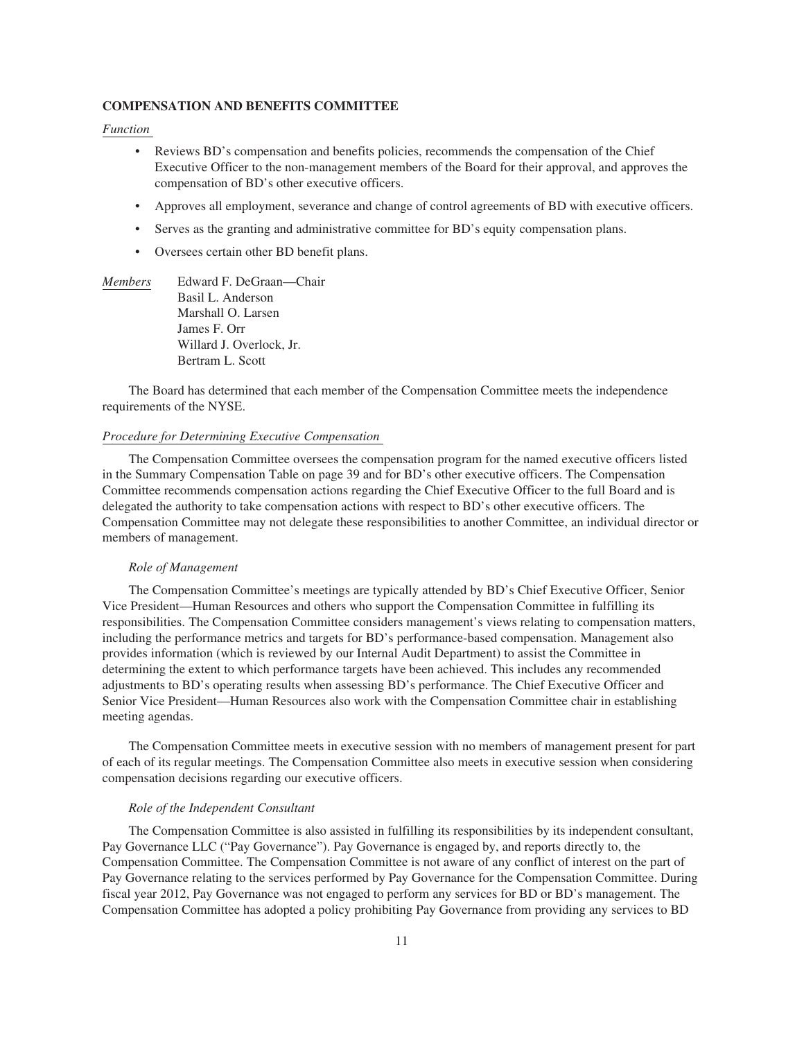## COMPENSATION AND BENEFITS COMMITTEE

*Function*

- Reviews BD's compensation and benefits policies, recommends the compensation of the Chief Executive Officer to the non-management members of the Board for their approval, and approves the compensation of BD's other executive officers.
- Approves all employment, severance and change of control agreements of BD with executive officers.
- Serves as the granting and administrative committee for BD's equity compensation plans.
- Oversees certain other BD benefit plans.

*Members*

Edward F. DeGraan—Chair
Basil L. Anderson
Marshall O. Larsen
James F. Orr
Willard J. Overlock, Jr.
Bertram L. Scott

The Board has determined that each member of the Compensation Committee meets the independence requirements of the NYSE.

*Procedure for Determining Executive Compensation*

The Compensation Committee oversees the compensation program for the named executive officers listed in the Summary Compensation Table on page 39 and for BD's other executive officers. The Compensation Committee recommends compensation actions regarding the Chief Executive Officer to the full Board and is delegated the authority to take compensation actions with respect to BD's other executive officers. The Compensation Committee may not delegate these responsibilities to another Committee, an individual director or members of management.

*Role of Management*

The Compensation Committee's meetings are typically attended by BD's Chief Executive Officer, Senior Vice President—Human Resources and others who support the Compensation Committee in fulfilling its responsibilities. The Compensation Committee considers management's views relating to compensation matters, including the performance metrics and targets for BD's performance-based compensation. Management also provides information (which is reviewed by our Internal Audit Department) to assist the Committee in determining the extent to which performance targets have been achieved. This includes any recommended adjustments to BD's operating results when assessing BD's performance. The Chief Executive Officer and Senior Vice President—Human Resources also work with the Compensation Committee chair in establishing meeting agendas.

The Compensation Committee meets in executive session with no members of management present for part of each of its regular meetings. The Compensation Committee also meets in executive session when considering compensation decisions regarding our executive officers.

*Role of the Independent Consultant*

The Compensation Committee is also assisted in fulfilling its responsibilities by its independent consultant, Pay Governance LLC ("Pay Governance"). Pay Governance is engaged by, and reports directly to, the Compensation Committee. The Compensation Committee is not aware of any conflict of interest on the part of Pay Governance relating to the services performed by Pay Governance for the Compensation Committee. During fiscal year 2012, Pay Governance was not engaged to perform any services for BD or BD's management. The Compensation Committee has adopted a policy prohibiting Pay Governance from providing any services to BD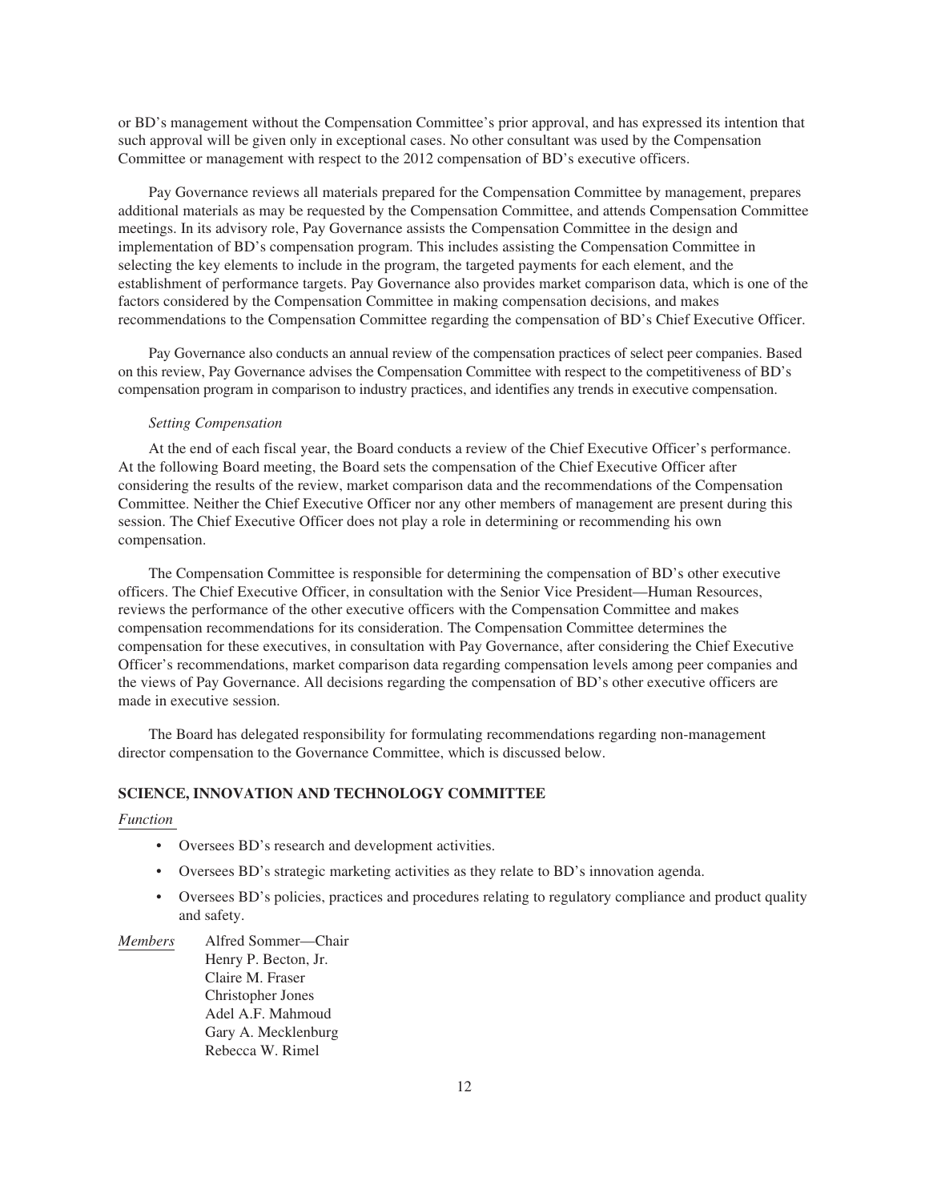or BD's management without the Compensation Committee's prior approval, and has expressed its intention that such approval will be given only in exceptional cases. No other consultant was used by the Compensation Committee or management with respect to the 2012 compensation of BD's executive officers.

Pay Governance reviews all materials prepared for the Compensation Committee by management, prepares additional materials as may be requested by the Compensation Committee, and attends Compensation Committee meetings. In its advisory role, Pay Governance assists the Compensation Committee in the design and implementation of BD's compensation program. This includes assisting the Compensation Committee in selecting the key elements to include in the program, the targeted payments for each element, and the establishment of performance targets. Pay Governance also provides market comparison data, which is one of the factors considered by the Compensation Committee in making compensation decisions, and makes recommendations to the Compensation Committee regarding the compensation of BD's Chief Executive Officer.

Pay Governance also conducts an annual review of the compensation practices of select peer companies. Based on this review, Pay Governance advises the Compensation Committee with respect to the competitiveness of BD's compensation program in comparison to industry practices, and identifies any trends in executive compensation.

*Setting Compensation*

At the end of each fiscal year, the Board conducts a review of the Chief Executive Officer's performance. At the following Board meeting, the Board sets the compensation of the Chief Executive Officer after considering the results of the review, market comparison data and the recommendations of the Compensation Committee. Neither the Chief Executive Officer nor any other members of management are present during this session. The Chief Executive Officer does not play a role in determining or recommending his own compensation.

The Compensation Committee is responsible for determining the compensation of BD's other executive officers. The Chief Executive Officer, in consultation with the Senior Vice President—Human Resources, reviews the performance of the other executive officers with the Compensation Committee and makes compensation recommendations for its consideration. The Compensation Committee determines the compensation for these executives, in consultation with Pay Governance, after considering the Chief Executive Officer's recommendations, market comparison data regarding compensation levels among peer companies and the views of Pay Governance. All decisions regarding the compensation of BD's other executive officers are made in executive session.

The Board has delegated responsibility for formulating recommendations regarding non-management director compensation to the Governance Committee, which is discussed below.

### SCIENCE, INNOVATION AND TECHNOLOGY COMMITTEE

*Function*

- Oversees BD's research and development activities.
- Oversees BD's strategic marketing activities as they relate to BD's innovation agenda.
- Oversees BD's policies, practices and procedures relating to regulatory compliance and product quality and safety.

*Members*

Alfred Sommer—Chair
Henry P. Becton, Jr.
Claire M. Fraser
Christopher Jones
Adel A.F. Mahmoud
Gary A. Mecklenburg
Rebecca W. Rimel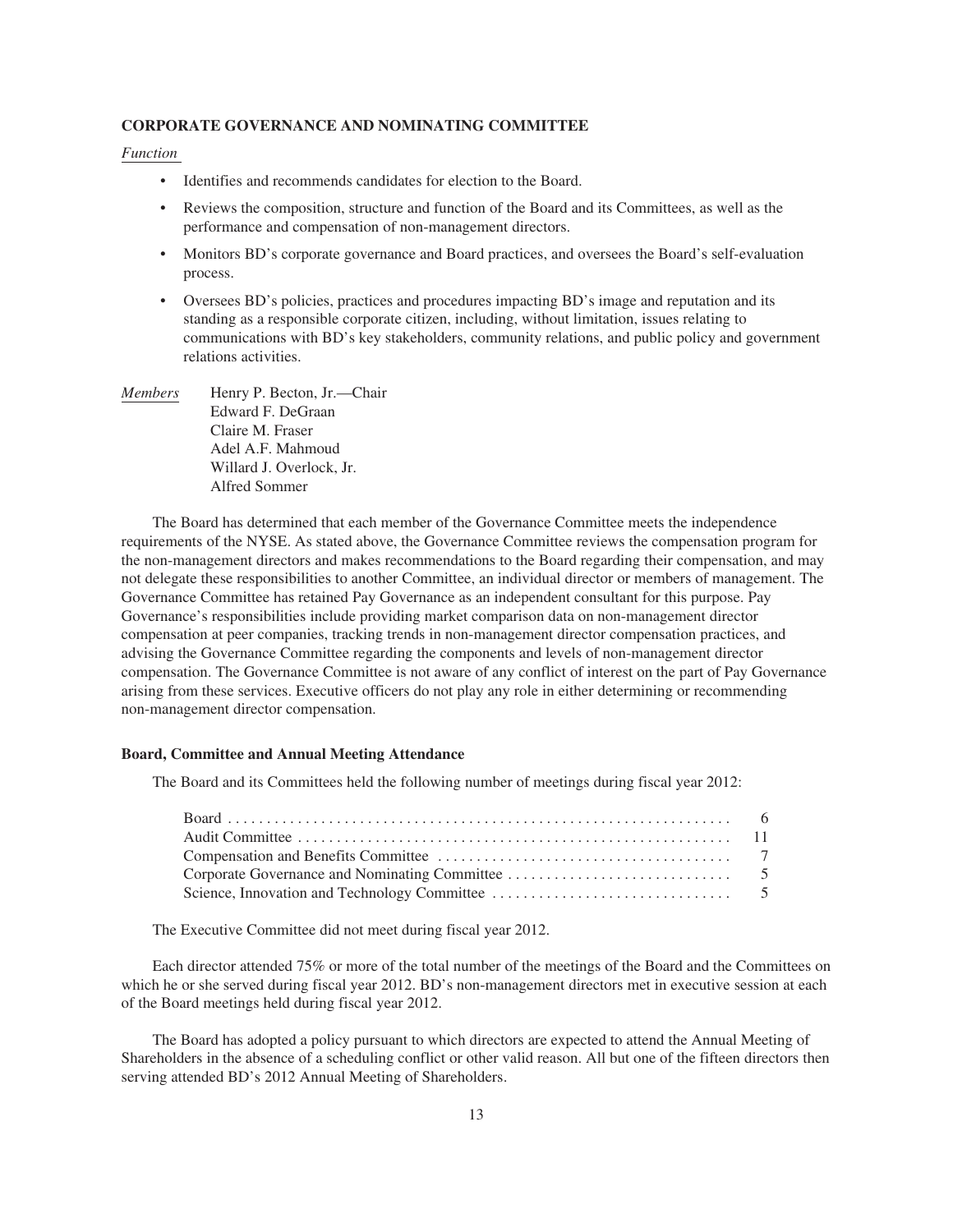### CORPORATE GOVERNANCE AND NOMINATING COMMITTEE

*Function*

- Identifies and recommends candidates for election to the Board.
- Reviews the composition, structure and function of the Board and its Committees, as well as the performance and compensation of non-management directors.
- Monitors BD's corporate governance and Board practices, and oversees the Board's self-evaluation process.
- Oversees BD's policies, practices and procedures impacting BD's image and reputation and its standing as a responsible corporate citizen, including, without limitation, issues relating to communications with BD's key stakeholders, community relations, and public policy and government relations activities.

*Members*

Henry P. Becton, Jr.—Chair
Edward F. DeGraan
Claire M. Fraser
Adel A.F. Mahmoud
Willard J. Overlock, Jr.
Alfred Sommer

The Board has determined that each member of the Governance Committee meets the independence requirements of the NYSE. As stated above, the Governance Committee reviews the compensation program for the non-management directors and makes recommendations to the Board regarding their compensation, and may not delegate these responsibilities to another Committee, an individual director or members of management. The Governance Committee has retained Pay Governance as an independent consultant for this purpose. Pay Governance's responsibilities include providing market comparison data on non-management director compensation at peer companies, tracking trends in non-management director compensation practices, and advising the Governance Committee regarding the components and levels of non-management director compensation. The Governance Committee is not aware of any conflict of interest on the part of Pay Governance arising from these services. Executive officers do not play any role in either determining or recommending non-management director compensation.

### Board, Committee and Annual Meeting Attendance

The Board and its Committees held the following number of meetings during fiscal year 2012:

| | |
|---|---|
| Board | 6 |
| Audit Committee | 11 |
| Compensation and Benefits Committee | 7 |
| Corporate Governance and Nominating Committee | 5 |
| Science, Innovation and Technology Committee | 5 |

The Executive Committee did not meet during fiscal year 2012.

Each director attended 75% or more of the total number of the meetings of the Board and the Committees on which he or she served during fiscal year 2012. BD's non-management directors met in executive session at each of the Board meetings held during fiscal year 2012.

The Board has adopted a policy pursuant to which directors are expected to attend the Annual Meeting of Shareholders in the absence of a scheduling conflict or other valid reason. All but one of the fifteen directors then serving attended BD's 2012 Annual Meeting of Shareholders.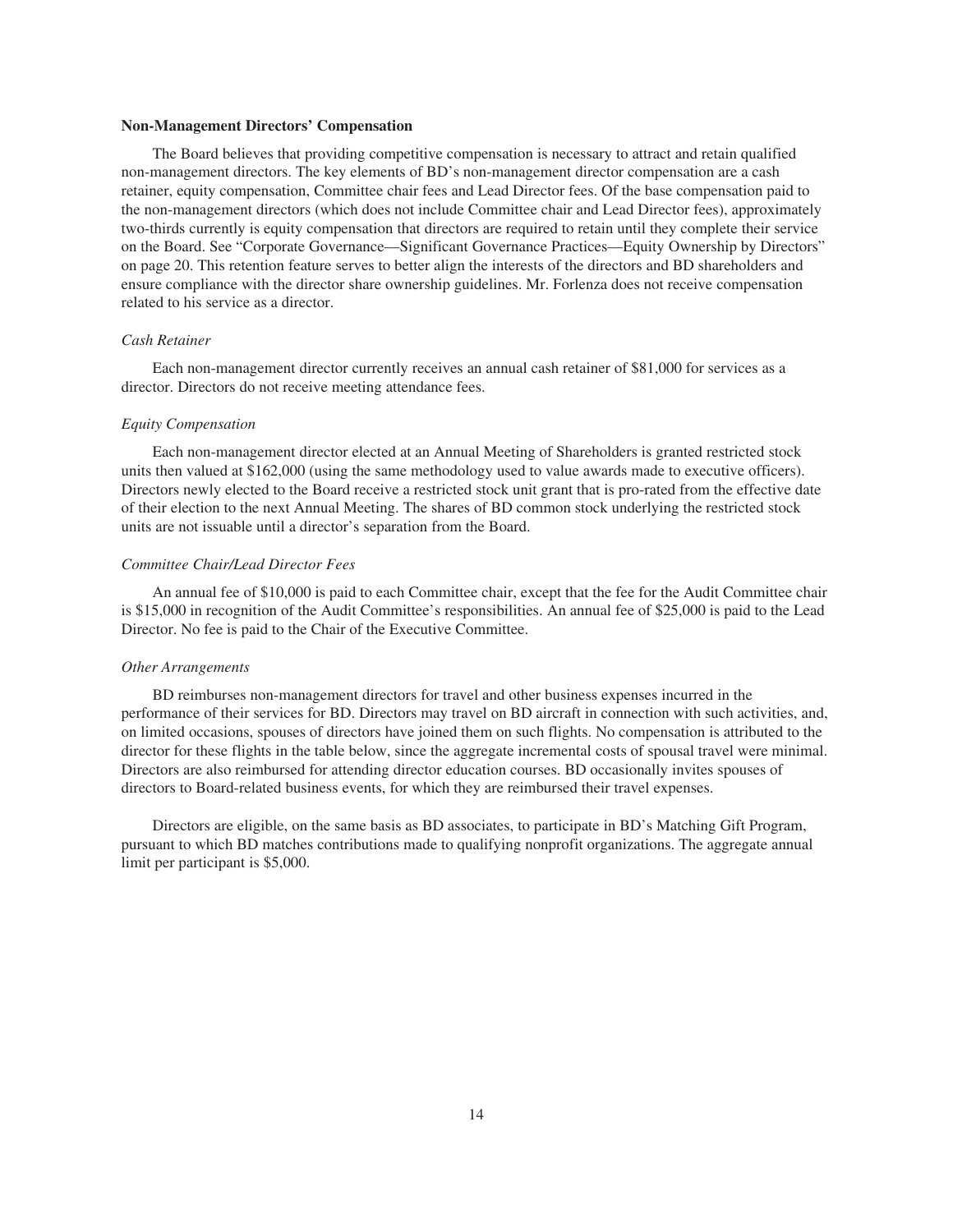## Non-Management Directors' Compensation

The Board believes that providing competitive compensation is necessary to attract and retain qualified non-management directors. The key elements of BD's non-management director compensation are a cash retainer, equity compensation, Committee chair fees and Lead Director fees. Of the base compensation paid to the non-management directors (which does not include Committee chair and Lead Director fees), approximately two-thirds currently is equity compensation that directors are required to retain until they complete their service on the Board. See "Corporate Governance—Significant Governance Practices—Equity Ownership by Directors" on page 20. This retention feature serves to better align the interests of the directors and BD shareholders and ensure compliance with the director share ownership guidelines. Mr. Forlenza does not receive compensation related to his service as a director.

### *Cash Retainer*

Each non-management director currently receives an annual cash retainer of $81,000 for services as a director. Directors do not receive meeting attendance fees.

### *Equity Compensation*

Each non-management director elected at an Annual Meeting of Shareholders is granted restricted stock units then valued at $162,000 (using the same methodology used to value awards made to executive officers). Directors newly elected to the Board receive a restricted stock unit grant that is pro-rated from the effective date of their election to the next Annual Meeting. The shares of BD common stock underlying the restricted stock units are not issuable until a director's separation from the Board.

### *Committee Chair/Lead Director Fees*

An annual fee of $10,000 is paid to each Committee chair, except that the fee for the Audit Committee chair is $15,000 in recognition of the Audit Committee's responsibilities. An annual fee of $25,000 is paid to the Lead Director. No fee is paid to the Chair of the Executive Committee.

### *Other Arrangements*

BD reimburses non-management directors for travel and other business expenses incurred in the performance of their services for BD. Directors may travel on BD aircraft in connection with such activities, and, on limited occasions, spouses of directors have joined them on such flights. No compensation is attributed to the director for these flights in the table below, since the aggregate incremental costs of spousal travel were minimal. Directors are also reimbursed for attending director education courses. BD occasionally invites spouses of directors to Board-related business events, for which they are reimbursed their travel expenses.

Directors are eligible, on the same basis as BD associates, to participate in BD's Matching Gift Program, pursuant to which BD matches contributions made to qualifying nonprofit organizations. The aggregate annual limit per participant is $5,000.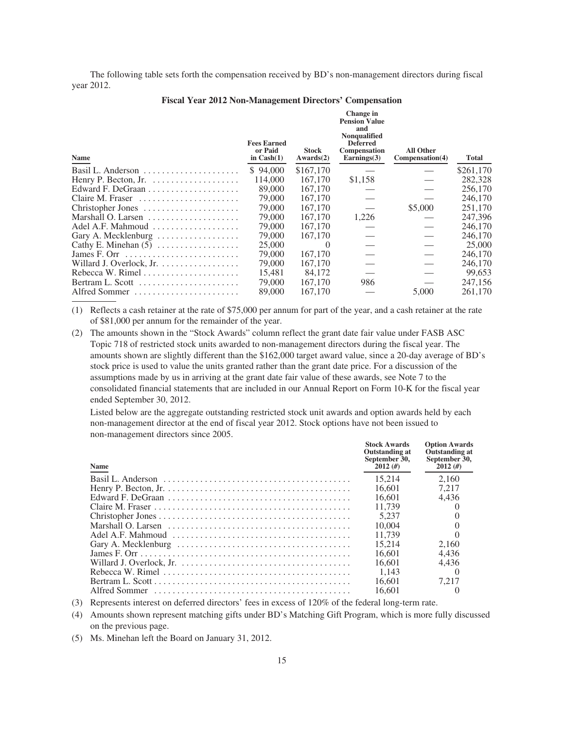The following table sets forth the compensation received by BD's non-management directors during fiscal year 2012.

**Fiscal Year 2012 Non-Management Directors' Compensation**

| Name | Fees Earned or Paid in Cash(1) | Stock Awards(2) | Change in Pension Value and Nonqualified Deferred Compensation Earnings(3) | All Other Compensation(4) | Total |
|---|---|---|---|---|---|
| Basil L. Anderson | $ 94,000 | $167,170 | — | — | $261,170 |
| Henry P. Becton, Jr. | 114,000 | 167,170 | $1,158 | — | 282,328 |
| Edward F. DeGraan | 89,000 | 167,170 | — | — | 256,170 |
| Claire M. Fraser | 79,000 | 167,170 | — | — | 246,170 |
| Christopher Jones | 79,000 | 167,170 | — | $5,000 | 251,170 |
| Marshall O. Larsen | 79,000 | 167,170 | 1,226 | — | 247,396 |
| Adel A.F. Mahmoud | 79,000 | 167,170 | — | — | 246,170 |
| Gary A. Mecklenburg | 79,000 | 167,170 | — | — | 246,170 |
| Cathy E. Minehan (5) | 25,000 | 0 | — | — | 25,000 |
| James F. Orr | 79,000 | 167,170 | — | — | 246,170 |
| Willard J. Overlock, Jr. | 79,000 | 167,170 | — | — | 246,170 |
| Rebecca W. Rimel | 15,481 | 84,172 | — | — | 99,653 |
| Bertram L. Scott | 79,000 | 167,170 | 986 | — | 247,156 |
| Alfred Sommer | 89,000 | 167,170 | — | 5,000 | 261,170 |

(1) Reflects a cash retainer at the rate of $75,000 per annum for part of the year, and a cash retainer at the rate of $81,000 per annum for the remainder of the year.

(2) The amounts shown in the "Stock Awards" column reflect the grant date fair value under FASB ASC Topic 718 of restricted stock units awarded to non-management directors during the fiscal year. The amounts shown are slightly different than the $162,000 target award value, since a 20-day average of BD's stock price is used to value the units granted rather than the grant date price. For a discussion of the assumptions made by us in arriving at the grant date fair value of these awards, see Note 7 to the consolidated financial statements that are included in our Annual Report on Form 10-K for the fiscal year ended September 30, 2012.

Listed below are the aggregate outstanding restricted stock unit awards and option awards held by each non-management director at the end of fiscal year 2012. Stock options have not been issued to non-management directors since 2005.

| Name | Stock Awards Outstanding at September 30, 2012 (#) | Option Awards Outstanding at September 30, 2012 (#) |
|---|---|---|
| Basil L. Anderson | 15,214 | 2,160 |
| Henry P. Becton, Jr. | 16,601 | 7,217 |
| Edward F. DeGraan | 16,601 | 4,436 |
| Claire M. Fraser | 11,739 | 0 |
| Christopher Jones | 5,237 | 0 |
| Marshall O. Larsen | 10,004 | 0 |
| Adel A.F. Mahmoud | 11,739 | 0 |
| Gary A. Mecklenburg | 15,214 | 2,160 |
| James F. Orr | 16,601 | 4,436 |
| Willard J. Overlock, Jr. | 16,601 | 4,436 |
| Rebecca W. Rimel | 1,143 | 0 |
| Bertram L. Scott | 16,601 | 7,217 |
| Alfred Sommer | 16,601 | 0 |

(3) Represents interest on deferred directors' fees in excess of 120% of the federal long-term rate.

(4) Amounts shown represent matching gifts under BD's Matching Gift Program, which is more fully discussed on the previous page.

(5) Ms. Minehan left the Board on January 31, 2012.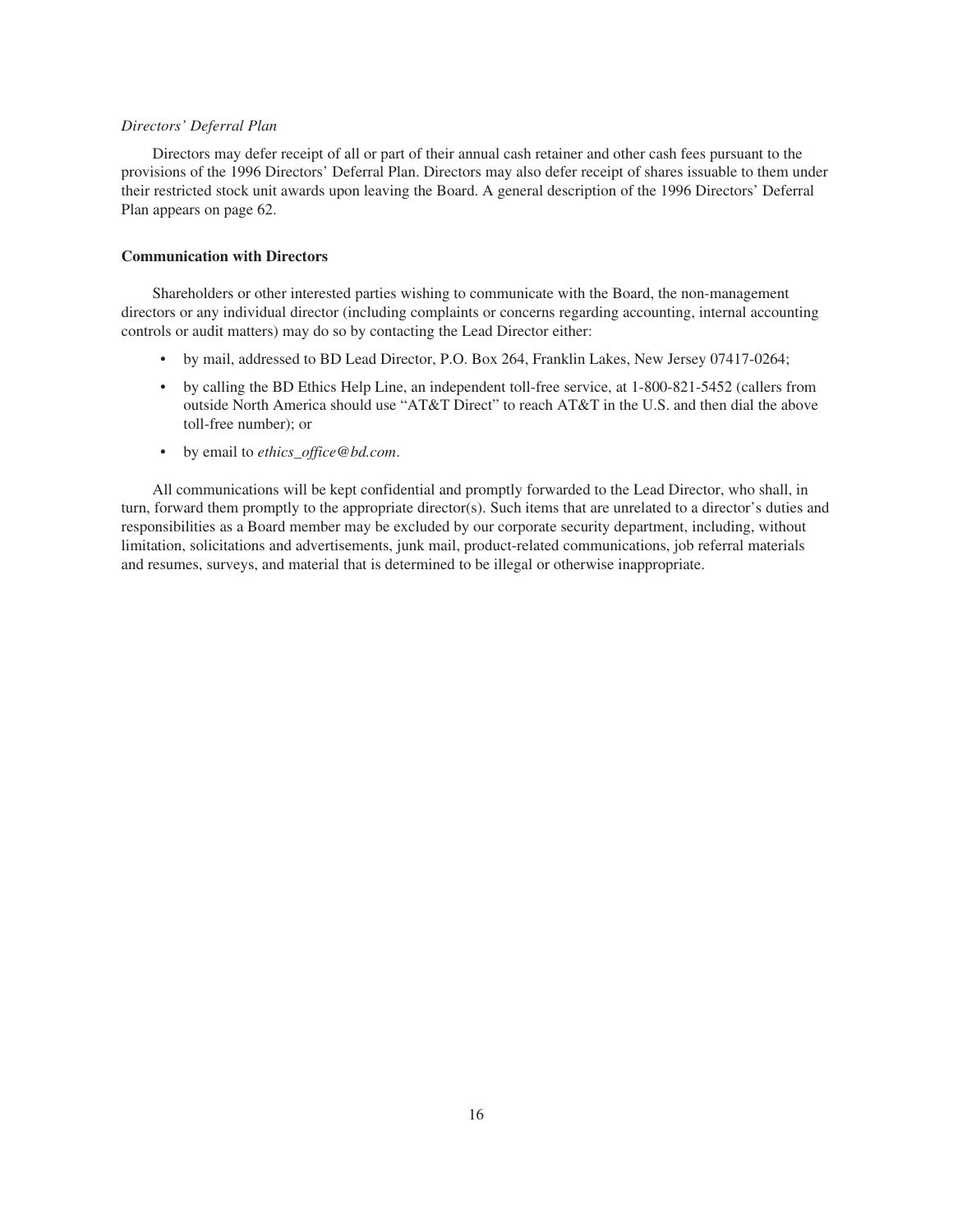*Directors' Deferral Plan*

Directors may defer receipt of all or part of their annual cash retainer and other cash fees pursuant to the provisions of the 1996 Directors' Deferral Plan. Directors may also defer receipt of shares issuable to them under their restricted stock unit awards upon leaving the Board. A general description of the 1996 Directors' Deferral Plan appears on page 62.

**Communication with Directors**

Shareholders or other interested parties wishing to communicate with the Board, the non-management directors or any individual director (including complaints or concerns regarding accounting, internal accounting controls or audit matters) may do so by contacting the Lead Director either:

- by mail, addressed to BD Lead Director, P.O. Box 264, Franklin Lakes, New Jersey 07417-0264;
- by calling the BD Ethics Help Line, an independent toll-free service, at 1-800-821-5452 (callers from outside North America should use "AT&T Direct" to reach AT&T in the U.S. and then dial the above toll-free number); or
- by email to *ethics_office@bd.com*.

All communications will be kept confidential and promptly forwarded to the Lead Director, who shall, in turn, forward them promptly to the appropriate director(s). Such items that are unrelated to a director's duties and responsibilities as a Board member may be excluded by our corporate security department, including, without limitation, solicitations and advertisements, junk mail, product-related communications, job referral materials and resumes, surveys, and material that is determined to be illegal or otherwise inappropriate.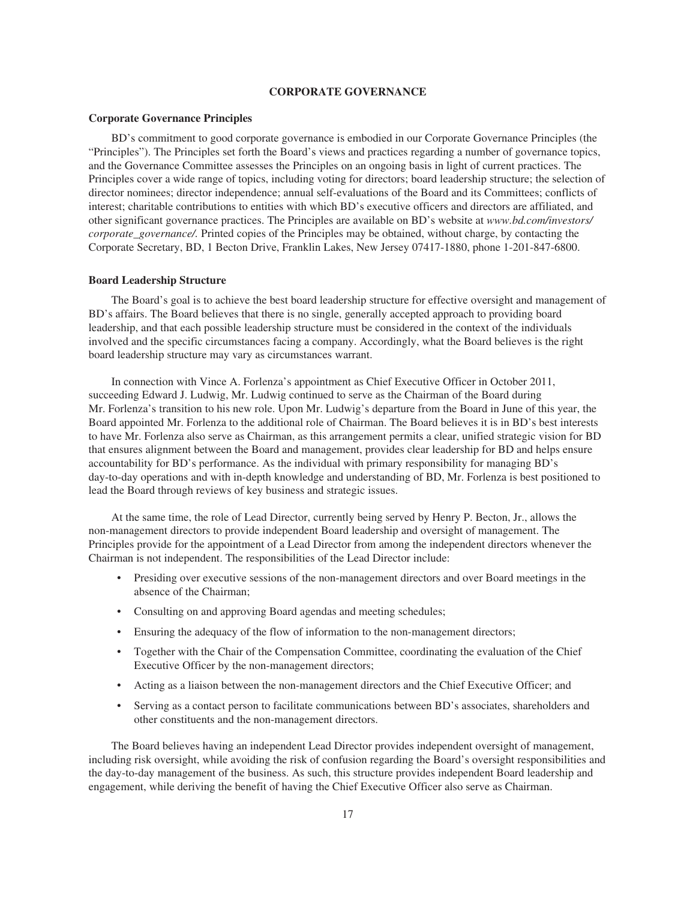# CORPORATE GOVERNANCE

## Corporate Governance Principles

BD's commitment to good corporate governance is embodied in our Corporate Governance Principles (the "Principles"). The Principles set forth the Board's views and practices regarding a number of governance topics, and the Governance Committee assesses the Principles on an ongoing basis in light of current practices. The Principles cover a wide range of topics, including voting for directors; board leadership structure; the selection of director nominees; director independence; annual self-evaluations of the Board and its Committees; conflicts of interest; charitable contributions to entities with which BD's executive officers and directors are affiliated, and other significant governance practices. The Principles are available on BD's website at *www.bd.com/investors/corporate_governance/*. Printed copies of the Principles may be obtained, without charge, by contacting the Corporate Secretary, BD, 1 Becton Drive, Franklin Lakes, New Jersey 07417-1880, phone 1-201-847-6800.

## Board Leadership Structure

The Board's goal is to achieve the best board leadership structure for effective oversight and management of BD's affairs. The Board believes that there is no single, generally accepted approach to providing board leadership, and that each possible leadership structure must be considered in the context of the individuals involved and the specific circumstances facing a company. Accordingly, what the Board believes is the right board leadership structure may vary as circumstances warrant.

In connection with Vince A. Forlenza's appointment as Chief Executive Officer in October 2011, succeeding Edward J. Ludwig, Mr. Ludwig continued to serve as the Chairman of the Board during Mr. Forlenza's transition to his new role. Upon Mr. Ludwig's departure from the Board in June of this year, the Board appointed Mr. Forlenza to the additional role of Chairman. The Board believes it is in BD's best interests to have Mr. Forlenza also serve as Chairman, as this arrangement permits a clear, unified strategic vision for BD that ensures alignment between the Board and management, provides clear leadership for BD and helps ensure accountability for BD's performance. As the individual with primary responsibility for managing BD's day-to-day operations and with in-depth knowledge and understanding of BD, Mr. Forlenza is best positioned to lead the Board through reviews of key business and strategic issues.

At the same time, the role of Lead Director, currently being served by Henry P. Becton, Jr., allows the non-management directors to provide independent Board leadership and oversight of management. The Principles provide for the appointment of a Lead Director from among the independent directors whenever the Chairman is not independent. The responsibilities of the Lead Director include:

- Presiding over executive sessions of the non-management directors and over Board meetings in the absence of the Chairman;
- Consulting on and approving Board agendas and meeting schedules;
- Ensuring the adequacy of the flow of information to the non-management directors;
- Together with the Chair of the Compensation Committee, coordinating the evaluation of the Chief Executive Officer by the non-management directors;
- Acting as a liaison between the non-management directors and the Chief Executive Officer; and
- Serving as a contact person to facilitate communications between BD's associates, shareholders and other constituents and the non-management directors.

The Board believes having an independent Lead Director provides independent oversight of management, including risk oversight, while avoiding the risk of confusion regarding the Board's oversight responsibilities and the day-to-day management of the business. As such, this structure provides independent Board leadership and engagement, while deriving the benefit of having the Chief Executive Officer also serve as Chairman.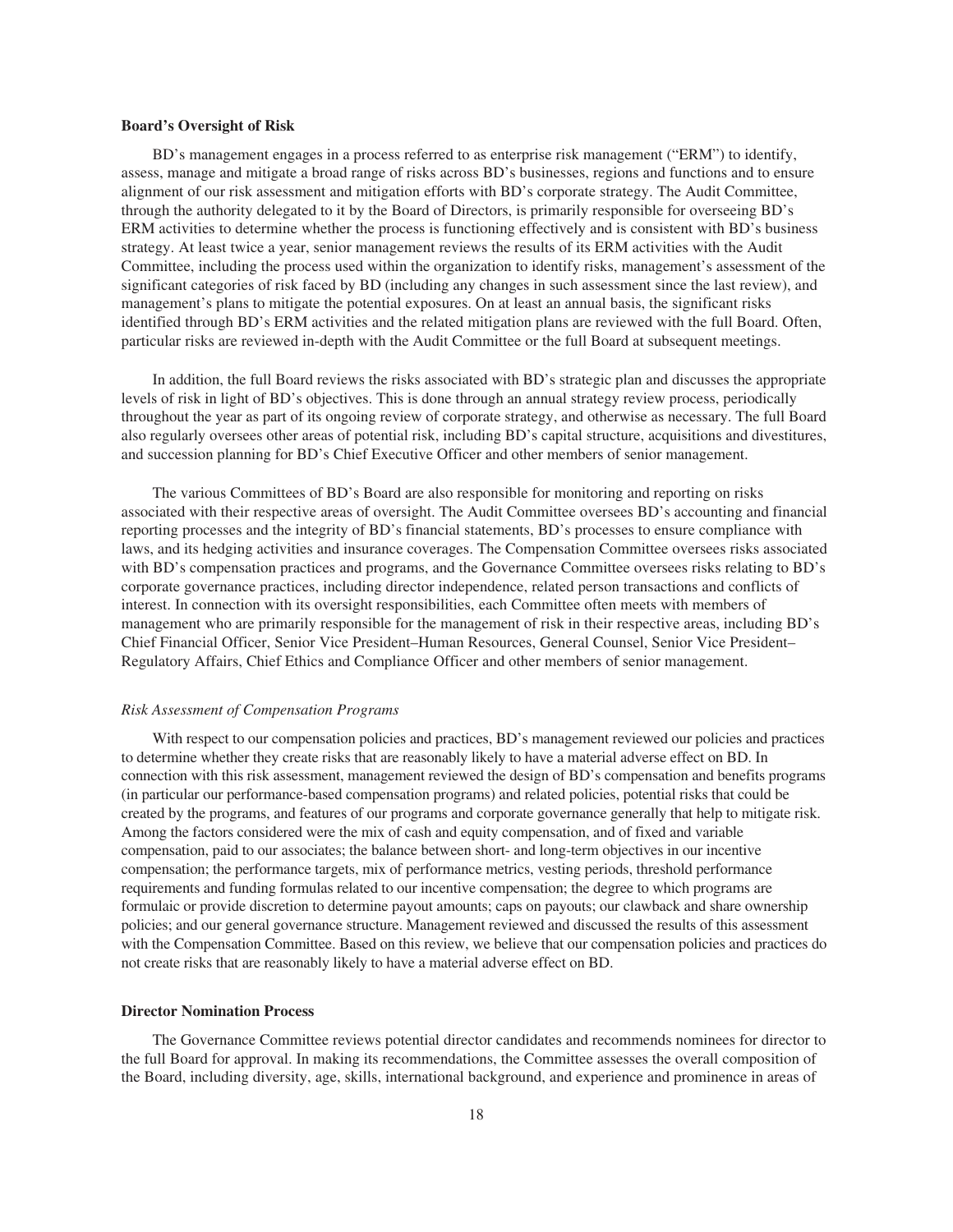### Board's Oversight of Risk

BD's management engages in a process referred to as enterprise risk management ("ERM") to identify, assess, manage and mitigate a broad range of risks across BD's businesses, regions and functions and to ensure alignment of our risk assessment and mitigation efforts with BD's corporate strategy. The Audit Committee, through the authority delegated to it by the Board of Directors, is primarily responsible for overseeing BD's ERM activities to determine whether the process is functioning effectively and is consistent with BD's business strategy. At least twice a year, senior management reviews the results of its ERM activities with the Audit Committee, including the process used within the organization to identify risks, management's assessment of the significant categories of risk faced by BD (including any changes in such assessment since the last review), and management's plans to mitigate the potential exposures. On at least an annual basis, the significant risks identified through BD's ERM activities and the related mitigation plans are reviewed with the full Board. Often, particular risks are reviewed in-depth with the Audit Committee or the full Board at subsequent meetings.

In addition, the full Board reviews the risks associated with BD's strategic plan and discusses the appropriate levels of risk in light of BD's objectives. This is done through an annual strategy review process, periodically throughout the year as part of its ongoing review of corporate strategy, and otherwise as necessary. The full Board also regularly oversees other areas of potential risk, including BD's capital structure, acquisitions and divestitures, and succession planning for BD's Chief Executive Officer and other members of senior management.

The various Committees of BD's Board are also responsible for monitoring and reporting on risks associated with their respective areas of oversight. The Audit Committee oversees BD's accounting and financial reporting processes and the integrity of BD's financial statements, BD's processes to ensure compliance with laws, and its hedging activities and insurance coverages. The Compensation Committee oversees risks associated with BD's compensation practices and programs, and the Governance Committee oversees risks relating to BD's corporate governance practices, including director independence, related person transactions and conflicts of interest. In connection with its oversight responsibilities, each Committee often meets with members of management who are primarily responsible for the management of risk in their respective areas, including BD's Chief Financial Officer, Senior Vice President–Human Resources, General Counsel, Senior Vice President–Regulatory Affairs, Chief Ethics and Compliance Officer and other members of senior management.

#### *Risk Assessment of Compensation Programs*

With respect to our compensation policies and practices, BD's management reviewed our policies and practices to determine whether they create risks that are reasonably likely to have a material adverse effect on BD. In connection with this risk assessment, management reviewed the design of BD's compensation and benefits programs (in particular our performance-based compensation programs) and related policies, potential risks that could be created by the programs, and features of our programs and corporate governance generally that help to mitigate risk. Among the factors considered were the mix of cash and equity compensation, and of fixed and variable compensation, paid to our associates; the balance between short- and long-term objectives in our incentive compensation; the performance targets, mix of performance metrics, vesting periods, threshold performance requirements and funding formulas related to our incentive compensation; the degree to which programs are formulaic or provide discretion to determine payout amounts; caps on payouts; our clawback and share ownership policies; and our general governance structure. Management reviewed and discussed the results of this assessment with the Compensation Committee. Based on this review, we believe that our compensation policies and practices do not create risks that are reasonably likely to have a material adverse effect on BD.

### Director Nomination Process

The Governance Committee reviews potential director candidates and recommends nominees for director to the full Board for approval. In making its recommendations, the Committee assesses the overall composition of the Board, including diversity, age, skills, international background, and experience and prominence in areas of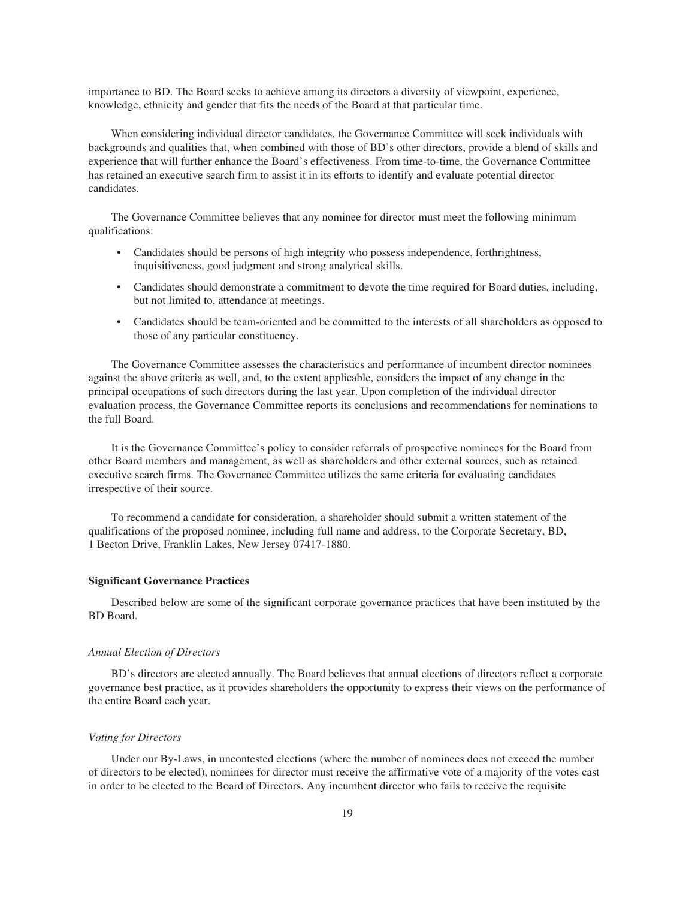importance to BD. The Board seeks to achieve among its directors a diversity of viewpoint, experience, knowledge, ethnicity and gender that fits the needs of the Board at that particular time.

When considering individual director candidates, the Governance Committee will seek individuals with backgrounds and qualities that, when combined with those of BD's other directors, provide a blend of skills and experience that will further enhance the Board's effectiveness. From time-to-time, the Governance Committee has retained an executive search firm to assist it in its efforts to identify and evaluate potential director candidates.

The Governance Committee believes that any nominee for director must meet the following minimum qualifications:

- Candidates should be persons of high integrity who possess independence, forthrightness, inquisitiveness, good judgment and strong analytical skills.
- Candidates should demonstrate a commitment to devote the time required for Board duties, including, but not limited to, attendance at meetings.
- Candidates should be team-oriented and be committed to the interests of all shareholders as opposed to those of any particular constituency.

The Governance Committee assesses the characteristics and performance of incumbent director nominees against the above criteria as well, and, to the extent applicable, considers the impact of any change in the principal occupations of such directors during the last year. Upon completion of the individual director evaluation process, the Governance Committee reports its conclusions and recommendations for nominations to the full Board.

It is the Governance Committee's policy to consider referrals of prospective nominees for the Board from other Board members and management, as well as shareholders and other external sources, such as retained executive search firms. The Governance Committee utilizes the same criteria for evaluating candidates irrespective of their source.

To recommend a candidate for consideration, a shareholder should submit a written statement of the qualifications of the proposed nominee, including full name and address, to the Corporate Secretary, BD, 1 Becton Drive, Franklin Lakes, New Jersey 07417-1880.

**Significant Governance Practices**

Described below are some of the significant corporate governance practices that have been instituted by the BD Board.

*Annual Election of Directors*

BD's directors are elected annually. The Board believes that annual elections of directors reflect a corporate governance best practice, as it provides shareholders the opportunity to express their views on the performance of the entire Board each year.

*Voting for Directors*

Under our By-Laws, in uncontested elections (where the number of nominees does not exceed the number of directors to be elected), nominees for director must receive the affirmative vote of a majority of the votes cast in order to be elected to the Board of Directors. Any incumbent director who fails to receive the requisite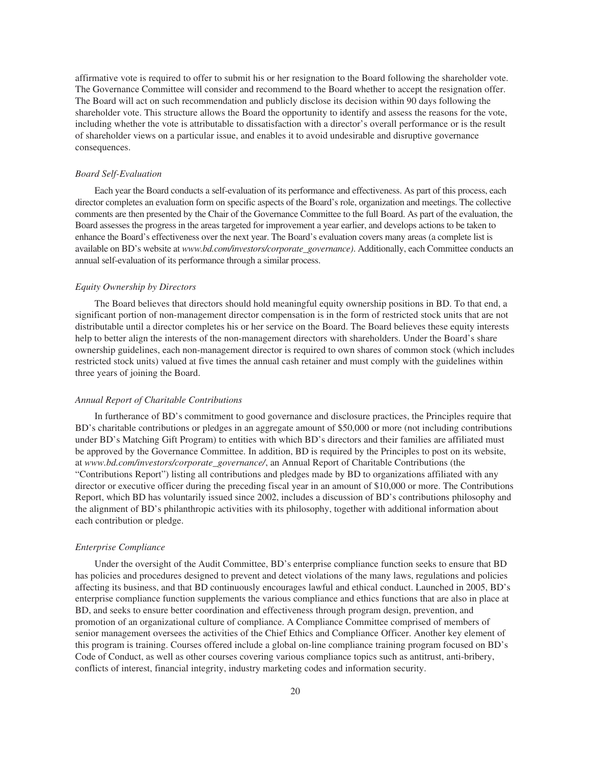affirmative vote is required to offer to submit his or her resignation to the Board following the shareholder vote. The Governance Committee will consider and recommend to the Board whether to accept the resignation offer. The Board will act on such recommendation and publicly disclose its decision within 90 days following the shareholder vote. This structure allows the Board the opportunity to identify and assess the reasons for the vote, including whether the vote is attributable to dissatisfaction with a director's overall performance or is the result of shareholder views on a particular issue, and enables it to avoid undesirable and disruptive governance consequences.

*Board Self-Evaluation*

Each year the Board conducts a self-evaluation of its performance and effectiveness. As part of this process, each director completes an evaluation form on specific aspects of the Board's role, organization and meetings. The collective comments are then presented by the Chair of the Governance Committee to the full Board. As part of the evaluation, the Board assesses the progress in the areas targeted for improvement a year earlier, and develops actions to be taken to enhance the Board's effectiveness over the next year. The Board's evaluation covers many areas (a complete list is available on BD's website at *www.bd.com/investors/corporate_governance)*. Additionally, each Committee conducts an annual self-evaluation of its performance through a similar process.

*Equity Ownership by Directors*

The Board believes that directors should hold meaningful equity ownership positions in BD. To that end, a significant portion of non-management director compensation is in the form of restricted stock units that are not distributable until a director completes his or her service on the Board. The Board believes these equity interests help to better align the interests of the non-management directors with shareholders. Under the Board's share ownership guidelines, each non-management director is required to own shares of common stock (which includes restricted stock units) valued at five times the annual cash retainer and must comply with the guidelines within three years of joining the Board.

*Annual Report of Charitable Contributions*

In furtherance of BD's commitment to good governance and disclosure practices, the Principles require that BD's charitable contributions or pledges in an aggregate amount of $50,000 or more (not including contributions under BD's Matching Gift Program) to entities with which BD's directors and their families are affiliated must be approved by the Governance Committee. In addition, BD is required by the Principles to post on its website, at *www.bd.com/investors/corporate_governance/*, an Annual Report of Charitable Contributions (the "Contributions Report") listing all contributions and pledges made by BD to organizations affiliated with any director or executive officer during the preceding fiscal year in an amount of $10,000 or more. The Contributions Report, which BD has voluntarily issued since 2002, includes a discussion of BD's contributions philosophy and the alignment of BD's philanthropic activities with its philosophy, together with additional information about each contribution or pledge.

*Enterprise Compliance*

Under the oversight of the Audit Committee, BD's enterprise compliance function seeks to ensure that BD has policies and procedures designed to prevent and detect violations of the many laws, regulations and policies affecting its business, and that BD continuously encourages lawful and ethical conduct. Launched in 2005, BD's enterprise compliance function supplements the various compliance and ethics functions that are also in place at BD, and seeks to ensure better coordination and effectiveness through program design, prevention, and promotion of an organizational culture of compliance. A Compliance Committee comprised of members of senior management oversees the activities of the Chief Ethics and Compliance Officer. Another key element of this program is training. Courses offered include a global on-line compliance training program focused on BD's Code of Conduct, as well as other courses covering various compliance topics such as antitrust, anti-bribery, conflicts of interest, financial integrity, industry marketing codes and information security.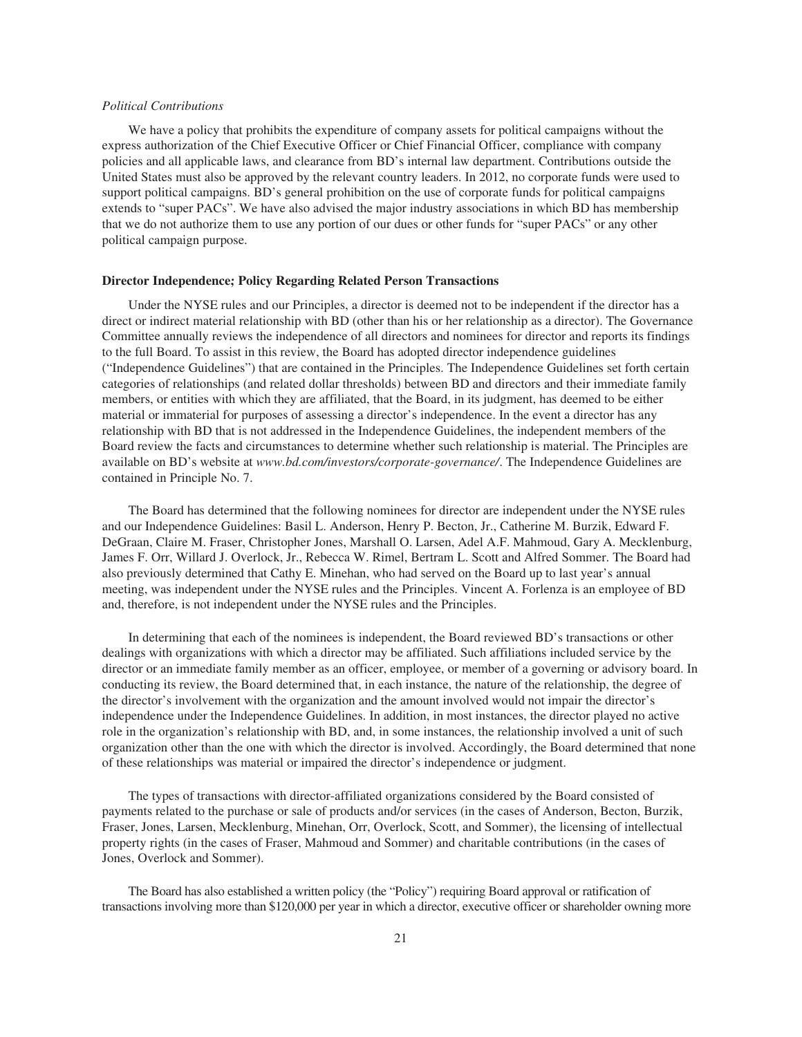*Political Contributions*

We have a policy that prohibits the expenditure of company assets for political campaigns without the express authorization of the Chief Executive Officer or Chief Financial Officer, compliance with company policies and all applicable laws, and clearance from BD's internal law department. Contributions outside the United States must also be approved by the relevant country leaders. In 2012, no corporate funds were used to support political campaigns. BD's general prohibition on the use of corporate funds for political campaigns extends to "super PACs". We have also advised the major industry associations in which BD has membership that we do not authorize them to use any portion of our dues or other funds for "super PACs" or any other political campaign purpose.

**Director Independence; Policy Regarding Related Person Transactions**

Under the NYSE rules and our Principles, a director is deemed not to be independent if the director has a direct or indirect material relationship with BD (other than his or her relationship as a director). The Governance Committee annually reviews the independence of all directors and nominees for director and reports its findings to the full Board. To assist in this review, the Board has adopted director independence guidelines ("Independence Guidelines") that are contained in the Principles. The Independence Guidelines set forth certain categories of relationships (and related dollar thresholds) between BD and directors and their immediate family members, or entities with which they are affiliated, that the Board, in its judgment, has deemed to be either material or immaterial for purposes of assessing a director's independence. In the event a director has any relationship with BD that is not addressed in the Independence Guidelines, the independent members of the Board review the facts and circumstances to determine whether such relationship is material. The Principles are available on BD's website at *www.bd.com/investors/corporate-governance/*. The Independence Guidelines are contained in Principle No. 7.

The Board has determined that the following nominees for director are independent under the NYSE rules and our Independence Guidelines: Basil L. Anderson, Henry P. Becton, Jr., Catherine M. Burzik, Edward F. DeGraan, Claire M. Fraser, Christopher Jones, Marshall O. Larsen, Adel A.F. Mahmoud, Gary A. Mecklenburg, James F. Orr, Willard J. Overlock, Jr., Rebecca W. Rimel, Bertram L. Scott and Alfred Sommer. The Board had also previously determined that Cathy E. Minehan, who had served on the Board up to last year's annual meeting, was independent under the NYSE rules and the Principles. Vincent A. Forlenza is an employee of BD and, therefore, is not independent under the NYSE rules and the Principles.

In determining that each of the nominees is independent, the Board reviewed BD's transactions or other dealings with organizations with which a director may be affiliated. Such affiliations included service by the director or an immediate family member as an officer, employee, or member of a governing or advisory board. In conducting its review, the Board determined that, in each instance, the nature of the relationship, the degree of the director's involvement with the organization and the amount involved would not impair the director's independence under the Independence Guidelines. In addition, in most instances, the director played no active role in the organization's relationship with BD, and, in some instances, the relationship involved a unit of such organization other than the one with which the director is involved. Accordingly, the Board determined that none of these relationships was material or impaired the director's independence or judgment.

The types of transactions with director-affiliated organizations considered by the Board consisted of payments related to the purchase or sale of products and/or services (in the cases of Anderson, Becton, Burzik, Fraser, Jones, Larsen, Mecklenburg, Minehan, Orr, Overlock, Scott, and Sommer), the licensing of intellectual property rights (in the cases of Fraser, Mahmoud and Sommer) and charitable contributions (in the cases of Jones, Overlock and Sommer).

The Board has also established a written policy (the "Policy") requiring Board approval or ratification of transactions involving more than $120,000 per year in which a director, executive officer or shareholder owning more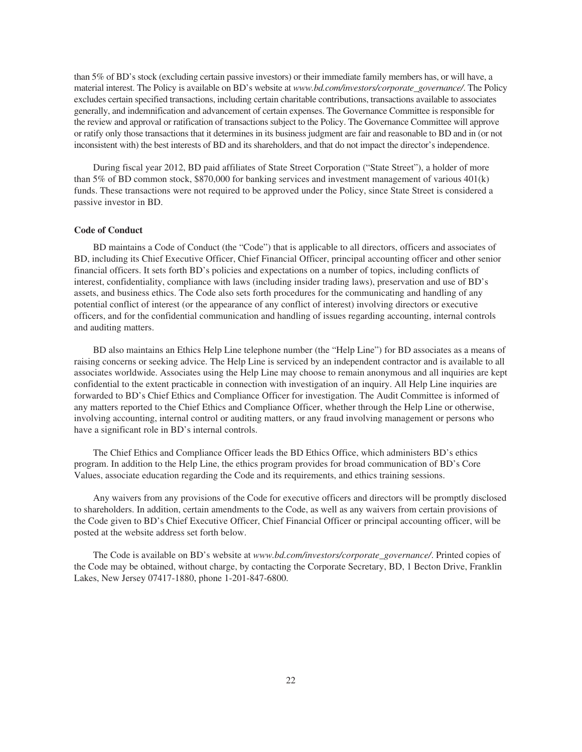than 5% of BD's stock (excluding certain passive investors) or their immediate family members has, or will have, a material interest. The Policy is available on BD's website at *www.bd.com/investors/corporate_governance/*. The Policy excludes certain specified transactions, including certain charitable contributions, transactions available to associates generally, and indemnification and advancement of certain expenses. The Governance Committee is responsible for the review and approval or ratification of transactions subject to the Policy. The Governance Committee will approve or ratify only those transactions that it determines in its business judgment are fair and reasonable to BD and in (or not inconsistent with) the best interests of BD and its shareholders, and that do not impact the director's independence.

During fiscal year 2012, BD paid affiliates of State Street Corporation ("State Street"), a holder of more than 5% of BD common stock, $870,000 for banking services and investment management of various 401(k) funds. These transactions were not required to be approved under the Policy, since State Street is considered a passive investor in BD.

**Code of Conduct**

BD maintains a Code of Conduct (the "Code") that is applicable to all directors, officers and associates of BD, including its Chief Executive Officer, Chief Financial Officer, principal accounting officer and other senior financial officers. It sets forth BD's policies and expectations on a number of topics, including conflicts of interest, confidentiality, compliance with laws (including insider trading laws), preservation and use of BD's assets, and business ethics. The Code also sets forth procedures for the communicating and handling of any potential conflict of interest (or the appearance of any conflict of interest) involving directors or executive officers, and for the confidential communication and handling of issues regarding accounting, internal controls and auditing matters.

BD also maintains an Ethics Help Line telephone number (the "Help Line") for BD associates as a means of raising concerns or seeking advice. The Help Line is serviced by an independent contractor and is available to all associates worldwide. Associates using the Help Line may choose to remain anonymous and all inquiries are kept confidential to the extent practicable in connection with investigation of an inquiry. All Help Line inquiries are forwarded to BD's Chief Ethics and Compliance Officer for investigation. The Audit Committee is informed of any matters reported to the Chief Ethics and Compliance Officer, whether through the Help Line or otherwise, involving accounting, internal control or auditing matters, or any fraud involving management or persons who have a significant role in BD's internal controls.

The Chief Ethics and Compliance Officer leads the BD Ethics Office, which administers BD's ethics program. In addition to the Help Line, the ethics program provides for broad communication of BD's Core Values, associate education regarding the Code and its requirements, and ethics training sessions.

Any waivers from any provisions of the Code for executive officers and directors will be promptly disclosed to shareholders. In addition, certain amendments to the Code, as well as any waivers from certain provisions of the Code given to BD's Chief Executive Officer, Chief Financial Officer or principal accounting officer, will be posted at the website address set forth below.

The Code is available on BD's website at *www.bd.com/investors/corporate_governance/*. Printed copies of the Code may be obtained, without charge, by contacting the Corporate Secretary, BD, 1 Becton Drive, Franklin Lakes, New Jersey 07417-1880, phone 1-201-847-6800.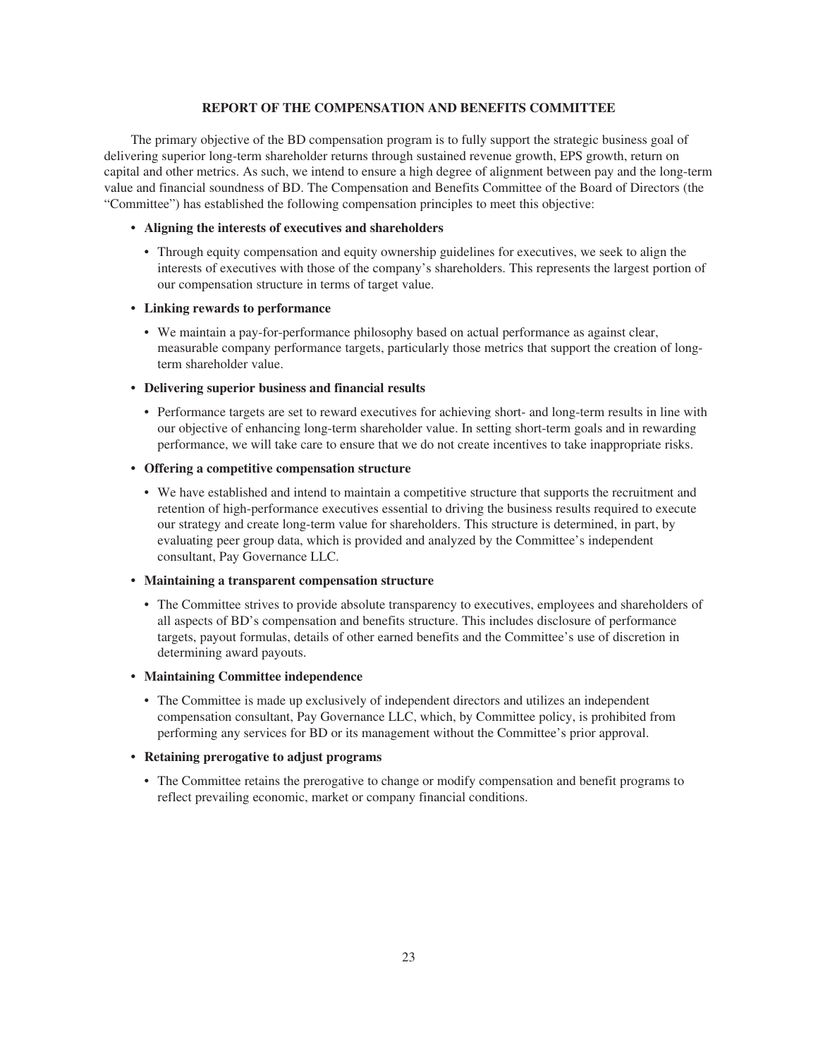## REPORT OF THE COMPENSATION AND BENEFITS COMMITTEE

The primary objective of the BD compensation program is to fully support the strategic business goal of delivering superior long-term shareholder returns through sustained revenue growth, EPS growth, return on capital and other metrics. As such, we intend to ensure a high degree of alignment between pay and the long-term value and financial soundness of BD. The Compensation and Benefits Committee of the Board of Directors (the "Committee") has established the following compensation principles to meet this objective:

- **Aligning the interests of executives and shareholders**
  - Through equity compensation and equity ownership guidelines for executives, we seek to align the interests of executives with those of the company's shareholders. This represents the largest portion of our compensation structure in terms of target value.
- **Linking rewards to performance**
  - We maintain a pay-for-performance philosophy based on actual performance as against clear, measurable company performance targets, particularly those metrics that support the creation of long-term shareholder value.
- **Delivering superior business and financial results**
  - Performance targets are set to reward executives for achieving short- and long-term results in line with our objective of enhancing long-term shareholder value. In setting short-term goals and in rewarding performance, we will take care to ensure that we do not create incentives to take inappropriate risks.
- **Offering a competitive compensation structure**
  - We have established and intend to maintain a competitive structure that supports the recruitment and retention of high-performance executives essential to driving the business results required to execute our strategy and create long-term value for shareholders. This structure is determined, in part, by evaluating peer group data, which is provided and analyzed by the Committee's independent consultant, Pay Governance LLC.
- **Maintaining a transparent compensation structure**
  - The Committee strives to provide absolute transparency to executives, employees and shareholders of all aspects of BD's compensation and benefits structure. This includes disclosure of performance targets, payout formulas, details of other earned benefits and the Committee's use of discretion in determining award payouts.
- **Maintaining Committee independence**
  - The Committee is made up exclusively of independent directors and utilizes an independent compensation consultant, Pay Governance LLC, which, by Committee policy, is prohibited from performing any services for BD or its management without the Committee's prior approval.
- **Retaining prerogative to adjust programs**
  - The Committee retains the prerogative to change or modify compensation and benefit programs to reflect prevailing economic, market or company financial conditions.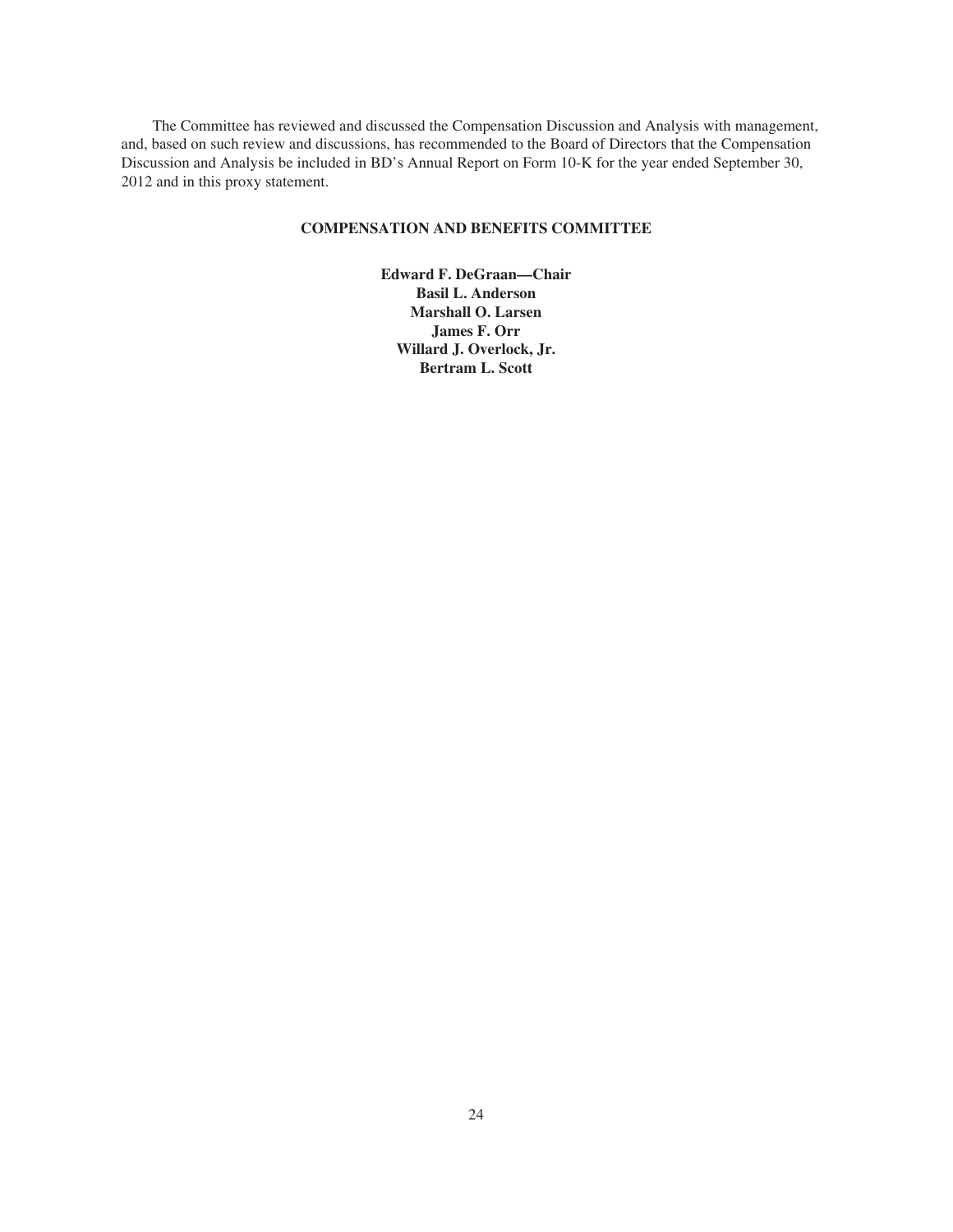The Committee has reviewed and discussed the Compensation Discussion and Analysis with management, and, based on such review and discussions, has recommended to the Board of Directors that the Compensation Discussion and Analysis be included in BD's Annual Report on Form 10-K for the year ended September 30, 2012 and in this proxy statement.

**COMPENSATION AND BENEFITS COMMITTEE**

**Edward F. DeGraan—Chair**
**Basil L. Anderson**
**Marshall O. Larsen**
**James F. Orr**
**Willard J. Overlock, Jr.**
**Bertram L. Scott**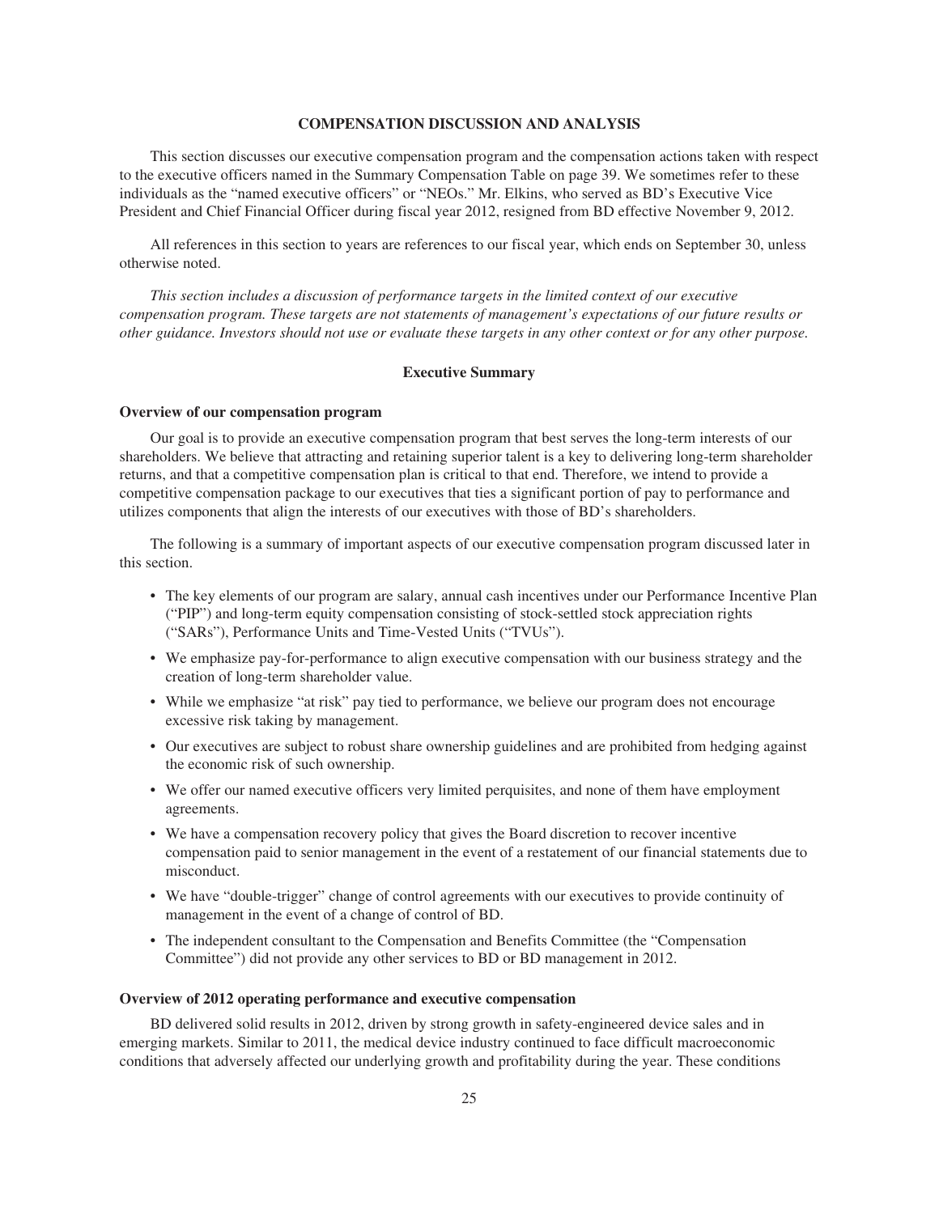## COMPENSATION DISCUSSION AND ANALYSIS

This section discusses our executive compensation program and the compensation actions taken with respect to the executive officers named in the Summary Compensation Table on page 39. We sometimes refer to these individuals as the "named executive officers" or "NEOs." Mr. Elkins, who served as BD's Executive Vice President and Chief Financial Officer during fiscal year 2012, resigned from BD effective November 9, 2012.

All references in this section to years are references to our fiscal year, which ends on September 30, unless otherwise noted.

*This section includes a discussion of performance targets in the limited context of our executive compensation program. These targets are not statements of management's expectations of our future results or other guidance. Investors should not use or evaluate these targets in any other context or for any other purpose.*

### Executive Summary

**Overview of our compensation program**

Our goal is to provide an executive compensation program that best serves the long-term interests of our shareholders. We believe that attracting and retaining superior talent is a key to delivering long-term shareholder returns, and that a competitive compensation plan is critical to that end. Therefore, we intend to provide a competitive compensation package to our executives that ties a significant portion of pay to performance and utilizes components that align the interests of our executives with those of BD's shareholders.

The following is a summary of important aspects of our executive compensation program discussed later in this section.

- The key elements of our program are salary, annual cash incentives under our Performance Incentive Plan ("PIP") and long-term equity compensation consisting of stock-settled stock appreciation rights ("SARs"), Performance Units and Time-Vested Units ("TVUs").
- We emphasize pay-for-performance to align executive compensation with our business strategy and the creation of long-term shareholder value.
- While we emphasize "at risk" pay tied to performance, we believe our program does not encourage excessive risk taking by management.
- Our executives are subject to robust share ownership guidelines and are prohibited from hedging against the economic risk of such ownership.
- We offer our named executive officers very limited perquisites, and none of them have employment agreements.
- We have a compensation recovery policy that gives the Board discretion to recover incentive compensation paid to senior management in the event of a restatement of our financial statements due to misconduct.
- We have "double-trigger" change of control agreements with our executives to provide continuity of management in the event of a change of control of BD.
- The independent consultant to the Compensation and Benefits Committee (the "Compensation Committee") did not provide any other services to BD or BD management in 2012.

**Overview of 2012 operating performance and executive compensation**

BD delivered solid results in 2012, driven by strong growth in safety-engineered device sales and in emerging markets. Similar to 2011, the medical device industry continued to face difficult macroeconomic conditions that adversely affected our underlying growth and profitability during the year. These conditions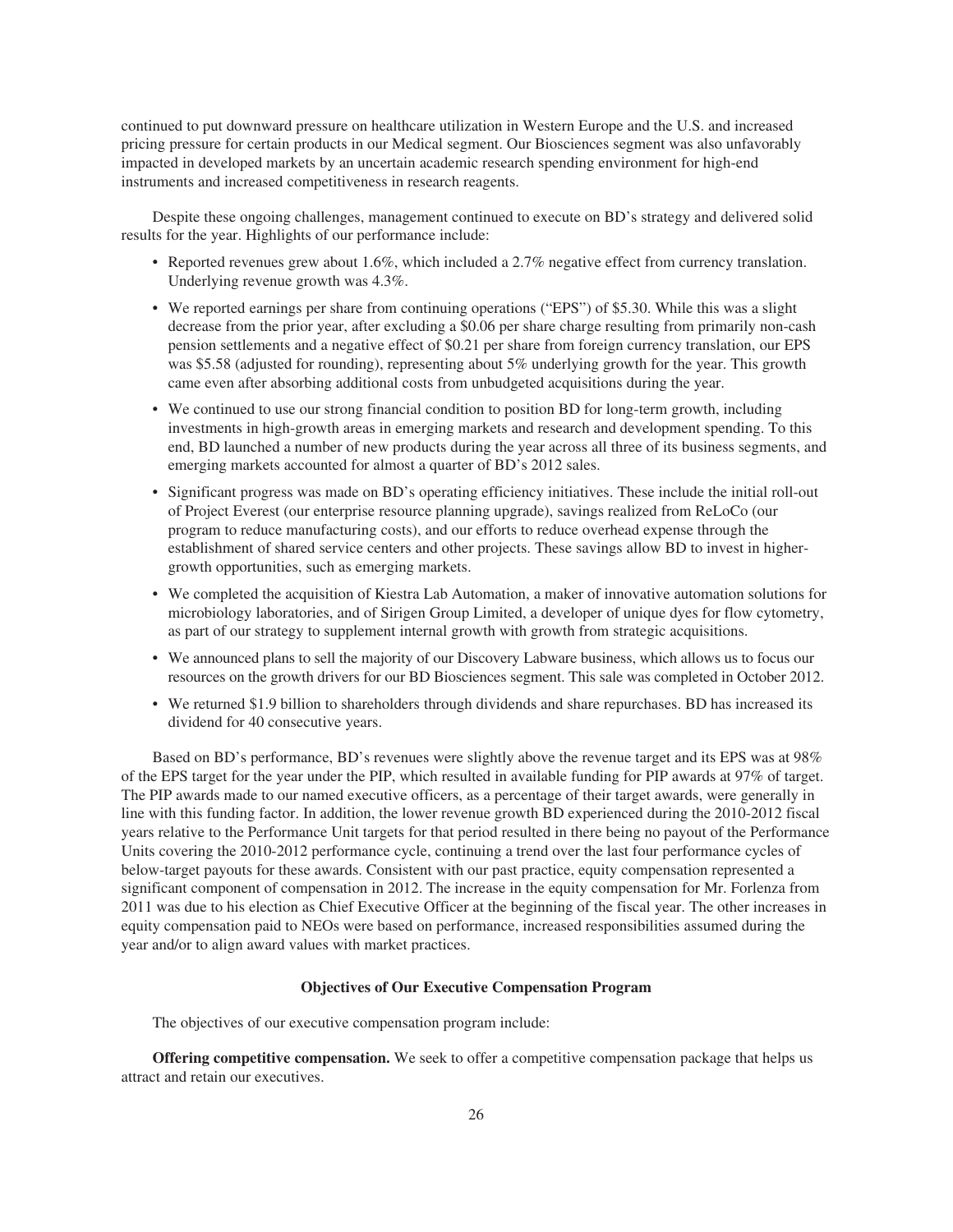continued to put downward pressure on healthcare utilization in Western Europe and the U.S. and increased pricing pressure for certain products in our Medical segment. Our Biosciences segment was also unfavorably impacted in developed markets by an uncertain academic research spending environment for high-end instruments and increased competitiveness in research reagents.

Despite these ongoing challenges, management continued to execute on BD's strategy and delivered solid results for the year. Highlights of our performance include:

- Reported revenues grew about 1.6%, which included a 2.7% negative effect from currency translation. Underlying revenue growth was 4.3%.
- We reported earnings per share from continuing operations ("EPS") of $5.30. While this was a slight decrease from the prior year, after excluding a $0.06 per share charge resulting from primarily non-cash pension settlements and a negative effect of $0.21 per share from foreign currency translation, our EPS was $5.58 (adjusted for rounding), representing about 5% underlying growth for the year. This growth came even after absorbing additional costs from unbudgeted acquisitions during the year.
- We continued to use our strong financial condition to position BD for long-term growth, including investments in high-growth areas in emerging markets and research and development spending. To this end, BD launched a number of new products during the year across all three of its business segments, and emerging markets accounted for almost a quarter of BD's 2012 sales.
- Significant progress was made on BD's operating efficiency initiatives. These include the initial roll-out of Project Everest (our enterprise resource planning upgrade), savings realized from ReLoCo (our program to reduce manufacturing costs), and our efforts to reduce overhead expense through the establishment of shared service centers and other projects. These savings allow BD to invest in higher-growth opportunities, such as emerging markets.
- We completed the acquisition of Kiestra Lab Automation, a maker of innovative automation solutions for microbiology laboratories, and of Sirigen Group Limited, a developer of unique dyes for flow cytometry, as part of our strategy to supplement internal growth with growth from strategic acquisitions.
- We announced plans to sell the majority of our Discovery Labware business, which allows us to focus our resources on the growth drivers for our BD Biosciences segment. This sale was completed in October 2012.
- We returned $1.9 billion to shareholders through dividends and share repurchases. BD has increased its dividend for 40 consecutive years.

Based on BD's performance, BD's revenues were slightly above the revenue target and its EPS was at 98% of the EPS target for the year under the PIP, which resulted in available funding for PIP awards at 97% of target. The PIP awards made to our named executive officers, as a percentage of their target awards, were generally in line with this funding factor. In addition, the lower revenue growth BD experienced during the 2010-2012 fiscal years relative to the Performance Unit targets for that period resulted in there being no payout of the Performance Units covering the 2010-2012 performance cycle, continuing a trend over the last four performance cycles of below-target payouts for these awards. Consistent with our past practice, equity compensation represented a significant component of compensation in 2012. The increase in the equity compensation for Mr. Forlenza from 2011 was due to his election as Chief Executive Officer at the beginning of the fiscal year. The other increases in equity compensation paid to NEOs were based on performance, increased responsibilities assumed during the year and/or to align award values with market practices.

### Objectives of Our Executive Compensation Program

The objectives of our executive compensation program include:

**Offering competitive compensation.** We seek to offer a competitive compensation package that helps us attract and retain our executives.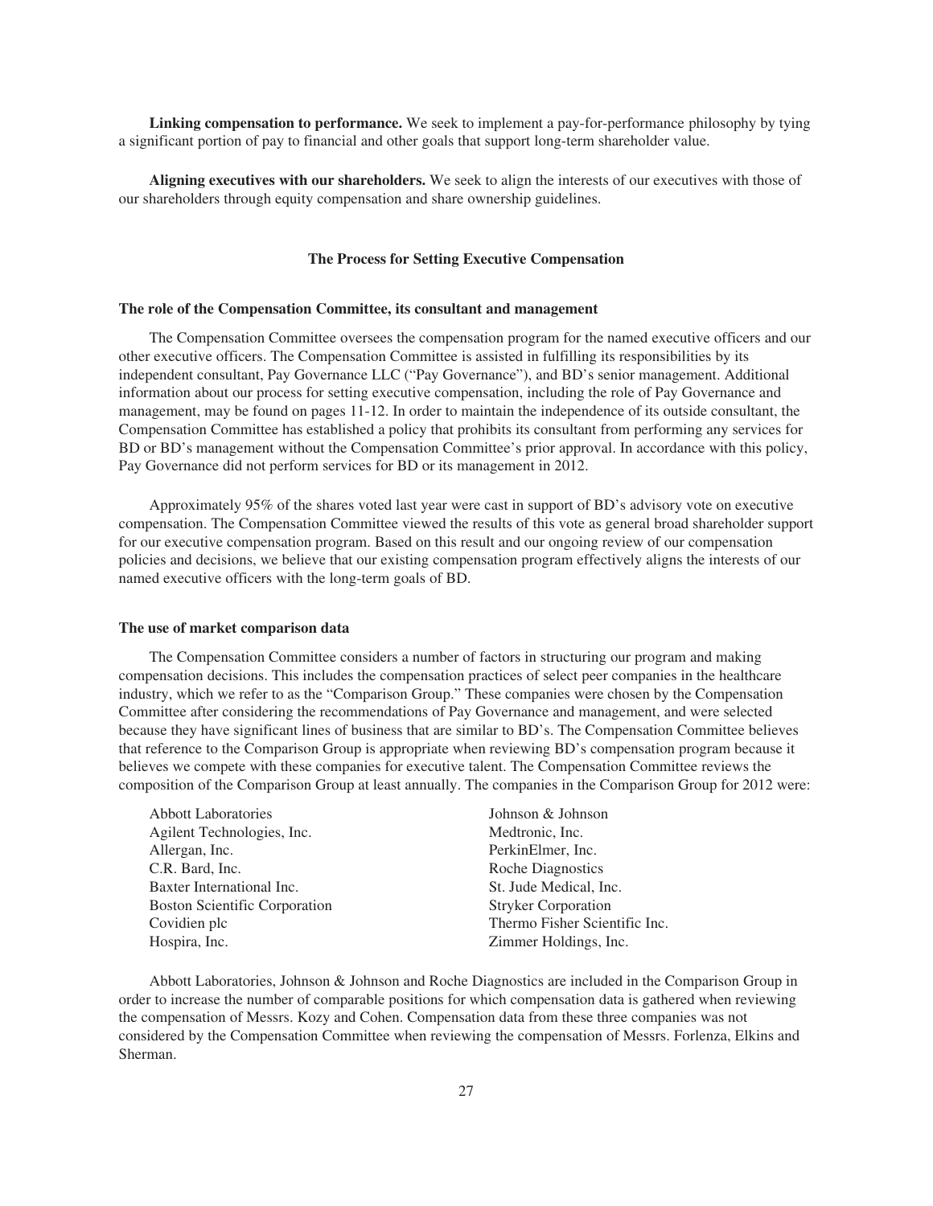**Linking compensation to performance.** We seek to implement a pay-for-performance philosophy by tying a significant portion of pay to financial and other goals that support long-term shareholder value.

**Aligning executives with our shareholders.** We seek to align the interests of our executives with those of our shareholders through equity compensation and share ownership guidelines.

### The Process for Setting Executive Compensation

#### The role of the Compensation Committee, its consultant and management

The Compensation Committee oversees the compensation program for the named executive officers and our other executive officers. The Compensation Committee is assisted in fulfilling its responsibilities by its independent consultant, Pay Governance LLC ("Pay Governance"), and BD's senior management. Additional information about our process for setting executive compensation, including the role of Pay Governance and management, may be found on pages 11-12. In order to maintain the independence of its outside consultant, the Compensation Committee has established a policy that prohibits its consultant from performing any services for BD or BD's management without the Compensation Committee's prior approval. In accordance with this policy, Pay Governance did not perform services for BD or its management in 2012.

Approximately 95% of the shares voted last year were cast in support of BD's advisory vote on executive compensation. The Compensation Committee viewed the results of this vote as general broad shareholder support for our executive compensation program. Based on this result and our ongoing review of our compensation policies and decisions, we believe that our existing compensation program effectively aligns the interests of our named executive officers with the long-term goals of BD.

#### The use of market comparison data

The Compensation Committee considers a number of factors in structuring our program and making compensation decisions. This includes the compensation practices of select peer companies in the healthcare industry, which we refer to as the "Comparison Group." These companies were chosen by the Compensation Committee after considering the recommendations of Pay Governance and management, and were selected because they have significant lines of business that are similar to BD's. The Compensation Committee believes that reference to the Comparison Group is appropriate when reviewing BD's compensation program because it believes we compete with these companies for executive talent. The Compensation Committee reviews the composition of the Comparison Group at least annually. The companies in the Comparison Group for 2012 were:

- Abbott Laboratories
- Agilent Technologies, Inc.
- Allergan, Inc.
- C.R. Bard, Inc.
- Baxter International Inc.
- Boston Scientific Corporation
- Covidien plc
- Hospira, Inc.
- Johnson & Johnson
- Medtronic, Inc.
- PerkinElmer, Inc.
- Roche Diagnostics
- St. Jude Medical, Inc.
- Stryker Corporation
- Thermo Fisher Scientific Inc.
- Zimmer Holdings, Inc.

Abbott Laboratories, Johnson & Johnson and Roche Diagnostics are included in the Comparison Group in order to increase the number of comparable positions for which compensation data is gathered when reviewing the compensation of Messrs. Kozy and Cohen. Compensation data from these three companies was not considered by the Compensation Committee when reviewing the compensation of Messrs. Forlenza, Elkins and Sherman.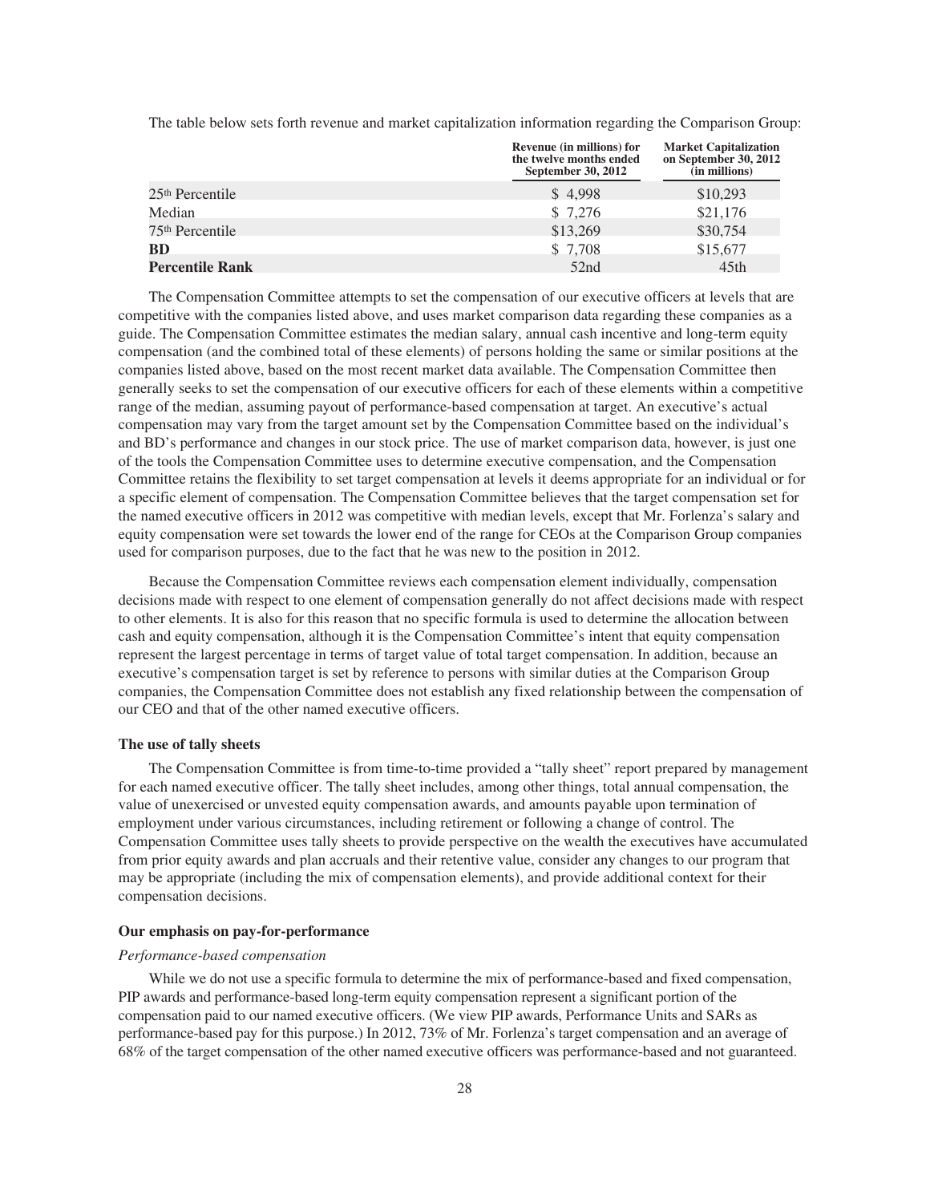The table below sets forth revenue and market capitalization information regarding the Comparison Group:

| | Revenue (in millions) for the twelve months ended September 30, 2012 | Market Capitalization on September 30, 2012 (in millions) |
|---|---|---|
| 25th Percentile | $ 4,998 | $10,293 |
| Median | $ 7,276 | $21,176 |
| 75th Percentile | $13,269 | $30,754 |
| **BD** | $ 7,708 | $15,677 |
| **Percentile Rank** | 52nd | 45th |

The Compensation Committee attempts to set the compensation of our executive officers at levels that are competitive with the companies listed above, and uses market comparison data regarding these companies as a guide. The Compensation Committee estimates the median salary, annual cash incentive and long-term equity compensation (and the combined total of these elements) of persons holding the same or similar positions at the companies listed above, based on the most recent market data available. The Compensation Committee then generally seeks to set the compensation of our executive officers for each of these elements within a competitive range of the median, assuming payout of performance-based compensation at target. An executive's actual compensation may vary from the target amount set by the Compensation Committee based on the individual's and BD's performance and changes in our stock price. The use of market comparison data, however, is just one of the tools the Compensation Committee uses to determine executive compensation, and the Compensation Committee retains the flexibility to set target compensation at levels it deems appropriate for an individual or for a specific element of compensation. The Compensation Committee believes that the target compensation set for the named executive officers in 2012 was competitive with median levels, except that Mr. Forlenza's salary and equity compensation were set towards the lower end of the range for CEOs at the Comparison Group companies used for comparison purposes, due to the fact that he was new to the position in 2012.

Because the Compensation Committee reviews each compensation element individually, compensation decisions made with respect to one element of compensation generally do not affect decisions made with respect to other elements. It is also for this reason that no specific formula is used to determine the allocation between cash and equity compensation, although it is the Compensation Committee's intent that equity compensation represent the largest percentage in terms of target value of total target compensation. In addition, because an executive's compensation target is set by reference to persons with similar duties at the Comparison Group companies, the Compensation Committee does not establish any fixed relationship between the compensation of our CEO and that of the other named executive officers.

**The use of tally sheets**

The Compensation Committee is from time-to-time provided a "tally sheet" report prepared by management for each named executive officer. The tally sheet includes, among other things, total annual compensation, the value of unexercised or unvested equity compensation awards, and amounts payable upon termination of employment under various circumstances, including retirement or following a change of control. The Compensation Committee uses tally sheets to provide perspective on the wealth the executives have accumulated from prior equity awards and plan accruals and their retentive value, consider any changes to our program that may be appropriate (including the mix of compensation elements), and provide additional context for their compensation decisions.

**Our emphasis on pay-for-performance**

*Performance-based compensation*

While we do not use a specific formula to determine the mix of performance-based and fixed compensation, PIP awards and performance-based long-term equity compensation represent a significant portion of the compensation paid to our named executive officers. (We view PIP awards, Performance Units and SARs as performance-based pay for this purpose.) In 2012, 73% of Mr. Forlenza's target compensation and an average of 68% of the target compensation of the other named executive officers was performance-based and not guaranteed.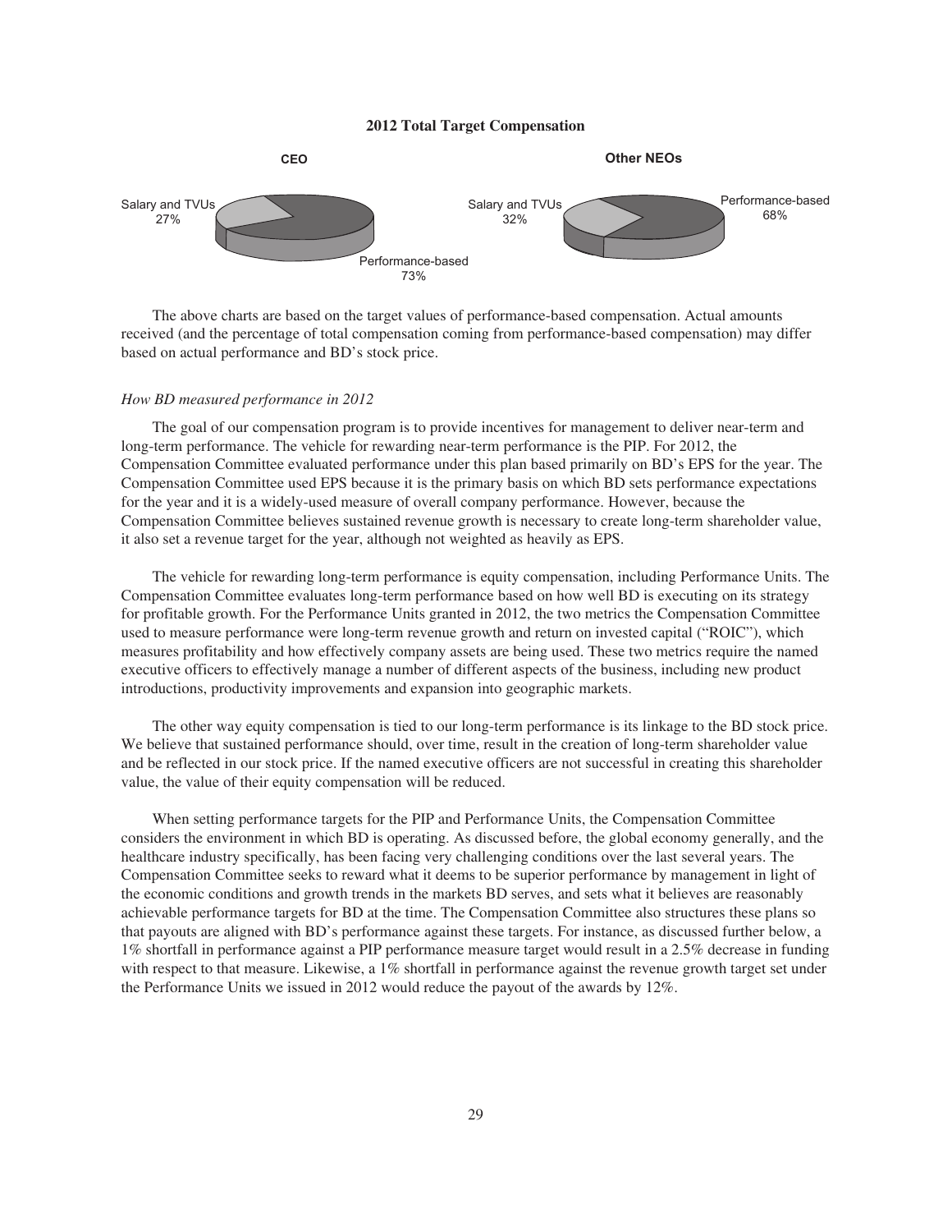**2012 Total Target Compensation**

**CEO**

Salary and TVUs 27%

Performance-based 73%

**Other NEOs**

Salary and TVUs 32%

Performance-based 68%

The above charts are based on the target values of performance-based compensation. Actual amounts received (and the percentage of total compensation coming from performance-based compensation) may differ based on actual performance and BD's stock price.

*How BD measured performance in 2012*

The goal of our compensation program is to provide incentives for management to deliver near-term and long-term performance. The vehicle for rewarding near-term performance is the PIP. For 2012, the Compensation Committee evaluated performance under this plan based primarily on BD's EPS for the year. The Compensation Committee used EPS because it is the primary basis on which BD sets performance expectations for the year and it is a widely-used measure of overall company performance. However, because the Compensation Committee believes sustained revenue growth is necessary to create long-term shareholder value, it also set a revenue target for the year, although not weighted as heavily as EPS.

The vehicle for rewarding long-term performance is equity compensation, including Performance Units. The Compensation Committee evaluates long-term performance based on how well BD is executing on its strategy for profitable growth. For the Performance Units granted in 2012, the two metrics the Compensation Committee used to measure performance were long-term revenue growth and return on invested capital ("ROIC"), which measures profitability and how effectively company assets are being used. These two metrics require the named executive officers to effectively manage a number of different aspects of the business, including new product introductions, productivity improvements and expansion into geographic markets.

The other way equity compensation is tied to our long-term performance is its linkage to the BD stock price. We believe that sustained performance should, over time, result in the creation of long-term shareholder value and be reflected in our stock price. If the named executive officers are not successful in creating this shareholder value, the value of their equity compensation will be reduced.

When setting performance targets for the PIP and Performance Units, the Compensation Committee considers the environment in which BD is operating. As discussed before, the global economy generally, and the healthcare industry specifically, has been facing very challenging conditions over the last several years. The Compensation Committee seeks to reward what it deems to be superior performance by management in light of the economic conditions and growth trends in the markets BD serves, and sets what it believes are reasonably achievable performance targets for BD at the time. The Compensation Committee also structures these plans so that payouts are aligned with BD's performance against these targets. For instance, as discussed further below, a 1% shortfall in performance against a PIP performance measure target would result in a 2.5% decrease in funding with respect to that measure. Likewise, a 1% shortfall in performance against the revenue growth target set under the Performance Units we issued in 2012 would reduce the payout of the awards by 12%.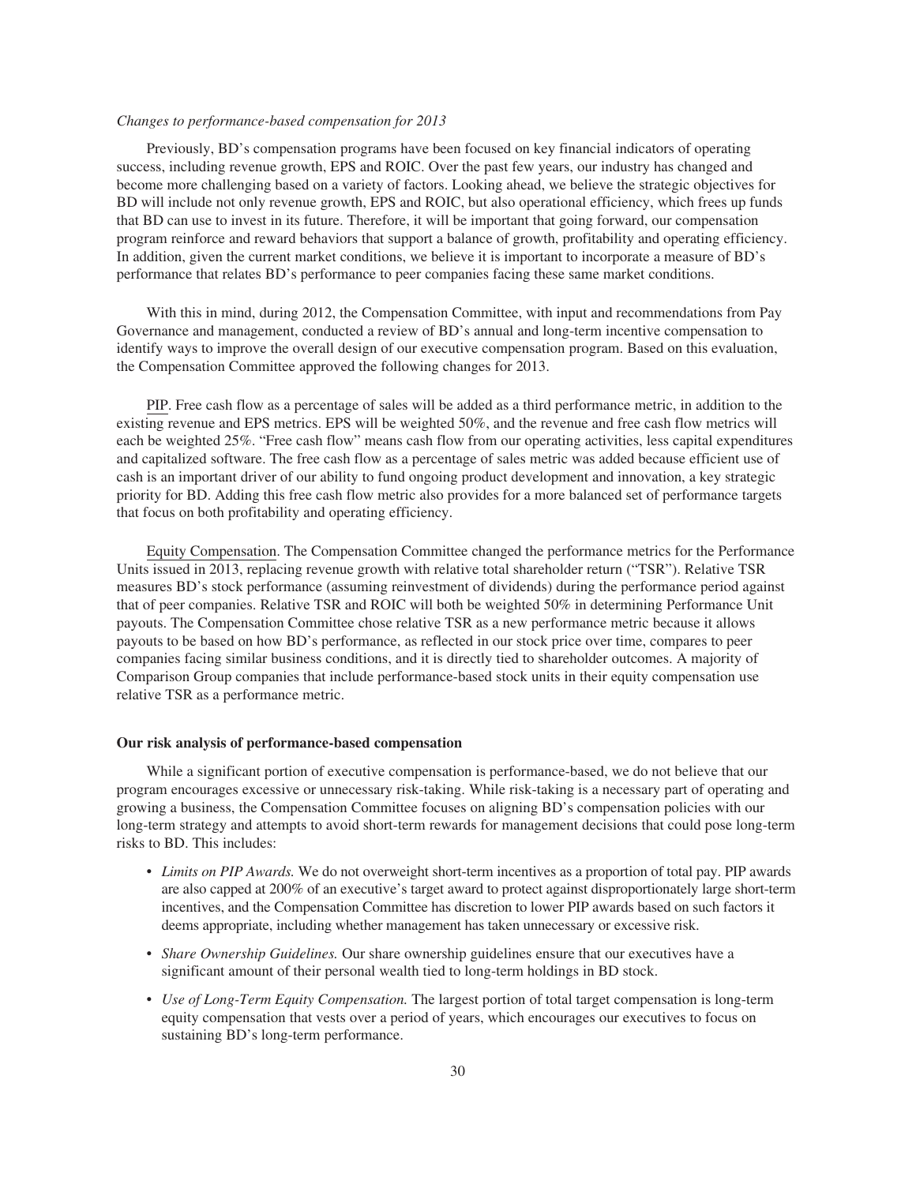*Changes to performance-based compensation for 2013*

Previously, BD's compensation programs have been focused on key financial indicators of operating success, including revenue growth, EPS and ROIC. Over the past few years, our industry has changed and become more challenging based on a variety of factors. Looking ahead, we believe the strategic objectives for BD will include not only revenue growth, EPS and ROIC, but also operational efficiency, which frees up funds that BD can use to invest in its future. Therefore, it will be important that going forward, our compensation program reinforce and reward behaviors that support a balance of growth, profitability and operating efficiency. In addition, given the current market conditions, we believe it is important to incorporate a measure of BD's performance that relates BD's performance to peer companies facing these same market conditions.

With this in mind, during 2012, the Compensation Committee, with input and recommendations from Pay Governance and management, conducted a review of BD's annual and long-term incentive compensation to identify ways to improve the overall design of our executive compensation program. Based on this evaluation, the Compensation Committee approved the following changes for 2013.

PIP. Free cash flow as a percentage of sales will be added as a third performance metric, in addition to the existing revenue and EPS metrics. EPS will be weighted 50%, and the revenue and free cash flow metrics will each be weighted 25%. "Free cash flow" means cash flow from our operating activities, less capital expenditures and capitalized software. The free cash flow as a percentage of sales metric was added because efficient use of cash is an important driver of our ability to fund ongoing product development and innovation, a key strategic priority for BD. Adding this free cash flow metric also provides for a more balanced set of performance targets that focus on both profitability and operating efficiency.

Equity Compensation. The Compensation Committee changed the performance metrics for the Performance Units issued in 2013, replacing revenue growth with relative total shareholder return ("TSR"). Relative TSR measures BD's stock performance (assuming reinvestment of dividends) during the performance period against that of peer companies. Relative TSR and ROIC will both be weighted 50% in determining Performance Unit payouts. The Compensation Committee chose relative TSR as a new performance metric because it allows payouts to be based on how BD's performance, as reflected in our stock price over time, compares to peer companies facing similar business conditions, and it is directly tied to shareholder outcomes. A majority of Comparison Group companies that include performance-based stock units in their equity compensation use relative TSR as a performance metric.

**Our risk analysis of performance-based compensation**

While a significant portion of executive compensation is performance-based, we do not believe that our program encourages excessive or unnecessary risk-taking. While risk-taking is a necessary part of operating and growing a business, the Compensation Committee focuses on aligning BD's compensation policies with our long-term strategy and attempts to avoid short-term rewards for management decisions that could pose long-term risks to BD. This includes:

- *Limits on PIP Awards.* We do not overweight short-term incentives as a proportion of total pay. PIP awards are also capped at 200% of an executive's target award to protect against disproportionately large short-term incentives, and the Compensation Committee has discretion to lower PIP awards based on such factors it deems appropriate, including whether management has taken unnecessary or excessive risk.
- *Share Ownership Guidelines.* Our share ownership guidelines ensure that our executives have a significant amount of their personal wealth tied to long-term holdings in BD stock.
- *Use of Long-Term Equity Compensation.* The largest portion of total target compensation is long-term equity compensation that vests over a period of years, which encourages our executives to focus on sustaining BD's long-term performance.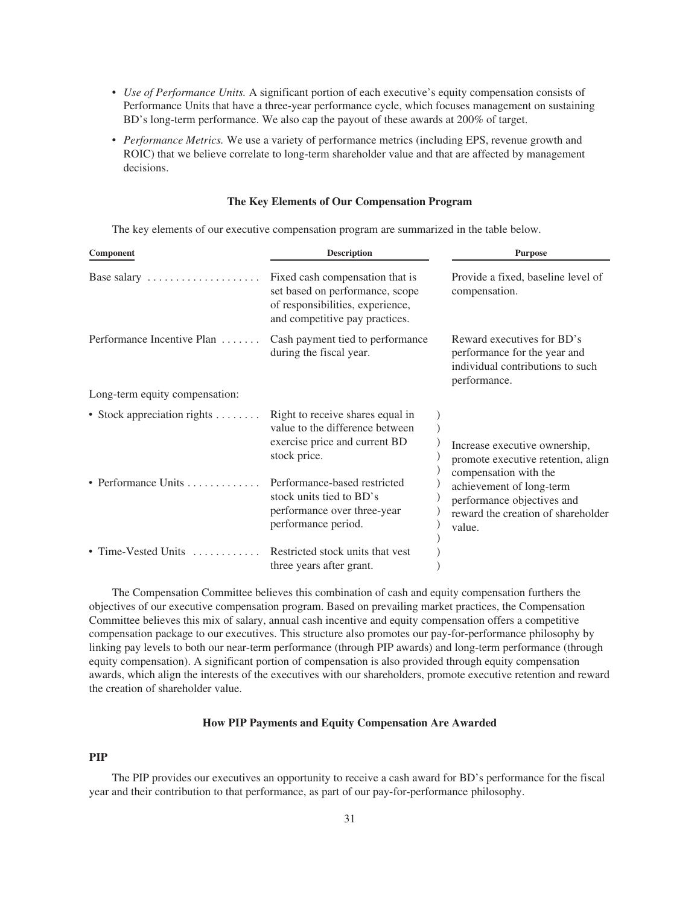- *Use of Performance Units.* A significant portion of each executive's equity compensation consists of Performance Units that have a three-year performance cycle, which focuses management on sustaining BD's long-term performance. We also cap the payout of these awards at 200% of target.
- *Performance Metrics.* We use a variety of performance metrics (including EPS, revenue growth and ROIC) that we believe correlate to long-term shareholder value and that are affected by management decisions.

### The Key Elements of Our Compensation Program

The key elements of our executive compensation program are summarized in the table below.

| Component | Description | Purpose |
|---|---|---|
| Base salary | Fixed cash compensation that is set based on performance, scope of responsibilities, experience, and competitive pay practices. | Provide a fixed, baseline level of compensation. |
| Performance Incentive Plan | Cash payment tied to performance during the fiscal year. | Reward executives for BD's performance for the year and individual contributions to such performance. |
| Long-term equity compensation: | | |
| • Stock appreciation rights | Right to receive shares equal in value to the difference between exercise price and current BD stock price. | Increase executive ownership, promote executive retention, align compensation with the achievement of long-term performance objectives and reward the creation of shareholder value. |
| • Performance Units | Performance-based restricted stock units tied to BD's performance over three-year performance period. | |
| • Time-Vested Units | Restricted stock units that vest three years after grant. | |

The Compensation Committee believes this combination of cash and equity compensation furthers the objectives of our executive compensation program. Based on prevailing market practices, the Compensation Committee believes this mix of salary, annual cash incentive and equity compensation offers a competitive compensation package to our executives. This structure also promotes our pay-for-performance philosophy by linking pay levels to both our near-term performance (through PIP awards) and long-term performance (through equity compensation). A significant portion of compensation is also provided through equity compensation awards, which align the interests of the executives with our shareholders, promote executive retention and reward the creation of shareholder value.

### How PIP Payments and Equity Compensation Are Awarded

#### PIP

The PIP provides our executives an opportunity to receive a cash award for BD's performance for the fiscal year and their contribution to that performance, as part of our pay-for-performance philosophy.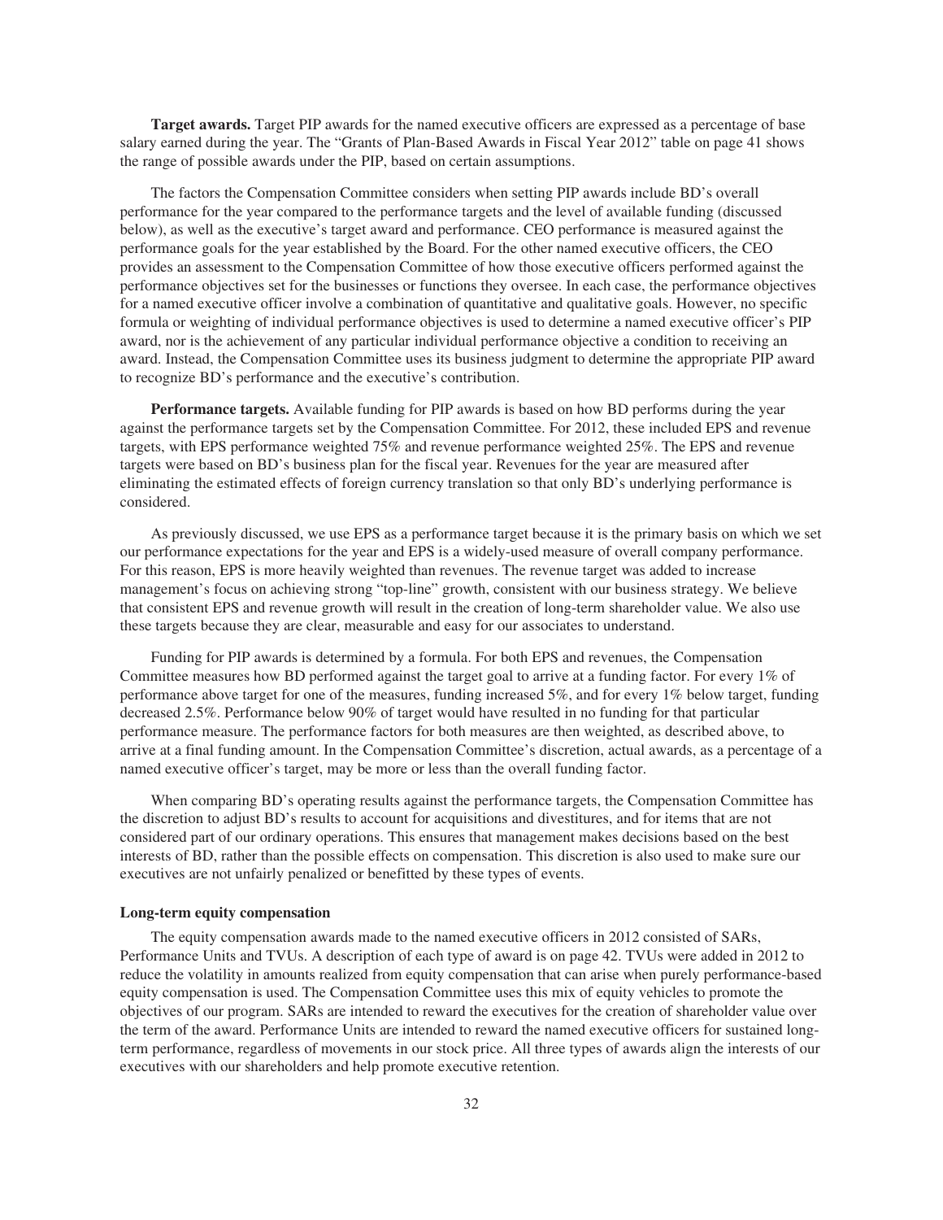**Target awards.** Target PIP awards for the named executive officers are expressed as a percentage of base salary earned during the year. The "Grants of Plan-Based Awards in Fiscal Year 2012" table on page 41 shows the range of possible awards under the PIP, based on certain assumptions.

The factors the Compensation Committee considers when setting PIP awards include BD's overall performance for the year compared to the performance targets and the level of available funding (discussed below), as well as the executive's target award and performance. CEO performance is measured against the performance goals for the year established by the Board. For the other named executive officers, the CEO provides an assessment to the Compensation Committee of how those executive officers performed against the performance objectives set for the businesses or functions they oversee. In each case, the performance objectives for a named executive officer involve a combination of quantitative and qualitative goals. However, no specific formula or weighting of individual performance objectives is used to determine a named executive officer's PIP award, nor is the achievement of any particular individual performance objective a condition to receiving an award. Instead, the Compensation Committee uses its business judgment to determine the appropriate PIP award to recognize BD's performance and the executive's contribution.

**Performance targets.** Available funding for PIP awards is based on how BD performs during the year against the performance targets set by the Compensation Committee. For 2012, these included EPS and revenue targets, with EPS performance weighted 75% and revenue performance weighted 25%. The EPS and revenue targets were based on BD's business plan for the fiscal year. Revenues for the year are measured after eliminating the estimated effects of foreign currency translation so that only BD's underlying performance is considered.

As previously discussed, we use EPS as a performance target because it is the primary basis on which we set our performance expectations for the year and EPS is a widely-used measure of overall company performance. For this reason, EPS is more heavily weighted than revenues. The revenue target was added to increase management's focus on achieving strong "top-line" growth, consistent with our business strategy. We believe that consistent EPS and revenue growth will result in the creation of long-term shareholder value. We also use these targets because they are clear, measurable and easy for our associates to understand.

Funding for PIP awards is determined by a formula. For both EPS and revenues, the Compensation Committee measures how BD performed against the target goal to arrive at a funding factor. For every 1% of performance above target for one of the measures, funding increased 5%, and for every 1% below target, funding decreased 2.5%. Performance below 90% of target would have resulted in no funding for that particular performance measure. The performance factors for both measures are then weighted, as described above, to arrive at a final funding amount. In the Compensation Committee's discretion, actual awards, as a percentage of a named executive officer's target, may be more or less than the overall funding factor.

When comparing BD's operating results against the performance targets, the Compensation Committee has the discretion to adjust BD's results to account for acquisitions and divestitures, and for items that are not considered part of our ordinary operations. This ensures that management makes decisions based on the best interests of BD, rather than the possible effects on compensation. This discretion is also used to make sure our executives are not unfairly penalized or benefitted by these types of events.

### Long-term equity compensation

The equity compensation awards made to the named executive officers in 2012 consisted of SARs, Performance Units and TVUs. A description of each type of award is on page 42. TVUs were added in 2012 to reduce the volatility in amounts realized from equity compensation that can arise when purely performance-based equity compensation is used. The Compensation Committee uses this mix of equity vehicles to promote the objectives of our program. SARs are intended to reward the executives for the creation of shareholder value over the term of the award. Performance Units are intended to reward the named executive officers for sustained long-term performance, regardless of movements in our stock price. All three types of awards align the interests of our executives with our shareholders and help promote executive retention.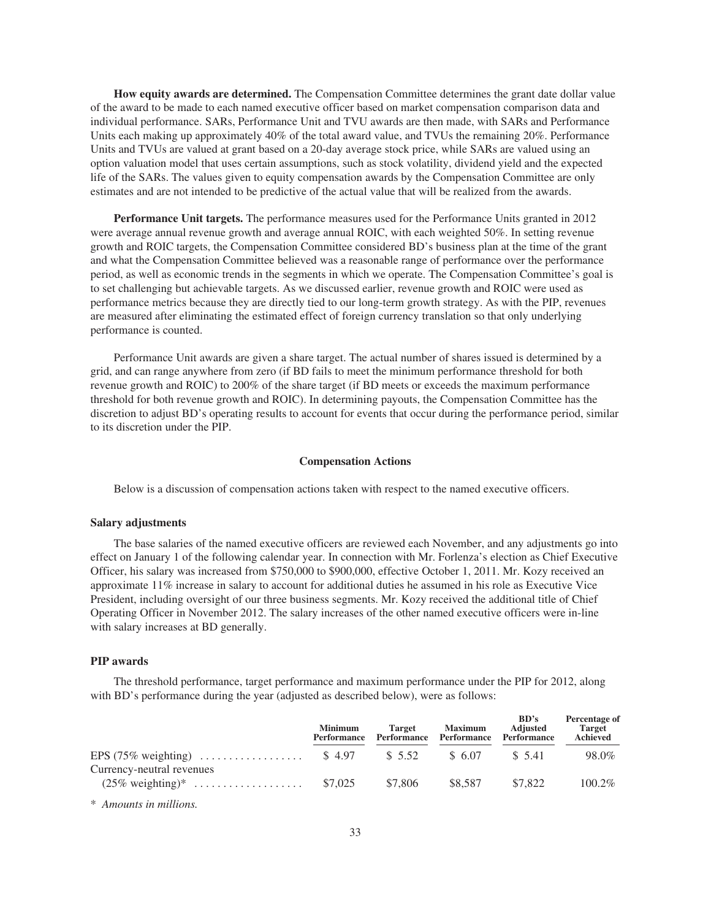**How equity awards are determined.** The Compensation Committee determines the grant date dollar value of the award to be made to each named executive officer based on market compensation comparison data and individual performance. SARs, Performance Unit and TVU awards are then made, with SARs and Performance Units each making up approximately 40% of the total award value, and TVUs the remaining 20%. Performance Units and TVUs are valued at grant based on a 20-day average stock price, while SARs are valued using an option valuation model that uses certain assumptions, such as stock volatility, dividend yield and the expected life of the SARs. The values given to equity compensation awards by the Compensation Committee are only estimates and are not intended to be predictive of the actual value that will be realized from the awards.

**Performance Unit targets.** The performance measures used for the Performance Units granted in 2012 were average annual revenue growth and average annual ROIC, with each weighted 50%. In setting revenue growth and ROIC targets, the Compensation Committee considered BD's business plan at the time of the grant and what the Compensation Committee believed was a reasonable range of performance over the performance period, as well as economic trends in the segments in which we operate. The Compensation Committee's goal is to set challenging but achievable targets. As we discussed earlier, revenue growth and ROIC were used as performance metrics because they are directly tied to our long-term growth strategy. As with the PIP, revenues are measured after eliminating the estimated effect of foreign currency translation so that only underlying performance is counted.

Performance Unit awards are given a share target. The actual number of shares issued is determined by a grid, and can range anywhere from zero (if BD fails to meet the minimum performance threshold for both revenue growth and ROIC) to 200% of the share target (if BD meets or exceeds the maximum performance threshold for both revenue growth and ROIC). In determining payouts, the Compensation Committee has the discretion to adjust BD's operating results to account for events that occur during the performance period, similar to its discretion under the PIP.

## Compensation Actions

Below is a discussion of compensation actions taken with respect to the named executive officers.

### Salary adjustments

The base salaries of the named executive officers are reviewed each November, and any adjustments go into effect on January 1 of the following calendar year. In connection with Mr. Forlenza's election as Chief Executive Officer, his salary was increased from $750,000 to $900,000, effective October 1, 2011. Mr. Kozy received an approximate 11% increase in salary to account for additional duties he assumed in his role as Executive Vice President, including oversight of our three business segments. Mr. Kozy received the additional title of Chief Operating Officer in November 2012. The salary increases of the other named executive officers were in-line with salary increases at BD generally.

### PIP awards

The threshold performance, target performance and maximum performance under the PIP for 2012, along with BD's performance during the year (adjusted as described below), were as follows:

| | Minimum Performance | Target Performance | Maximum Performance | BD's Adjusted Performance | Percentage of Target Achieved |
|---|---|---|---|---|---|
| EPS (75% weighting) | $ 4.97 | $ 5.52 | $ 6.07 | $ 5.41 | 98.0% |
| Currency-neutral revenues (25% weighting)* | $7,025 | $7,806 | $8,587 | $7,822 | 100.2% |

\* *Amounts in millions.*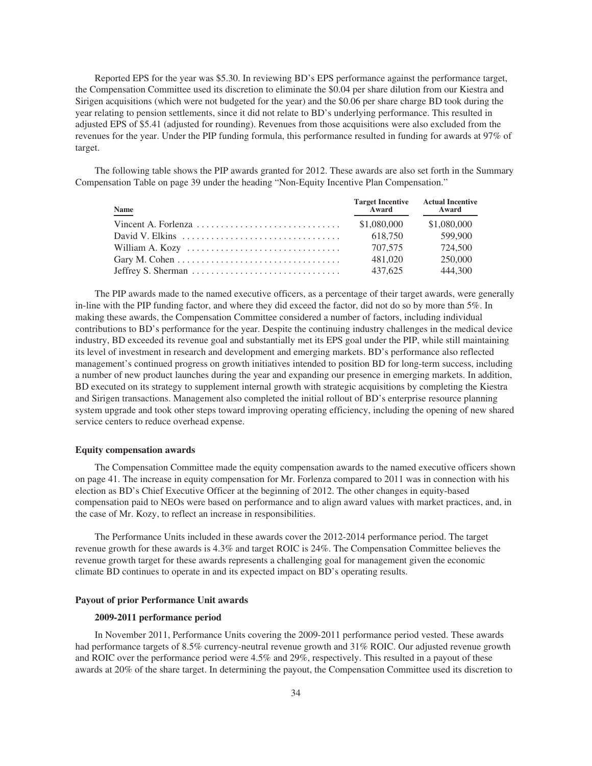Reported EPS for the year was $5.30. In reviewing BD's EPS performance against the performance target, the Compensation Committee used its discretion to eliminate the $0.04 per share dilution from our Kiestra and Sirigen acquisitions (which were not budgeted for the year) and the $0.06 per share charge BD took during the year relating to pension settlements, since it did not relate to BD's underlying performance. This resulted in adjusted EPS of $5.41 (adjusted for rounding). Revenues from those acquisitions were also excluded from the revenues for the year. Under the PIP funding formula, this performance resulted in funding for awards at 97% of target.

The following table shows the PIP awards granted for 2012. These awards are also set forth in the Summary Compensation Table on page 39 under the heading "Non-Equity Incentive Plan Compensation."

| Name | Target Incentive Award | Actual Incentive Award |
|---|---|---|
| Vincent A. Forlenza | $1,080,000 | $1,080,000 |
| David V. Elkins | 618,750 | 599,900 |
| William A. Kozy | 707,575 | 724,500 |
| Gary M. Cohen | 481,020 | 250,000 |
| Jeffrey S. Sherman | 437,625 | 444,300 |

The PIP awards made to the named executive officers, as a percentage of their target awards, were generally in-line with the PIP funding factor, and where they did exceed the factor, did not do so by more than 5%. In making these awards, the Compensation Committee considered a number of factors, including individual contributions to BD's performance for the year. Despite the continuing industry challenges in the medical device industry, BD exceeded its revenue goal and substantially met its EPS goal under the PIP, while still maintaining its level of investment in research and development and emerging markets. BD's performance also reflected management's continued progress on growth initiatives intended to position BD for long-term success, including a number of new product launches during the year and expanding our presence in emerging markets. In addition, BD executed on its strategy to supplement internal growth with strategic acquisitions by completing the Kiestra and Sirigen transactions. Management also completed the initial rollout of BD's enterprise resource planning system upgrade and took other steps toward improving operating efficiency, including the opening of new shared service centers to reduce overhead expense.

### Equity compensation awards

The Compensation Committee made the equity compensation awards to the named executive officers shown on page 41. The increase in equity compensation for Mr. Forlenza compared to 2011 was in connection with his election as BD's Chief Executive Officer at the beginning of 2012. The other changes in equity-based compensation paid to NEOs were based on performance and to align award values with market practices, and, in the case of Mr. Kozy, to reflect an increase in responsibilities.

The Performance Units included in these awards cover the 2012-2014 performance period. The target revenue growth for these awards is 4.3% and target ROIC is 24%. The Compensation Committee believes the revenue growth target for these awards represents a challenging goal for management given the economic climate BD continues to operate in and its expected impact on BD's operating results.

### Payout of prior Performance Unit awards

#### 2009-2011 performance period

In November 2011, Performance Units covering the 2009-2011 performance period vested. These awards had performance targets of 8.5% currency-neutral revenue growth and 31% ROIC. Our adjusted revenue growth and ROIC over the performance period were 4.5% and 29%, respectively. This resulted in a payout of these awards at 20% of the share target. In determining the payout, the Compensation Committee used its discretion to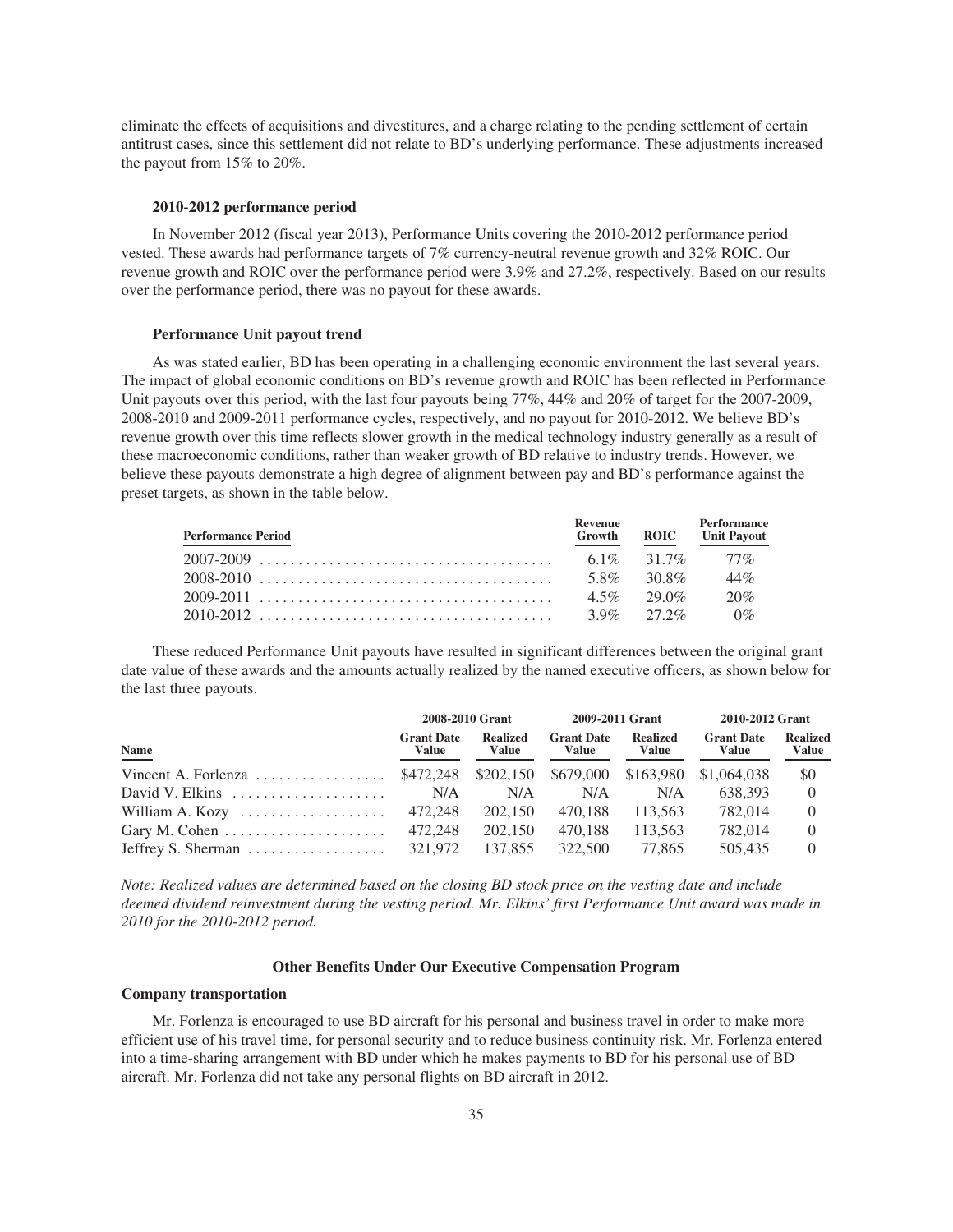eliminate the effects of acquisitions and divestitures, and a charge relating to the pending settlement of certain antitrust cases, since this settlement did not relate to BD's underlying performance. These adjustments increased the payout from 15% to 20%.

### 2010-2012 performance period

In November 2012 (fiscal year 2013), Performance Units covering the 2010-2012 performance period vested. These awards had performance targets of 7% currency-neutral revenue growth and 32% ROIC. Our revenue growth and ROIC over the performance period were 3.9% and 27.2%, respectively. Based on our results over the performance period, there was no payout for these awards.

### Performance Unit payout trend

As was stated earlier, BD has been operating in a challenging economic environment the last several years. The impact of global economic conditions on BD's revenue growth and ROIC has been reflected in Performance Unit payouts over this period, with the last four payouts being 77%, 44% and 20% of target for the 2007-2009, 2008-2010 and 2009-2011 performance cycles, respectively, and no payout for 2010-2012. We believe BD's revenue growth over this time reflects slower growth in the medical technology industry generally as a result of these macroeconomic conditions, rather than weaker growth of BD relative to industry trends. However, we believe these payouts demonstrate a high degree of alignment between pay and BD's performance against the preset targets, as shown in the table below.

| Performance Period | Revenue Growth | ROIC | Performance Unit Payout |
|---|---|---|---|
| 2007-2009 | 6.1% | 31.7% | 77% |
| 2008-2010 | 5.8% | 30.8% | 44% |
| 2009-2011 | 4.5% | 29.0% | 20% |
| 2010-2012 | 3.9% | 27.2% | 0% |

These reduced Performance Unit payouts have resulted in significant differences between the original grant date value of these awards and the amounts actually realized by the named executive officers, as shown below for the last three payouts.

| | 2008-2010 Grant | | 2009-2011 Grant | | 2010-2012 Grant | |
|---|---|---|---|---|---|---|
| Name | Grant Date Value | Realized Value | Grant Date Value | Realized Value | Grant Date Value | Realized Value |
| Vincent A. Forlenza | $472,248 | $202,150 | $679,000 | $163,980 | $1,064,038 | $0 |
| David V. Elkins | N/A | N/A | N/A | N/A | 638,393 | 0 |
| William A. Kozy | 472,248 | 202,150 | 470,188 | 113,563 | 782,014 | 0 |
| Gary M. Cohen | 472,248 | 202,150 | 470,188 | 113,563 | 782,014 | 0 |
| Jeffrey S. Sherman | 321,972 | 137,855 | 322,500 | 77,865 | 505,435 | 0 |

*Note: Realized values are determined based on the closing BD stock price on the vesting date and include deemed dividend reinvestment during the vesting period. Mr. Elkins' first Performance Unit award was made in 2010 for the 2010-2012 period.*

## Other Benefits Under Our Executive Compensation Program

### Company transportation

Mr. Forlenza is encouraged to use BD aircraft for his personal and business travel in order to make more efficient use of his travel time, for personal security and to reduce business continuity risk. Mr. Forlenza entered into a time-sharing arrangement with BD under which he makes payments to BD for his personal use of BD aircraft. Mr. Forlenza did not take any personal flights on BD aircraft in 2012.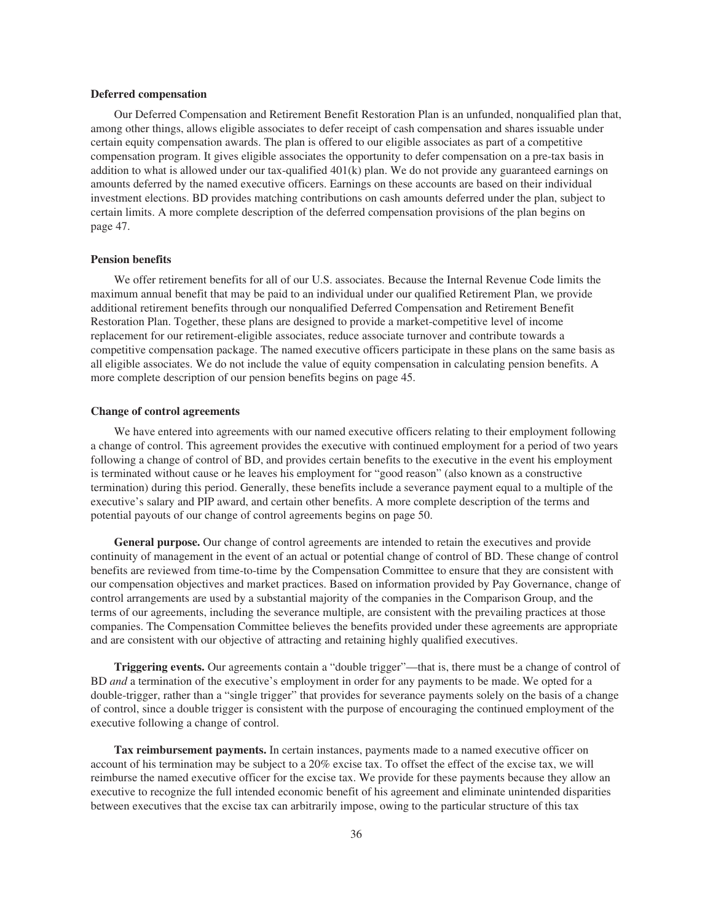**Deferred compensation**

Our Deferred Compensation and Retirement Benefit Restoration Plan is an unfunded, nonqualified plan that, among other things, allows eligible associates to defer receipt of cash compensation and shares issuable under certain equity compensation awards. The plan is offered to our eligible associates as part of a competitive compensation program. It gives eligible associates the opportunity to defer compensation on a pre-tax basis in addition to what is allowed under our tax-qualified 401(k) plan. We do not provide any guaranteed earnings on amounts deferred by the named executive officers. Earnings on these accounts are based on their individual investment elections. BD provides matching contributions on cash amounts deferred under the plan, subject to certain limits. A more complete description of the deferred compensation provisions of the plan begins on page 47.

**Pension benefits**

We offer retirement benefits for all of our U.S. associates. Because the Internal Revenue Code limits the maximum annual benefit that may be paid to an individual under our qualified Retirement Plan, we provide additional retirement benefits through our nonqualified Deferred Compensation and Retirement Benefit Restoration Plan. Together, these plans are designed to provide a market-competitive level of income replacement for our retirement-eligible associates, reduce associate turnover and contribute towards a competitive compensation package. The named executive officers participate in these plans on the same basis as all eligible associates. We do not include the value of equity compensation in calculating pension benefits. A more complete description of our pension benefits begins on page 45.

**Change of control agreements**

We have entered into agreements with our named executive officers relating to their employment following a change of control. This agreement provides the executive with continued employment for a period of two years following a change of control of BD, and provides certain benefits to the executive in the event his employment is terminated without cause or he leaves his employment for "good reason" (also known as a constructive termination) during this period. Generally, these benefits include a severance payment equal to a multiple of the executive's salary and PIP award, and certain other benefits. A more complete description of the terms and potential payouts of our change of control agreements begins on page 50.

**General purpose.** Our change of control agreements are intended to retain the executives and provide continuity of management in the event of an actual or potential change of control of BD. These change of control benefits are reviewed from time-to-time by the Compensation Committee to ensure that they are consistent with our compensation objectives and market practices. Based on information provided by Pay Governance, change of control arrangements are used by a substantial majority of the companies in the Comparison Group, and the terms of our agreements, including the severance multiple, are consistent with the prevailing practices at those companies. The Compensation Committee believes the benefits provided under these agreements are appropriate and are consistent with our objective of attracting and retaining highly qualified executives.

**Triggering events.** Our agreements contain a "double trigger"—that is, there must be a change of control of BD *and* a termination of the executive's employment in order for any payments to be made. We opted for a double-trigger, rather than a "single trigger" that provides for severance payments solely on the basis of a change of control, since a double trigger is consistent with the purpose of encouraging the continued employment of the executive following a change of control.

**Tax reimbursement payments.** In certain instances, payments made to a named executive officer on account of his termination may be subject to a 20% excise tax. To offset the effect of the excise tax, we will reimburse the named executive officer for the excise tax. We provide for these payments because they allow an executive to recognize the full intended economic benefit of his agreement and eliminate unintended disparities between executives that the excise tax can arbitrarily impose, owing to the particular structure of this tax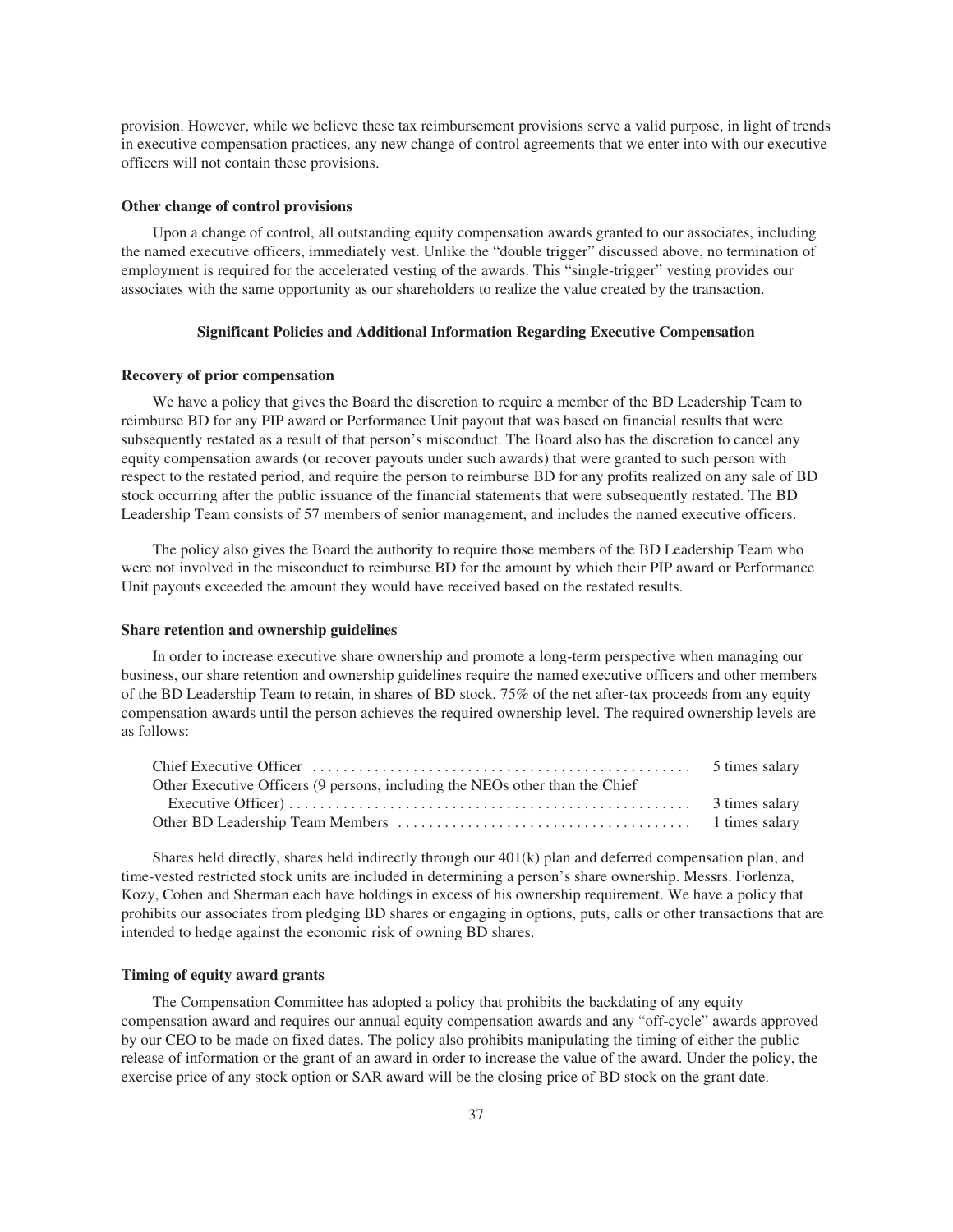provision. However, while we believe these tax reimbursement provisions serve a valid purpose, in light of trends in executive compensation practices, any new change of control agreements that we enter into with our executive officers will not contain these provisions.

**Other change of control provisions**

Upon a change of control, all outstanding equity compensation awards granted to our associates, including the named executive officers, immediately vest. Unlike the "double trigger" discussed above, no termination of employment is required for the accelerated vesting of the awards. This "single-trigger" vesting provides our associates with the same opportunity as our shareholders to realize the value created by the transaction.

## Significant Policies and Additional Information Regarding Executive Compensation

**Recovery of prior compensation**

We have a policy that gives the Board the discretion to require a member of the BD Leadership Team to reimburse BD for any PIP award or Performance Unit payout that was based on financial results that were subsequently restated as a result of that person's misconduct. The Board also has the discretion to cancel any equity compensation awards (or recover payouts under such awards) that were granted to such person with respect to the restated period, and require the person to reimburse BD for any profits realized on any sale of BD stock occurring after the public issuance of the financial statements that were subsequently restated. The BD Leadership Team consists of 57 members of senior management, and includes the named executive officers.

The policy also gives the Board the authority to require those members of the BD Leadership Team who were not involved in the misconduct to reimburse BD for the amount by which their PIP award or Performance Unit payouts exceeded the amount they would have received based on the restated results.

**Share retention and ownership guidelines**

In order to increase executive share ownership and promote a long-term perspective when managing our business, our share retention and ownership guidelines require the named executive officers and other members of the BD Leadership Team to retain, in shares of BD stock, 75% of the net after-tax proceeds from any equity compensation awards until the person achieves the required ownership level. The required ownership levels are as follows:

| | |
|---|---|
| Chief Executive Officer | 5 times salary |
| Other Executive Officers (9 persons, including the NEOs other than the Chief Executive Officer) | 3 times salary |
| Other BD Leadership Team Members | 1 times salary |

Shares held directly, shares held indirectly through our 401(k) plan and deferred compensation plan, and time-vested restricted stock units are included in determining a person's share ownership. Messrs. Forlenza, Kozy, Cohen and Sherman each have holdings in excess of his ownership requirement. We have a policy that prohibits our associates from pledging BD shares or engaging in options, puts, calls or other transactions that are intended to hedge against the economic risk of owning BD shares.

**Timing of equity award grants**

The Compensation Committee has adopted a policy that prohibits the backdating of any equity compensation award and requires our annual equity compensation awards and any "off-cycle" awards approved by our CEO to be made on fixed dates. The policy also prohibits manipulating the timing of either the public release of information or the grant of an award in order to increase the value of the award. Under the policy, the exercise price of any stock option or SAR award will be the closing price of BD stock on the grant date.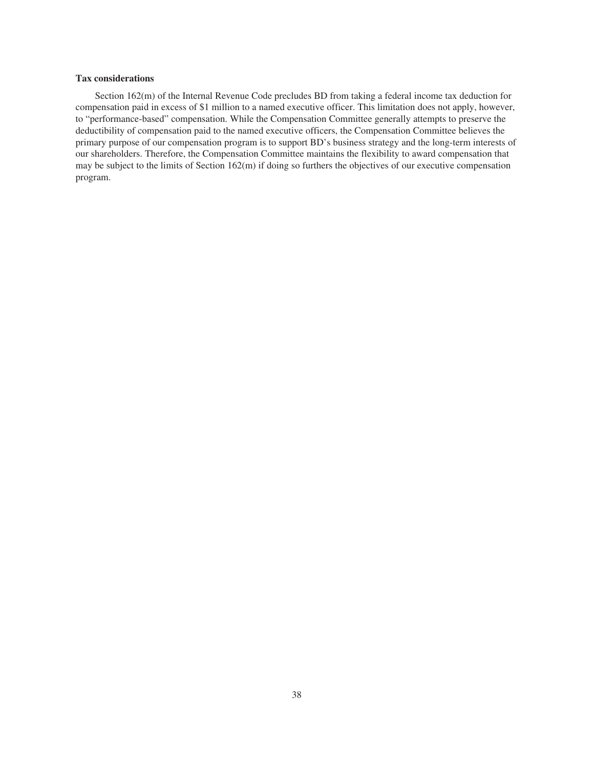**Tax considerations**

Section 162(m) of the Internal Revenue Code precludes BD from taking a federal income tax deduction for compensation paid in excess of $1 million to a named executive officer. This limitation does not apply, however, to "performance-based" compensation. While the Compensation Committee generally attempts to preserve the deductibility of compensation paid to the named executive officers, the Compensation Committee believes the primary purpose of our compensation program is to support BD's business strategy and the long-term interests of our shareholders. Therefore, the Compensation Committee maintains the flexibility to award compensation that may be subject to the limits of Section 162(m) if doing so furthers the objectives of our executive compensation program.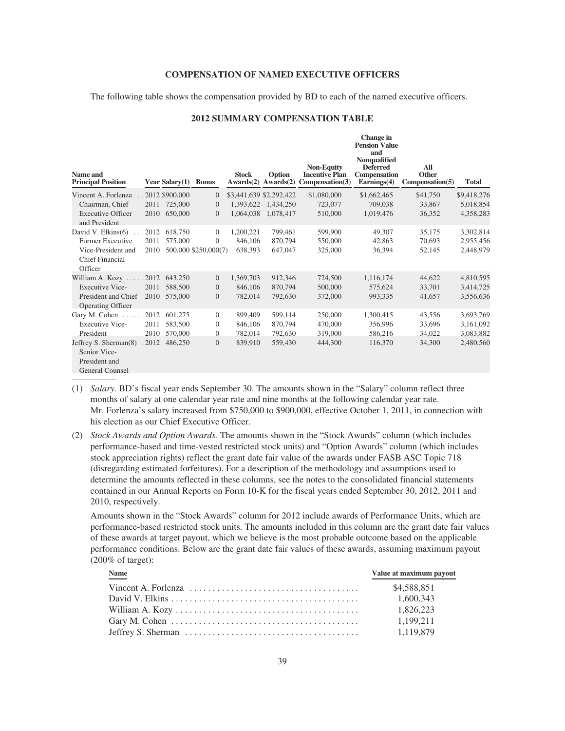**COMPENSATION OF NAMED EXECUTIVE OFFICERS**

The following table shows the compensation provided by BD to each of the named executive officers.

**2012 SUMMARY COMPENSATION TABLE**

| Name and Principal Position | Year | Salary(1) | Bonus | Stock Awards(2) | Option Awards(2) | Non-Equity Incentive Plan Compensation(3) | Change in Pension Value and Nonqualified Deferred Compensation Earnings(4) | All Other Compensation(5) | Total |
|---|---|---|---|---|---|---|---|---|---|
| Vincent A. Forlenza | 2012 | $900,000 | 0 | $3,441,639 | $2,292,422 | $1,080,000 | $1,662,465 | $41,750 | $9,418,276 |
| Chairman, Chief | 2011 | 725,000 | 0 | 1,393,622 | 1,434,250 | 723,077 | 709,038 | 33,867 | 5,018,854 |
| Executive Officer and President | 2010 | 650,000 | 0 | 1,064,038 | 1,078,417 | 510,000 | 1,019,476 | 36,352 | 4,358,283 |
| David V. Elkins(6) | 2012 | 618,750 | 0 | 1,200,221 | 799,461 | 599,900 | 49,307 | 35,175 | 3,302,814 |
| Former Executive | 2011 | 575,000 | 0 | 846,106 | 870,794 | 550,000 | 42,863 | 70,693 | 2,955,456 |
| Vice-President and Chief Financial Officer | 2010 | 500,000 | $250,000(7) | 638,393 | 647,047 | 325,000 | 36,394 | 52,145 | 2,448,979 |
| William A. Kozy | 2012 | 643,250 | 0 | 1,369,703 | 912,346 | 724,500 | 1,116,174 | 44,622 | 4,810,595 |
| Executive Vice- | 2011 | 588,500 | 0 | 846,106 | 870,794 | 500,000 | 575,624 | 33,701 | 3,414,725 |
| President and Chief Operating Officer | 2010 | 575,000 | 0 | 782,014 | 792,630 | 372,000 | 993,335 | 41,657 | 3,556,636 |
| Gary M. Cohen | 2012 | 601,275 | 0 | 899,409 | 599,114 | 250,000 | 1,300,415 | 43,556 | 3,693,769 |
| Executive Vice- | 2011 | 583,500 | 0 | 846,106 | 870,794 | 470,000 | 356,996 | 33,696 | 3,161,092 |
| President | 2010 | 570,000 | 0 | 782,014 | 792,630 | 319,000 | 586,216 | 34,022 | 3,083,882 |
| Jeffrey S. Sherman(8) Senior Vice-President and General Counsel | 2012 | 486,250 | 0 | 839,910 | 559,430 | 444,300 | 116,370 | 34,300 | 2,480,560 |

(1) *Salary.* BD's fiscal year ends September 30. The amounts shown in the "Salary" column reflect three months of salary at one calendar year rate and nine months at the following calendar year rate. Mr. Forlenza's salary increased from $750,000 to $900,000, effective October 1, 2011, in connection with his election as our Chief Executive Officer.

(2) *Stock Awards and Option Awards.* The amounts shown in the "Stock Awards" column (which includes performance-based and time-vested restricted stock units) and "Option Awards" column (which includes stock appreciation rights) reflect the grant date fair value of the awards under FASB ASC Topic 718 (disregarding estimated forfeitures). For a description of the methodology and assumptions used to determine the amounts reflected in these columns, see the notes to the consolidated financial statements contained in our Annual Reports on Form 10-K for the fiscal years ended September 30, 2012, 2011 and 2010, respectively.

Amounts shown in the "Stock Awards" column for 2012 include awards of Performance Units, which are performance-based restricted stock units. The amounts included in this column are the grant date fair values of these awards at target payout, which we believe is the most probable outcome based on the applicable performance conditions. Below are the grant date fair values of these awards, assuming maximum payout (200% of target):

| Name | Value at maximum payout |
|---|---|
| Vincent A. Forlenza | $4,588,851 |
| David V. Elkins | 1,600,343 |
| William A. Kozy | 1,826,223 |
| Gary M. Cohen | 1,199,211 |
| Jeffrey S. Sherman | 1,119,879 |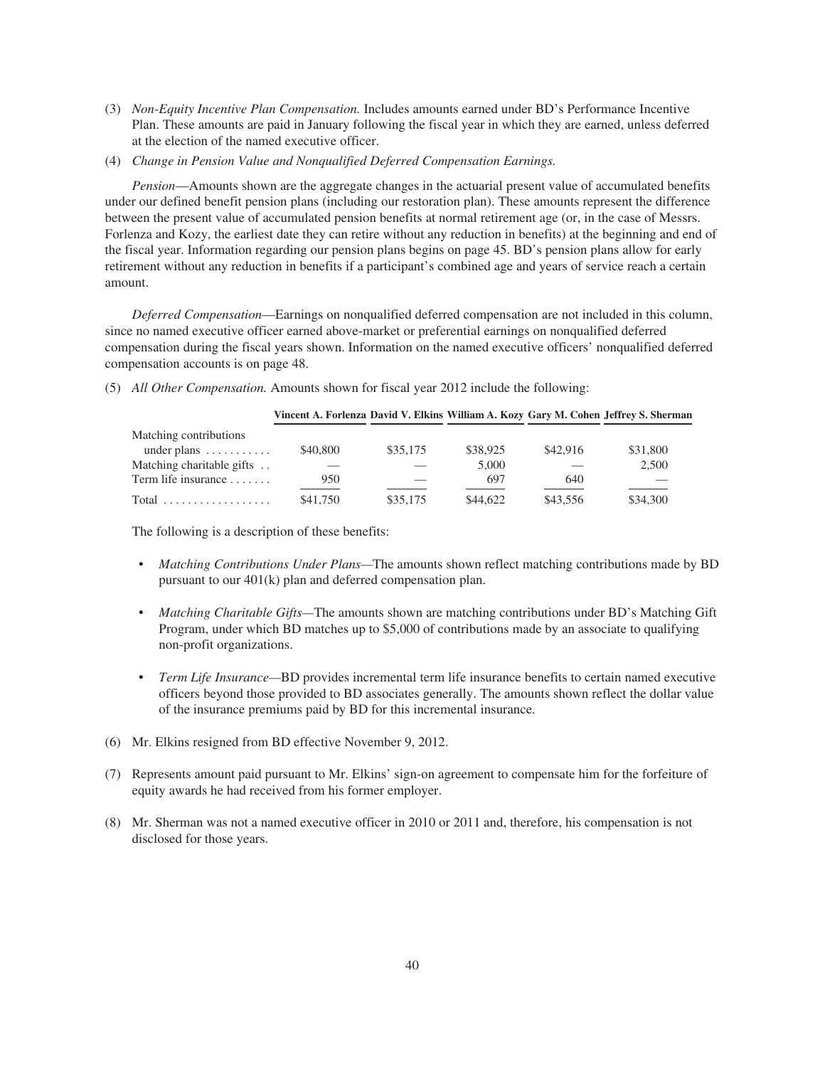(3) *Non-Equity Incentive Plan Compensation.* Includes amounts earned under BD's Performance Incentive Plan. These amounts are paid in January following the fiscal year in which they are earned, unless deferred at the election of the named executive officer.

(4) *Change in Pension Value and Nonqualified Deferred Compensation Earnings.*

*Pension*—Amounts shown are the aggregate changes in the actuarial present value of accumulated benefits under our defined benefit pension plans (including our restoration plan). These amounts represent the difference between the present value of accumulated pension benefits at normal retirement age (or, in the case of Messrs. Forlenza and Kozy, the earliest date they can retire without any reduction in benefits) at the beginning and end of the fiscal year. Information regarding our pension plans begins on page 45. BD's pension plans allow for early retirement without any reduction in benefits if a participant's combined age and years of service reach a certain amount.

*Deferred Compensation*—Earnings on nonqualified deferred compensation are not included in this column, since no named executive officer earned above-market or preferential earnings on nonqualified deferred compensation during the fiscal years shown. Information on the named executive officers' nonqualified deferred compensation accounts is on page 48.

(5) *All Other Compensation.* Amounts shown for fiscal year 2012 include the following:

| | Vincent A. Forlenza | David V. Elkins | William A. Kozy | Gary M. Cohen | Jeffrey S. Sherman |
|---|---|---|---|---|---|
| Matching contributions under plans | $40,800 | $35,175 | $38,925 | $42,916 | $31,800 |
| Matching charitable gifts | — | — | 5,000 | — | 2,500 |
| Term life insurance | 950 | — | 697 | 640 | — |
| Total | $41,750 | $35,175 | $44,622 | $43,556 | $34,300 |

The following is a description of these benefits:

- *Matching Contributions Under Plans*—The amounts shown reflect matching contributions made by BD pursuant to our 401(k) plan and deferred compensation plan.
- *Matching Charitable Gifts*—The amounts shown are matching contributions under BD's Matching Gift Program, under which BD matches up to $5,000 of contributions made by an associate to qualifying non-profit organizations.
- *Term Life Insurance*—BD provides incremental term life insurance benefits to certain named executive officers beyond those provided to BD associates generally. The amounts shown reflect the dollar value of the insurance premiums paid by BD for this incremental insurance.

(6) Mr. Elkins resigned from BD effective November 9, 2012.

(7) Represents amount paid pursuant to Mr. Elkins' sign-on agreement to compensate him for the forfeiture of equity awards he had received from his former employer.

(8) Mr. Sherman was not a named executive officer in 2010 or 2011 and, therefore, his compensation is not disclosed for those years.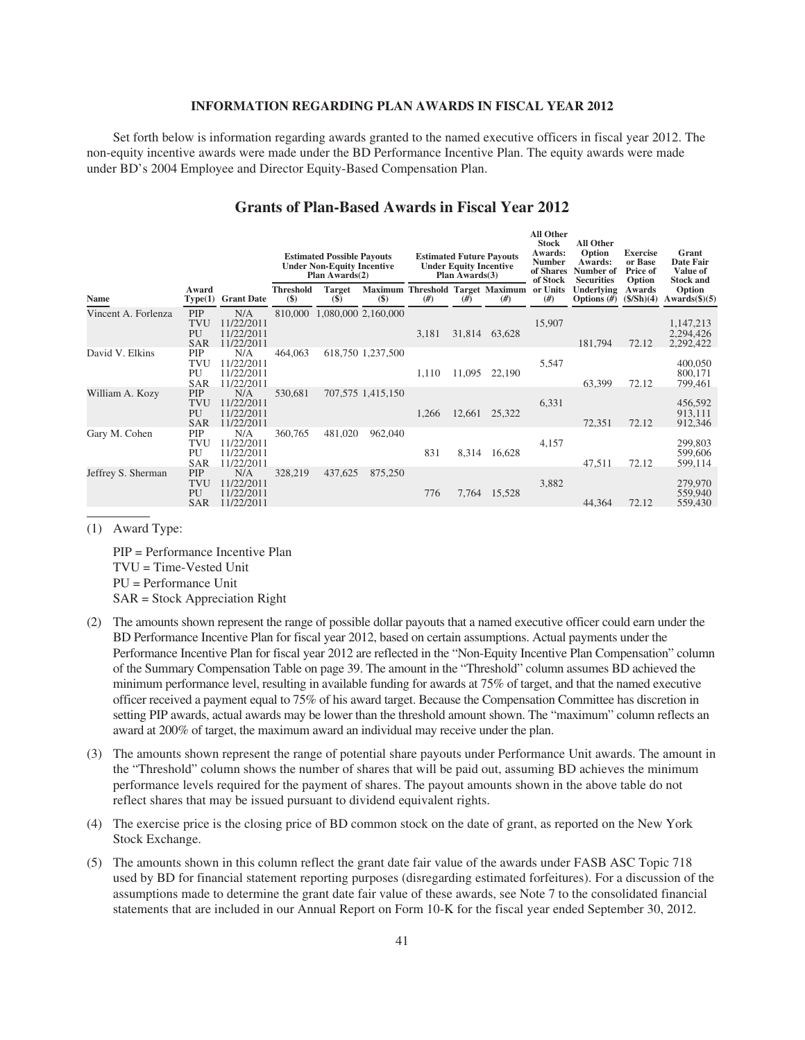**INFORMATION REGARDING PLAN AWARDS IN FISCAL YEAR 2012**

Set forth below is information regarding awards granted to the named executive officers in fiscal year 2012. The non-equity incentive awards were made under the BD Performance Incentive Plan. The equity awards were made under BD's 2004 Employee and Director Equity-Based Compensation Plan.

## Grants of Plan-Based Awards in Fiscal Year 2012

| | | | Estimated Possible Payouts Under Non-Equity Incentive Plan Awards(2) | | | Estimated Future Payouts Under Equity Incentive Plan Awards(3) | | | All Other Stock Awards: Number of Shares of Stock or Units | All Other Option Awards: Number of Securities Underlying Options | Exercise or Base Price of Option Awards | Grant Date Fair Value of Stock and Option |
|---|---|---|---|---|---|---|---|---|---|---|---|---|
| Name | Award Type(1) | Grant Date | Threshold ($) | Target ($) | Maximum ($) | Threshold (#) | Target (#) | Maximum (#) | (#) | (#) | ($/Sh)(4) | Awards($)(5) |
| Vincent A. Forlenza | PIP | N/A | 810,000 | 1,080,000 | 2,160,000 | | | | | | | |
| | TVU | 11/22/2011 | | | | | | | 15,907 | | | 1,147,213 |
| | PU | 11/22/2011 | | | | 3,181 | 31,814 | 63,628 | | | | 2,294,426 |
| | SAR | 11/22/2011 | | | | | | | | 181,794 | 72.12 | 2,292,422 |
| David V. Elkins | PIP | N/A | 464,063 | 618,750 | 1,237,500 | | | | | | | |
| | TVU | 11/22/2011 | | | | | | | 5,547 | | | 400,050 |
| | PU | 11/22/2011 | | | | 1,110 | 11,095 | 22,190 | | | | 800,171 |
| | SAR | 11/22/2011 | | | | | | | | 63,399 | 72.12 | 799,461 |
| William A. Kozy | PIP | N/A | 530,681 | 707,575 | 1,415,150 | | | | | | | |
| | TVU | 11/22/2011 | | | | | | | 6,331 | | | 456,592 |
| | PU | 11/22/2011 | | | | 1,266 | 12,661 | 25,322 | | | | 913,111 |
| | SAR | 11/22/2011 | | | | | | | | 72,351 | 72.12 | 912,346 |
| Gary M. Cohen | PIP | N/A | 360,765 | 481,020 | 962,040 | | | | | | | |
| | TVU | 11/22/2011 | | | | | | | 4,157 | | | 299,803 |
| | PU | 11/22/2011 | | | | 831 | 8,314 | 16,628 | | | | 599,606 |
| | SAR | 11/22/2011 | | | | | | | | 47,511 | 72.12 | 599,114 |
| Jeffrey S. Sherman | PIP | N/A | 328,219 | 437,625 | 875,250 | | | | | | | |
| | TVU | 11/22/2011 | | | | | | | 3,882 | | | 279,970 |
| | PU | 11/22/2011 | | | | 776 | 7,764 | 15,528 | | | | 559,940 |
| | SAR | 11/22/2011 | | | | | | | | 44,364 | 72.12 | 559,430 |

(1) Award Type:

PIP = Performance Incentive Plan
TVU = Time-Vested Unit
PU = Performance Unit
SAR = Stock Appreciation Right

(2) The amounts shown represent the range of possible dollar payouts that a named executive officer could earn under the BD Performance Incentive Plan for fiscal year 2012, based on certain assumptions. Actual payments under the Performance Incentive Plan for fiscal year 2012 are reflected in the "Non-Equity Incentive Plan Compensation" column of the Summary Compensation Table on page 39. The amount in the "Threshold" column assumes BD achieved the minimum performance level, resulting in available funding for awards at 75% of target, and that the named executive officer received a payment equal to 75% of his award target. Because the Compensation Committee has discretion in setting PIP awards, actual awards may be lower than the threshold amount shown. The "maximum" column reflects an award at 200% of target, the maximum award an individual may receive under the plan.

(3) The amounts shown represent the range of potential share payouts under Performance Unit awards. The amount in the "Threshold" column shows the number of shares that will be paid out, assuming BD achieves the minimum performance levels required for the payment of shares. The payout amounts shown in the above table do not reflect shares that may be issued pursuant to dividend equivalent rights.

(4) The exercise price is the closing price of BD common stock on the date of grant, as reported on the New York Stock Exchange.

(5) The amounts shown in this column reflect the grant date fair value of the awards under FASB ASC Topic 718 used by BD for financial statement reporting purposes (disregarding estimated forfeitures). For a discussion of the assumptions made to determine the grant date fair value of these awards, see Note 7 to the consolidated financial statements that are included in our Annual Report on Form 10-K for the fiscal year ended September 30, 2012.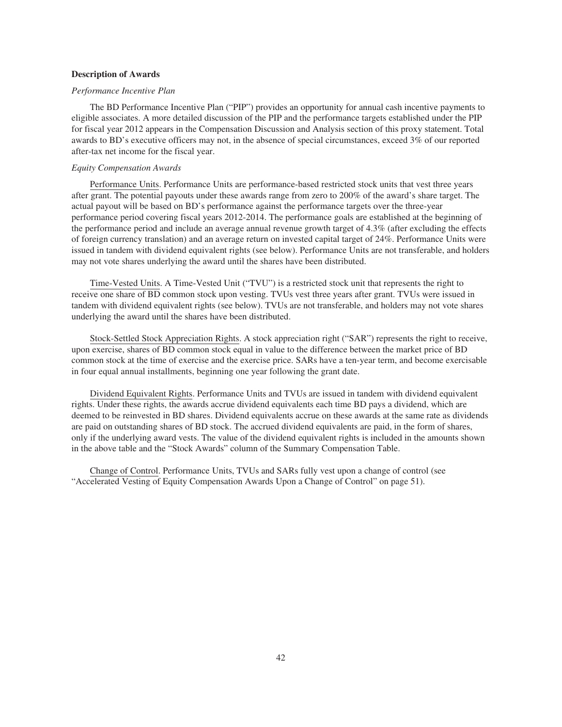### Description of Awards

*Performance Incentive Plan*

The BD Performance Incentive Plan ("PIP") provides an opportunity for annual cash incentive payments to eligible associates. A more detailed discussion of the PIP and the performance targets established under the PIP for fiscal year 2012 appears in the Compensation Discussion and Analysis section of this proxy statement. Total awards to BD's executive officers may not, in the absence of special circumstances, exceed 3% of our reported after-tax net income for the fiscal year.

*Equity Compensation Awards*

Performance Units. Performance Units are performance-based restricted stock units that vest three years after grant. The potential payouts under these awards range from zero to 200% of the award's share target. The actual payout will be based on BD's performance against the performance targets over the three-year performance period covering fiscal years 2012-2014. The performance goals are established at the beginning of the performance period and include an average annual revenue growth target of 4.3% (after excluding the effects of foreign currency translation) and an average return on invested capital target of 24%. Performance Units were issued in tandem with dividend equivalent rights (see below). Performance Units are not transferable, and holders may not vote shares underlying the award until the shares have been distributed.

Time-Vested Units. A Time-Vested Unit ("TVU") is a restricted stock unit that represents the right to receive one share of BD common stock upon vesting. TVUs vest three years after grant. TVUs were issued in tandem with dividend equivalent rights (see below). TVUs are not transferable, and holders may not vote shares underlying the award until the shares have been distributed.

Stock-Settled Stock Appreciation Rights. A stock appreciation right ("SAR") represents the right to receive, upon exercise, shares of BD common stock equal in value to the difference between the market price of BD common stock at the time of exercise and the exercise price. SARs have a ten-year term, and become exercisable in four equal annual installments, beginning one year following the grant date.

Dividend Equivalent Rights. Performance Units and TVUs are issued in tandem with dividend equivalent rights. Under these rights, the awards accrue dividend equivalents each time BD pays a dividend, which are deemed to be reinvested in BD shares. Dividend equivalents accrue on these awards at the same rate as dividends are paid on outstanding shares of BD stock. The accrued dividend equivalents are paid, in the form of shares, only if the underlying award vests. The value of the dividend equivalent rights is included in the amounts shown in the above table and the "Stock Awards" column of the Summary Compensation Table.

Change of Control. Performance Units, TVUs and SARs fully vest upon a change of control (see "Accelerated Vesting of Equity Compensation Awards Upon a Change of Control" on page 51).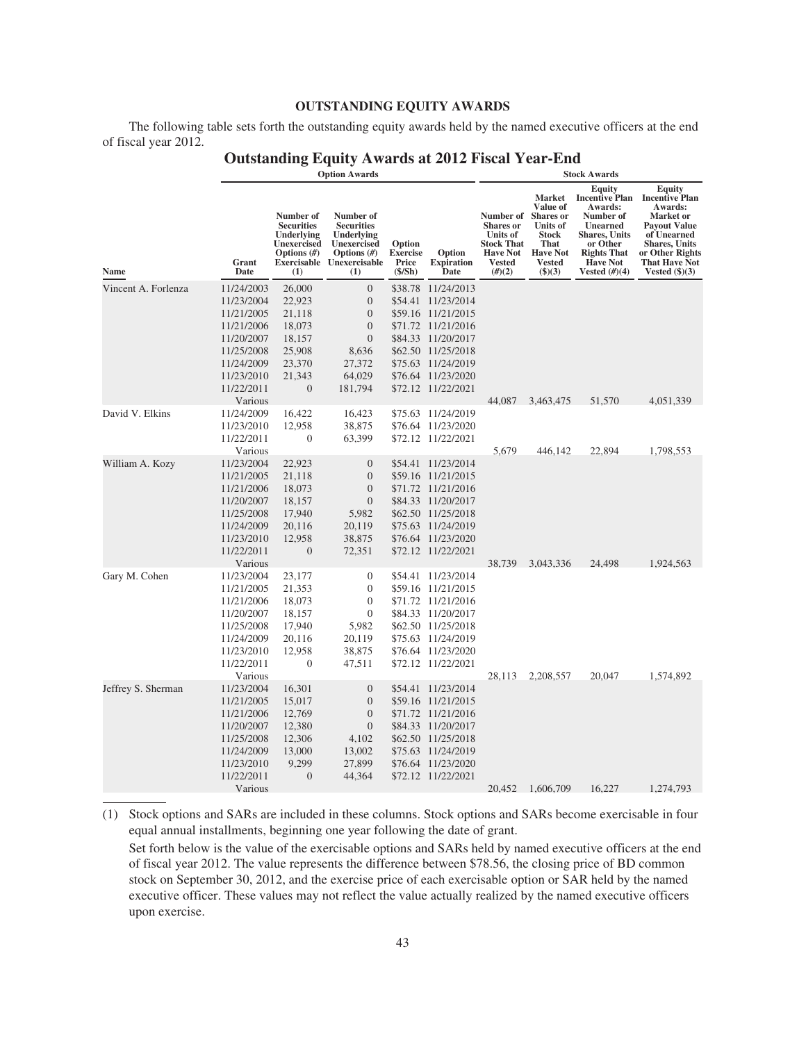## OUTSTANDING EQUITY AWARDS

The following table sets forth the outstanding equity awards held by the named executive officers at the end of fiscal year 2012.

### Outstanding Equity Awards at 2012 Fiscal Year-End

| | Option Awards | | | | | Stock Awards | | | |
|---|---|---|---|---|---|---|---|---|---|
| Name | Grant Date | Number of Securities Underlying Unexercised Options (#) Exercisable (1) | Number of Securities Underlying Unexercised Options (#) Unexercisable (1) | Option Exercise Price ($/Sh) | Option Expiration Date | Number of Shares or Units of Stock That Have Not Vested (#)(2) | Market Value of Shares or Units of Stock That Have Not Vested ($)(3) | Equity Incentive Plan Awards: Number of Unearned Shares, Units or Other Rights That Have Not Vested (#)(4) | Equity Incentive Plan Awards: Market or Payout Value of Unearned Shares, Units or Other Rights That Have Not Vested ($)(3) |
| Vincent A. Forlenza | 11/24/2003 | 26,000 | 0 | $38.78 | 11/24/2013 | | | | |
| | 11/23/2004 | 22,923 | 0 | $54.41 | 11/23/2014 | | | | |
| | 11/21/2005 | 21,118 | 0 | $59.16 | 11/21/2015 | | | | |
| | 11/21/2006 | 18,073 | 0 | $71.72 | 11/21/2016 | | | | |
| | 11/20/2007 | 18,157 | 0 | $84.33 | 11/20/2017 | | | | |
| | 11/25/2008 | 25,908 | 8,636 | $62.50 | 11/25/2018 | | | | |
| | 11/24/2009 | 23,370 | 27,372 | $75.63 | 11/24/2019 | | | | |
| | 11/23/2010 | 21,343 | 64,029 | $76.64 | 11/23/2020 | | | | |
| | 11/22/2011 | 0 | 181,794 | $72.12 | 11/22/2021 | | | | |
| | Various | | | | | 44,087 | 3,463,475 | 51,570 | 4,051,339 |
| David V. Elkins | 11/24/2009 | 16,422 | 16,423 | $75.63 | 11/24/2019 | | | | |
| | 11/23/2010 | 12,958 | 38,875 | $76.64 | 11/23/2020 | | | | |
| | 11/22/2011 | 0 | 63,399 | $72.12 | 11/22/2021 | | | | |
| | Various | | | | | 5,679 | 446,142 | 22,894 | 1,798,553 |
| William A. Kozy | 11/23/2004 | 22,923 | 0 | $54.41 | 11/23/2014 | | | | |
| | 11/21/2005 | 21,118 | 0 | $59.16 | 11/21/2015 | | | | |
| | 11/21/2006 | 18,073 | 0 | $71.72 | 11/21/2016 | | | | |
| | 11/20/2007 | 18,157 | 0 | $84.33 | 11/20/2017 | | | | |
| | 11/25/2008 | 17,940 | 5,982 | $62.50 | 11/25/2018 | | | | |
| | 11/24/2009 | 20,116 | 20,119 | $75.63 | 11/24/2019 | | | | |
| | 11/23/2010 | 12,958 | 38,875 | $76.64 | 11/23/2020 | | | | |
| | 11/22/2011 | 0 | 72,351 | $72.12 | 11/22/2021 | | | | |
| | Various | | | | | 38,739 | 3,043,336 | 24,498 | 1,924,563 |
| Gary M. Cohen | 11/23/2004 | 23,177 | 0 | $54.41 | 11/23/2014 | | | | |
| | 11/21/2005 | 21,353 | 0 | $59.16 | 11/21/2015 | | | | |
| | 11/21/2006 | 18,073 | 0 | $71.72 | 11/21/2016 | | | | |
| | 11/20/2007 | 18,157 | 0 | $84.33 | 11/20/2017 | | | | |
| | 11/25/2008 | 17,940 | 5,982 | $62.50 | 11/25/2018 | | | | |
| | 11/24/2009 | 20,116 | 20,119 | $75.63 | 11/24/2019 | | | | |
| | 11/23/2010 | 12,958 | 38,875 | $76.64 | 11/23/2020 | | | | |
| | 11/22/2011 | 0 | 47,511 | $72.12 | 11/22/2021 | | | | |
| | Various | | | | | 28,113 | 2,208,557 | 20,047 | 1,574,892 |
| Jeffrey S. Sherman | 11/23/2004 | 16,301 | 0 | $54.41 | 11/23/2014 | | | | |
| | 11/21/2005 | 15,017 | 0 | $59.16 | 11/21/2015 | | | | |
| | 11/21/2006 | 12,769 | 0 | $71.72 | 11/21/2016 | | | | |
| | 11/20/2007 | 12,380 | 0 | $84.33 | 11/20/2017 | | | | |
| | 11/25/2008 | 12,306 | 4,102 | $62.50 | 11/25/2018 | | | | |
| | 11/24/2009 | 13,000 | 13,002 | $75.63 | 11/24/2019 | | | | |
| | 11/23/2010 | 9,299 | 27,899 | $76.64 | 11/23/2020 | | | | |
| | 11/22/2011 | 0 | 44,364 | $72.12 | 11/22/2021 | | | | |
| | Various | | | | | 20,452 | 1,606,709 | 16,227 | 1,274,793 |

(1) Stock options and SARs are included in these columns. Stock options and SARs become exercisable in four equal annual installments, beginning one year following the date of grant.

Set forth below is the value of the exercisable options and SARs held by named executive officers at the end of fiscal year 2012. The value represents the difference between $78.56, the closing price of BD common stock on September 30, 2012, and the exercise price of each exercisable option or SAR held by the named executive officer. These values may not reflect the value actually realized by the named executive officers upon exercise.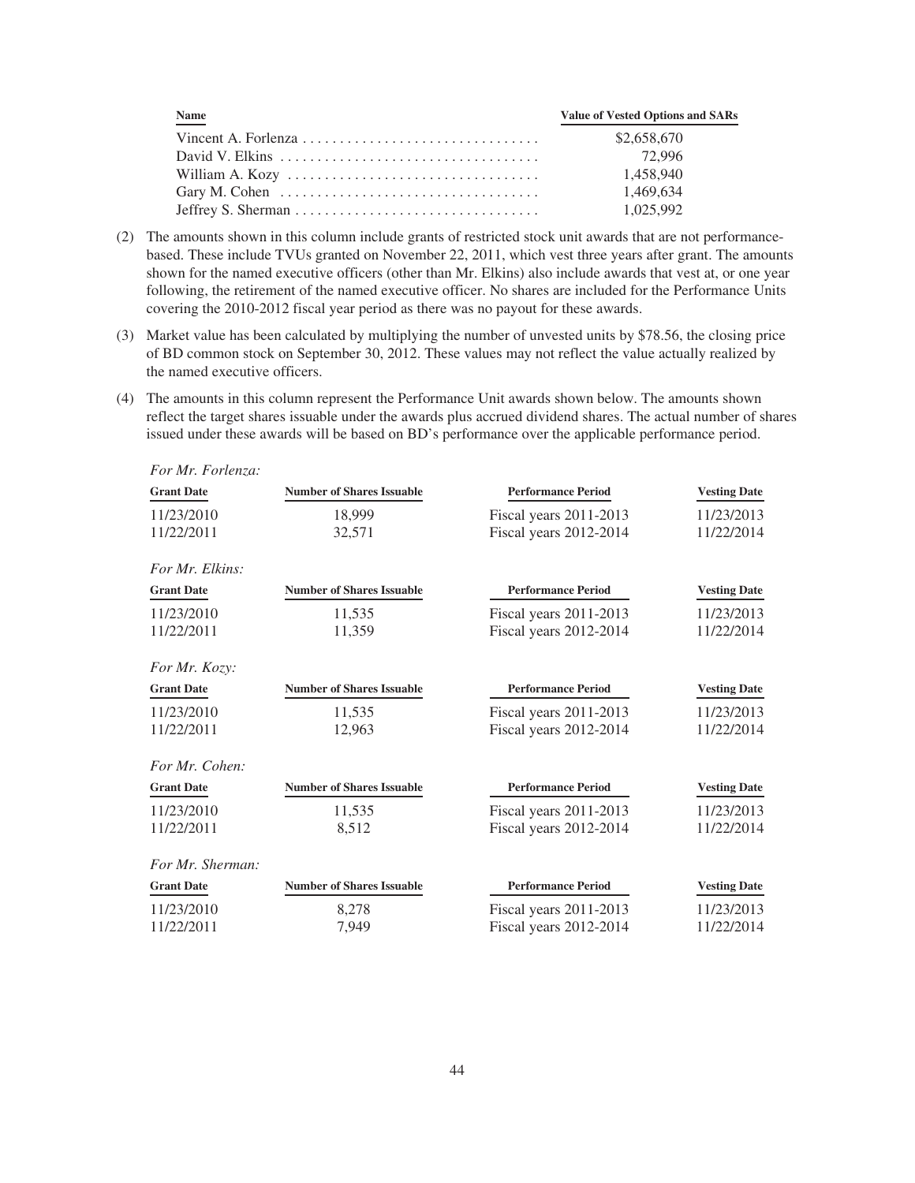| Name | Value of Vested Options and SARs |
| --- | --- |
| Vincent A. Forlenza | $2,658,670 |
| David V. Elkins | 72,996 |
| William A. Kozy | 1,458,940 |
| Gary M. Cohen | 1,469,634 |
| Jeffrey S. Sherman | 1,025,992 |

(2) The amounts shown in this column include grants of restricted stock unit awards that are not performance-based. These include TVUs granted on November 22, 2011, which vest three years after grant. The amounts shown for the named executive officers (other than Mr. Elkins) also include awards that vest at, or one year following, the retirement of the named executive officer. No shares are included for the Performance Units covering the 2010-2012 fiscal year period as there was no payout for these awards.

(3) Market value has been calculated by multiplying the number of unvested units by $78.56, the closing price of BD common stock on September 30, 2012. These values may not reflect the value actually realized by the named executive officers.

(4) The amounts in this column represent the Performance Unit awards shown below. The amounts shown reflect the target shares issuable under the awards plus accrued dividend shares. The actual number of shares issued under these awards will be based on BD's performance over the applicable performance period.

*For Mr. Forlenza:*

| Grant Date | Number of Shares Issuable | Performance Period | Vesting Date |
| --- | --- | --- | --- |
| 11/23/2010 | 18,999 | Fiscal years 2011-2013 | 11/23/2013 |
| 11/22/2011 | 32,571 | Fiscal years 2012-2014 | 11/22/2014 |

*For Mr. Elkins:*

| Grant Date | Number of Shares Issuable | Performance Period | Vesting Date |
| --- | --- | --- | --- |
| 11/23/2010 | 11,535 | Fiscal years 2011-2013 | 11/23/2013 |
| 11/22/2011 | 11,359 | Fiscal years 2012-2014 | 11/22/2014 |

*For Mr. Kozy:*

| Grant Date | Number of Shares Issuable | Performance Period | Vesting Date |
| --- | --- | --- | --- |
| 11/23/2010 | 11,535 | Fiscal years 2011-2013 | 11/23/2013 |
| 11/22/2011 | 12,963 | Fiscal years 2012-2014 | 11/22/2014 |

*For Mr. Cohen:*

| Grant Date | Number of Shares Issuable | Performance Period | Vesting Date |
| --- | --- | --- | --- |
| 11/23/2010 | 11,535 | Fiscal years 2011-2013 | 11/23/2013 |
| 11/22/2011 | 8,512 | Fiscal years 2012-2014 | 11/22/2014 |

*For Mr. Sherman:*

| Grant Date | Number of Shares Issuable | Performance Period | Vesting Date |
| --- | --- | --- | --- |
| 11/23/2010 | 8,278 | Fiscal years 2011-2013 | 11/23/2013 |
| 11/22/2011 | 7,949 | Fiscal years 2012-2014 | 11/22/2014 |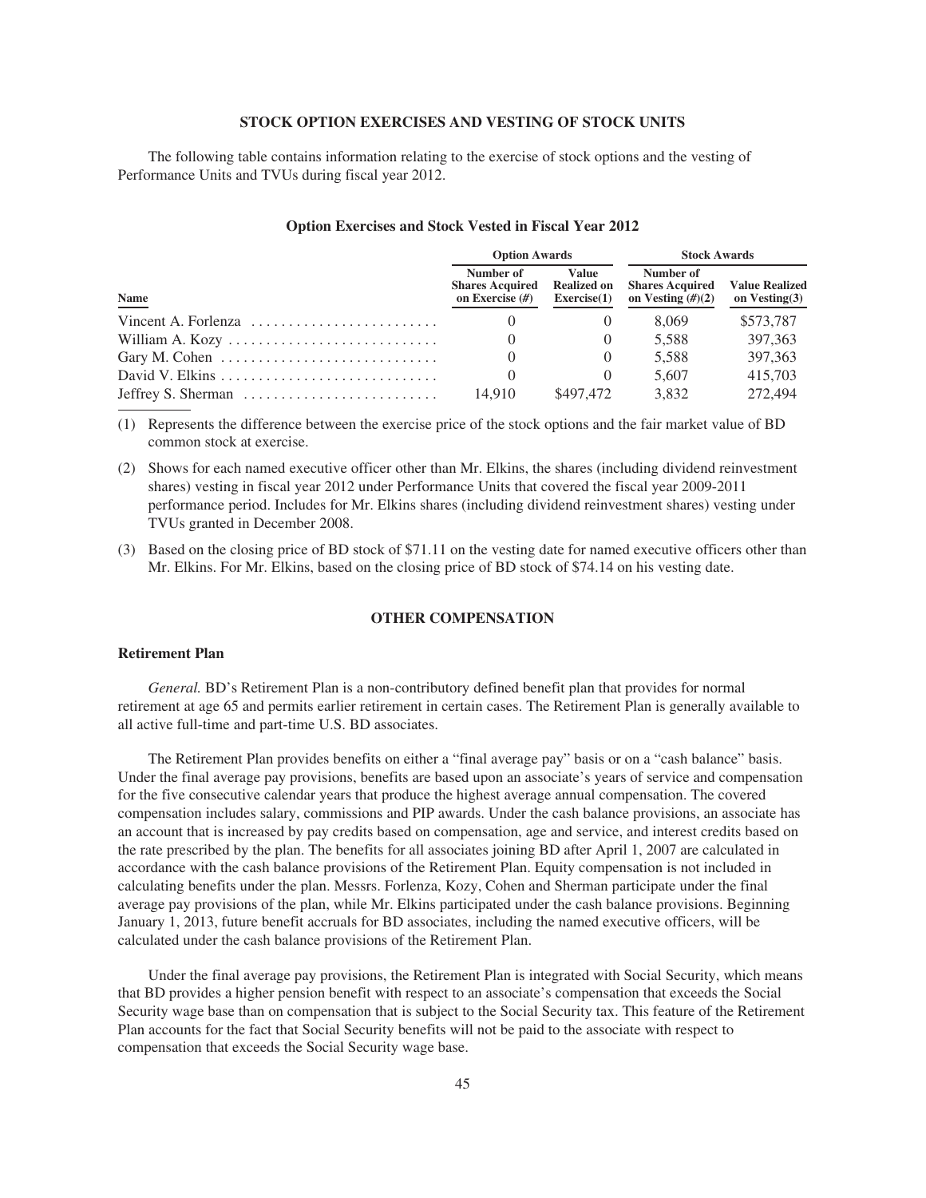## STOCK OPTION EXERCISES AND VESTING OF STOCK UNITS

The following table contains information relating to the exercise of stock options and the vesting of Performance Units and TVUs during fiscal year 2012.

### Option Exercises and Stock Vested in Fiscal Year 2012

| | Option Awards | | Stock Awards | |
|---|---|---|---|---|
| Name | Number of Shares Acquired on Exercise (#) | Value Realized on Exercise(1) | Number of Shares Acquired on Vesting (#)(2) | Value Realized on Vesting(3) |
| Vincent A. Forlenza | 0 | 0 | 8,069 | $573,787 |
| William A. Kozy | 0 | 0 | 5,588 | 397,363 |
| Gary M. Cohen | 0 | 0 | 5,588 | 397,363 |
| David V. Elkins | 0 | 0 | 5,607 | 415,703 |
| Jeffrey S. Sherman | 14,910 | $497,472 | 3,832 | 272,494 |

(1) Represents the difference between the exercise price of the stock options and the fair market value of BD common stock at exercise.

(2) Shows for each named executive officer other than Mr. Elkins, the shares (including dividend reinvestment shares) vesting in fiscal year 2012 under Performance Units that covered the fiscal year 2009-2011 performance period. Includes for Mr. Elkins shares (including dividend reinvestment shares) vesting under TVUs granted in December 2008.

(3) Based on the closing price of BD stock of $71.11 on the vesting date for named executive officers other than Mr. Elkins. For Mr. Elkins, based on the closing price of BD stock of $74.14 on his vesting date.

## OTHER COMPENSATION

### Retirement Plan

*General.* BD's Retirement Plan is a non-contributory defined benefit plan that provides for normal retirement at age 65 and permits earlier retirement in certain cases. The Retirement Plan is generally available to all active full-time and part-time U.S. BD associates.

The Retirement Plan provides benefits on either a "final average pay" basis or on a "cash balance" basis. Under the final average pay provisions, benefits are based upon an associate's years of service and compensation for the five consecutive calendar years that produce the highest average annual compensation. The covered compensation includes salary, commissions and PIP awards. Under the cash balance provisions, an associate has an account that is increased by pay credits based on compensation, age and service, and interest credits based on the rate prescribed by the plan. The benefits for all associates joining BD after April 1, 2007 are calculated in accordance with the cash balance provisions of the Retirement Plan. Equity compensation is not included in calculating benefits under the plan. Messrs. Forlenza, Kozy, Cohen and Sherman participate under the final average pay provisions of the plan, while Mr. Elkins participated under the cash balance provisions. Beginning January 1, 2013, future benefit accruals for BD associates, including the named executive officers, will be calculated under the cash balance provisions of the Retirement Plan.

Under the final average pay provisions, the Retirement Plan is integrated with Social Security, which means that BD provides a higher pension benefit with respect to an associate's compensation that exceeds the Social Security wage base than on compensation that is subject to the Social Security tax. This feature of the Retirement Plan accounts for the fact that Social Security benefits will not be paid to the associate with respect to compensation that exceeds the Social Security wage base.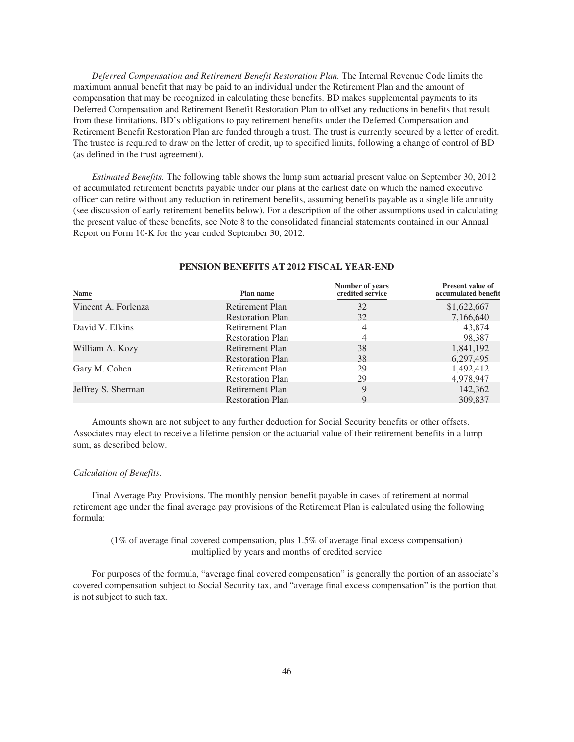*Deferred Compensation and Retirement Benefit Restoration Plan.* The Internal Revenue Code limits the maximum annual benefit that may be paid to an individual under the Retirement Plan and the amount of compensation that may be recognized in calculating these benefits. BD makes supplemental payments to its Deferred Compensation and Retirement Benefit Restoration Plan to offset any reductions in benefits that result from these limitations. BD's obligations to pay retirement benefits under the Deferred Compensation and Retirement Benefit Restoration Plan are funded through a trust. The trust is currently secured by a letter of credit. The trustee is required to draw on the letter of credit, up to specified limits, following a change of control of BD (as defined in the trust agreement).

*Estimated Benefits.* The following table shows the lump sum actuarial present value on September 30, 2012 of accumulated retirement benefits payable under our plans at the earliest date on which the named executive officer can retire without any reduction in retirement benefits, assuming benefits payable as a single life annuity (see discussion of early retirement benefits below). For a description of the other assumptions used in calculating the present value of these benefits, see Note 8 to the consolidated financial statements contained in our Annual Report on Form 10-K for the year ended September 30, 2012.

**PENSION BENEFITS AT 2012 FISCAL YEAR-END**

| Name | Plan name | Number of years credited service | Present value of accumulated benefit |
|---|---|---|---|
| Vincent A. Forlenza | Retirement Plan | 32 | $1,622,667 |
| | Restoration Plan | 32 | 7,166,640 |
| David V. Elkins | Retirement Plan | 4 | 43,874 |
| | Restoration Plan | 4 | 98,387 |
| William A. Kozy | Retirement Plan | 38 | 1,841,192 |
| | Restoration Plan | 38 | 6,297,495 |
| Gary M. Cohen | Retirement Plan | 29 | 1,492,412 |
| | Restoration Plan | 29 | 4,978,947 |
| Jeffrey S. Sherman | Retirement Plan | 9 | 142,362 |
| | Restoration Plan | 9 | 309,837 |

Amounts shown are not subject to any further deduction for Social Security benefits or other offsets. Associates may elect to receive a lifetime pension or the actuarial value of their retirement benefits in a lump sum, as described below.

*Calculation of Benefits.*

Final Average Pay Provisions. The monthly pension benefit payable in cases of retirement at normal retirement age under the final average pay provisions of the Retirement Plan is calculated using the following formula:

(1% of average final covered compensation, plus 1.5% of average final excess compensation) multiplied by years and months of credited service

For purposes of the formula, "average final covered compensation" is generally the portion of an associate's covered compensation subject to Social Security tax, and "average final excess compensation" is the portion that is not subject to such tax.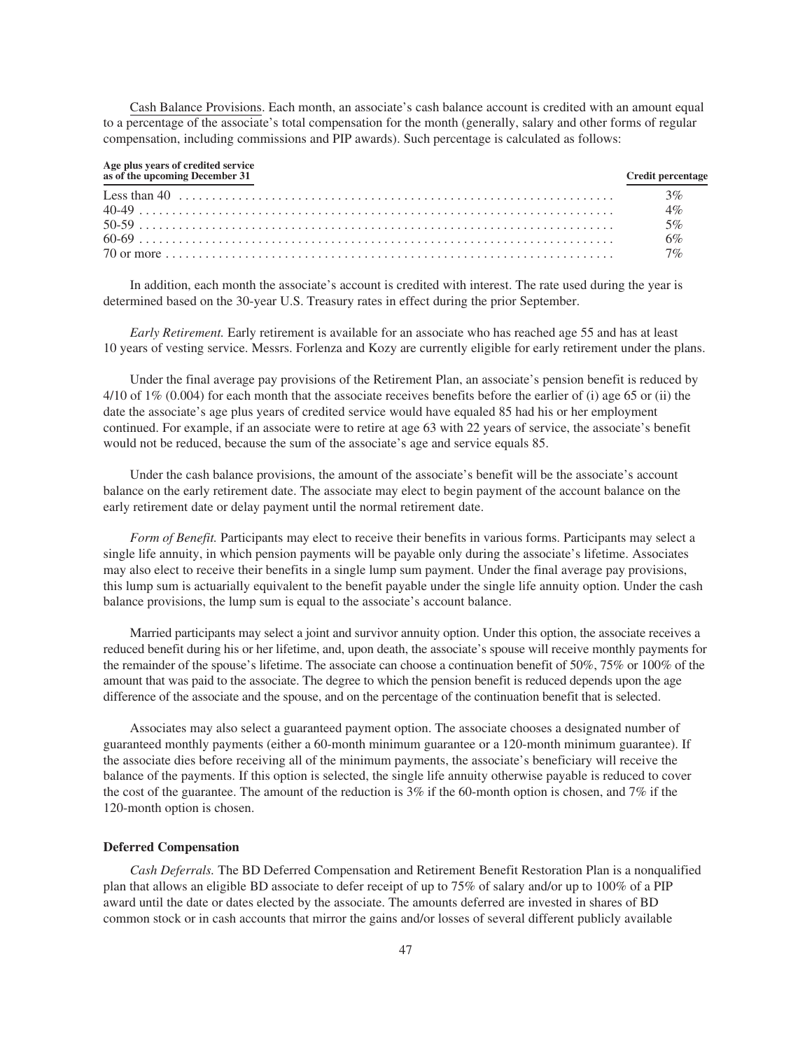Cash Balance Provisions. Each month, an associate's cash balance account is credited with an amount equal to a percentage of the associate's total compensation for the month (generally, salary and other forms of regular compensation, including commissions and PIP awards). Such percentage is calculated as follows:

| Age plus years of credited service as of the upcoming December 31 | Credit percentage |
|---|---|
| Less than 40 | 3% |
| 40-49 | 4% |
| 50-59 | 5% |
| 60-69 | 6% |
| 70 or more | 7% |

In addition, each month the associate's account is credited with interest. The rate used during the year is determined based on the 30-year U.S. Treasury rates in effect during the prior September.

*Early Retirement.* Early retirement is available for an associate who has reached age 55 and has at least 10 years of vesting service. Messrs. Forlenza and Kozy are currently eligible for early retirement under the plans.

Under the final average pay provisions of the Retirement Plan, an associate's pension benefit is reduced by 4/10 of 1% (0.004) for each month that the associate receives benefits before the earlier of (i) age 65 or (ii) the date the associate's age plus years of credited service would have equaled 85 had his or her employment continued. For example, if an associate were to retire at age 63 with 22 years of service, the associate's benefit would not be reduced, because the sum of the associate's age and service equals 85.

Under the cash balance provisions, the amount of the associate's benefit will be the associate's account balance on the early retirement date. The associate may elect to begin payment of the account balance on the early retirement date or delay payment until the normal retirement date.

*Form of Benefit.* Participants may elect to receive their benefits in various forms. Participants may select a single life annuity, in which pension payments will be payable only during the associate's lifetime. Associates may also elect to receive their benefits in a single lump sum payment. Under the final average pay provisions, this lump sum is actuarially equivalent to the benefit payable under the single life annuity option. Under the cash balance provisions, the lump sum is equal to the associate's account balance.

Married participants may select a joint and survivor annuity option. Under this option, the associate receives a reduced benefit during his or her lifetime, and, upon death, the associate's spouse will receive monthly payments for the remainder of the spouse's lifetime. The associate can choose a continuation benefit of 50%, 75% or 100% of the amount that was paid to the associate. The degree to which the pension benefit is reduced depends upon the age difference of the associate and the spouse, and on the percentage of the continuation benefit that is selected.

Associates may also select a guaranteed payment option. The associate chooses a designated number of guaranteed monthly payments (either a 60-month minimum guarantee or a 120-month minimum guarantee). If the associate dies before receiving all of the minimum payments, the associate's beneficiary will receive the balance of the payments. If this option is selected, the single life annuity otherwise payable is reduced to cover the cost of the guarantee. The amount of the reduction is 3% if the 60-month option is chosen, and 7% if the 120-month option is chosen.

### Deferred Compensation

*Cash Deferrals.* The BD Deferred Compensation and Retirement Benefit Restoration Plan is a nonqualified plan that allows an eligible BD associate to defer receipt of up to 75% of salary and/or up to 100% of a PIP award until the date or dates elected by the associate. The amounts deferred are invested in shares of BD common stock or in cash accounts that mirror the gains and/or losses of several different publicly available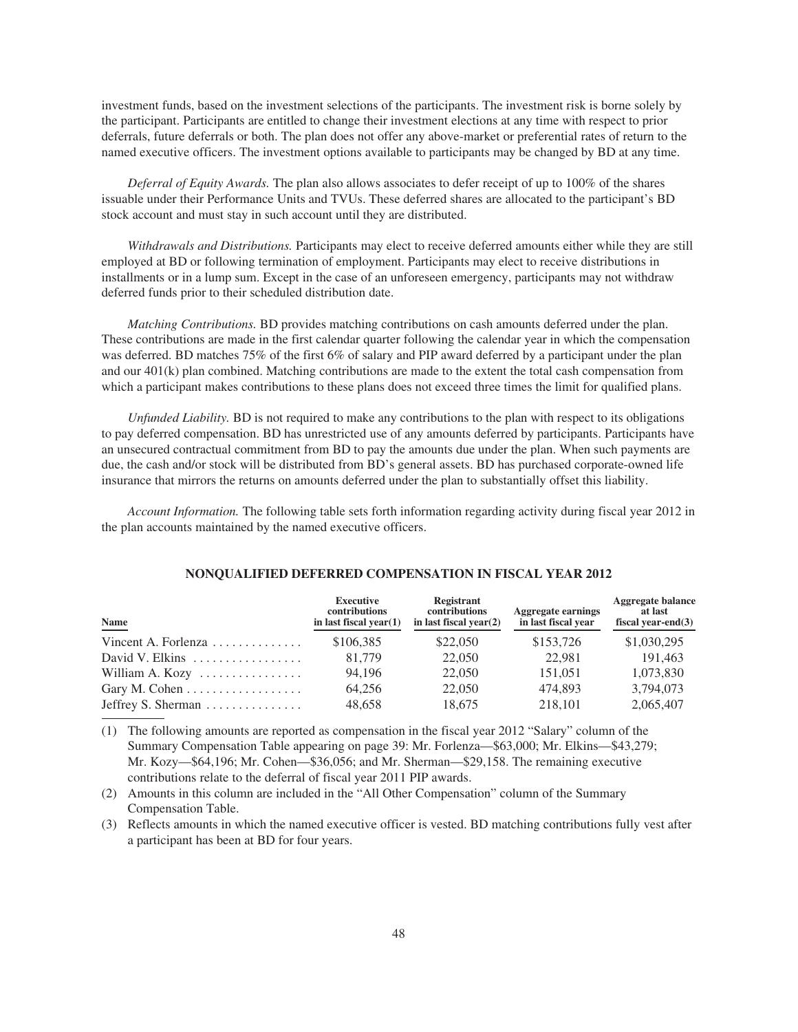investment funds, based on the investment selections of the participants. The investment risk is borne solely by the participant. Participants are entitled to change their investment elections at any time with respect to prior deferrals, future deferrals or both. The plan does not offer any above-market or preferential rates of return to the named executive officers. The investment options available to participants may be changed by BD at any time.

*Deferral of Equity Awards.* The plan also allows associates to defer receipt of up to 100% of the shares issuable under their Performance Units and TVUs. These deferred shares are allocated to the participant's BD stock account and must stay in such account until they are distributed.

*Withdrawals and Distributions.* Participants may elect to receive deferred amounts either while they are still employed at BD or following termination of employment. Participants may elect to receive distributions in installments or in a lump sum. Except in the case of an unforeseen emergency, participants may not withdraw deferred funds prior to their scheduled distribution date.

*Matching Contributions.* BD provides matching contributions on cash amounts deferred under the plan. These contributions are made in the first calendar quarter following the calendar year in which the compensation was deferred. BD matches 75% of the first 6% of salary and PIP award deferred by a participant under the plan and our 401(k) plan combined. Matching contributions are made to the extent the total cash compensation from which a participant makes contributions to these plans does not exceed three times the limit for qualified plans.

*Unfunded Liability.* BD is not required to make any contributions to the plan with respect to its obligations to pay deferred compensation. BD has unrestricted use of any amounts deferred by participants. Participants have an unsecured contractual commitment from BD to pay the amounts due under the plan. When such payments are due, the cash and/or stock will be distributed from BD's general assets. BD has purchased corporate-owned life insurance that mirrors the returns on amounts deferred under the plan to substantially offset this liability.

*Account Information.* The following table sets forth information regarding activity during fiscal year 2012 in the plan accounts maintained by the named executive officers.

## NONQUALIFIED DEFERRED COMPENSATION IN FISCAL YEAR 2012

| Name | Executive contributions in last fiscal year(1) | Registrant contributions in last fiscal year(2) | Aggregate earnings in last fiscal year | Aggregate balance at last fiscal year-end(3) |
|---|---|---|---|---|
| Vincent A. Forlenza | $106,385 | $22,050 | $153,726 | $1,030,295 |
| David V. Elkins | 81,779 | 22,050 | 22,981 | 191,463 |
| William A. Kozy | 94,196 | 22,050 | 151,051 | 1,073,830 |
| Gary M. Cohen | 64,256 | 22,050 | 474,893 | 3,794,073 |
| Jeffrey S. Sherman | 48,658 | 18,675 | 218,101 | 2,065,407 |

(1) The following amounts are reported as compensation in the fiscal year 2012 "Salary" column of the Summary Compensation Table appearing on page 39: Mr. Forlenza—$63,000; Mr. Elkins—$43,279; Mr. Kozy—$64,196; Mr. Cohen—$36,056; and Mr. Sherman—$29,158. The remaining executive contributions relate to the deferral of fiscal year 2011 PIP awards.

(2) Amounts in this column are included in the "All Other Compensation" column of the Summary Compensation Table.

(3) Reflects amounts in which the named executive officer is vested. BD matching contributions fully vest after a participant has been at BD for four years.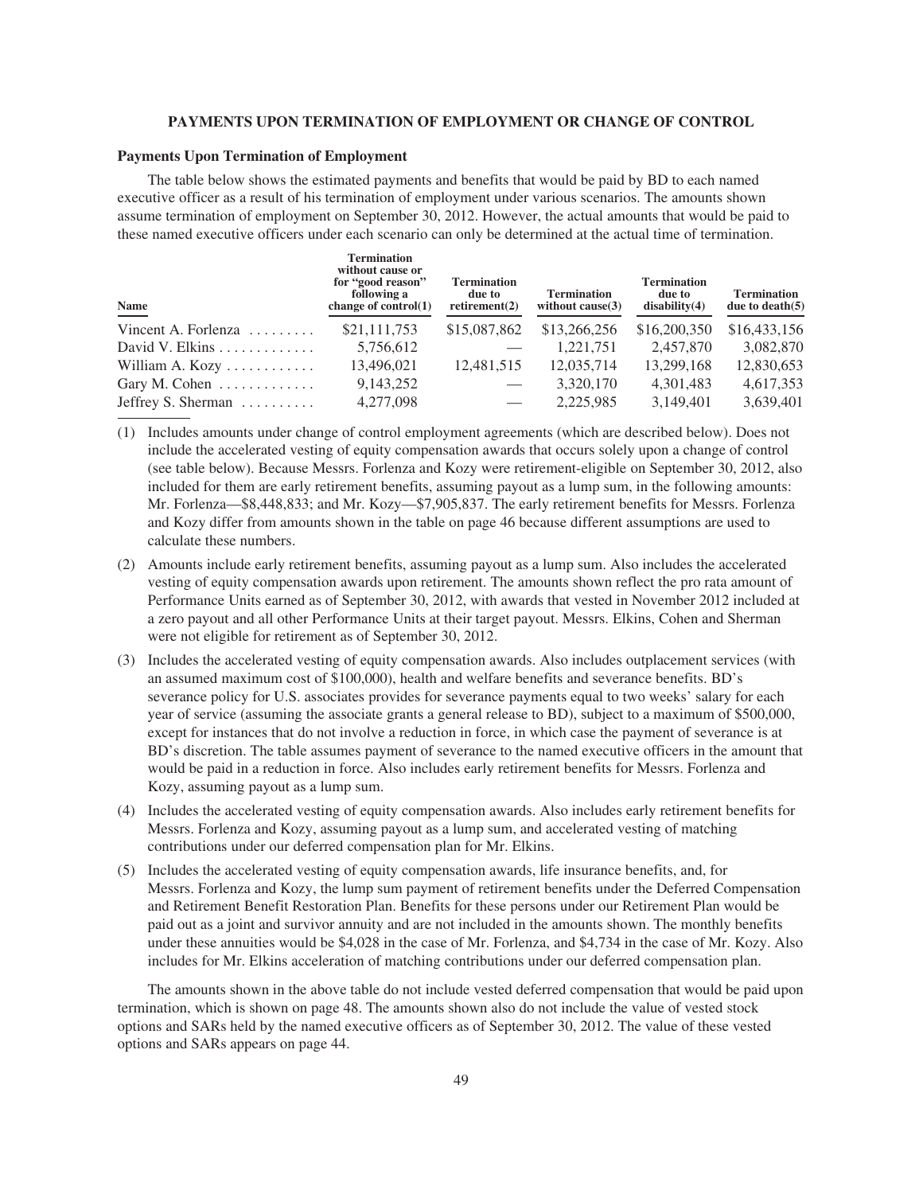## PAYMENTS UPON TERMINATION OF EMPLOYMENT OR CHANGE OF CONTROL

### Payments Upon Termination of Employment

The table below shows the estimated payments and benefits that would be paid by BD to each named executive officer as a result of his termination of employment under various scenarios. The amounts shown assume termination of employment on September 30, 2012. However, the actual amounts that would be paid to these named executive officers under each scenario can only be determined at the actual time of termination.

| Name | Termination without cause or for "good reason" following a change of control(1) | Termination due to retirement(2) | Termination without cause(3) | Termination due to disability(4) | Termination due to death(5) |
|---|---|---|---|---|---|
| Vincent A. Forlenza | $21,111,753 | $15,087,862 | $13,266,256 | $16,200,350 | $16,433,156 |
| David V. Elkins | 5,756,612 | — | 1,221,751 | 2,457,870 | 3,082,870 |
| William A. Kozy | 13,496,021 | 12,481,515 | 12,035,714 | 13,299,168 | 12,830,653 |
| Gary M. Cohen | 9,143,252 | — | 3,320,170 | 4,301,483 | 4,617,353 |
| Jeffrey S. Sherman | 4,277,098 | — | 2,225,985 | 3,149,401 | 3,639,401 |

(1) Includes amounts under change of control employment agreements (which are described below). Does not include the accelerated vesting of equity compensation awards that occurs solely upon a change of control (see table below). Because Messrs. Forlenza and Kozy were retirement-eligible on September 30, 2012, also included for them are early retirement benefits, assuming payout as a lump sum, in the following amounts: Mr. Forlenza—$8,448,833; and Mr. Kozy—$7,905,837. The early retirement benefits for Messrs. Forlenza and Kozy differ from amounts shown in the table on page 46 because different assumptions are used to calculate these numbers.

(2) Amounts include early retirement benefits, assuming payout as a lump sum. Also includes the accelerated vesting of equity compensation awards upon retirement. The amounts shown reflect the pro rata amount of Performance Units earned as of September 30, 2012, with awards that vested in November 2012 included at a zero payout and all other Performance Units at their target payout. Messrs. Elkins, Cohen and Sherman were not eligible for retirement as of September 30, 2012.

(3) Includes the accelerated vesting of equity compensation awards. Also includes outplacement services (with an assumed maximum cost of $100,000), health and welfare benefits and severance benefits. BD's severance policy for U.S. associates provides for severance payments equal to two weeks' salary for each year of service (assuming the associate grants a general release to BD), subject to a maximum of $500,000, except for instances that do not involve a reduction in force, in which case the payment of severance is at BD's discretion. The table assumes payment of severance to the named executive officers in the amount that would be paid in a reduction in force. Also includes early retirement benefits for Messrs. Forlenza and Kozy, assuming payout as a lump sum.

(4) Includes the accelerated vesting of equity compensation awards. Also includes early retirement benefits for Messrs. Forlenza and Kozy, assuming payout as a lump sum, and accelerated vesting of matching contributions under our deferred compensation plan for Mr. Elkins.

(5) Includes the accelerated vesting of equity compensation awards, life insurance benefits, and, for Messrs. Forlenza and Kozy, the lump sum payment of retirement benefits under the Deferred Compensation and Retirement Benefit Restoration Plan. Benefits for these persons under our Retirement Plan would be paid out as a joint and survivor annuity and are not included in the amounts shown. The monthly benefits under these annuities would be $4,028 in the case of Mr. Forlenza, and $4,734 in the case of Mr. Kozy. Also includes for Mr. Elkins acceleration of matching contributions under our deferred compensation plan.

The amounts shown in the above table do not include vested deferred compensation that would be paid upon termination, which is shown on page 48. The amounts shown also do not include the value of vested stock options and SARs held by the named executive officers as of September 30, 2012. The value of these vested options and SARs appears on page 44.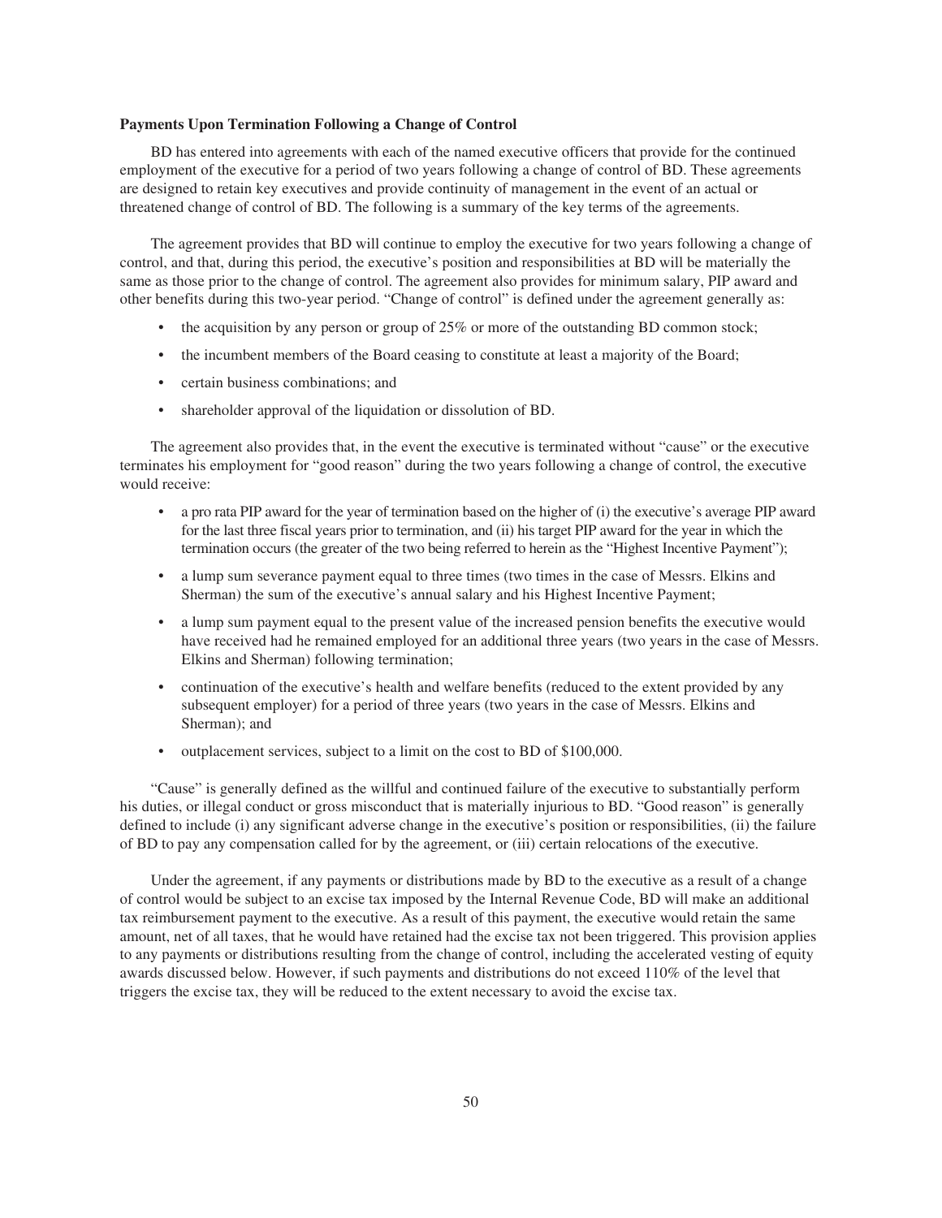**Payments Upon Termination Following a Change of Control**

BD has entered into agreements with each of the named executive officers that provide for the continued employment of the executive for a period of two years following a change of control of BD. These agreements are designed to retain key executives and provide continuity of management in the event of an actual or threatened change of control of BD. The following is a summary of the key terms of the agreements.

The agreement provides that BD will continue to employ the executive for two years following a change of control, and that, during this period, the executive's position and responsibilities at BD will be materially the same as those prior to the change of control. The agreement also provides for minimum salary, PIP award and other benefits during this two-year period. "Change of control" is defined under the agreement generally as:

- the acquisition by any person or group of 25% or more of the outstanding BD common stock;
- the incumbent members of the Board ceasing to constitute at least a majority of the Board;
- certain business combinations; and
- shareholder approval of the liquidation or dissolution of BD.

The agreement also provides that, in the event the executive is terminated without "cause" or the executive terminates his employment for "good reason" during the two years following a change of control, the executive would receive:

- a pro rata PIP award for the year of termination based on the higher of (i) the executive's average PIP award for the last three fiscal years prior to termination, and (ii) his target PIP award for the year in which the termination occurs (the greater of the two being referred to herein as the "Highest Incentive Payment");
- a lump sum severance payment equal to three times (two times in the case of Messrs. Elkins and Sherman) the sum of the executive's annual salary and his Highest Incentive Payment;
- a lump sum payment equal to the present value of the increased pension benefits the executive would have received had he remained employed for an additional three years (two years in the case of Messrs. Elkins and Sherman) following termination;
- continuation of the executive's health and welfare benefits (reduced to the extent provided by any subsequent employer) for a period of three years (two years in the case of Messrs. Elkins and Sherman); and
- outplacement services, subject to a limit on the cost to BD of $100,000.

"Cause" is generally defined as the willful and continued failure of the executive to substantially perform his duties, or illegal conduct or gross misconduct that is materially injurious to BD. "Good reason" is generally defined to include (i) any significant adverse change in the executive's position or responsibilities, (ii) the failure of BD to pay any compensation called for by the agreement, or (iii) certain relocations of the executive.

Under the agreement, if any payments or distributions made by BD to the executive as a result of a change of control would be subject to an excise tax imposed by the Internal Revenue Code, BD will make an additional tax reimbursement payment to the executive. As a result of this payment, the executive would retain the same amount, net of all taxes, that he would have retained had the excise tax not been triggered. This provision applies to any payments or distributions resulting from the change of control, including the accelerated vesting of equity awards discussed below. However, if such payments and distributions do not exceed 110% of the level that triggers the excise tax, they will be reduced to the extent necessary to avoid the excise tax.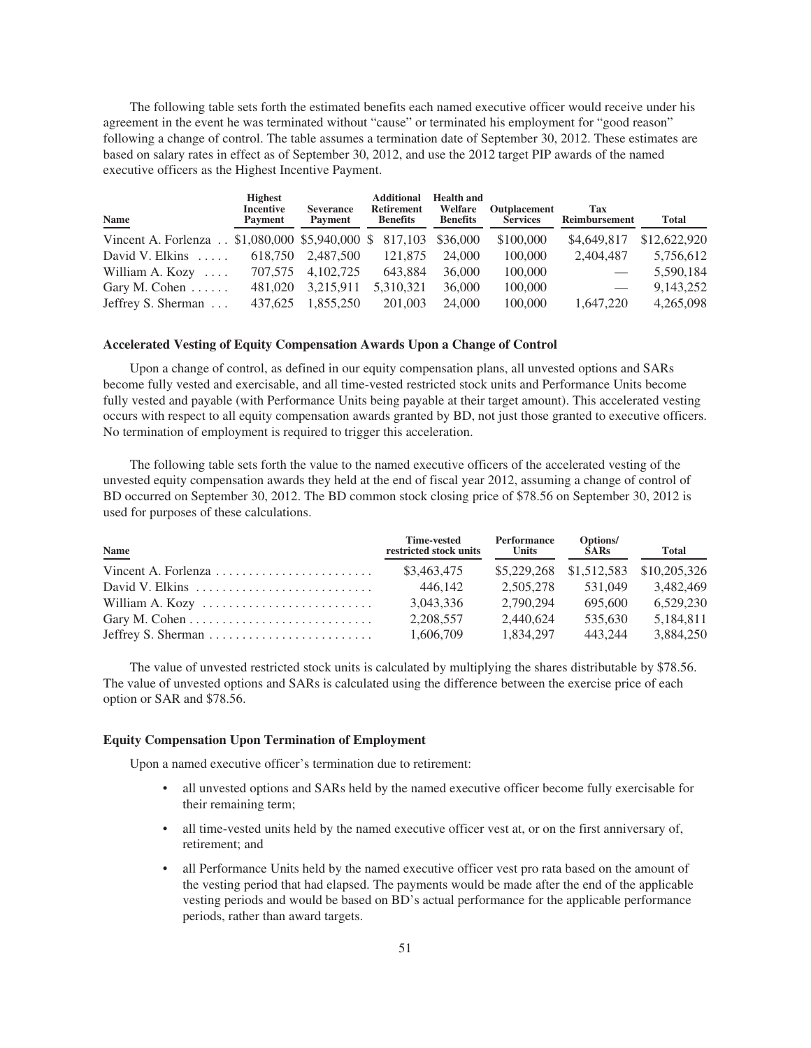The following table sets forth the estimated benefits each named executive officer would receive under his agreement in the event he was terminated without "cause" or terminated his employment for "good reason" following a change of control. The table assumes a termination date of September 30, 2012. These estimates are based on salary rates in effect as of September 30, 2012, and use the 2012 target PIP awards of the named executive officers as the Highest Incentive Payment.

| Name | Highest Incentive Payment | Severance Payment | Additional Retirement Benefits | Health and Welfare Benefits | Outplacement Services | Tax Reimbursement | Total |
|---|---|---|---|---|---|---|---|
| Vincent A. Forlenza | $1,080,000 | $5,940,000 | $ 817,103 | $36,000 | $100,000 | $4,649,817 | $12,622,920 |
| David V. Elkins | 618,750 | 2,487,500 | 121,875 | 24,000 | 100,000 | 2,404,487 | 5,756,612 |
| William A. Kozy | 707,575 | 4,102,725 | 643,884 | 36,000 | 100,000 | — | 5,590,184 |
| Gary M. Cohen | 481,020 | 3,215,911 | 5,310,321 | 36,000 | 100,000 | — | 9,143,252 |
| Jeffrey S. Sherman | 437,625 | 1,855,250 | 201,003 | 24,000 | 100,000 | 1,647,220 | 4,265,098 |

### Accelerated Vesting of Equity Compensation Awards Upon a Change of Control

Upon a change of control, as defined in our equity compensation plans, all unvested options and SARs become fully vested and exercisable, and all time-vested restricted stock units and Performance Units become fully vested and payable (with Performance Units being payable at their target amount). This accelerated vesting occurs with respect to all equity compensation awards granted by BD, not just those granted to executive officers. No termination of employment is required to trigger this acceleration.

The following table sets forth the value to the named executive officers of the accelerated vesting of the unvested equity compensation awards they held at the end of fiscal year 2012, assuming a change of control of BD occurred on September 30, 2012. The BD common stock closing price of $78.56 on September 30, 2012 is used for purposes of these calculations.

| Name | Time-vested restricted stock units | Performance Units | Options/ SARs | Total |
|---|---|---|---|---|
| Vincent A. Forlenza | $3,463,475 | $5,229,268 | $1,512,583 | $10,205,326 |
| David V. Elkins | 446,142 | 2,505,278 | 531,049 | 3,482,469 |
| William A. Kozy | 3,043,336 | 2,790,294 | 695,600 | 6,529,230 |
| Gary M. Cohen | 2,208,557 | 2,440,624 | 535,630 | 5,184,811 |
| Jeffrey S. Sherman | 1,606,709 | 1,834,297 | 443,244 | 3,884,250 |

The value of unvested restricted stock units is calculated by multiplying the shares distributable by $78.56. The value of unvested options and SARs is calculated using the difference between the exercise price of each option or SAR and $78.56.

### Equity Compensation Upon Termination of Employment

Upon a named executive officer's termination due to retirement:

- all unvested options and SARs held by the named executive officer become fully exercisable for their remaining term;
- all time-vested units held by the named executive officer vest at, or on the first anniversary of, retirement; and
- all Performance Units held by the named executive officer vest pro rata based on the amount of the vesting period that had elapsed. The payments would be made after the end of the applicable vesting periods and would be based on BD's actual performance for the applicable performance periods, rather than award targets.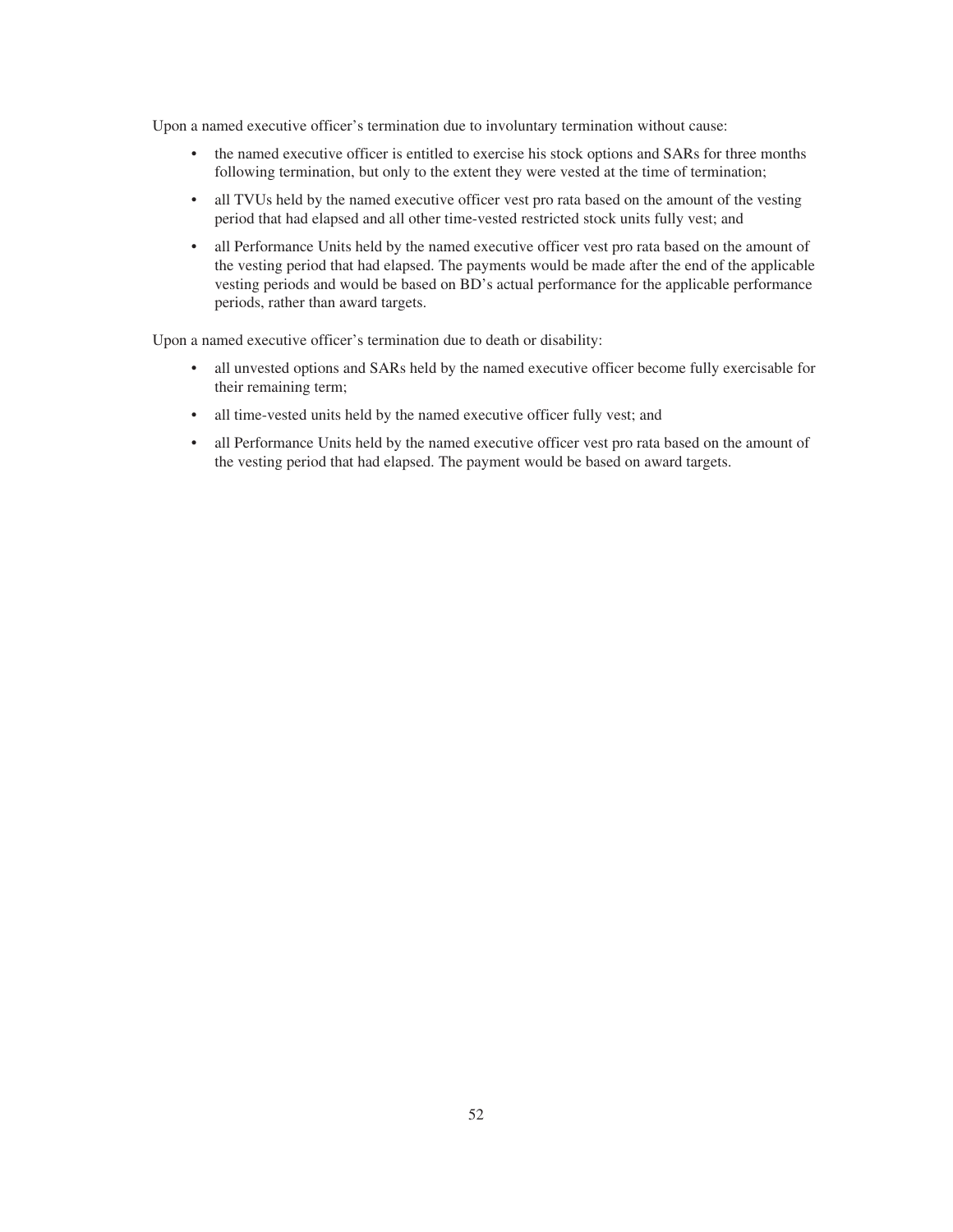Upon a named executive officer's termination due to involuntary termination without cause:

- the named executive officer is entitled to exercise his stock options and SARs for three months following termination, but only to the extent they were vested at the time of termination;
- all TVUs held by the named executive officer vest pro rata based on the amount of the vesting period that had elapsed and all other time-vested restricted stock units fully vest; and
- all Performance Units held by the named executive officer vest pro rata based on the amount of the vesting period that had elapsed. The payments would be made after the end of the applicable vesting periods and would be based on BD's actual performance for the applicable performance periods, rather than award targets.

Upon a named executive officer's termination due to death or disability:

- all unvested options and SARs held by the named executive officer become fully exercisable for their remaining term;
- all time-vested units held by the named executive officer fully vest; and
- all Performance Units held by the named executive officer vest pro rata based on the amount of the vesting period that had elapsed. The payment would be based on award targets.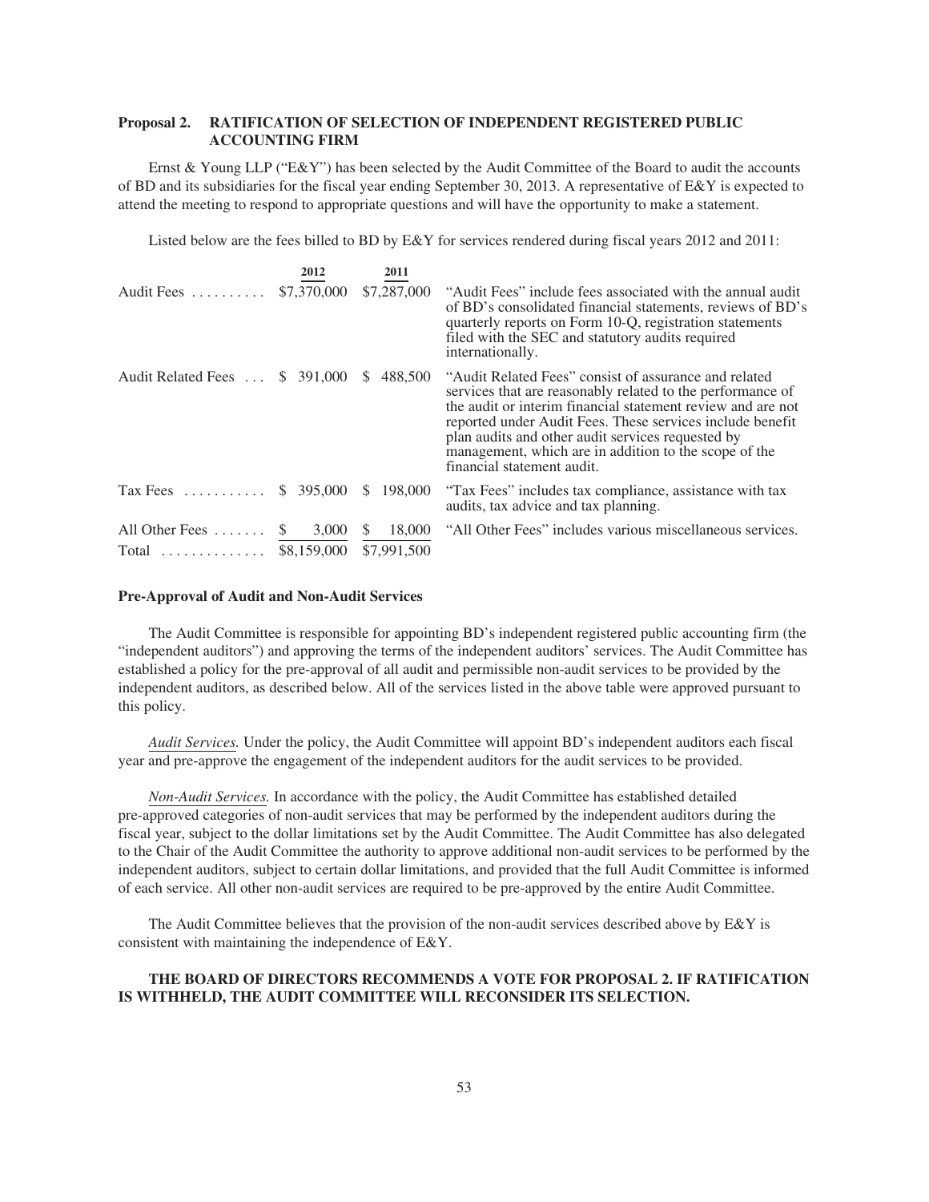## Proposal 2. RATIFICATION OF SELECTION OF INDEPENDENT REGISTERED PUBLIC ACCOUNTING FIRM

Ernst & Young LLP ("E&Y") has been selected by the Audit Committee of the Board to audit the accounts of BD and its subsidiaries for the fiscal year ending September 30, 2013. A representative of E&Y is expected to attend the meeting to respond to appropriate questions and will have the opportunity to make a statement.

Listed below are the fees billed to BD by E&Y for services rendered during fiscal years 2012 and 2011:

| | 2012 | 2011 | |
|---|---|---|---|
| Audit Fees | $7,370,000 | $7,287,000 | "Audit Fees" include fees associated with the annual audit of BD's consolidated financial statements, reviews of BD's quarterly reports on Form 10-Q, registration statements filed with the SEC and statutory audits required internationally. |
| Audit Related Fees | $ 391,000 | $ 488,500 | "Audit Related Fees" consist of assurance and related services that are reasonably related to the performance of the audit or interim financial statement review and are not reported under Audit Fees. These services include benefit plan audits and other audit services requested by management, which are in addition to the scope of the financial statement audit. |
| Tax Fees | $ 395,000 | $ 198,000 | "Tax Fees" includes tax compliance, assistance with tax audits, tax advice and tax planning. |
| All Other Fees | $ 3,000 | $ 18,000 | "All Other Fees" includes various miscellaneous services. |
| Total | $8,159,000 | $7,991,500 | |

### Pre-Approval of Audit and Non-Audit Services

The Audit Committee is responsible for appointing BD's independent registered public accounting firm (the "independent auditors") and approving the terms of the independent auditors' services. The Audit Committee has established a policy for the pre-approval of all audit and permissible non-audit services to be provided by the independent auditors, as described below. All of the services listed in the above table were approved pursuant to this policy.

*Audit Services.* Under the policy, the Audit Committee will appoint BD's independent auditors each fiscal year and pre-approve the engagement of the independent auditors for the audit services to be provided.

*Non-Audit Services.* In accordance with the policy, the Audit Committee has established detailed pre-approved categories of non-audit services that may be performed by the independent auditors during the fiscal year, subject to the dollar limitations set by the Audit Committee. The Audit Committee has also delegated to the Chair of the Audit Committee the authority to approve additional non-audit services to be performed by the independent auditors, subject to certain dollar limitations, and provided that the full Audit Committee is informed of each service. All other non-audit services are required to be pre-approved by the entire Audit Committee.

The Audit Committee believes that the provision of the non-audit services described above by E&Y is consistent with maintaining the independence of E&Y.

**THE BOARD OF DIRECTORS RECOMMENDS A VOTE FOR PROPOSAL 2. IF RATIFICATION IS WITHHELD, THE AUDIT COMMITTEE WILL RECONSIDER ITS SELECTION.**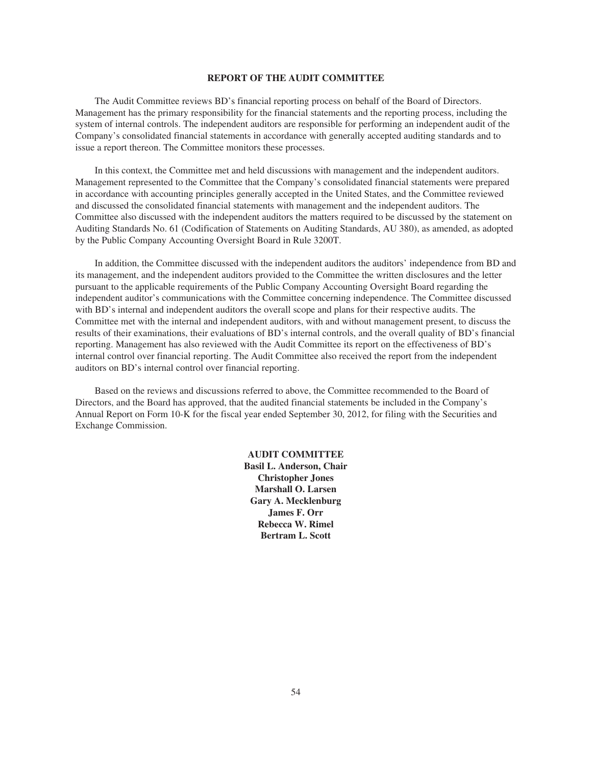## REPORT OF THE AUDIT COMMITTEE

The Audit Committee reviews BD's financial reporting process on behalf of the Board of Directors. Management has the primary responsibility for the financial statements and the reporting process, including the system of internal controls. The independent auditors are responsible for performing an independent audit of the Company's consolidated financial statements in accordance with generally accepted auditing standards and to issue a report thereon. The Committee monitors these processes.

In this context, the Committee met and held discussions with management and the independent auditors. Management represented to the Committee that the Company's consolidated financial statements were prepared in accordance with accounting principles generally accepted in the United States, and the Committee reviewed and discussed the consolidated financial statements with management and the independent auditors. The Committee also discussed with the independent auditors the matters required to be discussed by the statement on Auditing Standards No. 61 (Codification of Statements on Auditing Standards, AU 380), as amended, as adopted by the Public Company Accounting Oversight Board in Rule 3200T.

In addition, the Committee discussed with the independent auditors the auditors' independence from BD and its management, and the independent auditors provided to the Committee the written disclosures and the letter pursuant to the applicable requirements of the Public Company Accounting Oversight Board regarding the independent auditor's communications with the Committee concerning independence. The Committee discussed with BD's internal and independent auditors the overall scope and plans for their respective audits. The Committee met with the internal and independent auditors, with and without management present, to discuss the results of their examinations, their evaluations of BD's internal controls, and the overall quality of BD's financial reporting. Management has also reviewed with the Audit Committee its report on the effectiveness of BD's internal control over financial reporting. The Audit Committee also received the report from the independent auditors on BD's internal control over financial reporting.

Based on the reviews and discussions referred to above, the Committee recommended to the Board of Directors, and the Board has approved, that the audited financial statements be included in the Company's Annual Report on Form 10-K for the fiscal year ended September 30, 2012, for filing with the Securities and Exchange Commission.

**AUDIT COMMITTEE**
**Basil L. Anderson, Chair**
**Christopher Jones**
**Marshall O. Larsen**
**Gary A. Mecklenburg**
**James F. Orr**
**Rebecca W. Rimel**
**Bertram L. Scott**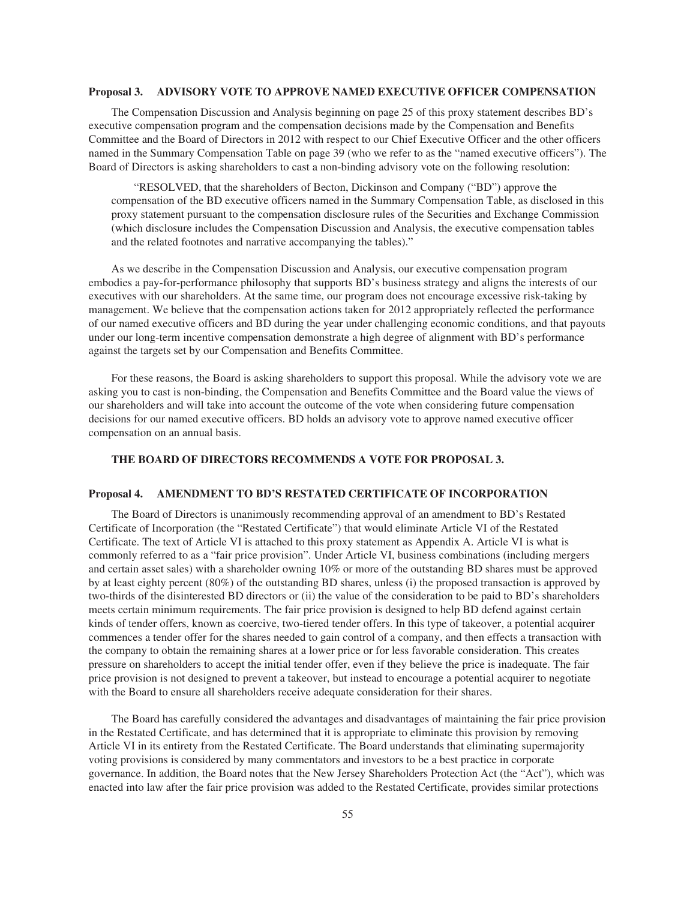### Proposal 3. ADVISORY VOTE TO APPROVE NAMED EXECUTIVE OFFICER COMPENSATION

The Compensation Discussion and Analysis beginning on page 25 of this proxy statement describes BD's executive compensation program and the compensation decisions made by the Compensation and Benefits Committee and the Board of Directors in 2012 with respect to our Chief Executive Officer and the other officers named in the Summary Compensation Table on page 39 (who we refer to as the "named executive officers"). The Board of Directors is asking shareholders to cast a non-binding advisory vote on the following resolution:

> "RESOLVED, that the shareholders of Becton, Dickinson and Company ("BD") approve the compensation of the BD executive officers named in the Summary Compensation Table, as disclosed in this proxy statement pursuant to the compensation disclosure rules of the Securities and Exchange Commission (which disclosure includes the Compensation Discussion and Analysis, the executive compensation tables and the related footnotes and narrative accompanying the tables)."

As we describe in the Compensation Discussion and Analysis, our executive compensation program embodies a pay-for-performance philosophy that supports BD's business strategy and aligns the interests of our executives with our shareholders. At the same time, our program does not encourage excessive risk-taking by management. We believe that the compensation actions taken for 2012 appropriately reflected the performance of our named executive officers and BD during the year under challenging economic conditions, and that payouts under our long-term incentive compensation demonstrate a high degree of alignment with BD's performance against the targets set by our Compensation and Benefits Committee.

For these reasons, the Board is asking shareholders to support this proposal. While the advisory vote we are asking you to cast is non-binding, the Compensation and Benefits Committee and the Board value the views of our shareholders and will take into account the outcome of the vote when considering future compensation decisions for our named executive officers. BD holds an advisory vote to approve named executive officer compensation on an annual basis.

**THE BOARD OF DIRECTORS RECOMMENDS A VOTE FOR PROPOSAL 3.**

### Proposal 4. AMENDMENT TO BD'S RESTATED CERTIFICATE OF INCORPORATION

The Board of Directors is unanimously recommending approval of an amendment to BD's Restated Certificate of Incorporation (the "Restated Certificate") that would eliminate Article VI of the Restated Certificate. The text of Article VI is attached to this proxy statement as Appendix A. Article VI is what is commonly referred to as a "fair price provision". Under Article VI, business combinations (including mergers and certain asset sales) with a shareholder owning 10% or more of the outstanding BD shares must be approved by at least eighty percent (80%) of the outstanding BD shares, unless (i) the proposed transaction is approved by two-thirds of the disinterested BD directors or (ii) the value of the consideration to be paid to BD's shareholders meets certain minimum requirements. The fair price provision is designed to help BD defend against certain kinds of tender offers, known as coercive, two-tiered tender offers. In this type of takeover, a potential acquirer commences a tender offer for the shares needed to gain control of a company, and then effects a transaction with the company to obtain the remaining shares at a lower price or for less favorable consideration. This creates pressure on shareholders to accept the initial tender offer, even if they believe the price is inadequate. The fair price provision is not designed to prevent a takeover, but instead to encourage a potential acquirer to negotiate with the Board to ensure all shareholders receive adequate consideration for their shares.

The Board has carefully considered the advantages and disadvantages of maintaining the fair price provision in the Restated Certificate, and has determined that it is appropriate to eliminate this provision by removing Article VI in its entirety from the Restated Certificate. The Board understands that eliminating supermajority voting provisions is considered by many commentators and investors to be a best practice in corporate governance. In addition, the Board notes that the New Jersey Shareholders Protection Act (the "Act"), which was enacted into law after the fair price provision was added to the Restated Certificate, provides similar protections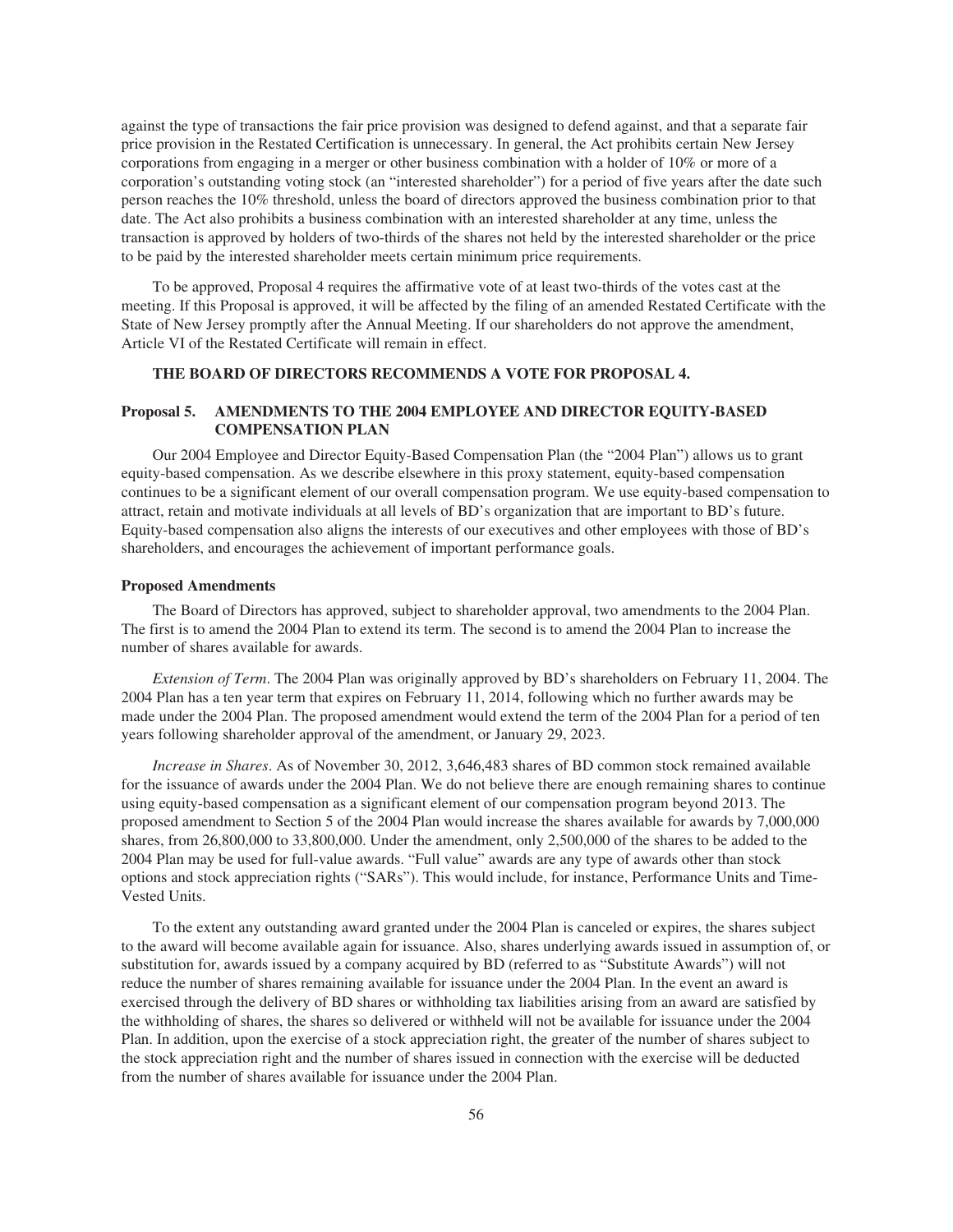against the type of transactions the fair price provision was designed to defend against, and that a separate fair price provision in the Restated Certification is unnecessary. In general, the Act prohibits certain New Jersey corporations from engaging in a merger or other business combination with a holder of 10% or more of a corporation's outstanding voting stock (an "interested shareholder") for a period of five years after the date such person reaches the 10% threshold, unless the board of directors approved the business combination prior to that date. The Act also prohibits a business combination with an interested shareholder at any time, unless the transaction is approved by holders of two-thirds of the shares not held by the interested shareholder or the price to be paid by the interested shareholder meets certain minimum price requirements.

To be approved, Proposal 4 requires the affirmative vote of at least two-thirds of the votes cast at the meeting. If this Proposal is approved, it will be affected by the filing of an amended Restated Certificate with the State of New Jersey promptly after the Annual Meeting. If our shareholders do not approve the amendment, Article VI of the Restated Certificate will remain in effect.

**THE BOARD OF DIRECTORS RECOMMENDS A VOTE FOR PROPOSAL 4.**

## Proposal 5. AMENDMENTS TO THE 2004 EMPLOYEE AND DIRECTOR EQUITY-BASED COMPENSATION PLAN

Our 2004 Employee and Director Equity-Based Compensation Plan (the "2004 Plan") allows us to grant equity-based compensation. As we describe elsewhere in this proxy statement, equity-based compensation continues to be a significant element of our overall compensation program. We use equity-based compensation to attract, retain and motivate individuals at all levels of BD's organization that are important to BD's future. Equity-based compensation also aligns the interests of our executives and other employees with those of BD's shareholders, and encourages the achievement of important performance goals.

### Proposed Amendments

The Board of Directors has approved, subject to shareholder approval, two amendments to the 2004 Plan. The first is to amend the 2004 Plan to extend its term. The second is to amend the 2004 Plan to increase the number of shares available for awards.

*Extension of Term*. The 2004 Plan was originally approved by BD's shareholders on February 11, 2004. The 2004 Plan has a ten year term that expires on February 11, 2014, following which no further awards may be made under the 2004 Plan. The proposed amendment would extend the term of the 2004 Plan for a period of ten years following shareholder approval of the amendment, or January 29, 2023.

*Increase in Shares*. As of November 30, 2012, 3,646,483 shares of BD common stock remained available for the issuance of awards under the 2004 Plan. We do not believe there are enough remaining shares to continue using equity-based compensation as a significant element of our compensation program beyond 2013. The proposed amendment to Section 5 of the 2004 Plan would increase the shares available for awards by 7,000,000 shares, from 26,800,000 to 33,800,000. Under the amendment, only 2,500,000 of the shares to be added to the 2004 Plan may be used for full-value awards. "Full value" awards are any type of awards other than stock options and stock appreciation rights ("SARs"). This would include, for instance, Performance Units and Time-Vested Units.

To the extent any outstanding award granted under the 2004 Plan is canceled or expires, the shares subject to the award will become available again for issuance. Also, shares underlying awards issued in assumption of, or substitution for, awards issued by a company acquired by BD (referred to as "Substitute Awards") will not reduce the number of shares remaining available for issuance under the 2004 Plan. In the event an award is exercised through the delivery of BD shares or withholding tax liabilities arising from an award are satisfied by the withholding of shares, the shares so delivered or withheld will not be available for issuance under the 2004 Plan. In addition, upon the exercise of a stock appreciation right, the greater of the number of shares subject to the stock appreciation right and the number of shares issued in connection with the exercise will be deducted from the number of shares available for issuance under the 2004 Plan.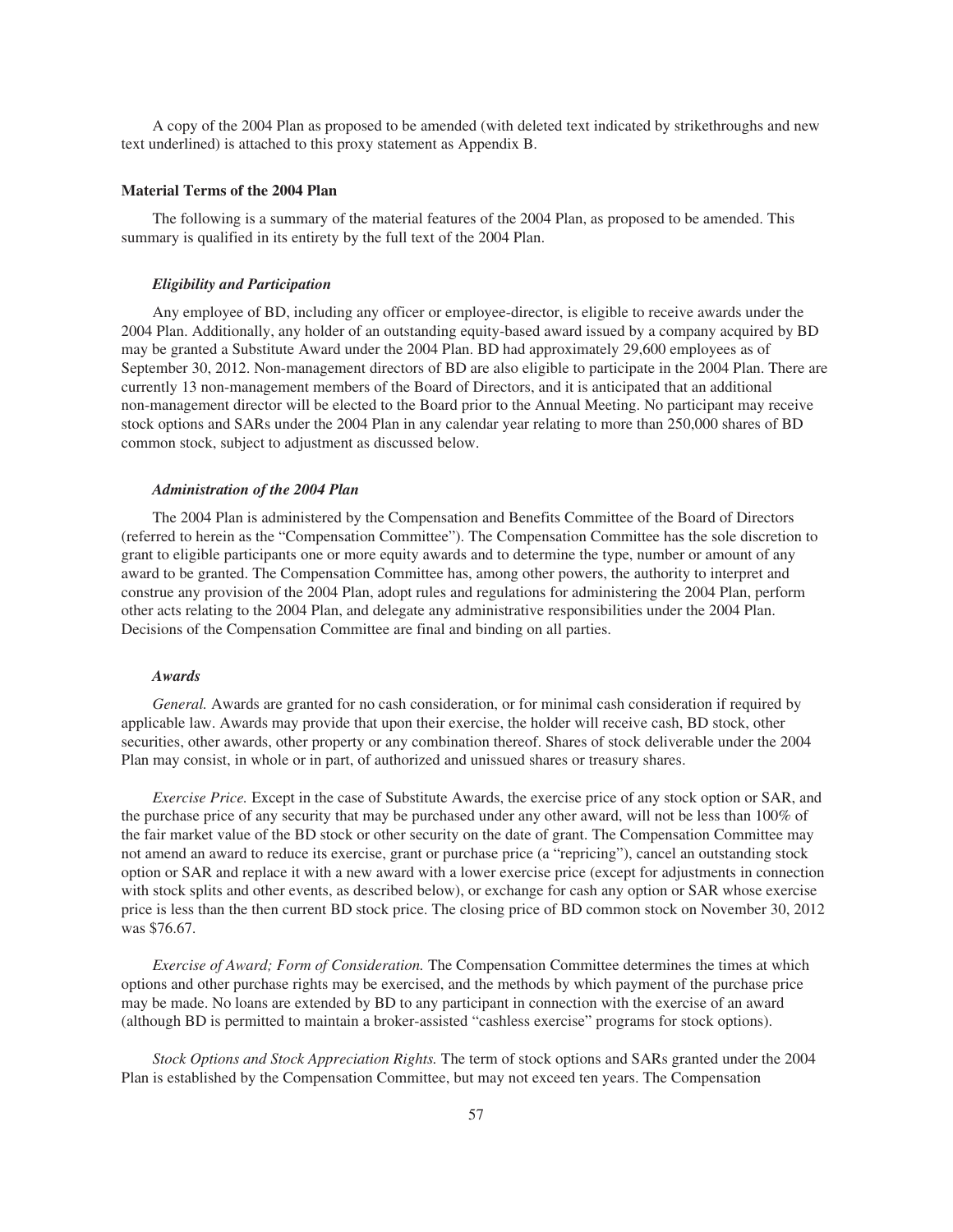A copy of the 2004 Plan as proposed to be amended (with deleted text indicated by strikethroughs and new text underlined) is attached to this proxy statement as Appendix B.

**Material Terms of the 2004 Plan**

The following is a summary of the material features of the 2004 Plan, as proposed to be amended. This summary is qualified in its entirety by the full text of the 2004 Plan.

***Eligibility and Participation***

Any employee of BD, including any officer or employee-director, is eligible to receive awards under the 2004 Plan. Additionally, any holder of an outstanding equity-based award issued by a company acquired by BD may be granted a Substitute Award under the 2004 Plan. BD had approximately 29,600 employees as of September 30, 2012. Non-management directors of BD are also eligible to participate in the 2004 Plan. There are currently 13 non-management members of the Board of Directors, and it is anticipated that an additional non-management director will be elected to the Board prior to the Annual Meeting. No participant may receive stock options and SARs under the 2004 Plan in any calendar year relating to more than 250,000 shares of BD common stock, subject to adjustment as discussed below.

***Administration of the 2004 Plan***

The 2004 Plan is administered by the Compensation and Benefits Committee of the Board of Directors (referred to herein as the "Compensation Committee"). The Compensation Committee has the sole discretion to grant to eligible participants one or more equity awards and to determine the type, number or amount of any award to be granted. The Compensation Committee has, among other powers, the authority to interpret and construe any provision of the 2004 Plan, adopt rules and regulations for administering the 2004 Plan, perform other acts relating to the 2004 Plan, and delegate any administrative responsibilities under the 2004 Plan. Decisions of the Compensation Committee are final and binding on all parties.

***Awards***

*General.* Awards are granted for no cash consideration, or for minimal cash consideration if required by applicable law. Awards may provide that upon their exercise, the holder will receive cash, BD stock, other securities, other awards, other property or any combination thereof. Shares of stock deliverable under the 2004 Plan may consist, in whole or in part, of authorized and unissued shares or treasury shares.

*Exercise Price.* Except in the case of Substitute Awards, the exercise price of any stock option or SAR, and the purchase price of any security that may be purchased under any other award, will not be less than 100% of the fair market value of the BD stock or other security on the date of grant. The Compensation Committee may not amend an award to reduce its exercise, grant or purchase price (a "repricing"), cancel an outstanding stock option or SAR and replace it with a new award with a lower exercise price (except for adjustments in connection with stock splits and other events, as described below), or exchange for cash any option or SAR whose exercise price is less than the then current BD stock price. The closing price of BD common stock on November 30, 2012 was $76.67.

*Exercise of Award; Form of Consideration.* The Compensation Committee determines the times at which options and other purchase rights may be exercised, and the methods by which payment of the purchase price may be made. No loans are extended by BD to any participant in connection with the exercise of an award (although BD is permitted to maintain a broker-assisted "cashless exercise" programs for stock options).

*Stock Options and Stock Appreciation Rights.* The term of stock options and SARs granted under the 2004 Plan is established by the Compensation Committee, but may not exceed ten years. The Compensation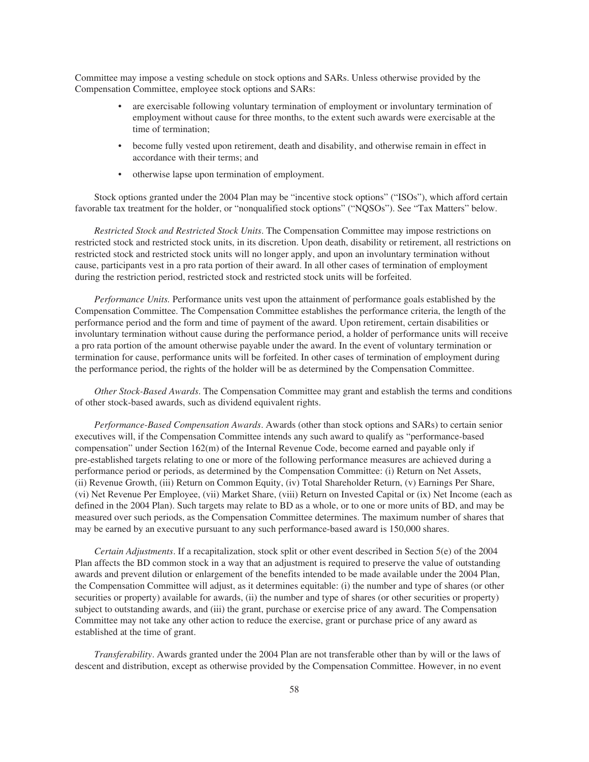Committee may impose a vesting schedule on stock options and SARs. Unless otherwise provided by the Compensation Committee, employee stock options and SARs:

- are exercisable following voluntary termination of employment or involuntary termination of employment without cause for three months, to the extent such awards were exercisable at the time of termination;
- become fully vested upon retirement, death and disability, and otherwise remain in effect in accordance with their terms; and
- otherwise lapse upon termination of employment.

Stock options granted under the 2004 Plan may be "incentive stock options" ("ISOs"), which afford certain favorable tax treatment for the holder, or "nonqualified stock options" ("NQSOs"). See "Tax Matters" below.

*Restricted Stock and Restricted Stock Units*. The Compensation Committee may impose restrictions on restricted stock and restricted stock units, in its discretion. Upon death, disability or retirement, all restrictions on restricted stock and restricted stock units will no longer apply, and upon an involuntary termination without cause, participants vest in a pro rata portion of their award. In all other cases of termination of employment during the restriction period, restricted stock and restricted stock units will be forfeited.

*Performance Units.* Performance units vest upon the attainment of performance goals established by the Compensation Committee. The Compensation Committee establishes the performance criteria, the length of the performance period and the form and time of payment of the award. Upon retirement, certain disabilities or involuntary termination without cause during the performance period, a holder of performance units will receive a pro rata portion of the amount otherwise payable under the award. In the event of voluntary termination or termination for cause, performance units will be forfeited. In other cases of termination of employment during the performance period, the rights of the holder will be as determined by the Compensation Committee.

*Other Stock-Based Awards*. The Compensation Committee may grant and establish the terms and conditions of other stock-based awards, such as dividend equivalent rights.

*Performance-Based Compensation Awards*. Awards (other than stock options and SARs) to certain senior executives will, if the Compensation Committee intends any such award to qualify as "performance-based compensation" under Section 162(m) of the Internal Revenue Code, become earned and payable only if pre-established targets relating to one or more of the following performance measures are achieved during a performance period or periods, as determined by the Compensation Committee: (i) Return on Net Assets, (ii) Revenue Growth, (iii) Return on Common Equity, (iv) Total Shareholder Return, (v) Earnings Per Share, (vi) Net Revenue Per Employee, (vii) Market Share, (viii) Return on Invested Capital or (ix) Net Income (each as defined in the 2004 Plan). Such targets may relate to BD as a whole, or to one or more units of BD, and may be measured over such periods, as the Compensation Committee determines. The maximum number of shares that may be earned by an executive pursuant to any such performance-based award is 150,000 shares.

*Certain Adjustments*. If a recapitalization, stock split or other event described in Section 5(e) of the 2004 Plan affects the BD common stock in a way that an adjustment is required to preserve the value of outstanding awards and prevent dilution or enlargement of the benefits intended to be made available under the 2004 Plan, the Compensation Committee will adjust, as it determines equitable: (i) the number and type of shares (or other securities or property) available for awards, (ii) the number and type of shares (or other securities or property) subject to outstanding awards, and (iii) the grant, purchase or exercise price of any award. The Compensation Committee may not take any other action to reduce the exercise, grant or purchase price of any award as established at the time of grant.

*Transferability*. Awards granted under the 2004 Plan are not transferable other than by will or the laws of descent and distribution, except as otherwise provided by the Compensation Committee. However, in no event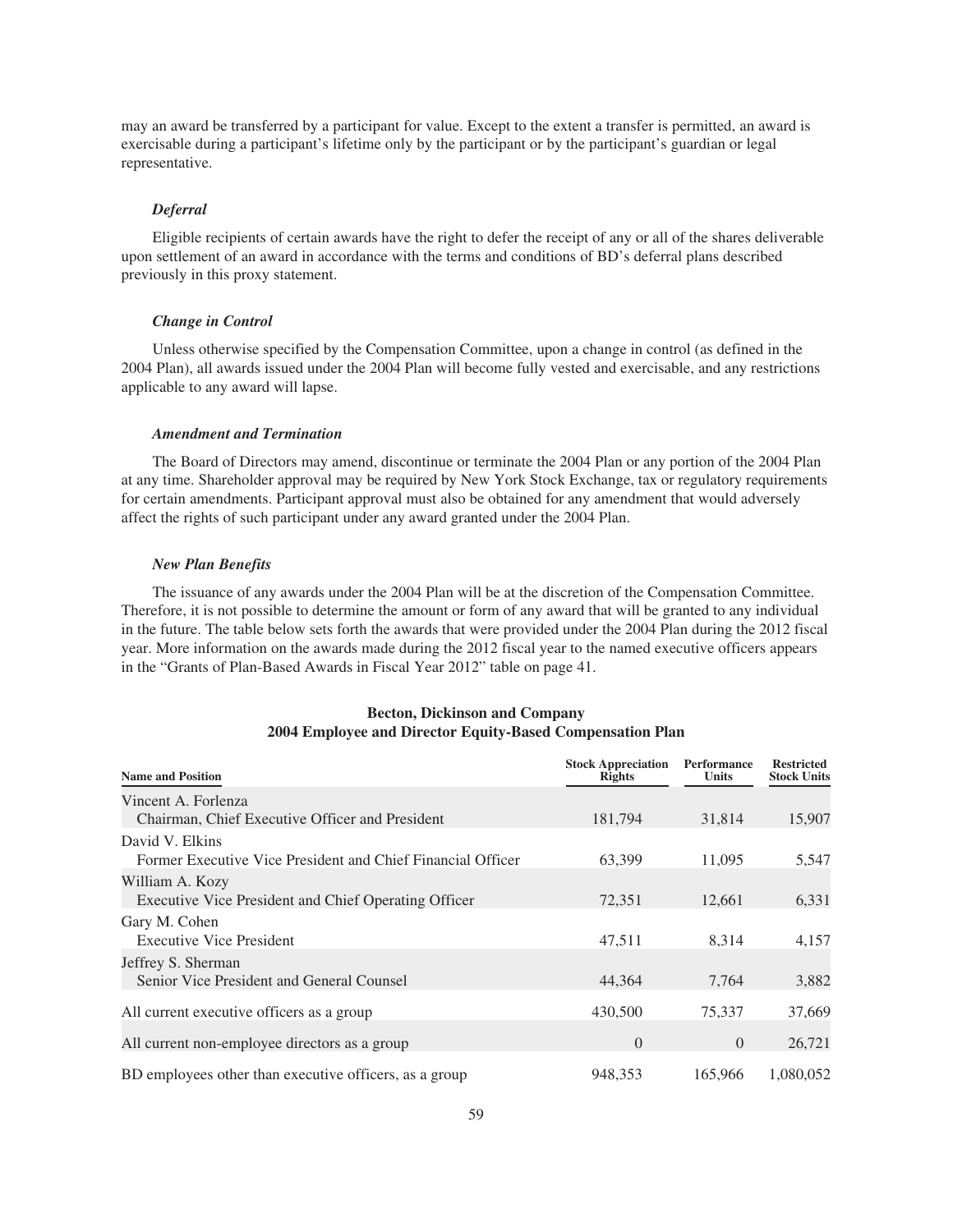may an award be transferred by a participant for value. Except to the extent a transfer is permitted, an award is exercisable during a participant's lifetime only by the participant or by the participant's guardian or legal representative.

***Deferral***

Eligible recipients of certain awards have the right to defer the receipt of any or all of the shares deliverable upon settlement of an award in accordance with the terms and conditions of BD's deferral plans described previously in this proxy statement.

***Change in Control***

Unless otherwise specified by the Compensation Committee, upon a change in control (as defined in the 2004 Plan), all awards issued under the 2004 Plan will become fully vested and exercisable, and any restrictions applicable to any award will lapse.

***Amendment and Termination***

The Board of Directors may amend, discontinue or terminate the 2004 Plan or any portion of the 2004 Plan at any time. Shareholder approval may be required by New York Stock Exchange, tax or regulatory requirements for certain amendments. Participant approval must also be obtained for any amendment that would adversely affect the rights of such participant under any award granted under the 2004 Plan.

***New Plan Benefits***

The issuance of any awards under the 2004 Plan will be at the discretion of the Compensation Committee. Therefore, it is not possible to determine the amount or form of any award that will be granted to any individual in the future. The table below sets forth the awards that were provided under the 2004 Plan during the 2012 fiscal year. More information on the awards made during the 2012 fiscal year to the named executive officers appears in the "Grants of Plan-Based Awards in Fiscal Year 2012" table on page 41.

**Becton, Dickinson and Company**
**2004 Employee and Director Equity-Based Compensation Plan**

| Name and Position | Stock Appreciation Rights | Performance Units | Restricted Stock Units |
|---|---|---|---|
| Vincent A. Forlenza<br>Chairman, Chief Executive Officer and President | 181,794 | 31,814 | 15,907 |
| David V. Elkins<br>Former Executive Vice President and Chief Financial Officer | 63,399 | 11,095 | 5,547 |
| William A. Kozy<br>Executive Vice President and Chief Operating Officer | 72,351 | 12,661 | 6,331 |
| Gary M. Cohen<br>Executive Vice President | 47,511 | 8,314 | 4,157 |
| Jeffrey S. Sherman<br>Senior Vice President and General Counsel | 44,364 | 7,764 | 3,882 |
| All current executive officers as a group | 430,500 | 75,337 | 37,669 |
| All current non-employee directors as a group | 0 | 0 | 26,721 |
| BD employees other than executive officers, as a group | 948,353 | 165,966 | 1,080,052 |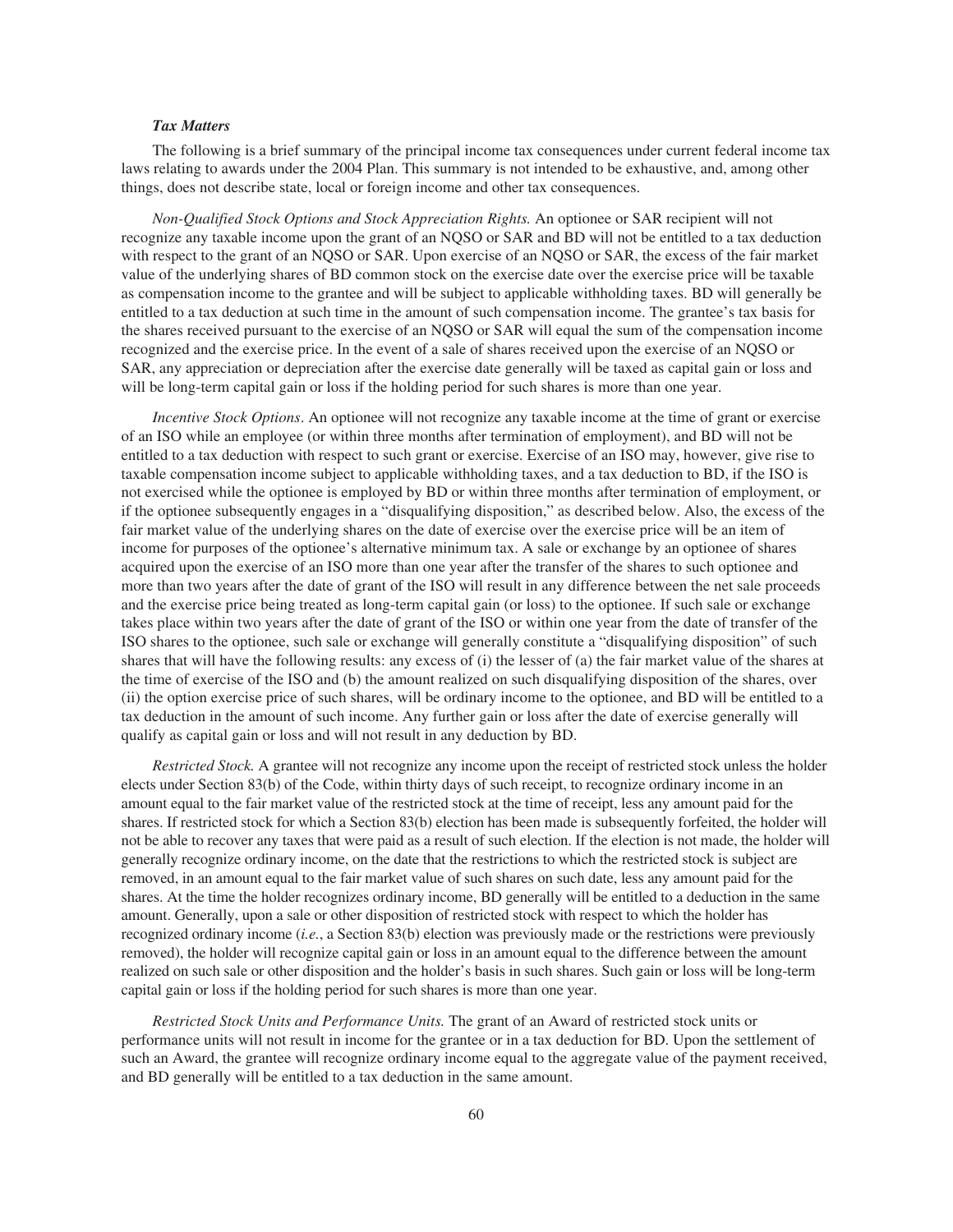### *Tax Matters*

The following is a brief summary of the principal income tax consequences under current federal income tax laws relating to awards under the 2004 Plan. This summary is not intended to be exhaustive, and, among other things, does not describe state, local or foreign income and other tax consequences.

*Non-Qualified Stock Options and Stock Appreciation Rights.* An optionee or SAR recipient will not recognize any taxable income upon the grant of an NQSO or SAR and BD will not be entitled to a tax deduction with respect to the grant of an NQSO or SAR. Upon exercise of an NQSO or SAR, the excess of the fair market value of the underlying shares of BD common stock on the exercise date over the exercise price will be taxable as compensation income to the grantee and will be subject to applicable withholding taxes. BD will generally be entitled to a tax deduction at such time in the amount of such compensation income. The grantee's tax basis for the shares received pursuant to the exercise of an NQSO or SAR will equal the sum of the compensation income recognized and the exercise price. In the event of a sale of shares received upon the exercise of an NQSO or SAR, any appreciation or depreciation after the exercise date generally will be taxed as capital gain or loss and will be long-term capital gain or loss if the holding period for such shares is more than one year.

*Incentive Stock Options*. An optionee will not recognize any taxable income at the time of grant or exercise of an ISO while an employee (or within three months after termination of employment), and BD will not be entitled to a tax deduction with respect to such grant or exercise. Exercise of an ISO may, however, give rise to taxable compensation income subject to applicable withholding taxes, and a tax deduction to BD, if the ISO is not exercised while the optionee is employed by BD or within three months after termination of employment, or if the optionee subsequently engages in a "disqualifying disposition," as described below. Also, the excess of the fair market value of the underlying shares on the date of exercise over the exercise price will be an item of income for purposes of the optionee's alternative minimum tax. A sale or exchange by an optionee of shares acquired upon the exercise of an ISO more than one year after the transfer of the shares to such optionee and more than two years after the date of grant of the ISO will result in any difference between the net sale proceeds and the exercise price being treated as long-term capital gain (or loss) to the optionee. If such sale or exchange takes place within two years after the date of grant of the ISO or within one year from the date of transfer of the ISO shares to the optionee, such sale or exchange will generally constitute a "disqualifying disposition" of such shares that will have the following results: any excess of (i) the lesser of (a) the fair market value of the shares at the time of exercise of the ISO and (b) the amount realized on such disqualifying disposition of the shares, over (ii) the option exercise price of such shares, will be ordinary income to the optionee, and BD will be entitled to a tax deduction in the amount of such income. Any further gain or loss after the date of exercise generally will qualify as capital gain or loss and will not result in any deduction by BD.

*Restricted Stock.* A grantee will not recognize any income upon the receipt of restricted stock unless the holder elects under Section 83(b) of the Code, within thirty days of such receipt, to recognize ordinary income in an amount equal to the fair market value of the restricted stock at the time of receipt, less any amount paid for the shares. If restricted stock for which a Section 83(b) election has been made is subsequently forfeited, the holder will not be able to recover any taxes that were paid as a result of such election. If the election is not made, the holder will generally recognize ordinary income, on the date that the restrictions to which the restricted stock is subject are removed, in an amount equal to the fair market value of such shares on such date, less any amount paid for the shares. At the time the holder recognizes ordinary income, BD generally will be entitled to a deduction in the same amount. Generally, upon a sale or other disposition of restricted stock with respect to which the holder has recognized ordinary income (*i.e.*, a Section 83(b) election was previously made or the restrictions were previously removed), the holder will recognize capital gain or loss in an amount equal to the difference between the amount realized on such sale or other disposition and the holder's basis in such shares. Such gain or loss will be long-term capital gain or loss if the holding period for such shares is more than one year.

*Restricted Stock Units and Performance Units.* The grant of an Award of restricted stock units or performance units will not result in income for the grantee or in a tax deduction for BD. Upon the settlement of such an Award, the grantee will recognize ordinary income equal to the aggregate value of the payment received, and BD generally will be entitled to a tax deduction in the same amount.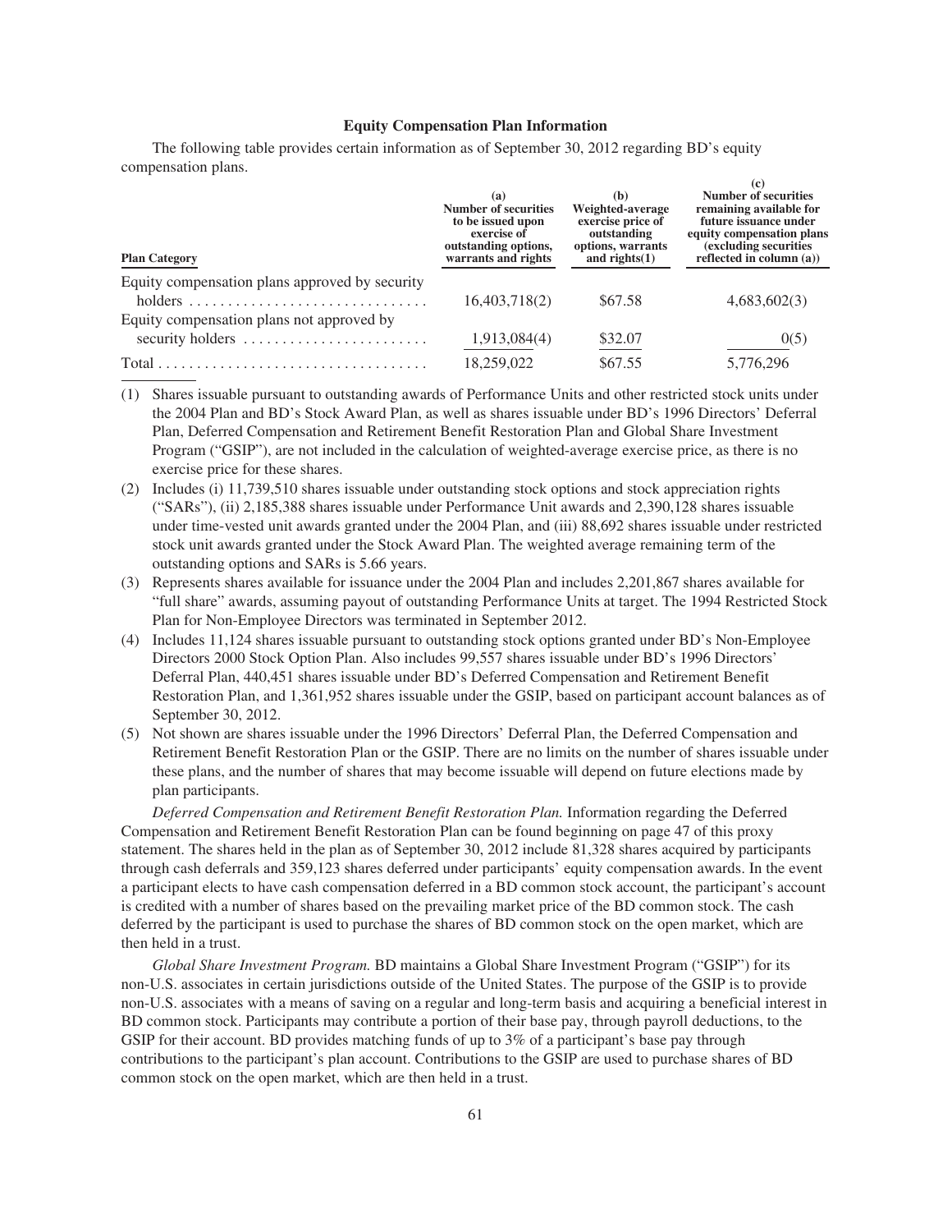### Equity Compensation Plan Information

The following table provides certain information as of September 30, 2012 regarding BD's equity compensation plans.

| Plan Category | (a) Number of securities to be issued upon exercise of outstanding options, warrants and rights | (b) Weighted-average exercise price of outstanding options, warrants and rights(1) | (c) Number of securities remaining available for future issuance under equity compensation plans (excluding securities reflected in column (a)) |
|---|---|---|---|
| Equity compensation plans approved by security holders | 16,403,718(2) | $67.58 | 4,683,602(3) |
| Equity compensation plans not approved by security holders | 1,913,084(4) | $32.07 | 0(5) |
| Total | 18,259,022 | $67.55 | 5,776,296 |

(1) Shares issuable pursuant to outstanding awards of Performance Units and other restricted stock units under the 2004 Plan and BD's Stock Award Plan, as well as shares issuable under BD's 1996 Directors' Deferral Plan, Deferred Compensation and Retirement Benefit Restoration Plan and Global Share Investment Program ("GSIP"), are not included in the calculation of weighted-average exercise price, as there is no exercise price for these shares.

(2) Includes (i) 11,739,510 shares issuable under outstanding stock options and stock appreciation rights ("SARs"), (ii) 2,185,388 shares issuable under Performance Unit awards and 2,390,128 shares issuable under time-vested unit awards granted under the 2004 Plan, and (iii) 88,692 shares issuable under restricted stock unit awards granted under the Stock Award Plan. The weighted average remaining term of the outstanding options and SARs is 5.66 years.

(3) Represents shares available for issuance under the 2004 Plan and includes 2,201,867 shares available for "full share" awards, assuming payout of outstanding Performance Units at target. The 1994 Restricted Stock Plan for Non-Employee Directors was terminated in September 2012.

(4) Includes 11,124 shares issuable pursuant to outstanding stock options granted under BD's Non-Employee Directors 2000 Stock Option Plan. Also includes 99,557 shares issuable under BD's 1996 Directors' Deferral Plan, 440,451 shares issuable under BD's Deferred Compensation and Retirement Benefit Restoration Plan, and 1,361,952 shares issuable under the GSIP, based on participant account balances as of September 30, 2012.

(5) Not shown are shares issuable under the 1996 Directors' Deferral Plan, the Deferred Compensation and Retirement Benefit Restoration Plan or the GSIP. There are no limits on the number of shares issuable under these plans, and the number of shares that may become issuable will depend on future elections made by plan participants.

*Deferred Compensation and Retirement Benefit Restoration Plan.* Information regarding the Deferred Compensation and Retirement Benefit Restoration Plan can be found beginning on page 47 of this proxy statement. The shares held in the plan as of September 30, 2012 include 81,328 shares acquired by participants through cash deferrals and 359,123 shares deferred under participants' equity compensation awards. In the event a participant elects to have cash compensation deferred in a BD common stock account, the participant's account is credited with a number of shares based on the prevailing market price of the BD common stock. The cash deferred by the participant is used to purchase the shares of BD common stock on the open market, which are then held in a trust.

*Global Share Investment Program.* BD maintains a Global Share Investment Program ("GSIP") for its non-U.S. associates in certain jurisdictions outside of the United States. The purpose of the GSIP is to provide non-U.S. associates with a means of saving on a regular and long-term basis and acquiring a beneficial interest in BD common stock. Participants may contribute a portion of their base pay, through payroll deductions, to the GSIP for their account. BD provides matching funds of up to 3% of a participant's base pay through contributions to the participant's plan account. Contributions to the GSIP are used to purchase shares of BD common stock on the open market, which are then held in a trust.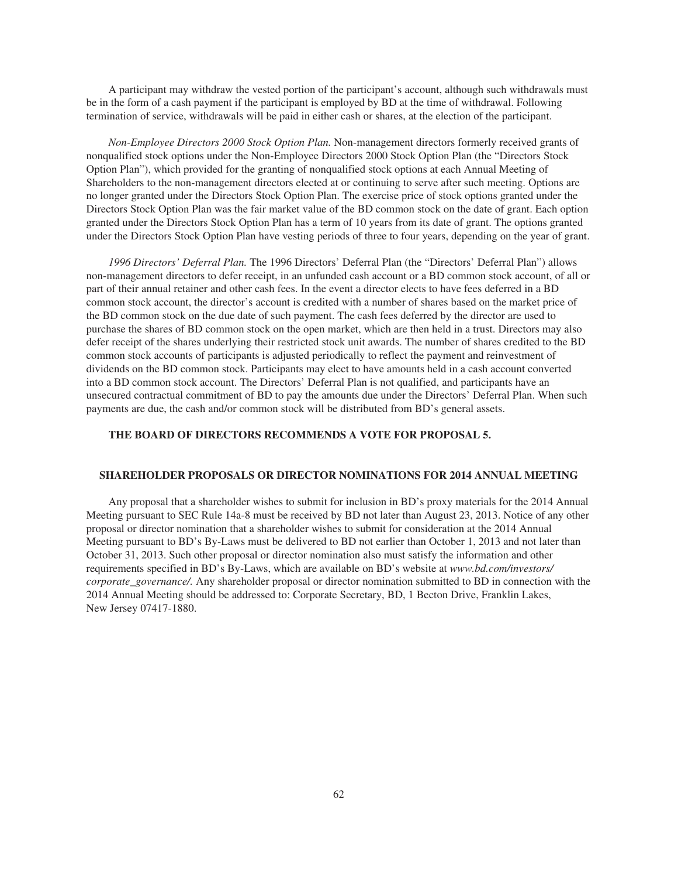A participant may withdraw the vested portion of the participant's account, although such withdrawals must be in the form of a cash payment if the participant is employed by BD at the time of withdrawal. Following termination of service, withdrawals will be paid in either cash or shares, at the election of the participant.

*Non-Employee Directors 2000 Stock Option Plan.* Non-management directors formerly received grants of nonqualified stock options under the Non-Employee Directors 2000 Stock Option Plan (the "Directors Stock Option Plan"), which provided for the granting of nonqualified stock options at each Annual Meeting of Shareholders to the non-management directors elected at or continuing to serve after such meeting. Options are no longer granted under the Directors Stock Option Plan. The exercise price of stock options granted under the Directors Stock Option Plan was the fair market value of the BD common stock on the date of grant. Each option granted under the Directors Stock Option Plan has a term of 10 years from its date of grant. The options granted under the Directors Stock Option Plan have vesting periods of three to four years, depending on the year of grant.

*1996 Directors' Deferral Plan.* The 1996 Directors' Deferral Plan (the "Directors' Deferral Plan") allows non-management directors to defer receipt, in an unfunded cash account or a BD common stock account, of all or part of their annual retainer and other cash fees. In the event a director elects to have fees deferred in a BD common stock account, the director's account is credited with a number of shares based on the market price of the BD common stock on the due date of such payment. The cash fees deferred by the director are used to purchase the shares of BD common stock on the open market, which are then held in a trust. Directors may also defer receipt of the shares underlying their restricted stock unit awards. The number of shares credited to the BD common stock accounts of participants is adjusted periodically to reflect the payment and reinvestment of dividends on the BD common stock. Participants may elect to have amounts held in a cash account converted into a BD common stock account. The Directors' Deferral Plan is not qualified, and participants have an unsecured contractual commitment of BD to pay the amounts due under the Directors' Deferral Plan. When such payments are due, the cash and/or common stock will be distributed from BD's general assets.

**THE BOARD OF DIRECTORS RECOMMENDS A VOTE FOR PROPOSAL 5.**

## SHAREHOLDER PROPOSALS OR DIRECTOR NOMINATIONS FOR 2014 ANNUAL MEETING

Any proposal that a shareholder wishes to submit for inclusion in BD's proxy materials for the 2014 Annual Meeting pursuant to SEC Rule 14a-8 must be received by BD not later than August 23, 2013. Notice of any other proposal or director nomination that a shareholder wishes to submit for consideration at the 2014 Annual Meeting pursuant to BD's By-Laws must be delivered to BD not earlier than October 1, 2013 and not later than October 31, 2013. Such other proposal or director nomination also must satisfy the information and other requirements specified in BD's By-Laws, which are available on BD's website at *www.bd.com/investors/corporate_governance/*. Any shareholder proposal or director nomination submitted to BD in connection with the 2014 Annual Meeting should be addressed to: Corporate Secretary, BD, 1 Becton Drive, Franklin Lakes, New Jersey 07417-1880.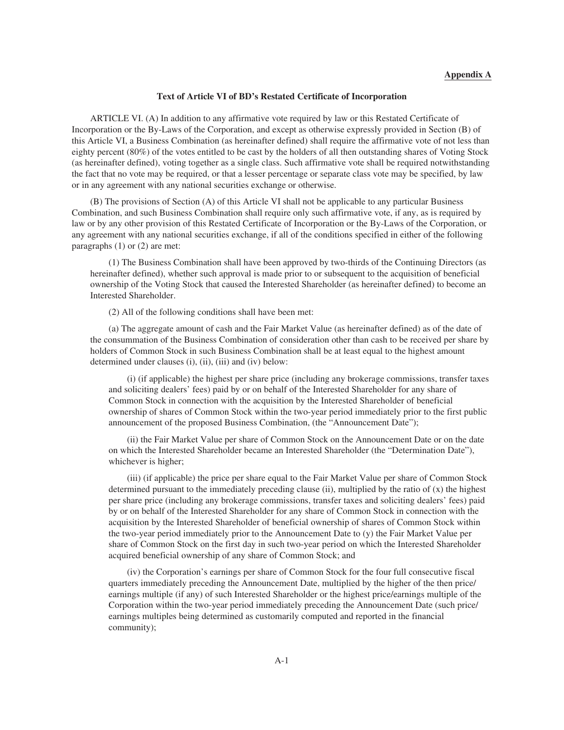**Appendix A**

**Text of Article VI of BD's Restated Certificate of Incorporation**

ARTICLE VI. (A) In addition to any affirmative vote required by law or this Restated Certificate of Incorporation or the By-Laws of the Corporation, and except as otherwise expressly provided in Section (B) of this Article VI, a Business Combination (as hereinafter defined) shall require the affirmative vote of not less than eighty percent (80%) of the votes entitled to be cast by the holders of all then outstanding shares of Voting Stock (as hereinafter defined), voting together as a single class. Such affirmative vote shall be required notwithstanding the fact that no vote may be required, or that a lesser percentage or separate class vote may be specified, by law or in any agreement with any national securities exchange or otherwise.

(B) The provisions of Section (A) of this Article VI shall not be applicable to any particular Business Combination, and such Business Combination shall require only such affirmative vote, if any, as is required by law or by any other provision of this Restated Certificate of Incorporation or the By-Laws of the Corporation, or any agreement with any national securities exchange, if all of the conditions specified in either of the following paragraphs (1) or (2) are met:

(1) The Business Combination shall have been approved by two-thirds of the Continuing Directors (as hereinafter defined), whether such approval is made prior to or subsequent to the acquisition of beneficial ownership of the Voting Stock that caused the Interested Shareholder (as hereinafter defined) to become an Interested Shareholder.

(2) All of the following conditions shall have been met:

(a) The aggregate amount of cash and the Fair Market Value (as hereinafter defined) as of the date of the consummation of the Business Combination of consideration other than cash to be received per share by holders of Common Stock in such Business Combination shall be at least equal to the highest amount determined under clauses (i), (ii), (iii) and (iv) below:

(i) (if applicable) the highest per share price (including any brokerage commissions, transfer taxes and soliciting dealers' fees) paid by or on behalf of the Interested Shareholder for any share of Common Stock in connection with the acquisition by the Interested Shareholder of beneficial ownership of shares of Common Stock within the two-year period immediately prior to the first public announcement of the proposed Business Combination, (the "Announcement Date");

(ii) the Fair Market Value per share of Common Stock on the Announcement Date or on the date on which the Interested Shareholder became an Interested Shareholder (the "Determination Date"), whichever is higher;

(iii) (if applicable) the price per share equal to the Fair Market Value per share of Common Stock determined pursuant to the immediately preceding clause (ii), multiplied by the ratio of (x) the highest per share price (including any brokerage commissions, transfer taxes and soliciting dealers' fees) paid by or on behalf of the Interested Shareholder for any share of Common Stock in connection with the acquisition by the Interested Shareholder of beneficial ownership of shares of Common Stock within the two-year period immediately prior to the Announcement Date to (y) the Fair Market Value per share of Common Stock on the first day in such two-year period on which the Interested Shareholder acquired beneficial ownership of any share of Common Stock; and

(iv) the Corporation's earnings per share of Common Stock for the four full consecutive fiscal quarters immediately preceding the Announcement Date, multiplied by the higher of the then price/earnings multiple (if any) of such Interested Shareholder or the highest price/earnings multiple of the Corporation within the two-year period immediately preceding the Announcement Date (such price/earnings multiples being determined as customarily computed and reported in the financial community);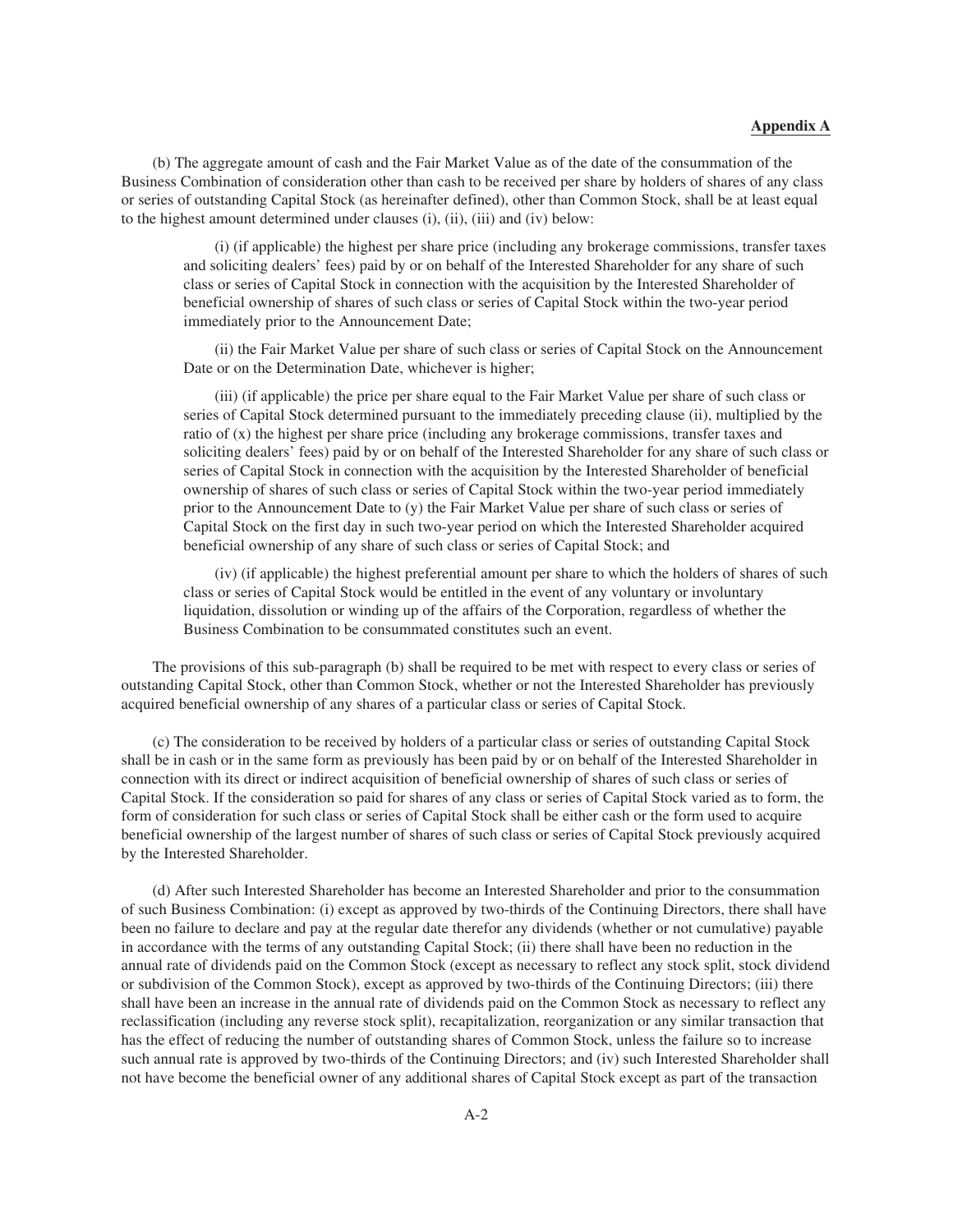**Appendix A**

(b) The aggregate amount of cash and the Fair Market Value as of the date of the consummation of the Business Combination of consideration other than cash to be received per share by holders of shares of any class or series of outstanding Capital Stock (as hereinafter defined), other than Common Stock, shall be at least equal to the highest amount determined under clauses (i), (ii), (iii) and (iv) below:

(i) (if applicable) the highest per share price (including any brokerage commissions, transfer taxes and soliciting dealers' fees) paid by or on behalf of the Interested Shareholder for any share of such class or series of Capital Stock in connection with the acquisition by the Interested Shareholder of beneficial ownership of shares of such class or series of Capital Stock within the two-year period immediately prior to the Announcement Date;

(ii) the Fair Market Value per share of such class or series of Capital Stock on the Announcement Date or on the Determination Date, whichever is higher;

(iii) (if applicable) the price per share equal to the Fair Market Value per share of such class or series of Capital Stock determined pursuant to the immediately preceding clause (ii), multiplied by the ratio of (x) the highest per share price (including any brokerage commissions, transfer taxes and soliciting dealers' fees) paid by or on behalf of the Interested Shareholder for any share of such class or series of Capital Stock in connection with the acquisition by the Interested Shareholder of beneficial ownership of shares of such class or series of Capital Stock within the two-year period immediately prior to the Announcement Date to (y) the Fair Market Value per share of such class or series of Capital Stock on the first day in such two-year period on which the Interested Shareholder acquired beneficial ownership of any share of such class or series of Capital Stock; and

(iv) (if applicable) the highest preferential amount per share to which the holders of shares of such class or series of Capital Stock would be entitled in the event of any voluntary or involuntary liquidation, dissolution or winding up of the affairs of the Corporation, regardless of whether the Business Combination to be consummated constitutes such an event.

The provisions of this sub-paragraph (b) shall be required to be met with respect to every class or series of outstanding Capital Stock, other than Common Stock, whether or not the Interested Shareholder has previously acquired beneficial ownership of any shares of a particular class or series of Capital Stock.

(c) The consideration to be received by holders of a particular class or series of outstanding Capital Stock shall be in cash or in the same form as previously has been paid by or on behalf of the Interested Shareholder in connection with its direct or indirect acquisition of beneficial ownership of shares of such class or series of Capital Stock. If the consideration so paid for shares of any class or series of Capital Stock varied as to form, the form of consideration for such class or series of Capital Stock shall be either cash or the form used to acquire beneficial ownership of the largest number of shares of such class or series of Capital Stock previously acquired by the Interested Shareholder.

(d) After such Interested Shareholder has become an Interested Shareholder and prior to the consummation of such Business Combination: (i) except as approved by two-thirds of the Continuing Directors, there shall have been no failure to declare and pay at the regular date therefor any dividends (whether or not cumulative) payable in accordance with the terms of any outstanding Capital Stock; (ii) there shall have been no reduction in the annual rate of dividends paid on the Common Stock (except as necessary to reflect any stock split, stock dividend or subdivision of the Common Stock), except as approved by two-thirds of the Continuing Directors; (iii) there shall have been an increase in the annual rate of dividends paid on the Common Stock as necessary to reflect any reclassification (including any reverse stock split), recapitalization, reorganization or any similar transaction that has the effect of reducing the number of outstanding shares of Common Stock, unless the failure so to increase such annual rate is approved by two-thirds of the Continuing Directors; and (iv) such Interested Shareholder shall not have become the beneficial owner of any additional shares of Capital Stock except as part of the transaction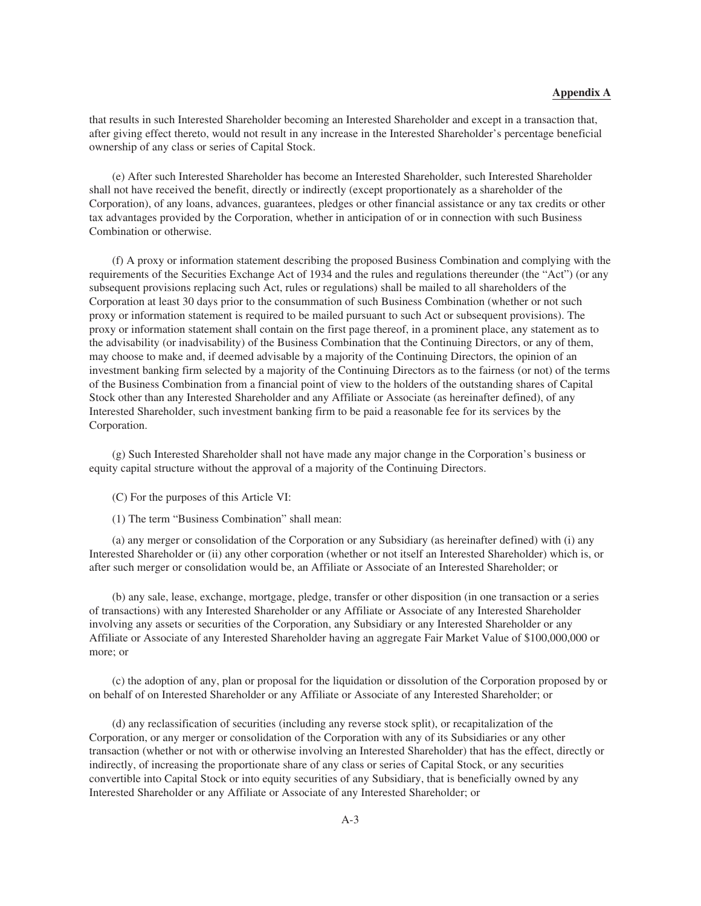that results in such Interested Shareholder becoming an Interested Shareholder and except in a transaction that, after giving effect thereto, would not result in any increase in the Interested Shareholder's percentage beneficial ownership of any class or series of Capital Stock.

(e) After such Interested Shareholder has become an Interested Shareholder, such Interested Shareholder shall not have received the benefit, directly or indirectly (except proportionately as a shareholder of the Corporation), of any loans, advances, guarantees, pledges or other financial assistance or any tax credits or other tax advantages provided by the Corporation, whether in anticipation of or in connection with such Business Combination or otherwise.

(f) A proxy or information statement describing the proposed Business Combination and complying with the requirements of the Securities Exchange Act of 1934 and the rules and regulations thereunder (the "Act") (or any subsequent provisions replacing such Act, rules or regulations) shall be mailed to all shareholders of the Corporation at least 30 days prior to the consummation of such Business Combination (whether or not such proxy or information statement is required to be mailed pursuant to such Act or subsequent provisions). The proxy or information statement shall contain on the first page thereof, in a prominent place, any statement as to the advisability (or inadvisability) of the Business Combination that the Continuing Directors, or any of them, may choose to make and, if deemed advisable by a majority of the Continuing Directors, the opinion of an investment banking firm selected by a majority of the Continuing Directors as to the fairness (or not) of the terms of the Business Combination from a financial point of view to the holders of the outstanding shares of Capital Stock other than any Interested Shareholder and any Affiliate or Associate (as hereinafter defined), of any Interested Shareholder, such investment banking firm to be paid a reasonable fee for its services by the Corporation.

(g) Such Interested Shareholder shall not have made any major change in the Corporation's business or equity capital structure without the approval of a majority of the Continuing Directors.

(C) For the purposes of this Article VI:

(1) The term "Business Combination" shall mean:

(a) any merger or consolidation of the Corporation or any Subsidiary (as hereinafter defined) with (i) any Interested Shareholder or (ii) any other corporation (whether or not itself an Interested Shareholder) which is, or after such merger or consolidation would be, an Affiliate or Associate of an Interested Shareholder; or

(b) any sale, lease, exchange, mortgage, pledge, transfer or other disposition (in one transaction or a series of transactions) with any Interested Shareholder or any Affiliate or Associate of any Interested Shareholder involving any assets or securities of the Corporation, any Subsidiary or any Interested Shareholder or any Affiliate or Associate of any Interested Shareholder having an aggregate Fair Market Value of $100,000,000 or more; or

(c) the adoption of any, plan or proposal for the liquidation or dissolution of the Corporation proposed by or on behalf of on Interested Shareholder or any Affiliate or Associate of any Interested Shareholder; or

(d) any reclassification of securities (including any reverse stock split), or recapitalization of the Corporation, or any merger or consolidation of the Corporation with any of its Subsidiaries or any other transaction (whether or not with or otherwise involving an Interested Shareholder) that has the effect, directly or indirectly, of increasing the proportionate share of any class or series of Capital Stock, or any securities convertible into Capital Stock or into equity securities of any Subsidiary, that is beneficially owned by any Interested Shareholder or any Affiliate or Associate of any Interested Shareholder; or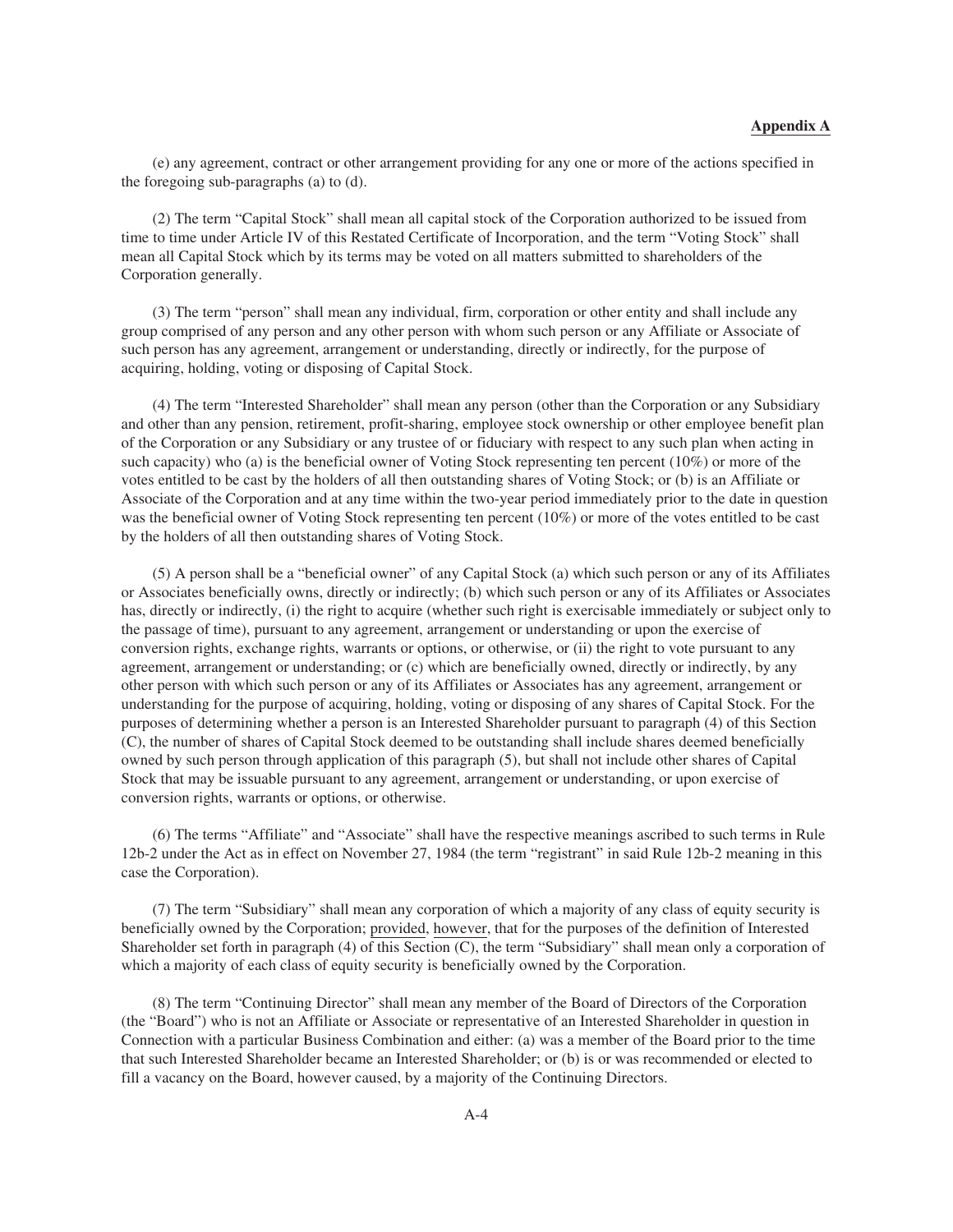(e) any agreement, contract or other arrangement providing for any one or more of the actions specified in the foregoing sub-paragraphs (a) to (d).

(2) The term "Capital Stock" shall mean all capital stock of the Corporation authorized to be issued from time to time under Article IV of this Restated Certificate of Incorporation, and the term "Voting Stock" shall mean all Capital Stock which by its terms may be voted on all matters submitted to shareholders of the Corporation generally.

(3) The term "person" shall mean any individual, firm, corporation or other entity and shall include any group comprised of any person and any other person with whom such person or any Affiliate or Associate of such person has any agreement, arrangement or understanding, directly or indirectly, for the purpose of acquiring, holding, voting or disposing of Capital Stock.

(4) The term "Interested Shareholder" shall mean any person (other than the Corporation or any Subsidiary and other than any pension, retirement, profit-sharing, employee stock ownership or other employee benefit plan of the Corporation or any Subsidiary or any trustee of or fiduciary with respect to any such plan when acting in such capacity) who (a) is the beneficial owner of Voting Stock representing ten percent (10%) or more of the votes entitled to be cast by the holders of all then outstanding shares of Voting Stock; or (b) is an Affiliate or Associate of the Corporation and at any time within the two-year period immediately prior to the date in question was the beneficial owner of Voting Stock representing ten percent (10%) or more of the votes entitled to be cast by the holders of all then outstanding shares of Voting Stock.

(5) A person shall be a "beneficial owner" of any Capital Stock (a) which such person or any of its Affiliates or Associates beneficially owns, directly or indirectly; (b) which such person or any of its Affiliates or Associates has, directly or indirectly, (i) the right to acquire (whether such right is exercisable immediately or subject only to the passage of time), pursuant to any agreement, arrangement or understanding or upon the exercise of conversion rights, exchange rights, warrants or options, or otherwise, or (ii) the right to vote pursuant to any agreement, arrangement or understanding; or (c) which are beneficially owned, directly or indirectly, by any other person with which such person or any of its Affiliates or Associates has any agreement, arrangement or understanding for the purpose of acquiring, holding, voting or disposing of any shares of Capital Stock. For the purposes of determining whether a person is an Interested Shareholder pursuant to paragraph (4) of this Section (C), the number of shares of Capital Stock deemed to be outstanding shall include shares deemed beneficially owned by such person through application of this paragraph (5), but shall not include other shares of Capital Stock that may be issuable pursuant to any agreement, arrangement or understanding, or upon exercise of conversion rights, warrants or options, or otherwise.

(6) The terms "Affiliate" and "Associate" shall have the respective meanings ascribed to such terms in Rule 12b-2 under the Act as in effect on November 27, 1984 (the term "registrant" in said Rule 12b-2 meaning in this case the Corporation).

(7) The term "Subsidiary" shall mean any corporation of which a majority of any class of equity security is beneficially owned by the Corporation; provided, however, that for the purposes of the definition of Interested Shareholder set forth in paragraph (4) of this Section (C), the term "Subsidiary" shall mean only a corporation of which a majority of each class of equity security is beneficially owned by the Corporation.

(8) The term "Continuing Director" shall mean any member of the Board of Directors of the Corporation (the "Board") who is not an Affiliate or Associate or representative of an Interested Shareholder in question in Connection with a particular Business Combination and either: (a) was a member of the Board prior to the time that such Interested Shareholder became an Interested Shareholder; or (b) is or was recommended or elected to fill a vacancy on the Board, however caused, by a majority of the Continuing Directors.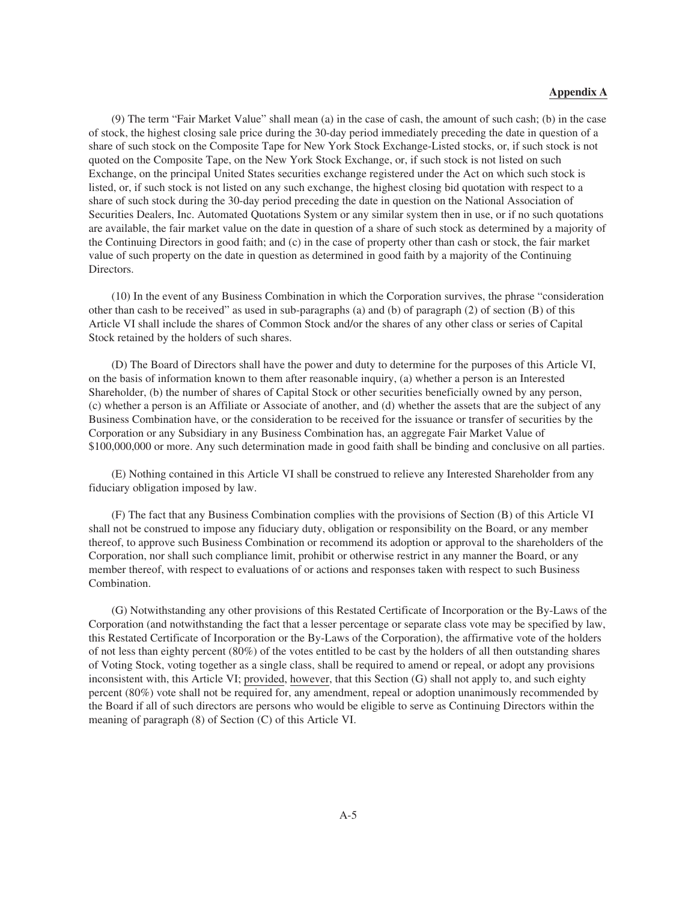(9) The term "Fair Market Value" shall mean (a) in the case of cash, the amount of such cash; (b) in the case of stock, the highest closing sale price during the 30-day period immediately preceding the date in question of a share of such stock on the Composite Tape for New York Stock Exchange-Listed stocks, or, if such stock is not quoted on the Composite Tape, on the New York Stock Exchange, or, if such stock is not listed on such Exchange, on the principal United States securities exchange registered under the Act on which such stock is listed, or, if such stock is not listed on any such exchange, the highest closing bid quotation with respect to a share of such stock during the 30-day period preceding the date in question on the National Association of Securities Dealers, Inc. Automated Quotations System or any similar system then in use, or if no such quotations are available, the fair market value on the date in question of a share of such stock as determined by a majority of the Continuing Directors in good faith; and (c) in the case of property other than cash or stock, the fair market value of such property on the date in question as determined in good faith by a majority of the Continuing Directors.

(10) In the event of any Business Combination in which the Corporation survives, the phrase "consideration other than cash to be received" as used in sub-paragraphs (a) and (b) of paragraph (2) of section (B) of this Article VI shall include the shares of Common Stock and/or the shares of any other class or series of Capital Stock retained by the holders of such shares.

(D) The Board of Directors shall have the power and duty to determine for the purposes of this Article VI, on the basis of information known to them after reasonable inquiry, (a) whether a person is an Interested Shareholder, (b) the number of shares of Capital Stock or other securities beneficially owned by any person, (c) whether a person is an Affiliate or Associate of another, and (d) whether the assets that are the subject of any Business Combination have, or the consideration to be received for the issuance or transfer of securities by the Corporation or any Subsidiary in any Business Combination has, an aggregate Fair Market Value of $100,000,000 or more. Any such determination made in good faith shall be binding and conclusive on all parties.

(E) Nothing contained in this Article VI shall be construed to relieve any Interested Shareholder from any fiduciary obligation imposed by law.

(F) The fact that any Business Combination complies with the provisions of Section (B) of this Article VI shall not be construed to impose any fiduciary duty, obligation or responsibility on the Board, or any member thereof, to approve such Business Combination or recommend its adoption or approval to the shareholders of the Corporation, nor shall such compliance limit, prohibit or otherwise restrict in any manner the Board, or any member thereof, with respect to evaluations of or actions and responses taken with respect to such Business Combination.

(G) Notwithstanding any other provisions of this Restated Certificate of Incorporation or the By-Laws of the Corporation (and notwithstanding the fact that a lesser percentage or separate class vote may be specified by law, this Restated Certificate of Incorporation or the By-Laws of the Corporation), the affirmative vote of the holders of not less than eighty percent (80%) of the votes entitled to be cast by the holders of all then outstanding shares of Voting Stock, voting together as a single class, shall be required to amend or repeal, or adopt any provisions inconsistent with, this Article VI; provided, however, that this Section (G) shall not apply to, and such eighty percent (80%) vote shall not be required for, any amendment, repeal or adoption unanimously recommended by the Board if all of such directors are persons who would be eligible to serve as Continuing Directors within the meaning of paragraph (8) of Section (C) of this Article VI.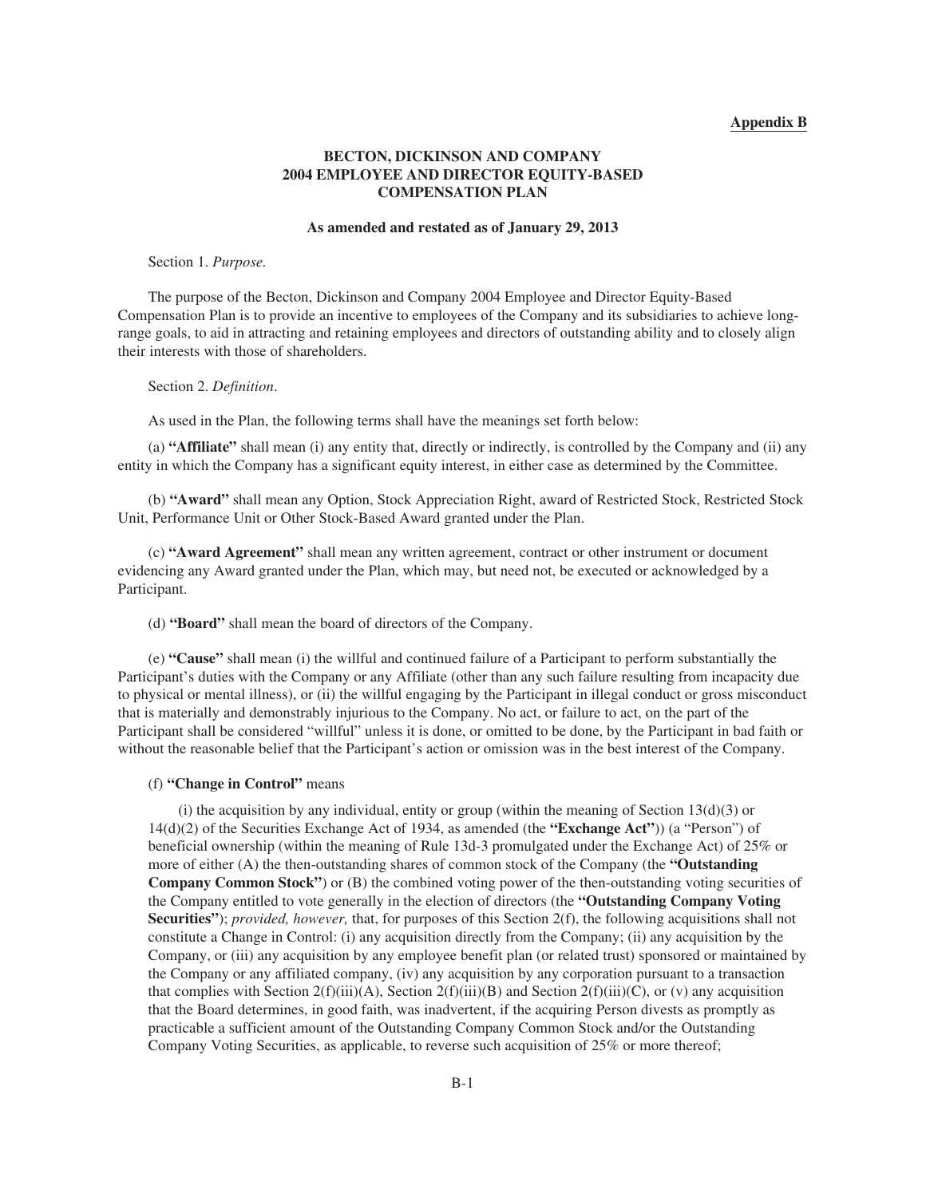**Appendix B**

# BECTON, DICKINSON AND COMPANY 2004 EMPLOYEE AND DIRECTOR EQUITY-BASED COMPENSATION PLAN

**As amended and restated as of January 29, 2013**

Section 1. *Purpose.*

The purpose of the Becton, Dickinson and Company 2004 Employee and Director Equity-Based Compensation Plan is to provide an incentive to employees of the Company and its subsidiaries to achieve long-range goals, to aid in attracting and retaining employees and directors of outstanding ability and to closely align their interests with those of shareholders.

Section 2. *Definition*.

As used in the Plan, the following terms shall have the meanings set forth below:

(a) **"Affiliate"** shall mean (i) any entity that, directly or indirectly, is controlled by the Company and (ii) any entity in which the Company has a significant equity interest, in either case as determined by the Committee.

(b) **"Award"** shall mean any Option, Stock Appreciation Right, award of Restricted Stock, Restricted Stock Unit, Performance Unit or Other Stock-Based Award granted under the Plan.

(c) **"Award Agreement"** shall mean any written agreement, contract or other instrument or document evidencing any Award granted under the Plan, which may, but need not, be executed or acknowledged by a Participant.

(d) **"Board"** shall mean the board of directors of the Company.

(e) **"Cause"** shall mean (i) the willful and continued failure of a Participant to perform substantially the Participant's duties with the Company or any Affiliate (other than any such failure resulting from incapacity due to physical or mental illness), or (ii) the willful engaging by the Participant in illegal conduct or gross misconduct that is materially and demonstrably injurious to the Company. No act, or failure to act, on the part of the Participant shall be considered "willful" unless it is done, or omitted to be done, by the Participant in bad faith or without the reasonable belief that the Participant's action or omission was in the best interest of the Company.

(f) **"Change in Control"** means

(i) the acquisition by any individual, entity or group (within the meaning of Section 13(d)(3) or 14(d)(2) of the Securities Exchange Act of 1934, as amended (the **"Exchange Act"**)) (a "Person") of beneficial ownership (within the meaning of Rule 13d-3 promulgated under the Exchange Act) of 25% or more of either (A) the then-outstanding shares of common stock of the Company (the **"Outstanding Company Common Stock"**) or (B) the combined voting power of the then-outstanding voting securities of the Company entitled to vote generally in the election of directors (the **"Outstanding Company Voting Securities"**); *provided, however,* that, for purposes of this Section 2(f), the following acquisitions shall not constitute a Change in Control: (i) any acquisition directly from the Company; (ii) any acquisition by the Company, or (iii) any acquisition by any employee benefit plan (or related trust) sponsored or maintained by the Company or any affiliated company, (iv) any acquisition by any corporation pursuant to a transaction that complies with Section 2(f)(iii)(A), Section 2(f)(iii)(B) and Section 2(f)(iii)(C), or (v) any acquisition that the Board determines, in good faith, was inadvertent, if the acquiring Person divests as promptly as practicable a sufficient amount of the Outstanding Company Common Stock and/or the Outstanding Company Voting Securities, as applicable, to reverse such acquisition of 25% or more thereof;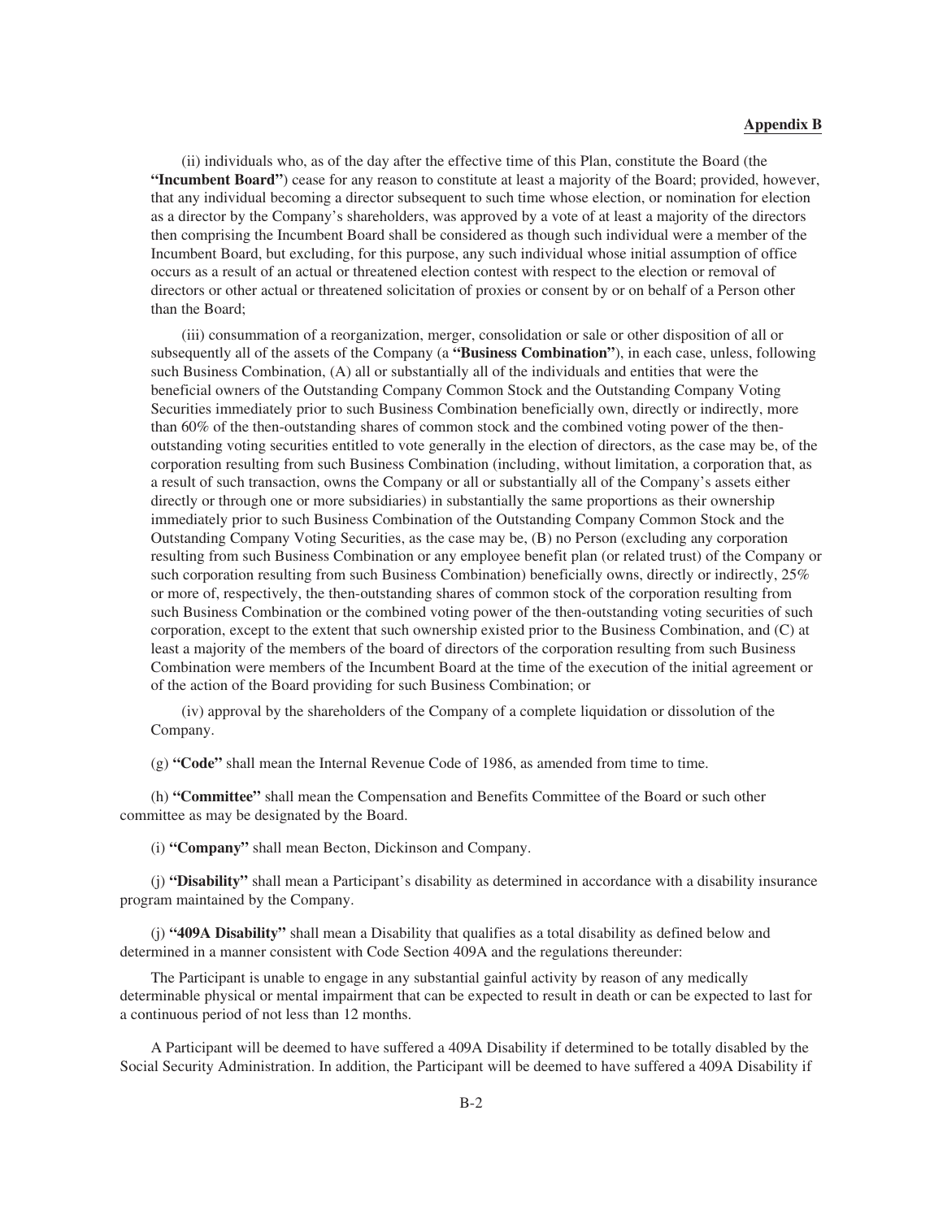(ii) individuals who, as of the day after the effective time of this Plan, constitute the Board (the **"Incumbent Board"**) cease for any reason to constitute at least a majority of the Board; provided, however, that any individual becoming a director subsequent to such time whose election, or nomination for election as a director by the Company's shareholders, was approved by a vote of at least a majority of the directors then comprising the Incumbent Board shall be considered as though such individual were a member of the Incumbent Board, but excluding, for this purpose, any such individual whose initial assumption of office occurs as a result of an actual or threatened election contest with respect to the election or removal of directors or other actual or threatened solicitation of proxies or consent by or on behalf of a Person other than the Board;

(iii) consummation of a reorganization, merger, consolidation or sale or other disposition of all or subsequently all of the assets of the Company (a **"Business Combination"**), in each case, unless, following such Business Combination, (A) all or substantially all of the individuals and entities that were the beneficial owners of the Outstanding Company Common Stock and the Outstanding Company Voting Securities immediately prior to such Business Combination beneficially own, directly or indirectly, more than 60% of the then-outstanding shares of common stock and the combined voting power of the then-outstanding voting securities entitled to vote generally in the election of directors, as the case may be, of the corporation resulting from such Business Combination (including, without limitation, a corporation that, as a result of such transaction, owns the Company or all or substantially all of the Company's assets either directly or through one or more subsidiaries) in substantially the same proportions as their ownership immediately prior to such Business Combination of the Outstanding Company Common Stock and the Outstanding Company Voting Securities, as the case may be, (B) no Person (excluding any corporation resulting from such Business Combination or any employee benefit plan (or related trust) of the Company or such corporation resulting from such Business Combination) beneficially owns, directly or indirectly, 25% or more of, respectively, the then-outstanding shares of common stock of the corporation resulting from such Business Combination or the combined voting power of the then-outstanding voting securities of such corporation, except to the extent that such ownership existed prior to the Business Combination, and (C) at least a majority of the members of the board of directors of the corporation resulting from such Business Combination were members of the Incumbent Board at the time of the execution of the initial agreement or of the action of the Board providing for such Business Combination; or

(iv) approval by the shareholders of the Company of a complete liquidation or dissolution of the Company.

(g) **"Code"** shall mean the Internal Revenue Code of 1986, as amended from time to time.

(h) **"Committee"** shall mean the Compensation and Benefits Committee of the Board or such other committee as may be designated by the Board.

(i) **"Company"** shall mean Becton, Dickinson and Company.

(j) **"Disability"** shall mean a Participant's disability as determined in accordance with a disability insurance program maintained by the Company.

(j) **"409A Disability"** shall mean a Disability that qualifies as a total disability as defined below and determined in a manner consistent with Code Section 409A and the regulations thereunder:

The Participant is unable to engage in any substantial gainful activity by reason of any medically determinable physical or mental impairment that can be expected to result in death or can be expected to last for a continuous period of not less than 12 months.

A Participant will be deemed to have suffered a 409A Disability if determined to be totally disabled by the Social Security Administration. In addition, the Participant will be deemed to have suffered a 409A Disability if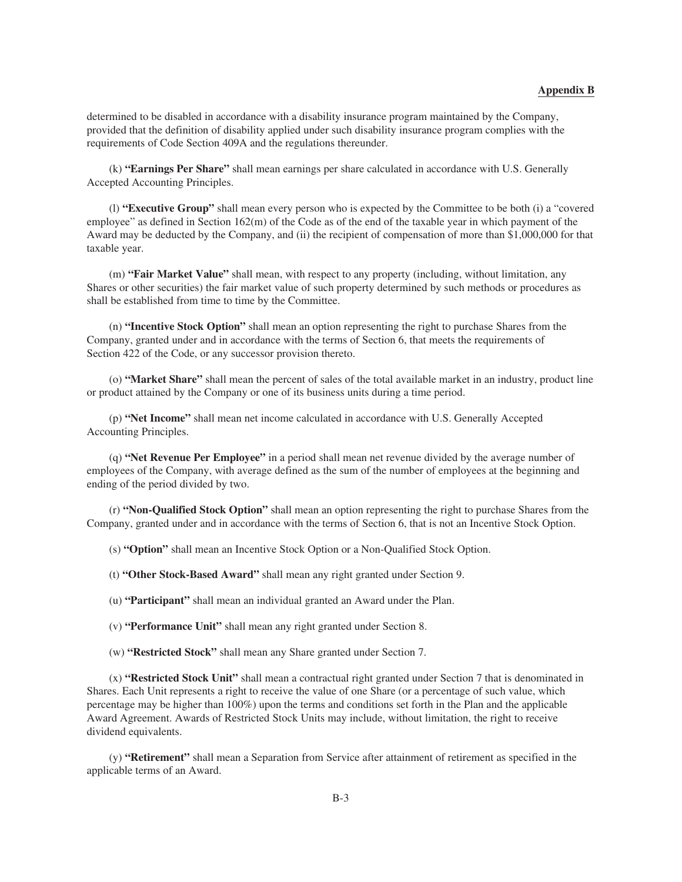determined to be disabled in accordance with a disability insurance program maintained by the Company, provided that the definition of disability applied under such disability insurance program complies with the requirements of Code Section 409A and the regulations thereunder.

(k) **"Earnings Per Share"** shall mean earnings per share calculated in accordance with U.S. Generally Accepted Accounting Principles.

(l) **"Executive Group"** shall mean every person who is expected by the Committee to be both (i) a "covered employee" as defined in Section 162(m) of the Code as of the end of the taxable year in which payment of the Award may be deducted by the Company, and (ii) the recipient of compensation of more than $1,000,000 for that taxable year.

(m) **"Fair Market Value"** shall mean, with respect to any property (including, without limitation, any Shares or other securities) the fair market value of such property determined by such methods or procedures as shall be established from time to time by the Committee.

(n) **"Incentive Stock Option"** shall mean an option representing the right to purchase Shares from the Company, granted under and in accordance with the terms of Section 6, that meets the requirements of Section 422 of the Code, or any successor provision thereto.

(o) **"Market Share"** shall mean the percent of sales of the total available market in an industry, product line or product attained by the Company or one of its business units during a time period.

(p) **"Net Income"** shall mean net income calculated in accordance with U.S. Generally Accepted Accounting Principles.

(q) **"Net Revenue Per Employee"** in a period shall mean net revenue divided by the average number of employees of the Company, with average defined as the sum of the number of employees at the beginning and ending of the period divided by two.

(r) **"Non-Qualified Stock Option"** shall mean an option representing the right to purchase Shares from the Company, granted under and in accordance with the terms of Section 6, that is not an Incentive Stock Option.

(s) **"Option"** shall mean an Incentive Stock Option or a Non-Qualified Stock Option.

(t) **"Other Stock-Based Award"** shall mean any right granted under Section 9.

(u) **"Participant"** shall mean an individual granted an Award under the Plan.

(v) **"Performance Unit"** shall mean any right granted under Section 8.

(w) **"Restricted Stock"** shall mean any Share granted under Section 7.

(x) **"Restricted Stock Unit"** shall mean a contractual right granted under Section 7 that is denominated in Shares. Each Unit represents a right to receive the value of one Share (or a percentage of such value, which percentage may be higher than 100%) upon the terms and conditions set forth in the Plan and the applicable Award Agreement. Awards of Restricted Stock Units may include, without limitation, the right to receive dividend equivalents.

(y) **"Retirement"** shall mean a Separation from Service after attainment of retirement as specified in the applicable terms of an Award.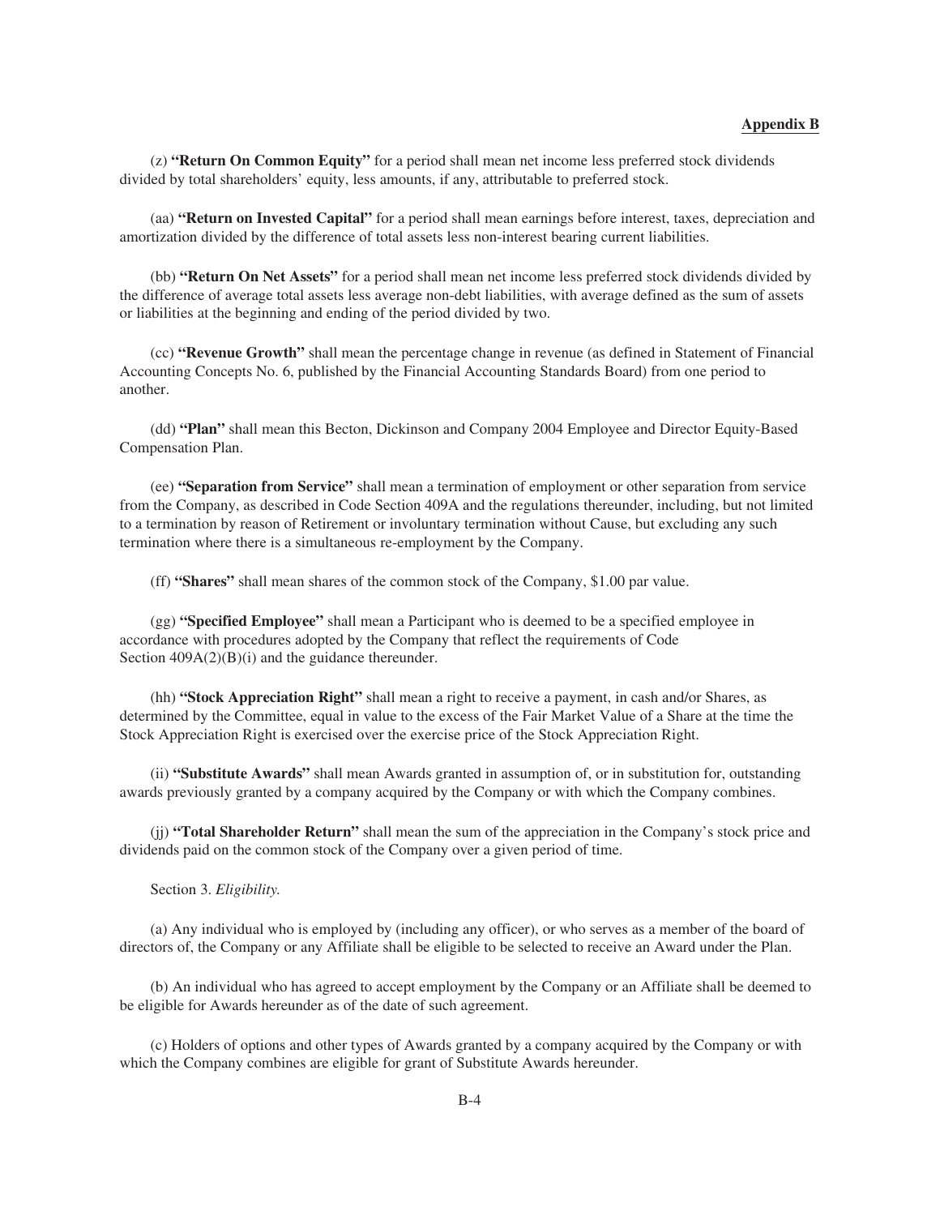(z) **"Return On Common Equity"** for a period shall mean net income less preferred stock dividends divided by total shareholders' equity, less amounts, if any, attributable to preferred stock.

(aa) **"Return on Invested Capital"** for a period shall mean earnings before interest, taxes, depreciation and amortization divided by the difference of total assets less non-interest bearing current liabilities.

(bb) **"Return On Net Assets"** for a period shall mean net income less preferred stock dividends divided by the difference of average total assets less average non-debt liabilities, with average defined as the sum of assets or liabilities at the beginning and ending of the period divided by two.

(cc) **"Revenue Growth"** shall mean the percentage change in revenue (as defined in Statement of Financial Accounting Concepts No. 6, published by the Financial Accounting Standards Board) from one period to another.

(dd) **"Plan"** shall mean this Becton, Dickinson and Company 2004 Employee and Director Equity-Based Compensation Plan.

(ee) **"Separation from Service"** shall mean a termination of employment or other separation from service from the Company, as described in Code Section 409A and the regulations thereunder, including, but not limited to a termination by reason of Retirement or involuntary termination without Cause, but excluding any such termination where there is a simultaneous re-employment by the Company.

(ff) **"Shares"** shall mean shares of the common stock of the Company, $1.00 par value.

(gg) **"Specified Employee"** shall mean a Participant who is deemed to be a specified employee in accordance with procedures adopted by the Company that reflect the requirements of Code Section 409A(2)(B)(i) and the guidance thereunder.

(hh) **"Stock Appreciation Right"** shall mean a right to receive a payment, in cash and/or Shares, as determined by the Committee, equal in value to the excess of the Fair Market Value of a Share at the time the Stock Appreciation Right is exercised over the exercise price of the Stock Appreciation Right.

(ii) **"Substitute Awards"** shall mean Awards granted in assumption of, or in substitution for, outstanding awards previously granted by a company acquired by the Company or with which the Company combines.

(jj) **"Total Shareholder Return"** shall mean the sum of the appreciation in the Company's stock price and dividends paid on the common stock of the Company over a given period of time.

Section 3. *Eligibility.*

(a) Any individual who is employed by (including any officer), or who serves as a member of the board of directors of, the Company or any Affiliate shall be eligible to be selected to receive an Award under the Plan.

(b) An individual who has agreed to accept employment by the Company or an Affiliate shall be deemed to be eligible for Awards hereunder as of the date of such agreement.

(c) Holders of options and other types of Awards granted by a company acquired by the Company or with which the Company combines are eligible for grant of Substitute Awards hereunder.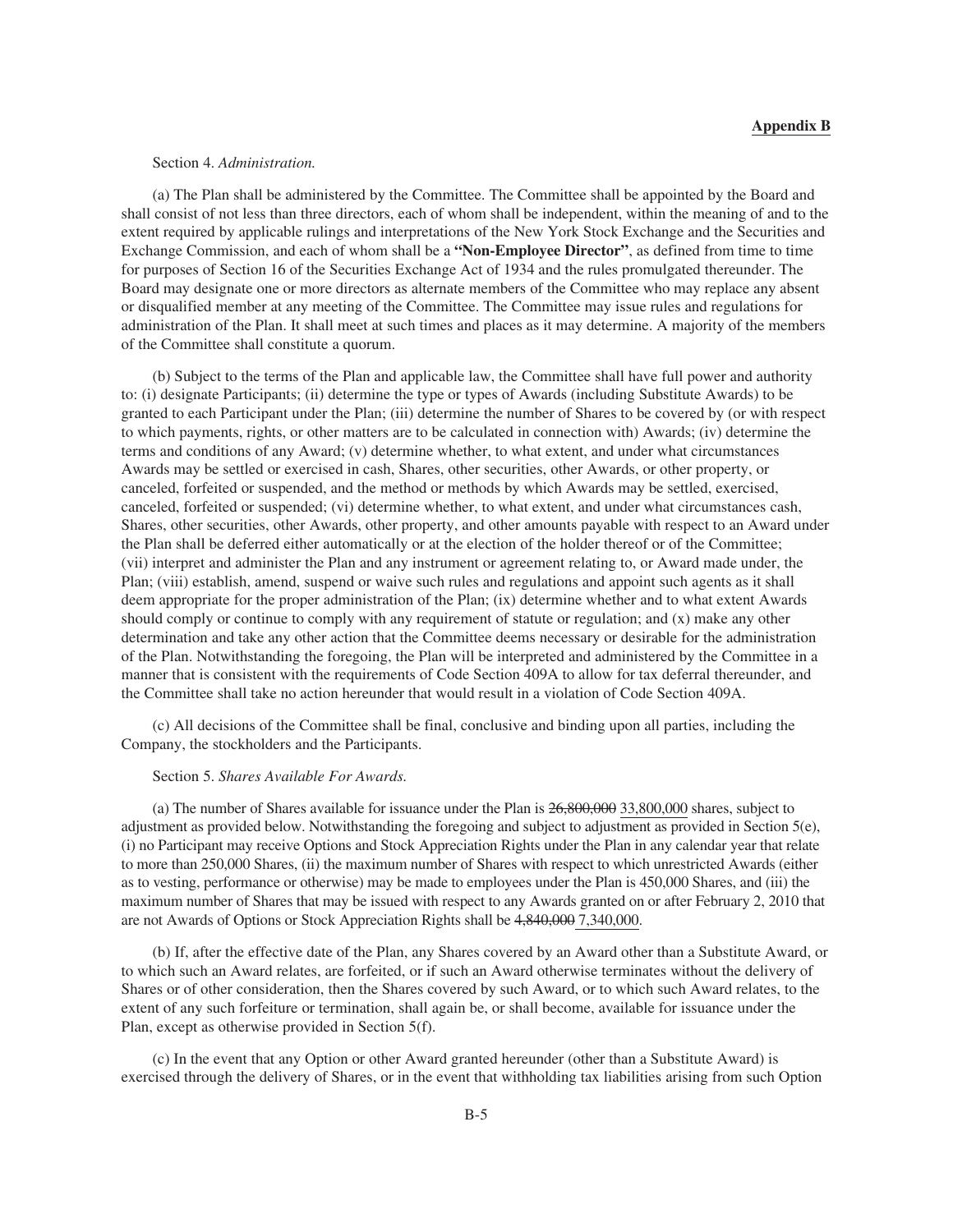Section 4. *Administration.*

(a) The Plan shall be administered by the Committee. The Committee shall be appointed by the Board and shall consist of not less than three directors, each of whom shall be independent, within the meaning of and to the extent required by applicable rulings and interpretations of the New York Stock Exchange and the Securities and Exchange Commission, and each of whom shall be a **"Non-Employee Director"**, as defined from time to time for purposes of Section 16 of the Securities Exchange Act of 1934 and the rules promulgated thereunder. The Board may designate one or more directors as alternate members of the Committee who may replace any absent or disqualified member at any meeting of the Committee. The Committee may issue rules and regulations for administration of the Plan. It shall meet at such times and places as it may determine. A majority of the members of the Committee shall constitute a quorum.

(b) Subject to the terms of the Plan and applicable law, the Committee shall have full power and authority to: (i) designate Participants; (ii) determine the type or types of Awards (including Substitute Awards) to be granted to each Participant under the Plan; (iii) determine the number of Shares to be covered by (or with respect to which payments, rights, or other matters are to be calculated in connection with) Awards; (iv) determine the terms and conditions of any Award; (v) determine whether, to what extent, and under what circumstances Awards may be settled or exercised in cash, Shares, other securities, other Awards, or other property, or canceled, forfeited or suspended, and the method or methods by which Awards may be settled, exercised, canceled, forfeited or suspended; (vi) determine whether, to what extent, and under what circumstances cash, Shares, other securities, other Awards, other property, and other amounts payable with respect to an Award under the Plan shall be deferred either automatically or at the election of the holder thereof or of the Committee; (vii) interpret and administer the Plan and any instrument or agreement relating to, or Award made under, the Plan; (viii) establish, amend, suspend or waive such rules and regulations and appoint such agents as it shall deem appropriate for the proper administration of the Plan; (ix) determine whether and to what extent Awards should comply or continue to comply with any requirement of statute or regulation; and (x) make any other determination and take any other action that the Committee deems necessary or desirable for the administration of the Plan. Notwithstanding the foregoing, the Plan will be interpreted and administered by the Committee in a manner that is consistent with the requirements of Code Section 409A to allow for tax deferral thereunder, and the Committee shall take no action hereunder that would result in a violation of Code Section 409A.

(c) All decisions of the Committee shall be final, conclusive and binding upon all parties, including the Company, the stockholders and the Participants.

Section 5. *Shares Available For Awards.*

(a) The number of Shares available for issuance under the Plan is ~~26,800,000~~ <u>33,800,000</u> shares, subject to adjustment as provided below. Notwithstanding the foregoing and subject to adjustment as provided in Section 5(e), (i) no Participant may receive Options and Stock Appreciation Rights under the Plan in any calendar year that relate to more than 250,000 Shares, (ii) the maximum number of Shares with respect to which unrestricted Awards (either as to vesting, performance or otherwise) may be made to employees under the Plan is 450,000 Shares, and (iii) the maximum number of Shares that may be issued with respect to any Awards granted on or after February 2, 2010 that are not Awards of Options or Stock Appreciation Rights shall be ~~4,840,000~~ <u>7,340,000</u>.

(b) If, after the effective date of the Plan, any Shares covered by an Award other than a Substitute Award, or to which such an Award relates, are forfeited, or if such an Award otherwise terminates without the delivery of Shares or of other consideration, then the Shares covered by such Award, or to which such Award relates, to the extent of any such forfeiture or termination, shall again be, or shall become, available for issuance under the Plan, except as otherwise provided in Section 5(f).

(c) In the event that any Option or other Award granted hereunder (other than a Substitute Award) is exercised through the delivery of Shares, or in the event that withholding tax liabilities arising from such Option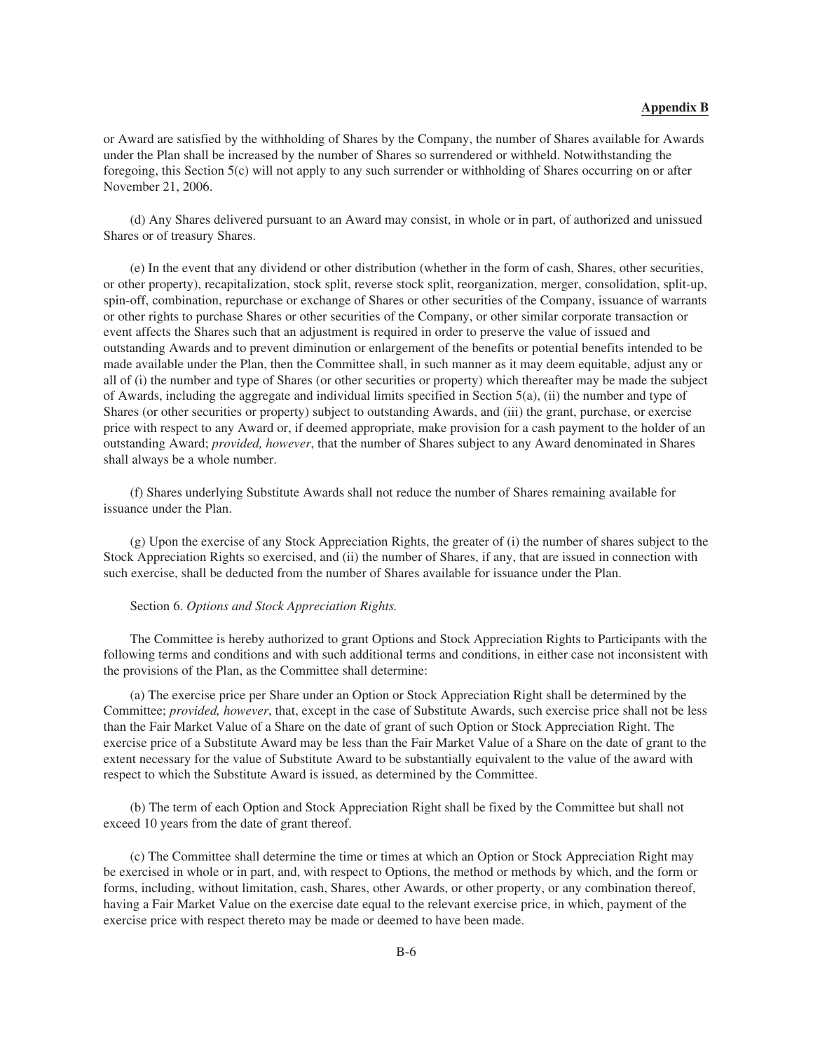or Award are satisfied by the withholding of Shares by the Company, the number of Shares available for Awards under the Plan shall be increased by the number of Shares so surrendered or withheld. Notwithstanding the foregoing, this Section 5(c) will not apply to any such surrender or withholding of Shares occurring on or after November 21, 2006.

(d) Any Shares delivered pursuant to an Award may consist, in whole or in part, of authorized and unissued Shares or of treasury Shares.

(e) In the event that any dividend or other distribution (whether in the form of cash, Shares, other securities, or other property), recapitalization, stock split, reverse stock split, reorganization, merger, consolidation, split-up, spin-off, combination, repurchase or exchange of Shares or other securities of the Company, issuance of warrants or other rights to purchase Shares or other securities of the Company, or other similar corporate transaction or event affects the Shares such that an adjustment is required in order to preserve the value of issued and outstanding Awards and to prevent diminution or enlargement of the benefits or potential benefits intended to be made available under the Plan, then the Committee shall, in such manner as it may deem equitable, adjust any or all of (i) the number and type of Shares (or other securities or property) which thereafter may be made the subject of Awards, including the aggregate and individual limits specified in Section 5(a), (ii) the number and type of Shares (or other securities or property) subject to outstanding Awards, and (iii) the grant, purchase, or exercise price with respect to any Award or, if deemed appropriate, make provision for a cash payment to the holder of an outstanding Award; *provided, however*, that the number of Shares subject to any Award denominated in Shares shall always be a whole number.

(f) Shares underlying Substitute Awards shall not reduce the number of Shares remaining available for issuance under the Plan.

(g) Upon the exercise of any Stock Appreciation Rights, the greater of (i) the number of shares subject to the Stock Appreciation Rights so exercised, and (ii) the number of Shares, if any, that are issued in connection with such exercise, shall be deducted from the number of Shares available for issuance under the Plan.

Section 6. *Options and Stock Appreciation Rights.*

The Committee is hereby authorized to grant Options and Stock Appreciation Rights to Participants with the following terms and conditions and with such additional terms and conditions, in either case not inconsistent with the provisions of the Plan, as the Committee shall determine:

(a) The exercise price per Share under an Option or Stock Appreciation Right shall be determined by the Committee; *provided, however*, that, except in the case of Substitute Awards, such exercise price shall not be less than the Fair Market Value of a Share on the date of grant of such Option or Stock Appreciation Right. The exercise price of a Substitute Award may be less than the Fair Market Value of a Share on the date of grant to the extent necessary for the value of Substitute Award to be substantially equivalent to the value of the award with respect to which the Substitute Award is issued, as determined by the Committee.

(b) The term of each Option and Stock Appreciation Right shall be fixed by the Committee but shall not exceed 10 years from the date of grant thereof.

(c) The Committee shall determine the time or times at which an Option or Stock Appreciation Right may be exercised in whole or in part, and, with respect to Options, the method or methods by which, and the form or forms, including, without limitation, cash, Shares, other Awards, or other property, or any combination thereof, having a Fair Market Value on the exercise date equal to the relevant exercise price, in which, payment of the exercise price with respect thereto may be made or deemed to have been made.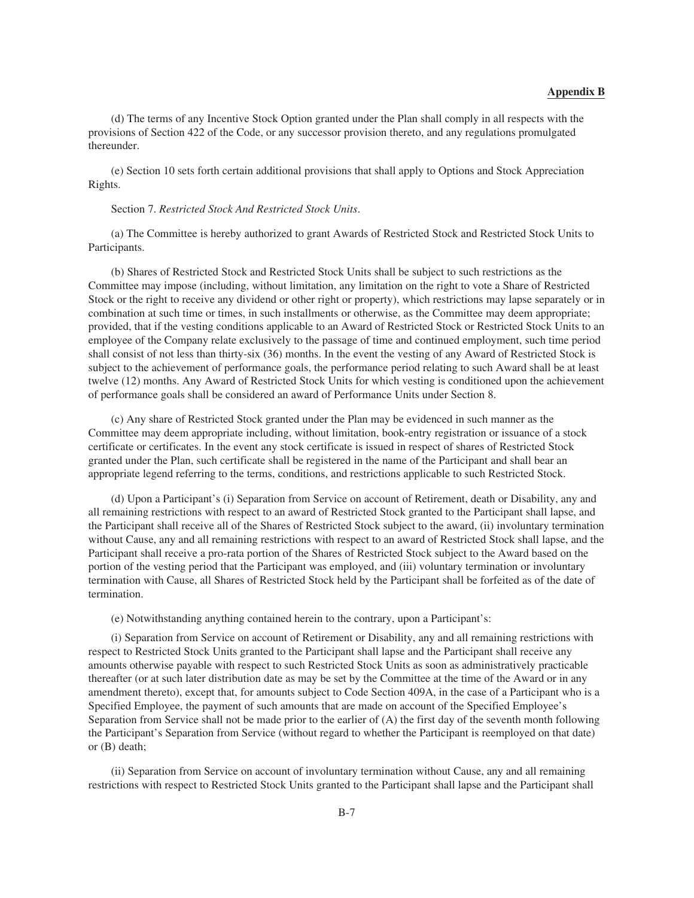(d) The terms of any Incentive Stock Option granted under the Plan shall comply in all respects with the provisions of Section 422 of the Code, or any successor provision thereto, and any regulations promulgated thereunder.

(e) Section 10 sets forth certain additional provisions that shall apply to Options and Stock Appreciation Rights.

Section 7. *Restricted Stock And Restricted Stock Units*.

(a) The Committee is hereby authorized to grant Awards of Restricted Stock and Restricted Stock Units to Participants.

(b) Shares of Restricted Stock and Restricted Stock Units shall be subject to such restrictions as the Committee may impose (including, without limitation, any limitation on the right to vote a Share of Restricted Stock or the right to receive any dividend or other right or property), which restrictions may lapse separately or in combination at such time or times, in such installments or otherwise, as the Committee may deem appropriate; provided, that if the vesting conditions applicable to an Award of Restricted Stock or Restricted Stock Units to an employee of the Company relate exclusively to the passage of time and continued employment, such time period shall consist of not less than thirty-six (36) months. In the event the vesting of any Award of Restricted Stock is subject to the achievement of performance goals, the performance period relating to such Award shall be at least twelve (12) months. Any Award of Restricted Stock Units for which vesting is conditioned upon the achievement of performance goals shall be considered an award of Performance Units under Section 8.

(c) Any share of Restricted Stock granted under the Plan may be evidenced in such manner as the Committee may deem appropriate including, without limitation, book-entry registration or issuance of a stock certificate or certificates. In the event any stock certificate is issued in respect of shares of Restricted Stock granted under the Plan, such certificate shall be registered in the name of the Participant and shall bear an appropriate legend referring to the terms, conditions, and restrictions applicable to such Restricted Stock.

(d) Upon a Participant's (i) Separation from Service on account of Retirement, death or Disability, any and all remaining restrictions with respect to an award of Restricted Stock granted to the Participant shall lapse, and the Participant shall receive all of the Shares of Restricted Stock subject to the award, (ii) involuntary termination without Cause, any and all remaining restrictions with respect to an award of Restricted Stock shall lapse, and the Participant shall receive a pro-rata portion of the Shares of Restricted Stock subject to the Award based on the portion of the vesting period that the Participant was employed, and (iii) voluntary termination or involuntary termination with Cause, all Shares of Restricted Stock held by the Participant shall be forfeited as of the date of termination.

(e) Notwithstanding anything contained herein to the contrary, upon a Participant's:

(i) Separation from Service on account of Retirement or Disability, any and all remaining restrictions with respect to Restricted Stock Units granted to the Participant shall lapse and the Participant shall receive any amounts otherwise payable with respect to such Restricted Stock Units as soon as administratively practicable thereafter (or at such later distribution date as may be set by the Committee at the time of the Award or in any amendment thereto), except that, for amounts subject to Code Section 409A, in the case of a Participant who is a Specified Employee, the payment of such amounts that are made on account of the Specified Employee's Separation from Service shall not be made prior to the earlier of (A) the first day of the seventh month following the Participant's Separation from Service (without regard to whether the Participant is reemployed on that date) or (B) death;

(ii) Separation from Service on account of involuntary termination without Cause, any and all remaining restrictions with respect to Restricted Stock Units granted to the Participant shall lapse and the Participant shall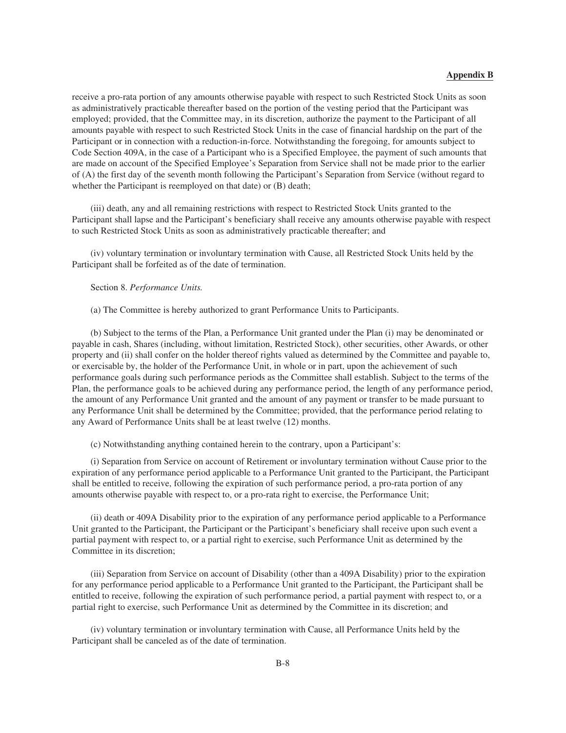receive a pro-rata portion of any amounts otherwise payable with respect to such Restricted Stock Units as soon as administratively practicable thereafter based on the portion of the vesting period that the Participant was employed; provided, that the Committee may, in its discretion, authorize the payment to the Participant of all amounts payable with respect to such Restricted Stock Units in the case of financial hardship on the part of the Participant or in connection with a reduction-in-force. Notwithstanding the foregoing, for amounts subject to Code Section 409A, in the case of a Participant who is a Specified Employee, the payment of such amounts that are made on account of the Specified Employee's Separation from Service shall not be made prior to the earlier of (A) the first day of the seventh month following the Participant's Separation from Service (without regard to whether the Participant is reemployed on that date) or (B) death;

(iii) death, any and all remaining restrictions with respect to Restricted Stock Units granted to the Participant shall lapse and the Participant's beneficiary shall receive any amounts otherwise payable with respect to such Restricted Stock Units as soon as administratively practicable thereafter; and

(iv) voluntary termination or involuntary termination with Cause, all Restricted Stock Units held by the Participant shall be forfeited as of the date of termination.

Section 8. *Performance Units.*

(a) The Committee is hereby authorized to grant Performance Units to Participants.

(b) Subject to the terms of the Plan, a Performance Unit granted under the Plan (i) may be denominated or payable in cash, Shares (including, without limitation, Restricted Stock), other securities, other Awards, or other property and (ii) shall confer on the holder thereof rights valued as determined by the Committee and payable to, or exercisable by, the holder of the Performance Unit, in whole or in part, upon the achievement of such performance goals during such performance periods as the Committee shall establish. Subject to the terms of the Plan, the performance goals to be achieved during any performance period, the length of any performance period, the amount of any Performance Unit granted and the amount of any payment or transfer to be made pursuant to any Performance Unit shall be determined by the Committee; provided, that the performance period relating to any Award of Performance Units shall be at least twelve (12) months.

(c) Notwithstanding anything contained herein to the contrary, upon a Participant's:

(i) Separation from Service on account of Retirement or involuntary termination without Cause prior to the expiration of any performance period applicable to a Performance Unit granted to the Participant, the Participant shall be entitled to receive, following the expiration of such performance period, a pro-rata portion of any amounts otherwise payable with respect to, or a pro-rata right to exercise, the Performance Unit;

(ii) death or 409A Disability prior to the expiration of any performance period applicable to a Performance Unit granted to the Participant, the Participant or the Participant's beneficiary shall receive upon such event a partial payment with respect to, or a partial right to exercise, such Performance Unit as determined by the Committee in its discretion;

(iii) Separation from Service on account of Disability (other than a 409A Disability) prior to the expiration for any performance period applicable to a Performance Unit granted to the Participant, the Participant shall be entitled to receive, following the expiration of such performance period, a partial payment with respect to, or a partial right to exercise, such Performance Unit as determined by the Committee in its discretion; and

(iv) voluntary termination or involuntary termination with Cause, all Performance Units held by the Participant shall be canceled as of the date of termination.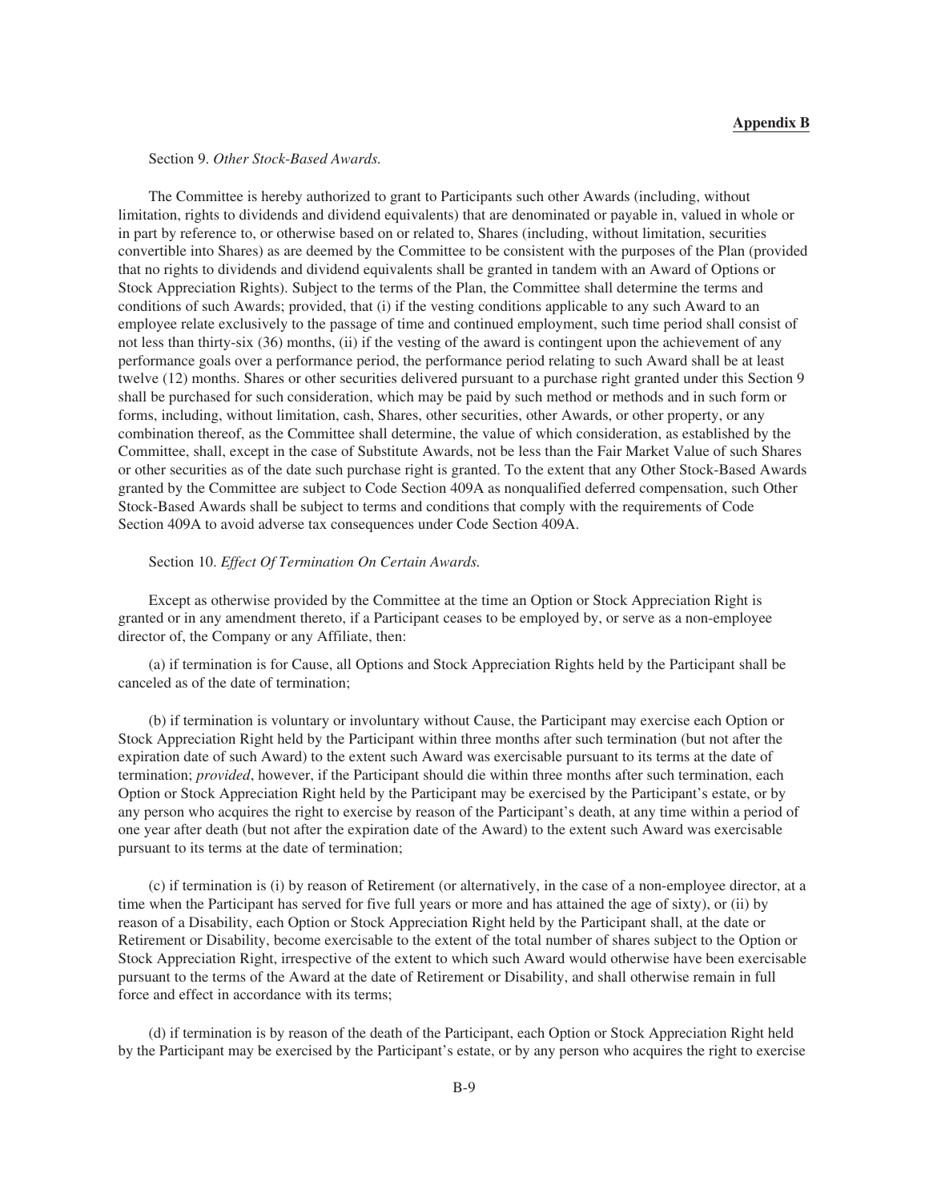Section 9. *Other Stock-Based Awards.*

The Committee is hereby authorized to grant to Participants such other Awards (including, without limitation, rights to dividends and dividend equivalents) that are denominated or payable in, valued in whole or in part by reference to, or otherwise based on or related to, Shares (including, without limitation, securities convertible into Shares) as are deemed by the Committee to be consistent with the purposes of the Plan (provided that no rights to dividends and dividend equivalents shall be granted in tandem with an Award of Options or Stock Appreciation Rights). Subject to the terms of the Plan, the Committee shall determine the terms and conditions of such Awards; provided, that (i) if the vesting conditions applicable to any such Award to an employee relate exclusively to the passage of time and continued employment, such time period shall consist of not less than thirty-six (36) months, (ii) if the vesting of the award is contingent upon the achievement of any performance goals over a performance period, the performance period relating to such Award shall be at least twelve (12) months. Shares or other securities delivered pursuant to a purchase right granted under this Section 9 shall be purchased for such consideration, which may be paid by such method or methods and in such form or forms, including, without limitation, cash, Shares, other securities, other Awards, or other property, or any combination thereof, as the Committee shall determine, the value of which consideration, as established by the Committee, shall, except in the case of Substitute Awards, not be less than the Fair Market Value of such Shares or other securities as of the date such purchase right is granted. To the extent that any Other Stock-Based Awards granted by the Committee are subject to Code Section 409A as nonqualified deferred compensation, such Other Stock-Based Awards shall be subject to terms and conditions that comply with the requirements of Code Section 409A to avoid adverse tax consequences under Code Section 409A.

Section 10. *Effect Of Termination On Certain Awards.*

Except as otherwise provided by the Committee at the time an Option or Stock Appreciation Right is granted or in any amendment thereto, if a Participant ceases to be employed by, or serve as a non-employee director of, the Company or any Affiliate, then:

(a) if termination is for Cause, all Options and Stock Appreciation Rights held by the Participant shall be canceled as of the date of termination;

(b) if termination is voluntary or involuntary without Cause, the Participant may exercise each Option or Stock Appreciation Right held by the Participant within three months after such termination (but not after the expiration date of such Award) to the extent such Award was exercisable pursuant to its terms at the date of termination; *provided*, however, if the Participant should die within three months after such termination, each Option or Stock Appreciation Right held by the Participant may be exercised by the Participant's estate, or by any person who acquires the right to exercise by reason of the Participant's death, at any time within a period of one year after death (but not after the expiration date of the Award) to the extent such Award was exercisable pursuant to its terms at the date of termination;

(c) if termination is (i) by reason of Retirement (or alternatively, in the case of a non-employee director, at a time when the Participant has served for five full years or more and has attained the age of sixty), or (ii) by reason of a Disability, each Option or Stock Appreciation Right held by the Participant shall, at the date or Retirement or Disability, become exercisable to the extent of the total number of shares subject to the Option or Stock Appreciation Right, irrespective of the extent to which such Award would otherwise have been exercisable pursuant to the terms of the Award at the date of Retirement or Disability, and shall otherwise remain in full force and effect in accordance with its terms;

(d) if termination is by reason of the death of the Participant, each Option or Stock Appreciation Right held by the Participant may be exercised by the Participant's estate, or by any person who acquires the right to exercise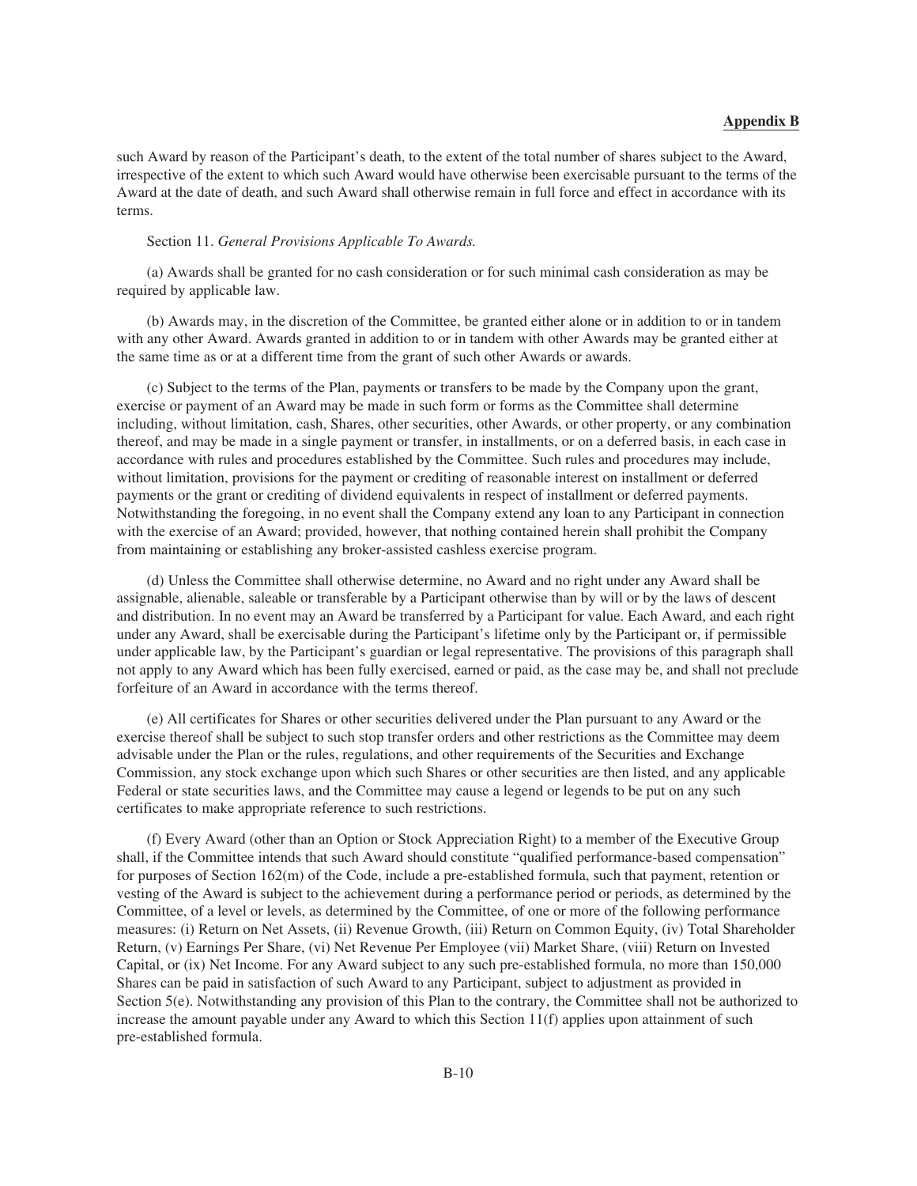such Award by reason of the Participant's death, to the extent of the total number of shares subject to the Award, irrespective of the extent to which such Award would have otherwise been exercisable pursuant to the terms of the Award at the date of death, and such Award shall otherwise remain in full force and effect in accordance with its terms.

Section 11. *General Provisions Applicable To Awards.*

(a) Awards shall be granted for no cash consideration or for such minimal cash consideration as may be required by applicable law.

(b) Awards may, in the discretion of the Committee, be granted either alone or in addition to or in tandem with any other Award. Awards granted in addition to or in tandem with other Awards may be granted either at the same time as or at a different time from the grant of such other Awards or awards.

(c) Subject to the terms of the Plan, payments or transfers to be made by the Company upon the grant, exercise or payment of an Award may be made in such form or forms as the Committee shall determine including, without limitation, cash, Shares, other securities, other Awards, or other property, or any combination thereof, and may be made in a single payment or transfer, in installments, or on a deferred basis, in each case in accordance with rules and procedures established by the Committee. Such rules and procedures may include, without limitation, provisions for the payment or crediting of reasonable interest on installment or deferred payments or the grant or crediting of dividend equivalents in respect of installment or deferred payments. Notwithstanding the foregoing, in no event shall the Company extend any loan to any Participant in connection with the exercise of an Award; provided, however, that nothing contained herein shall prohibit the Company from maintaining or establishing any broker-assisted cashless exercise program.

(d) Unless the Committee shall otherwise determine, no Award and no right under any Award shall be assignable, alienable, saleable or transferable by a Participant otherwise than by will or by the laws of descent and distribution. In no event may an Award be transferred by a Participant for value. Each Award, and each right under any Award, shall be exercisable during the Participant's lifetime only by the Participant or, if permissible under applicable law, by the Participant's guardian or legal representative. The provisions of this paragraph shall not apply to any Award which has been fully exercised, earned or paid, as the case may be, and shall not preclude forfeiture of an Award in accordance with the terms thereof.

(e) All certificates for Shares or other securities delivered under the Plan pursuant to any Award or the exercise thereof shall be subject to such stop transfer orders and other restrictions as the Committee may deem advisable under the Plan or the rules, regulations, and other requirements of the Securities and Exchange Commission, any stock exchange upon which such Shares or other securities are then listed, and any applicable Federal or state securities laws, and the Committee may cause a legend or legends to be put on any such certificates to make appropriate reference to such restrictions.

(f) Every Award (other than an Option or Stock Appreciation Right) to a member of the Executive Group shall, if the Committee intends that such Award should constitute "qualified performance-based compensation" for purposes of Section 162(m) of the Code, include a pre-established formula, such that payment, retention or vesting of the Award is subject to the achievement during a performance period or periods, as determined by the Committee, of a level or levels, as determined by the Committee, of one or more of the following performance measures: (i) Return on Net Assets, (ii) Revenue Growth, (iii) Return on Common Equity, (iv) Total Shareholder Return, (v) Earnings Per Share, (vi) Net Revenue Per Employee (vii) Market Share, (viii) Return on Invested Capital, or (ix) Net Income. For any Award subject to any such pre-established formula, no more than 150,000 Shares can be paid in satisfaction of such Award to any Participant, subject to adjustment as provided in Section 5(e). Notwithstanding any provision of this Plan to the contrary, the Committee shall not be authorized to increase the amount payable under any Award to which this Section 11(f) applies upon attainment of such pre-established formula.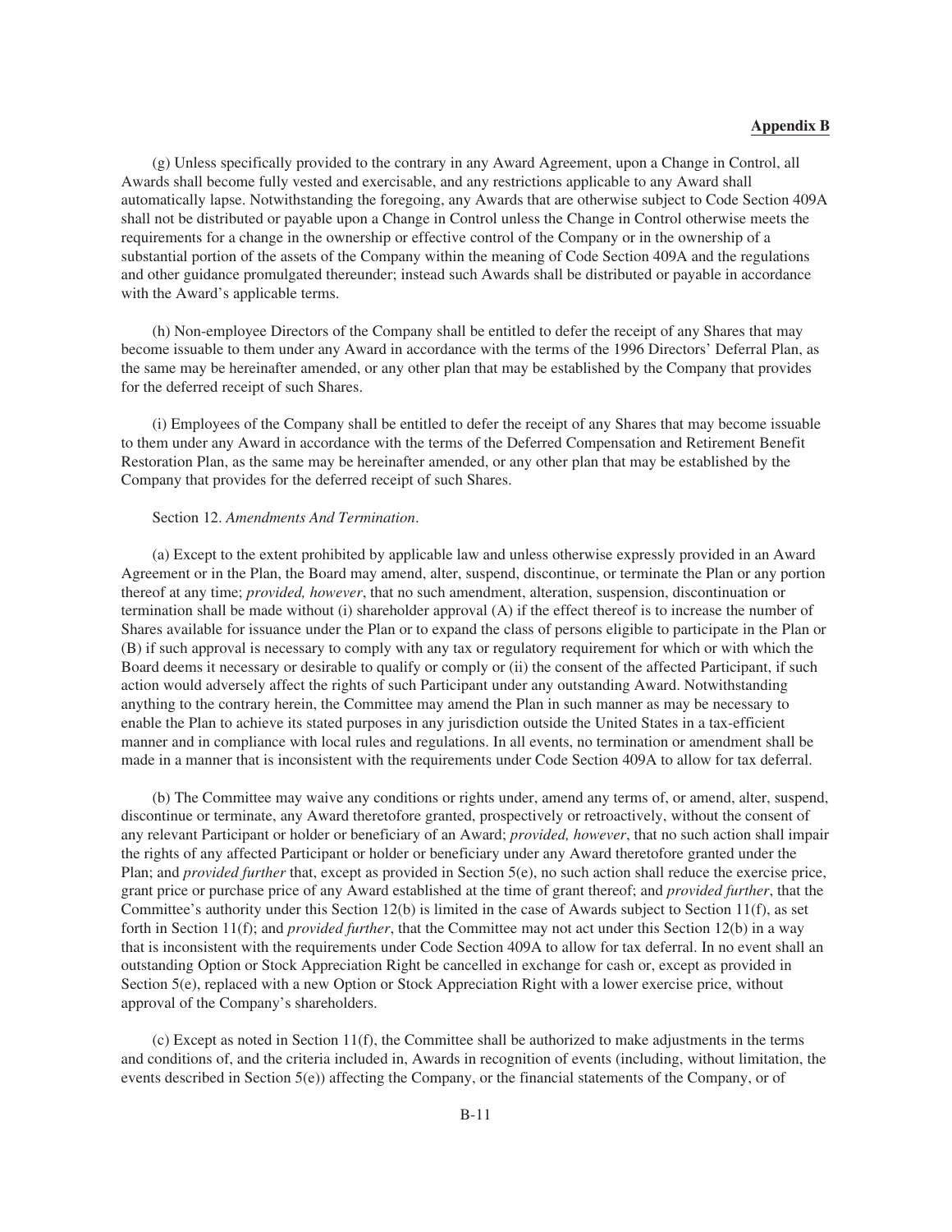(g) Unless specifically provided to the contrary in any Award Agreement, upon a Change in Control, all Awards shall become fully vested and exercisable, and any restrictions applicable to any Award shall automatically lapse. Notwithstanding the foregoing, any Awards that are otherwise subject to Code Section 409A shall not be distributed or payable upon a Change in Control unless the Change in Control otherwise meets the requirements for a change in the ownership or effective control of the Company or in the ownership of a substantial portion of the assets of the Company within the meaning of Code Section 409A and the regulations and other guidance promulgated thereunder; instead such Awards shall be distributed or payable in accordance with the Award's applicable terms.

(h) Non-employee Directors of the Company shall be entitled to defer the receipt of any Shares that may become issuable to them under any Award in accordance with the terms of the 1996 Directors' Deferral Plan, as the same may be hereinafter amended, or any other plan that may be established by the Company that provides for the deferred receipt of such Shares.

(i) Employees of the Company shall be entitled to defer the receipt of any Shares that may become issuable to them under any Award in accordance with the terms of the Deferred Compensation and Retirement Benefit Restoration Plan, as the same may be hereinafter amended, or any other plan that may be established by the Company that provides for the deferred receipt of such Shares.

Section 12. *Amendments And Termination*.

(a) Except to the extent prohibited by applicable law and unless otherwise expressly provided in an Award Agreement or in the Plan, the Board may amend, alter, suspend, discontinue, or terminate the Plan or any portion thereof at any time; *provided, however*, that no such amendment, alteration, suspension, discontinuation or termination shall be made without (i) shareholder approval (A) if the effect thereof is to increase the number of Shares available for issuance under the Plan or to expand the class of persons eligible to participate in the Plan or (B) if such approval is necessary to comply with any tax or regulatory requirement for which or with which the Board deems it necessary or desirable to qualify or comply or (ii) the consent of the affected Participant, if such action would adversely affect the rights of such Participant under any outstanding Award. Notwithstanding anything to the contrary herein, the Committee may amend the Plan in such manner as may be necessary to enable the Plan to achieve its stated purposes in any jurisdiction outside the United States in a tax-efficient manner and in compliance with local rules and regulations. In all events, no termination or amendment shall be made in a manner that is inconsistent with the requirements under Code Section 409A to allow for tax deferral.

(b) The Committee may waive any conditions or rights under, amend any terms of, or amend, alter, suspend, discontinue or terminate, any Award theretofore granted, prospectively or retroactively, without the consent of any relevant Participant or holder or beneficiary of an Award; *provided, however*, that no such action shall impair the rights of any affected Participant or holder or beneficiary under any Award theretofore granted under the Plan; and *provided further* that, except as provided in Section 5(e), no such action shall reduce the exercise price, grant price or purchase price of any Award established at the time of grant thereof; and *provided further*, that the Committee's authority under this Section 12(b) is limited in the case of Awards subject to Section 11(f), as set forth in Section 11(f); and *provided further*, that the Committee may not act under this Section 12(b) in a way that is inconsistent with the requirements under Code Section 409A to allow for tax deferral. In no event shall an outstanding Option or Stock Appreciation Right be cancelled in exchange for cash or, except as provided in Section 5(e), replaced with a new Option or Stock Appreciation Right with a lower exercise price, without approval of the Company's shareholders.

(c) Except as noted in Section 11(f), the Committee shall be authorized to make adjustments in the terms and conditions of, and the criteria included in, Awards in recognition of events (including, without limitation, the events described in Section 5(e)) affecting the Company, or the financial statements of the Company, or of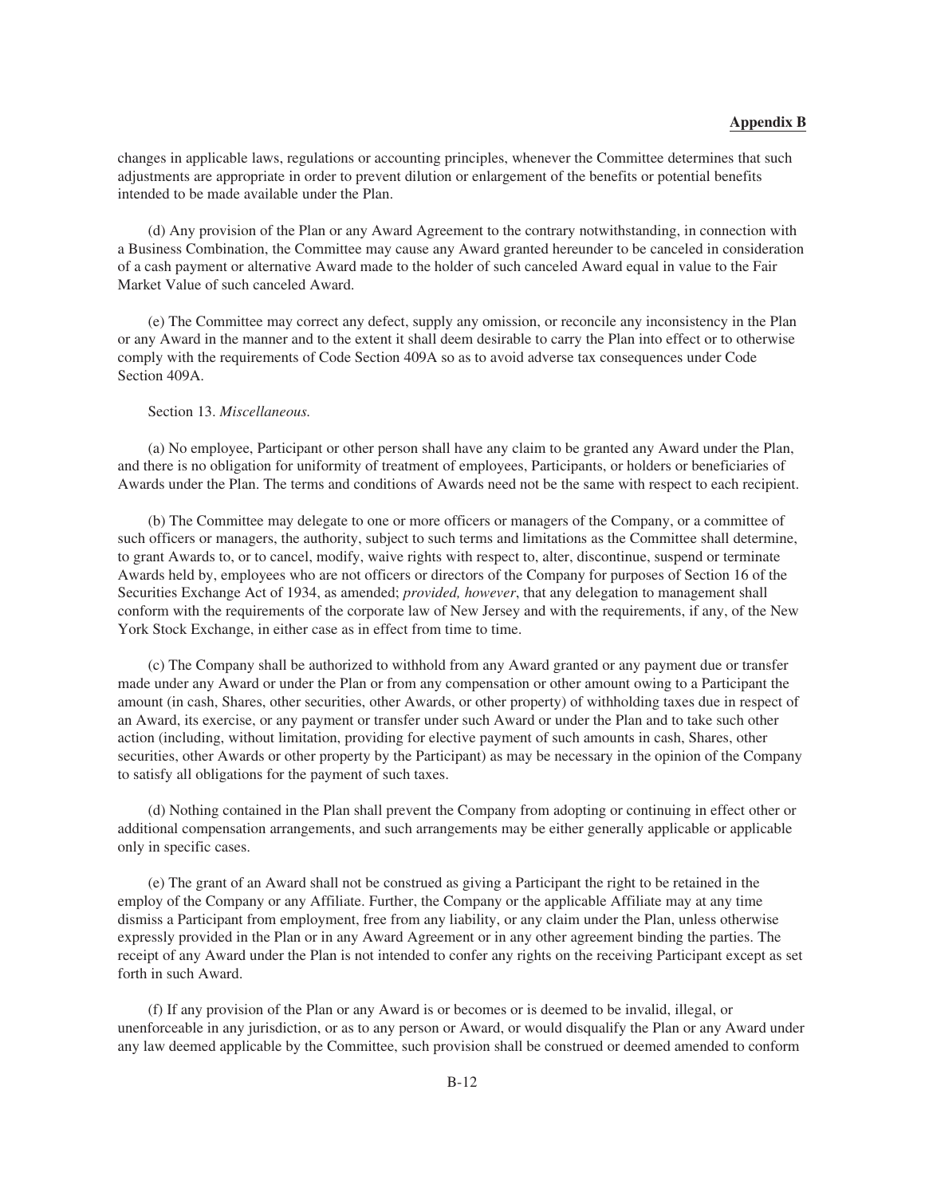changes in applicable laws, regulations or accounting principles, whenever the Committee determines that such adjustments are appropriate in order to prevent dilution or enlargement of the benefits or potential benefits intended to be made available under the Plan.

(d) Any provision of the Plan or any Award Agreement to the contrary notwithstanding, in connection with a Business Combination, the Committee may cause any Award granted hereunder to be canceled in consideration of a cash payment or alternative Award made to the holder of such canceled Award equal in value to the Fair Market Value of such canceled Award.

(e) The Committee may correct any defect, supply any omission, or reconcile any inconsistency in the Plan or any Award in the manner and to the extent it shall deem desirable to carry the Plan into effect or to otherwise comply with the requirements of Code Section 409A so as to avoid adverse tax consequences under Code Section 409A.

Section 13. *Miscellaneous.*

(a) No employee, Participant or other person shall have any claim to be granted any Award under the Plan, and there is no obligation for uniformity of treatment of employees, Participants, or holders or beneficiaries of Awards under the Plan. The terms and conditions of Awards need not be the same with respect to each recipient.

(b) The Committee may delegate to one or more officers or managers of the Company, or a committee of such officers or managers, the authority, subject to such terms and limitations as the Committee shall determine, to grant Awards to, or to cancel, modify, waive rights with respect to, alter, discontinue, suspend or terminate Awards held by, employees who are not officers or directors of the Company for purposes of Section 16 of the Securities Exchange Act of 1934, as amended; *provided, however*, that any delegation to management shall conform with the requirements of the corporate law of New Jersey and with the requirements, if any, of the New York Stock Exchange, in either case as in effect from time to time.

(c) The Company shall be authorized to withhold from any Award granted or any payment due or transfer made under any Award or under the Plan or from any compensation or other amount owing to a Participant the amount (in cash, Shares, other securities, other Awards, or other property) of withholding taxes due in respect of an Award, its exercise, or any payment or transfer under such Award or under the Plan and to take such other action (including, without limitation, providing for elective payment of such amounts in cash, Shares, other securities, other Awards or other property by the Participant) as may be necessary in the opinion of the Company to satisfy all obligations for the payment of such taxes.

(d) Nothing contained in the Plan shall prevent the Company from adopting or continuing in effect other or additional compensation arrangements, and such arrangements may be either generally applicable or applicable only in specific cases.

(e) The grant of an Award shall not be construed as giving a Participant the right to be retained in the employ of the Company or any Affiliate. Further, the Company or the applicable Affiliate may at any time dismiss a Participant from employment, free from any liability, or any claim under the Plan, unless otherwise expressly provided in the Plan or in any Award Agreement or in any other agreement binding the parties. The receipt of any Award under the Plan is not intended to confer any rights on the receiving Participant except as set forth in such Award.

(f) If any provision of the Plan or any Award is or becomes or is deemed to be invalid, illegal, or unenforceable in any jurisdiction, or as to any person or Award, or would disqualify the Plan or any Award under any law deemed applicable by the Committee, such provision shall be construed or deemed amended to conform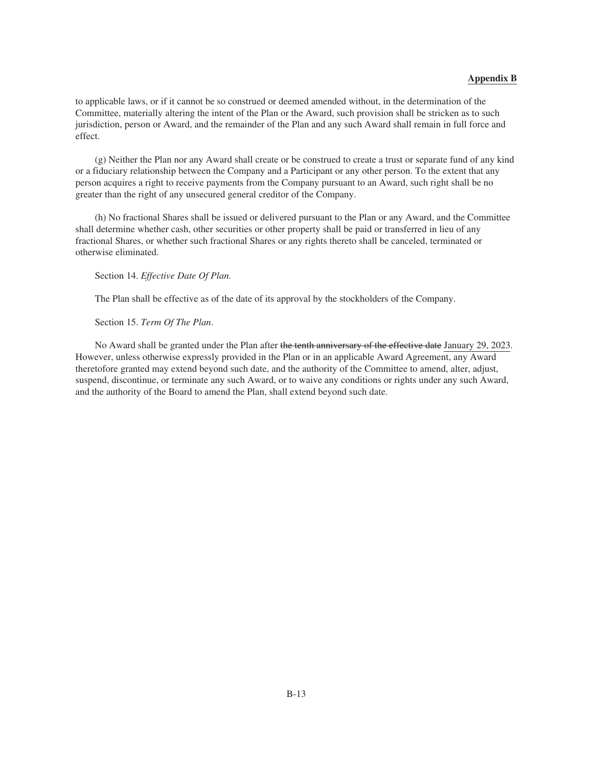to applicable laws, or if it cannot be so construed or deemed amended without, in the determination of the Committee, materially altering the intent of the Plan or the Award, such provision shall be stricken as to such jurisdiction, person or Award, and the remainder of the Plan and any such Award shall remain in full force and effect.

(g) Neither the Plan nor any Award shall create or be construed to create a trust or separate fund of any kind or a fiduciary relationship between the Company and a Participant or any other person. To the extent that any person acquires a right to receive payments from the Company pursuant to an Award, such right shall be no greater than the right of any unsecured general creditor of the Company.

(h) No fractional Shares shall be issued or delivered pursuant to the Plan or any Award, and the Committee shall determine whether cash, other securities or other property shall be paid or transferred in lieu of any fractional Shares, or whether such fractional Shares or any rights thereto shall be canceled, terminated or otherwise eliminated.

Section 14. *Effective Date Of Plan.*

The Plan shall be effective as of the date of its approval by the stockholders of the Company.

Section 15. *Term Of The Plan*.

No Award shall be granted under the Plan after ~~the tenth anniversary of the effective date~~ <u>January 29, 2023</u>. However, unless otherwise expressly provided in the Plan or in an applicable Award Agreement, any Award theretofore granted may extend beyond such date, and the authority of the Committee to amend, alter, adjust, suspend, discontinue, or terminate any such Award, or to waive any conditions or rights under any such Award, and the authority of the Board to amend the Plan, shall extend beyond such date.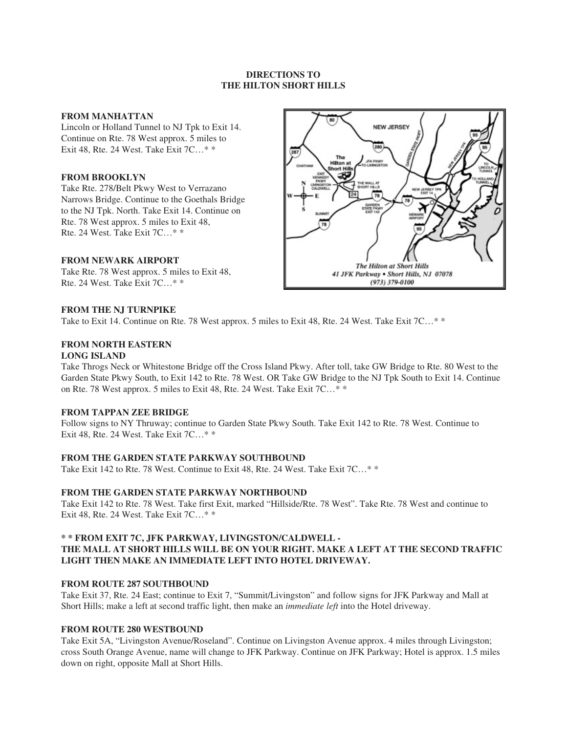**DIRECTIONS TO**
**THE HILTON SHORT HILLS**

**FROM MANHATTAN**
Lincoln or Holland Tunnel to NJ Tpk to Exit 14. Continue on Rte. 78 West approx. 5 miles to Exit 48, Rte. 24 West. Take Exit 7C…* *

**FROM BROOKLYN**
Take Rte. 278/Belt Pkwy West to Verrazano Narrows Bridge. Continue to the Goethals Bridge to the NJ Tpk. North. Take Exit 14. Continue on Rte. 78 West approx. 5 miles to Exit 48, Rte. 24 West. Take Exit 7C…* *

**FROM NEWARK AIRPORT**
Take Rte. 78 West approx. 5 miles to Exit 48, Rte. 24 West. Take Exit 7C…* *

*The Hilton at Short Hills*
*41 JFK Parkway • Short Hills, NJ 07078*
*(973) 379-0100*

**FROM THE NJ TURNPIKE**
Take to Exit 14. Continue on Rte. 78 West approx. 5 miles to Exit 48, Rte. 24 West. Take Exit 7C…* *

**FROM NORTH EASTERN**
**LONG ISLAND**
Take Throgs Neck or Whitestone Bridge off the Cross Island Pkwy. After toll, take GW Bridge to Rte. 80 West to the Garden State Pkwy South, to Exit 142 to Rte. 78 West. OR Take GW Bridge to the NJ Tpk South to Exit 14. Continue on Rte. 78 West approx. 5 miles to Exit 48, Rte. 24 West. Take Exit 7C…* *

**FROM TAPPAN ZEE BRIDGE**
Follow signs to NY Thruway; continue to Garden State Pkwy South. Take Exit 142 to Rte. 78 West. Continue to Exit 48, Rte. 24 West. Take Exit 7C…* *

**FROM THE GARDEN STATE PARKWAY SOUTHBOUND**
Take Exit 142 to Rte. 78 West. Continue to Exit 48, Rte. 24 West. Take Exit 7C…* *

**FROM THE GARDEN STATE PARKWAY NORTHBOUND**
Take Exit 142 to Rte. 78 West. Take first Exit, marked "Hillside/Rte. 78 West". Take Rte. 78 West and continue to Exit 48, Rte. 24 West. Take Exit 7C…* *

**\* \* FROM EXIT 7C, JFK PARKWAY, LIVINGSTON/CALDWELL -**
**THE MALL AT SHORT HILLS WILL BE ON YOUR RIGHT. MAKE A LEFT AT THE SECOND TRAFFIC LIGHT THEN MAKE AN IMMEDIATE LEFT INTO HOTEL DRIVEWAY.**

**FROM ROUTE 287 SOUTHBOUND**
Take Exit 37, Rte. 24 East; continue to Exit 7, "Summit/Livingston" and follow signs for JFK Parkway and Mall at Short Hills; make a left at second traffic light, then make an *immediate left* into the Hotel driveway.

**FROM ROUTE 280 WESTBOUND**
Take Exit 5A, "Livingston Avenue/Roseland". Continue on Livingston Avenue approx. 4 miles through Livingston; cross South Orange Avenue, name will change to JFK Parkway. Continue on JFK Parkway; Hotel is approx. 1.5 miles down on right, opposite Mall at Short Hills.